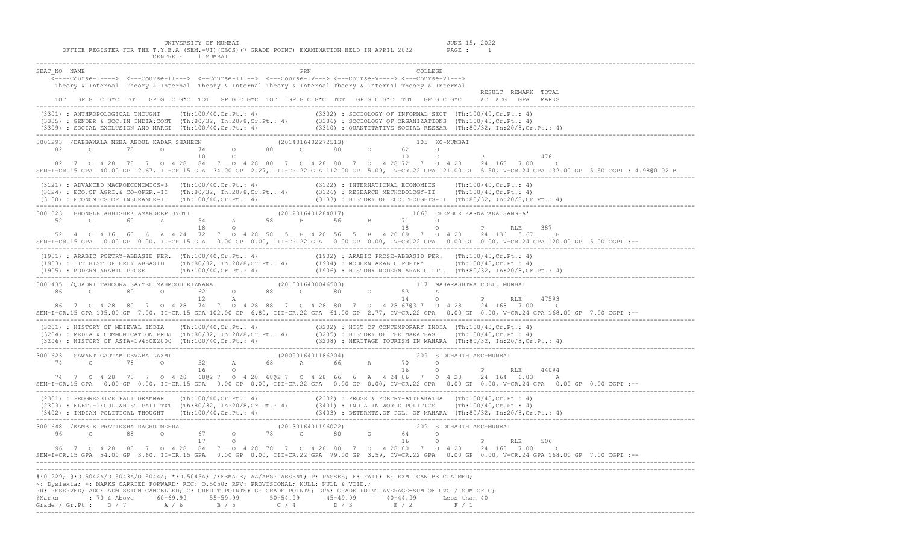UNIVERSITY OF MUMBAI — JUNE 15, 2022

OFFICE REGISTER FOR THE T.Y.B.A (SEM.-VI)(CBCS)(7 GRADE POINT) EXAMINATION HELD IN APRIL 2022

CENTRE : 1 MUMBAI

```
SEAT_NO  NAME                                                   PRN                              COLLEGE
   <----Course-I----> <---Course-II---> <--Course-III--> <---Course-IV---> <---Course-V----> <---Course-VI--->
   Theory & Internal  Theory & Internal Theory & Internal Theory & Internal Theory & Internal Theory & Internal
                                                                                                        RESULT  REMARK  TOTAL
   TOT  GP G  C G*C  TOT  GP G  C G*C  TOT  GP G C G*C  TOT  GP G C G*C  TOT  GP G C G*C  TOT  GP G C G*C   äC  äCG  GPA  MARKS
```

```
(3301) : ANTHROPOLOGICAL THOUGHT     (Th:100/40,Cr.Pt.: 4)              (3302) : SOCIOLOGY OF INFORMAL SECT  (Th:100/40,Cr.Pt.: 4)
(3305) : GENDER & SOC.IN INDIA:CONT  (Th:80/32, In:20/8,Cr.Pt.: 4)      (3306) : SOCIOLOGY OF ORGANIZATIONS  (Th:100/40,Cr.Pt.: 4)
(3309) : SOCIAL EXCLUSION AND MARGI  (Th:100/40,Cr.Pt.: 4)              (3310) : QUANTITATIVE SOCIAL RESEAR  (Th:80/32, In:20/8,Cr.Pt.: 4)

3001293 /DABBAWALA NEHA ABDUL KADAR SHAHEEN              (2014016402272513)              105 KC-MUMBAI
   82     O      78     O      74     O      80     O      80     O      62     O
                               10     C                                  10     C          P              476
   82  7  O 4 28  78  7  O 4 28  84  7  O 4 28 80  7  O 4 28 80  7  O 4 28 72  7  O 4 28    24  168  7.00    O
SEM-I-CR.15 GPA  40.00 GP  2.67, II-CR.15 GPA  34.00 GP  2.27, III-CR.22 GPA 112.00 GP  5.09, IV-CR.22 GPA 121.00 GP  5.50, V-CR.24 GPA 132.00 GP  5.50 CGPI : 4.98@0.02 B
```

```
(3121) : ADVANCED MACROECONOMICS-3   (Th:100/40,Cr.Pt.: 4)              (3122) : INTERNATIONAL ECONOMICS     (Th:100/40,Cr.Pt.: 4)
(3124) : ECO.OF AGRI.& CO-OPER.-II   (Th:80/32, In:20/8,Cr.Pt.: 4)      (3126) : RESEARCH METHODOLOGY-II     (Th:100/40,Cr.Pt.: 4)
(3130) : ECONOMICS OF INSURANCE-II   (Th:100/40,Cr.Pt.: 4)              (3133) : HISTORY OF ECO.THOUGHTS-II  (Th:80/32, In:20/8,Cr.Pt.: 4)

3001323  BHONGLE ABHISHEK AMARDEEP JYOTI                 (2012016401284817)              1063 CHEMBUR KARNATAKA SANGHA'
   52     C      60     A      54     A      58     B      56     B      71     O
                               18     O                                  18     O          P      RLE     387
   52  4  C 4 16  60  6  A 4 24  72  7  O 4 28  58  5  B 4 20  56  5  B 4 20 89  7  O 4 28    24  136  5.67    B
SEM-I-CR.15 GPA   0.00 GP  0.00, II-CR.15 GPA   0.00 GP  0.00, III-CR.22 GPA   0.00 GP  0.00, IV-CR.22 GPA   0.00 GP  0.00, V-CR.24 GPA 120.00 GP  5.00 CGPI :--
```

```
(1901) : ARABIC POETRY-ABBASID PER.  (Th:100/40,Cr.Pt.: 4)              (1902) : ARABIC PROSE-ABBASID PER.   (Th:100/40,Cr.Pt.: 4)
(1903) : LIT HIST OF ERLY ABBASID    (Th:80/32, In:20/8,Cr.Pt.: 4)      (1904) : MODERN ARABIC POETRY        (Th:100/40,Cr.Pt.: 4)
(1905) : MODERN ARABIC PROSE         (Th:100/40,Cr.Pt.: 4)              (1906) : HISTORY MODERN ARABIC LIT.  (Th:80/32, In:20/8,Cr.Pt.: 4)

3001435 /QUADRI TAHOORA SAYYED MAHMOOD RIZWANA           (2015016400046503)              117 MAHARASHTRA COLL. MUMBAI
   86     O      80     O      62     O      88     O      80     O      53     A
                               12     A                                  14     O          P      RLE     475@3
   86  7  O 4 28  80  7  O 4 28  74  7  O 4 28 88  7  O 4 28 80  7  O 4 28 67@3 7  O 4 28    24  168  7.00    O
SEM-I-CR.15 GPA 105.00 GP  7.00, II-CR.15 GPA 102.00 GP  6.80, III-CR.22 GPA  61.00 GP  2.77, IV-CR.22 GPA   0.00 GP  0.00, V-CR.24 GPA 168.00 GP  7.00 CGPI :--
```

```
(3201) : HISTORY OF MEIEVAL INDIA    (Th:100/40,Cr.Pt.: 4)              (3202) : HIST OF CONTEMPORARY INDIA  (Th:100/40,Cr.Pt.: 4)
(3204) : MEDIA & COMMUNICATION PROJ  (Th:80/32, In:20/8,Cr.Pt.: 4)      (3205) : HISTORY OF THE MARATHAS     (Th:100/40,Cr.Pt.: 4)
(3206) : HISTORY OF ASIA-1945CE2000  (Th:100/40,Cr.Pt.: 4)              (3208) : HERITAGE TOURISM IN MAHARA  (Th:80/32, In:20/8,Cr.Pt.: 4)

3001623  SAWANT GAUTAM DEVABA LAXMI                      (2009016401186204)              209 SIDDHARTH ASC-MUMBAI
   74     O      78     O      52     A      68     A      66     A      70     O
                               16     O                                  16     O          P      RLE     440@4
   74  7  O 4 28  78  7  O 4 28  68@2 7  O 4 28 68@2 7  O 4 28 66  6  A 4 24 86  7  O 4 28    24  164  6.83    A
SEM-I-CR.15 GPA   0.00 GP  0.00, II-CR.15 GPA   0.00 GP  0.00, III-CR.22 GPA   0.00 GP  0.00, IV-CR.22 GPA   0.00 GP  0.00, V-CR.24 GPA   0.00 GP  0.00 CGPI :--
```

```
(2301) : PROGRESSIVE PALI GRAMMAR    (Th:100/40,Cr.Pt.: 4)              (2302) : PROSE & POETRY-ATTHAKATHA   (Th:100/40,Cr.Pt.: 4)
(2303) : ELET.-1:CUL.&HIST PALI TXT  (Th:80/32, In:20/8,Cr.Pt.: 4)      (3401) : INDIA IN WORLD POLITICS     (Th:100/40,Cr.Pt.: 4)
(3402) : INDIAN POLITICAL THOUGHT    (Th:100/40,Cr.Pt.: 4)              (3403) : DETERMTS.OF POL. OF MAHARA  (Th:80/32, In:20/8,Cr.Pt.: 4)

3001648 /KAMBLE PRATIKSHA RAGHU MEERA                    (2013016401196022)              209 SIDDHARTH ASC-MUMBAI
   96     O      88     O      67     O      78     O      80     O      64     O
                               17     O                                  16     O          P      RLE     506
   96  7  O 4 28  88  7  O 4 28  84  7  O 4 28 78  7  O 4 28 80  7  O 4 28 80  7  O 4 28    24  168  7.00    O
SEM-I-CR.15 GPA  54.00 GP  3.60, II-CR.15 GPA   0.00 GP  0.00, III-CR.22 GPA  79.00 GP  3.59, IV-CR.22 GPA   0.00 GP  0.00, V-CR.24 GPA 168.00 GP  7.00 CGPI :--
```

#:O.229; @:O.5042A/O.5043A/O.5044A; *:O.5045A; /:FEMALE; AA/ABS: ABSENT; P: PASSES; F: FAIL; E: EXMP CAN BE CLAIMED;
~: Dyslexia; +: MARKS CARRIED FORWARD; RCC: O.5050; RPV: PROVISIONAL; NULL: NULL & VOID.;
RR: RESERVED; ADC: ADMISSION CANCELLED; C: CREDIT POINTS; G: GRADE POINTS; GPA: GRADE POINT AVERAGE=SUM OF CxG / SUM OF C;

| %Marks | : 70 & Above | 60-69.99 | 55-59.99 | 50-54.99 | 45-49.99 | 40-44.99 | Less than 40 |
|---|---|---|---|---|---|---|---|
| Grade / Gr.Pt : | O / 7 | A / 6 | B / 5 | C / 4 | D / 3 | E / 2 | F / 1 |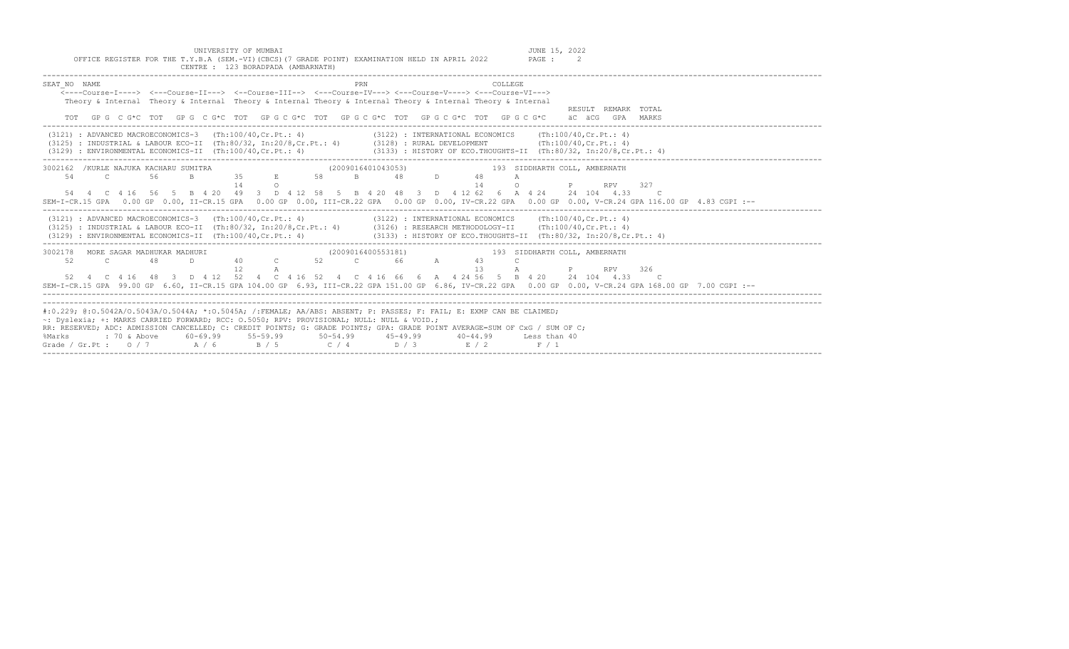UNIVERSITY OF MUMBAI

OFFICE REGISTER FOR THE T.Y.B.A (SEM.-VI)(CBCS)(7 GRADE POINT) EXAMINATION HELD IN APRIL 2022

CENTRE : 123 BORADPADA (AMBARNATH)

JUNE 15, 2022

```
SEAT_NO  NAME                                                          PRN                              COLLEGE
    <----Course-I----> <---Course-II---> <--Course-III--> <---Course-IV---> <---Course-V----> <---Course-VI--->
    Theory & Internal  Theory & Internal  Theory & Internal Theory & Internal Theory & Internal Theory & Internal
                                                                                                                   RESULT  REMARK  TOTAL
    TOT   GP G  C G*C  TOT   GP G  C G*C  TOT   GP G C G*C  TOT   GP G C G*C  TOT   GP G C G*C  TOT   GP G C G*C    äC  äCG   GPA   MARKS
-----------------------------------------------------------------------------------------------------------------------------------------
 (3121) : ADVANCED MACROECONOMICS-3   (Th:100/40,Cr.Pt.: 4)              (3122) : INTERNATIONAL ECONOMICS     (Th:100/40,Cr.Pt.: 4)
 (3125) : INDUSTRIAL & LABOUR ECO-II  (Th:80/32, In:20/8,Cr.Pt.: 4)       (3128) : RURAL DEVELOPMENT           (Th:100/40,Cr.Pt.: 4)
 (3129) : ENVIRONMENTAL ECONOMICS-II  (Th:100/40,Cr.Pt.: 4)              (3133) : HISTORY OF ECO.THOUGHTS-II  (Th:80/32, In:20/8,Cr.Pt.: 4)
-----------------------------------------------------------------------------------------------------------------------------------------
3002162  /KURLE NAJUKA KACHARU SUMITRA                       (2009016401043053)                    193  SIDDHARTH COLL, AMBERNATH
     54      C        56      B        35      E        58      B        48      D        48      A
                                       14      O                                          14      O         P      RPV     327
    54  4  C  4 16   56  5  B  4 20   49  3  D  4 12  58  5  B  4 20  48  3  D  4 12 62  6  A  4 24    24  104  4.33     C
SEM-I-CR.15 GPA  0.00 GP 0.00, II-CR.15 GPA  0.00 GP 0.00, III-CR.22 GPA  0.00 GP 0.00, IV-CR.22 GPA  0.00 GP 0.00, V-CR.24 GPA 116.00 GP  4.83 CGPI :--
-----------------------------------------------------------------------------------------------------------------------------------------
 (3121) : ADVANCED MACROECONOMICS-3   (Th:100/40,Cr.Pt.: 4)              (3122) : INTERNATIONAL ECONOMICS     (Th:100/40,Cr.Pt.: 4)
 (3125) : INDUSTRIAL & LABOUR ECO-II  (Th:80/32, In:20/8,Cr.Pt.: 4)       (3126) : RESEARCH METHODOLOGY-II     (Th:100/40,Cr.Pt.: 4)
 (3129) : ENVIRONMENTAL ECONOMICS-II  (Th:100/40,Cr.Pt.: 4)              (3133) : HISTORY OF ECO.THOUGHTS-II  (Th:80/32, In:20/8,Cr.Pt.: 4)
-----------------------------------------------------------------------------------------------------------------------------------------
3002178   MORE SAGAR MADHUKAR MADHURI                         (2009016400553181)                    193  SIDDHARTH COLL, AMBERNATH
     52      C        48      D        40      C        52      C        66      A        43      C
                                       12      A                                          13      A         P      RPV     326
    52  4  C  4 16   48  3  D  4 12   52  4  C  4 16  52  4  C  4 16  66  6  A  4 24 56  5  B  4 20    24  104  4.33     C
SEM-I-CR.15 GPA  99.00 GP 6.60, II-CR.15 GPA 104.00 GP 6.93, III-CR.22 GPA 151.00 GP 6.86, IV-CR.22 GPA  0.00 GP 0.00, V-CR.24 GPA 168.00 GP 7.00 CGPI :--
-----------------------------------------------------------------------------------------------------------------------------------------
#:0.229; @:O.5042A/O.5043A/O.5044A; *:O.5045A; /:FEMALE; AA/ABS: ABSENT; P: PASSES; F: FAIL; E: EXMP CAN BE CLAIMED;
~: Dyslexia; +: MARKS CARRIED FORWARD; RCC: O.5050; RPV: PROVISIONAL; NULL: NULL & VOID.;
RR: RESERVED; ADC: ADMISSION CANCELLED; C: CREDIT POINTS; G: GRADE POINTS; GPA: GRADE POINT AVERAGE=SUM OF CxG / SUM OF C;
%Marks        : 70 & Above     60-69.99     55-59.99      50-54.99      45-49.99      40-44.99      Less than 40
Grade / Gr.Pt :   O / 7          A / 6        B / 5         C / 4         D / 3         E / 2          F / 1
-----------------------------------------------------------------------------------------------------------------------------------------
```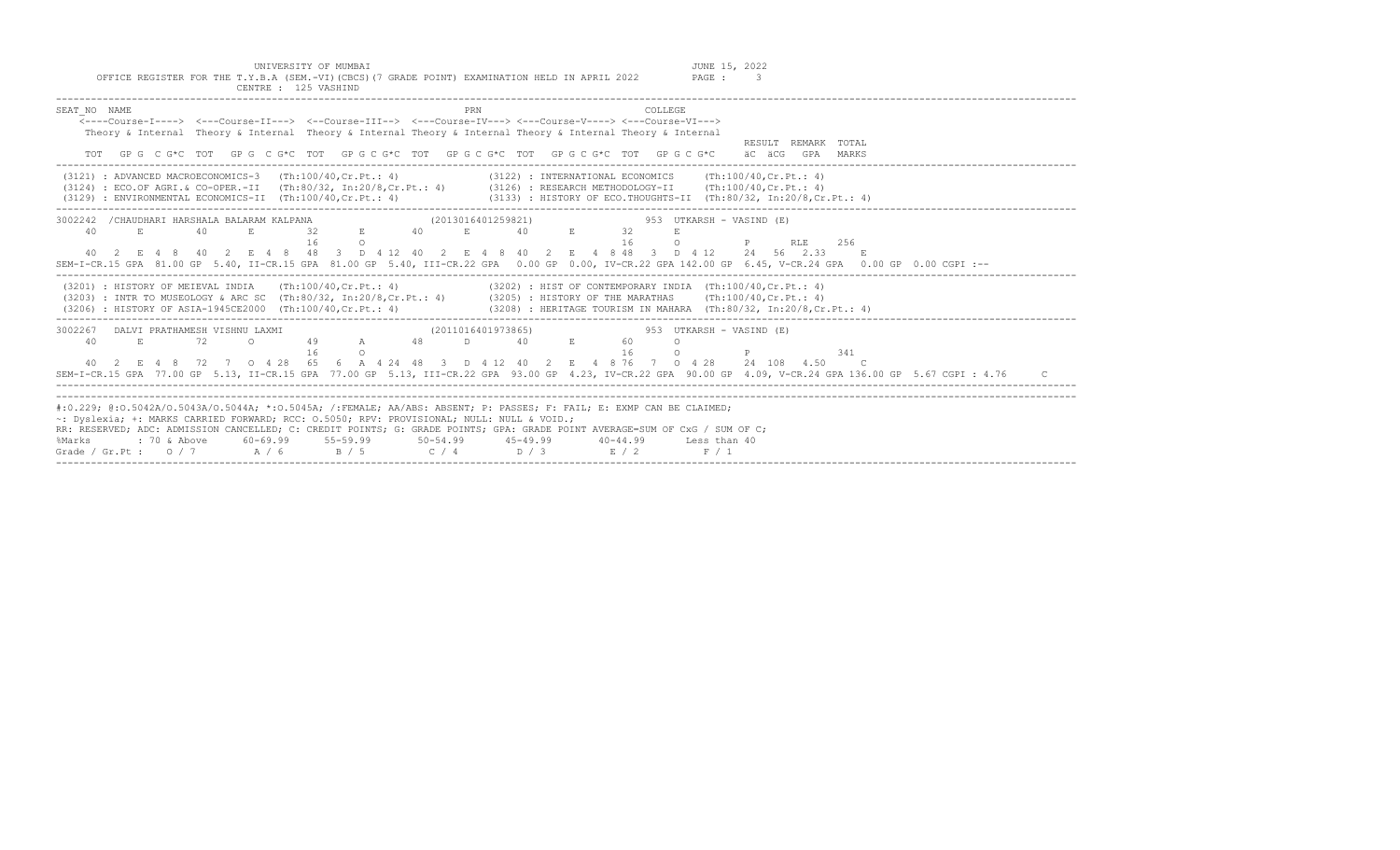UNIVERSITY OF MUMBAI

JUNE 15, 2022

OFFICE REGISTER FOR THE T.Y.B.A (SEM.-VI)(CBCS)(7 GRADE POINT) EXAMINATION HELD IN APRIL 2022

CENTRE : 125 VASHIND

```
SEAT_NO  NAME                                                   PRN                              COLLEGE
    <----Course-I----> <---Course-II---> <--Course-III--> <---Course-IV---> <---Course-V----> <---Course-VI--->
    Theory & Internal  Theory & Internal  Theory & Internal Theory & Internal Theory & Internal Theory & Internal
                                                                                                                  RESULT  REMARK  TOTAL
    TOT  GP G  C G*C  TOT  GP G  C G*C  TOT  GP G C G*C  TOT  GP G C G*C  TOT  GP G C G*C  TOT  GP G C G*C     äC  äCG  GPA  MARKS
-----------------------------------------------------------------------------------------------------------------------------------------
 (3121) : ADVANCED MACROECONOMICS-3   (Th:100/40,Cr.Pt.: 4)              (3122) : INTERNATIONAL ECONOMICS     (Th:100/40,Cr.Pt.: 4)
 (3124) : ECO.OF AGRI.& CO-OPER.-II   (Th:80/32, In:20/8,Cr.Pt.: 4)      (3126) : RESEARCH METHODOLOGY-II     (Th:100/40,Cr.Pt.: 4)
 (3129) : ENVIRONMENTAL ECONOMICS-II  (Th:100/40,Cr.Pt.: 4)              (3133) : HISTORY OF ECO.THOUGHTS-II  (Th:80/32, In:20/8,Cr.Pt.: 4)
-----------------------------------------------------------------------------------------------------------------------------------------
3002242  /CHAUDHARI HARSHALA BALARAM KALPANA                  (2013016401259821)               953  UTKARSH - VASIND (E)
    40      E       40      E       32      E       40      E       40      E       32      E
                                    16      O                                       16      O          P       RLE     256
    40  2  E 4  8   40  2  E 4  8   48  3  D 4 12  40  2  E 4  8  40  2  E 4  8 48  3  D 4 12     24  56  2.33      E
SEM-I-CR.15 GPA  81.00 GP  5.40, II-CR.15 GPA  81.00 GP  5.40, III-CR.22 GPA  0.00 GP  0.00, IV-CR.22 GPA 142.00 GP  6.45, V-CR.24 GPA  0.00 GP  0.00 CGPI :--
-----------------------------------------------------------------------------------------------------------------------------------------
 (3201) : HISTORY OF MEIEVAL INDIA    (Th:100/40,Cr.Pt.: 4)              (3202) : HIST OF CONTEMPORARY INDIA  (Th:100/40,Cr.Pt.: 4)
 (3203) : INTR TO MUSEOLOGY & ARC SC  (Th:80/32, In:20/8,Cr.Pt.: 4)      (3205) : HISTORY OF THE MARATHAS     (Th:100/40,Cr.Pt.: 4)
 (3206) : HISTORY OF ASIA-1945CE2000  (Th:100/40,Cr.Pt.: 4)              (3208) : HERITAGE TOURISM IN MAHARA  (Th:80/32, In:20/8,Cr.Pt.: 4)
-----------------------------------------------------------------------------------------------------------------------------------------
3002267   DALVI PRATHAMESH VISHNU LAXMI                       (2011016401973865)               953  UTKARSH - VASIND (E)
    40      E       72      O       49      A       48      D       40      E       60      O
                                    16      O                                       16      O          P                341
    40  2  E 4  8   72  7  O 4 28   65  6  A 4 24  48  3  D 4 12  40  2  E 4  8 76  7  O 4 28     24 108  4.50      C
SEM-I-CR.15 GPA  77.00 GP  5.13, II-CR.15 GPA  77.00 GP  5.13, III-CR.22 GPA  93.00 GP  4.23, IV-CR.22 GPA  90.00 GP  4.09, V-CR.24 GPA 136.00 GP  5.67 CGPI : 4.76     C
-----------------------------------------------------------------------------------------------------------------------------------------
```

#:O.229; @:O.5042A/O.5043A/O.5044A; *:O.5045A; /:FEMALE; AA/ABS: ABSENT; P: PASSES; F: FAIL; E: EXMP CAN BE CLAIMED;
~: Dyslexia; +: MARKS CARRIED FORWARD; RCC: O.5050; RPV: PROVISIONAL; NULL: NULL & VOID.;
RR: RESERVED; ADC: ADMISSION CANCELLED; C: CREDIT POINTS; G: GRADE POINTS; GPA: GRADE POINT AVERAGE=SUM OF CxG / SUM OF C;

| %Marks | : 70 & Above | 60-69.99 | 55-59.99 | 50-54.99 | 45-49.99 | 40-44.99 | Less than 40 |
|---|---|---|---|---|---|---|---|
| Grade / Gr.Pt : | O / 7 | A / 6 | B / 5 | C / 4 | D / 3 | E / 2 | F / 1 |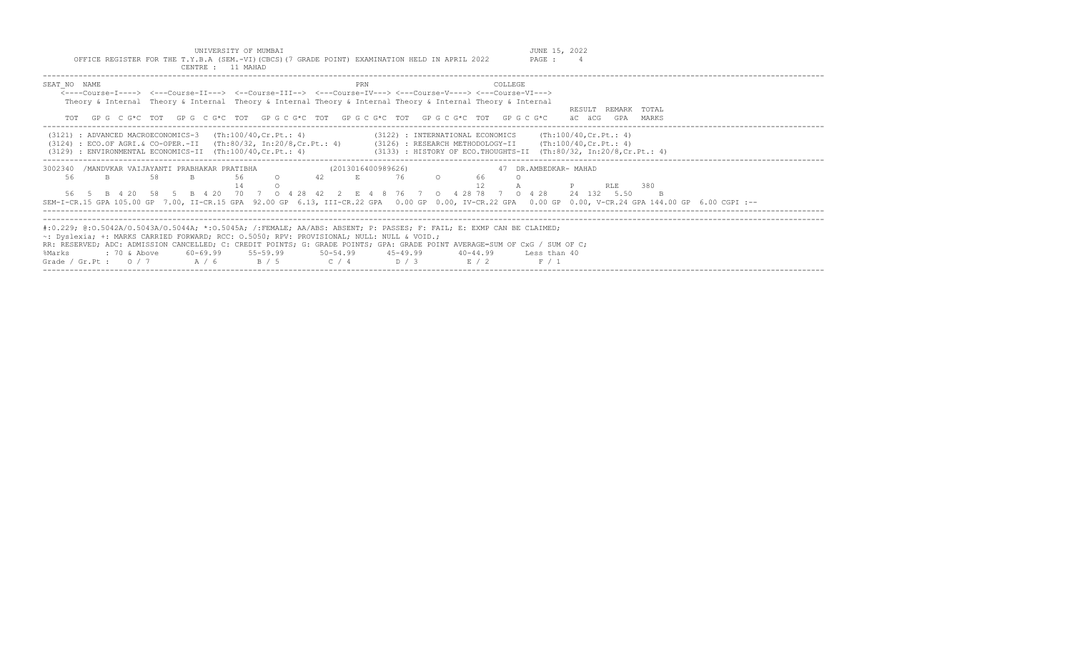UNIVERSITY OF MUMBAI

OFFICE REGISTER FOR THE T.Y.B.A (SEM.-VI)(CBCS)(7 GRADE POINT) EXAMINATION HELD IN APRIL 2022

JUNE 15, 2022

CENTRE : 11 MAHAD

```
SEAT_NO  NAME                                                      PRN                          COLLEGE
    <----Course-I----> <---Course-II---> <--Course-III--> <---Course-IV---> <---Course-V----> <---Course-VI--->
    Theory & Internal  Theory & Internal  Theory & Internal Theory & Internal Theory & Internal Theory & Internal
                                                                                                                  RESULT  REMARK  TOTAL
    TOT   GP G  C G*C  TOT   GP G  C G*C  TOT   GP G C G*C  TOT   GP G C G*C  TOT   GP G C G*C  TOT   GP G C G*C     äC  äCG   GPA   MARKS
```

(3121) : ADVANCED MACROECONOMICS-3 (Th:100/40,Cr.Pt.: 4)
(3122) : INTERNATIONAL ECONOMICS (Th:100/40,Cr.Pt.: 4)
(3124) : ECO.OF AGRI.& CO-OPER.-II (Th:80/32, In:20/8,Cr.Pt.: 4)
(3126) : RESEARCH METHODOLOGY-II (Th:100/40,Cr.Pt.: 4)
(3129) : ENVIRONMENTAL ECONOMICS-II (Th:100/40,Cr.Pt.: 4)
(3133) : HISTORY OF ECO.THOUGHTS-II (Th:80/32, In:20/8,Cr.Pt.: 4)

```
3002340  /MANDVKAR VAIJAYANTI PRABHAKAR PRATIBHA              (2013016400989626)              47 DR.AMBEDKAR- MAHAD
    56      B       58      B       56      O       42      E       76      O       66      O
                                    14      O                                       12      A              P      RLE    380
    56  5  B  4 20  58  5  B  4 20  70  7  O  4 28  42  2  E  4  8  76  7  O  4 28 78  7  O  4 28     24  132  5.50     B
SEM-I-CR.15 GPA 105.00 GP  7.00, II-CR.15 GPA  92.00 GP  6.13, III-CR.22 GPA  0.00 GP  0.00, IV-CR.22 GPA  0.00 GP  0.00, V-CR.24 GPA 144.00 GP  6.00 CGPI :--
```

#:0.229; @:O.5042A/O.5043A/O.5044A; *:O.5045A; /:FEMALE; AA/ABS: ABSENT; P: PASSES; F: FAIL; E: EXMP CAN BE CLAIMED;
~: Dyslexia; +: MARKS CARRIED FORWARD; RCC: O.5050; RPV: PROVISIONAL; NULL: NULL & VOID.;
RR: RESERVED; ADC: ADMISSION CANCELLED; C: CREDIT POINTS; G: GRADE POINTS; GPA: GRADE POINT AVERAGE=SUM OF CxG / SUM OF C;

| %Marks | : 70 & Above | 60-69.99 | 55-59.99 | 50-54.99 | 45-49.99 | 40-44.99 | Less than 40 |
|---|---|---|---|---|---|---|---|
| Grade / Gr.Pt : | O / 7 | A / 6 | B / 5 | C / 4 | D / 3 | E / 2 | F / 1 |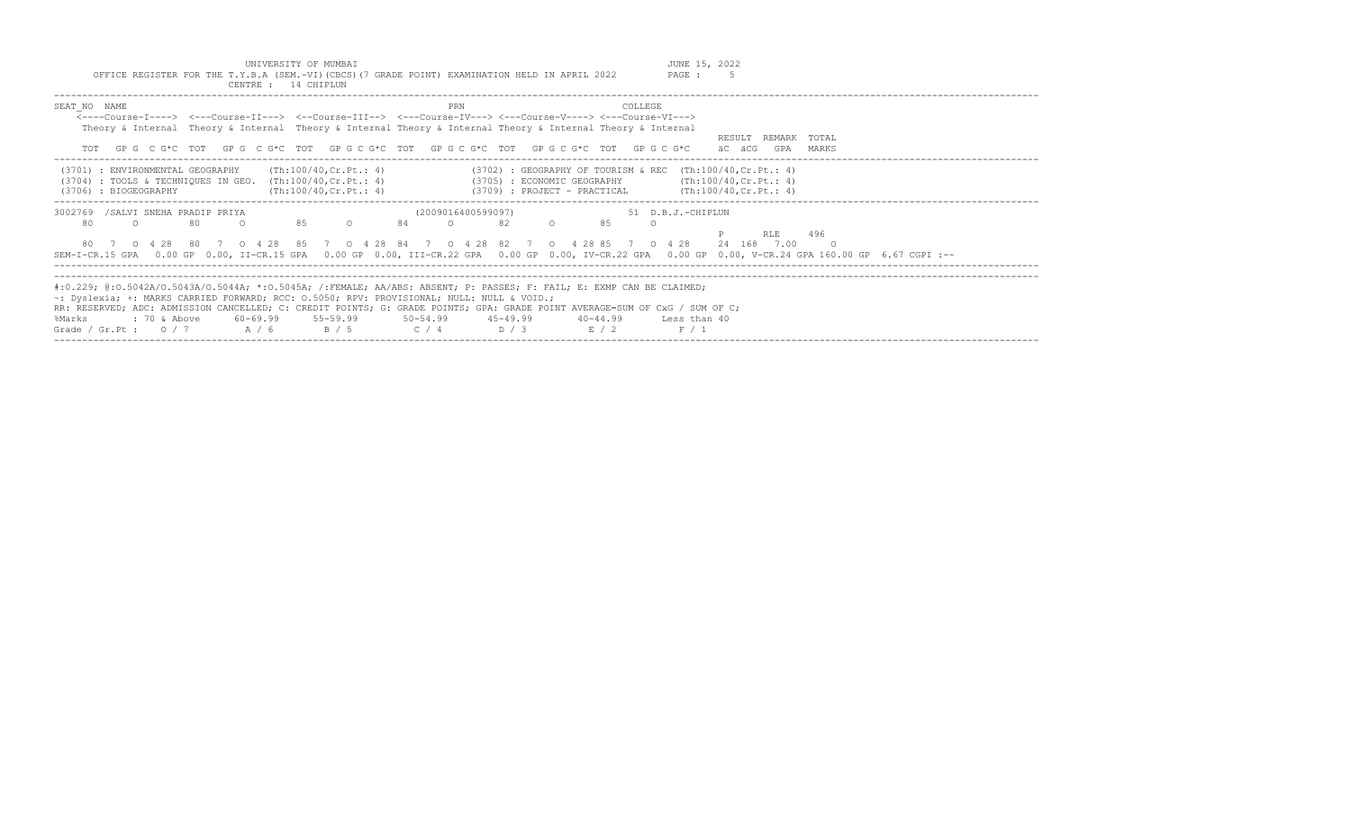UNIVERSITY OF MUMBAI

OFFICE REGISTER FOR THE T.Y.B.A (SEM.-VI)(CBCS)(7 GRADE POINT) EXAMINATION HELD IN APRIL 2022

CENTRE : 14 CHIPLUN

JUNE 15, 2022

```
SEAT_NO  NAME                                              PRN                    COLLEGE
    <----Course-I----> <---Course-II---> <--Course-III--> <---Course-IV---> <---Course-V----> <---Course-VI--->
    Theory & Internal  Theory & Internal  Theory & Internal Theory & Internal Theory & Internal Theory & Internal
                                                                                                          RESULT  REMARK  TOTAL
    TOT   GP G  C G*C  TOT   GP G  C G*C  TOT   GP G C G*C  TOT   GP G C G*C  TOT   GP G C G*C  TOT   GP G C G*C     äC  äCG   GPA   MARKS
```

```
(3701) : ENVIRONMENTAL GEOGRAPHY      (Th:100/40,Cr.Pt.: 4)        (3702) : GEOGRAPHY OF TOURISM & REC  (Th:100/40,Cr.Pt.: 4)
(3704) : TOOLS & TECHNIQUES IN GEO.   (Th:100/40,Cr.Pt.: 4)        (3705) : ECONOMIC GEOGRAPHY          (Th:100/40,Cr.Pt.: 4)
(3706) : BIOGEOGRAPHY                 (Th:100/40,Cr.Pt.: 4)        (3709) : PROJECT - PRACTICAL         (Th:100/40,Cr.Pt.: 4)
```

```
3002769 /SALVI SNEHA PRADIP PRIYA                        (2009016400599097)            51 D.B.J.-CHIPLUN
   80     O      80     O      85     O      84     O      82     O      85     O
                                                                                                          P      RLE    496
   80  7  O 4 28  80  7  O 4 28  85  7  O 4 28 84  7  O 4 28  82  7  O  4 28 85  7  O  4 28    24  168  7.00    O
SEM-I-CR.15 GPA  0.00 GP 0.00, II-CR.15 GPA  0.00 GP 0.00, III-CR.22 GPA  0.00 GP 0.00, IV-CR.22 GPA  0.00 GP  0.00, V-CR.24 GPA 160.00 GP 6.67 CGPI :--
```

#:0.229; @:O.5042A/O.5043A/O.5044A; *:O.5045A; /:FEMALE; AA/ABS: ABSENT; P: PASSES; F: FAIL; E: EXMP CAN BE CLAIMED;
~: Dyslexia; +: MARKS CARRIED FORWARD; RCC: O.5050; RPV: PROVISIONAL; NULL: NULL & VOID.;
RR: RESERVED; ADC: ADMISSION CANCELLED; C: CREDIT POINTS; G: GRADE POINTS; GPA: GRADE POINT AVERAGE=SUM OF CxG / SUM OF C;

| %Marks | : 70 & Above | 60-69.99 | 55-59.99 | 50-54.99 | 45-49.99 | 40-44.99 | Less than 40 |
|---|---|---|---|---|---|---|---|
| Grade / Gr.Pt : | O / 7 | A / 6 | B / 5 | C / 4 | D / 3 | E / 2 | F / 1 |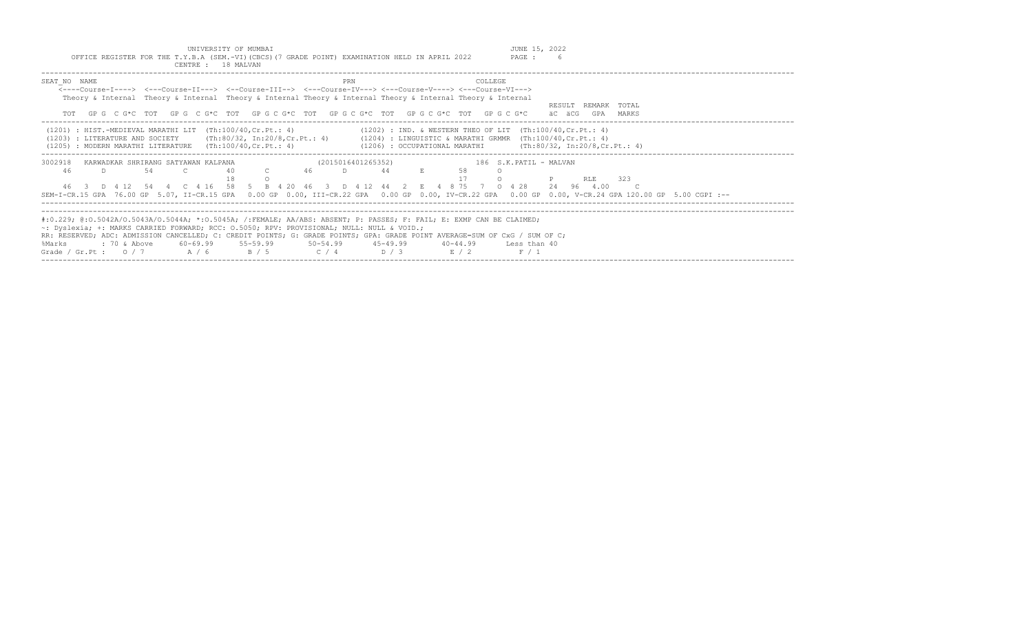UNIVERSITY OF MUMBAI

OFFICE REGISTER FOR THE T.Y.B.A (SEM.-VI)(CBCS)(7 GRADE POINT) EXAMINATION HELD IN APRIL 2022

CENTRE : 18 MALVAN

JUNE 15, 2022

```
SEAT_NO  NAME                                              PRN                           COLLEGE
    <----Course-I----> <---Course-II---> <--Course-III--> <---Course-IV---> <---Course-V----> <---Course-VI--->
    Theory & Internal  Theory & Internal  Theory & Internal Theory & Internal Theory & Internal Theory & Internal
                                                                                                         RESULT  REMARK  TOTAL
    TOT  GP G  C G*C  TOT  GP G  C G*C  TOT  GP G C G*C  TOT  GP G C G*C  TOT  GP G C G*C  TOT  GP G C G*C    äC  äCG   GPA   MARKS
```

```
(1201) : HIST.-MEDIEVAL MARATHI LIT  (Th:100/40,Cr.Pt.: 4)            (1202) : IND. & WESTERN THEO OF LIT  (Th:100/40,Cr.Pt.: 4)
(1203) : LITERATURE AND SOCIETY      (Th:80/32, In:20/8,Cr.Pt.: 4)    (1204) : LINGUISTIC & MARATHI GRMMR  (Th:100/40,Cr.Pt.: 4)
(1205) : MODERN MARATHI LITERATURE   (Th:100/40,Cr.Pt.: 4)            (1206) : OCCUPATIONAL MARATHI        (Th:80/32, In:20/8,Cr.Pt.: 4)
```

```
3002918  KARWADKAR SHRIRANG SATYAWAN KALPANA                 (2015016401265352)              186 S.K.PATIL - MALVAN
   46      D       54      C       40      C       46      D       44      E       58      O
                                   18      O                                       17      O            P      RLE    323
   46  3  D  4 12   54  4  C  4 16   58  5  B  4 20  46  3  D  4 12  44  2  E  4  8 75  7  O  4 28    24  96  4.00    C
SEM-I-CR.15 GPA  76.00 GP  5.07, II-CR.15 GPA  0.00 GP  0.00, III-CR.22 GPA  0.00 GP  0.00, IV-CR.22 GPA  0.00 GP  0.00, V-CR.24 GPA 120.00 GP  5.00 CGPI :--
```

```
#:0.229; @:O.5042A/O.5043A/O.5044A; *:O.5045A; /:FEMALE; AA/ABS: ABSENT; P: PASSES; F: FAIL; E: EXMP CAN BE CLAIMED;
~: Dyslexia; +: MARKS CARRIED FORWARD; RCC: O.5050; RPV: PROVISIONAL; NULL: NULL & VOID.;
RR: RESERVED; ADC: ADMISSION CANCELLED; C: CREDIT POINTS; G: GRADE POINTS; GPA: GRADE POINT AVERAGE=SUM OF CxG / SUM OF C;
%Marks       : 70 & Above     60-69.99     55-59.99      50-54.99      45-49.99       40-44.99       Less than 40
Grade / Gr.Pt :   O / 7         A / 6        B / 5         C / 4         D / 3          E / 2          F / 1
```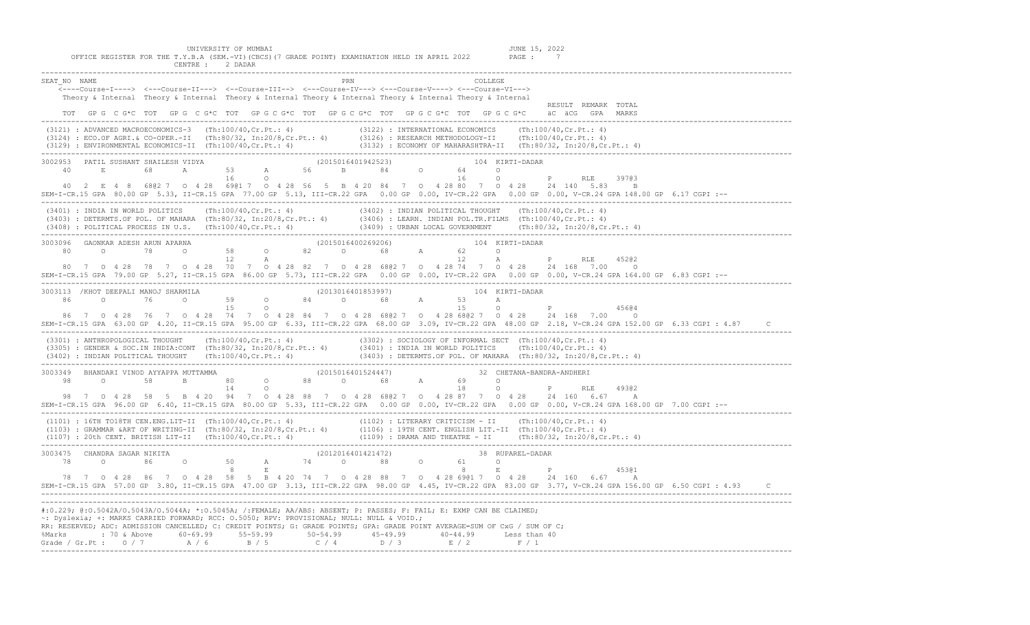UNIVERSITY OF MUMBAI

OFFICE REGISTER FOR THE T.Y.B.A (SEM.-VI)(CBCS)(7 GRADE POINT) EXAMINATION HELD IN APRIL 2022

CENTRE : 2 DADAR

JUNE 15, 2022

```
SEAT_NO  NAME                                                   PRN                         COLLEGE
    <----Course-I----> <---Course-II---> <--Course-III--> <---Course-IV---> <---Course-V----> <---Course-VI--->
    Theory & Internal  Theory & Internal  Theory & Internal Theory & Internal Theory & Internal Theory & Internal
                                                                                                                  RESULT  REMARK  TOTAL
    TOT   GP G  C G*C  TOT   GP G  C G*C  TOT   GP G C G*C  TOT   GP G C G*C  TOT   GP G C G*C  TOT   GP G C G*C     äC  äCG   GPA   MARKS
--------------------------------------------------------------------------------------------------------------------------------------------
 (3121) : ADVANCED MACROECONOMICS-3   (Th:100/40,Cr.Pt.: 4)              (3122) : INTERNATIONAL ECONOMICS     (Th:100/40,Cr.Pt.: 4)
 (3124) : ECO.OF AGRI.& CO-OPER.-II   (Th:80/32, In:20/8,Cr.Pt.: 4)      (3126) : RESEARCH METHODOLOGY-II     (Th:100/40,Cr.Pt.: 4)
 (3129) : ENVIRONMENTAL ECONOMICS-II  (Th:100/40,Cr.Pt.: 4)              (3132) : ECONOMY OF MAHARASHTRA-II   (Th:80/32, In:20/8,Cr.Pt.: 4)
--------------------------------------------------------------------------------------------------------------------------------------------
3002953   PATIL SUSHANT SHAILESH VIDYA                     (2015016401942523)              104 KIRTI-DADAR
    40      E       68      A       53      A       56      B       84      O       64      O
                                    16      O                                       16      O          P      RLE    397@3
    40  2  E  4  8  68@2 7  O  4 28  69@1 7  O  4 28  56  5  B  4 20  84  7  O  4 28 80  7  O  4 28   24  140  5.83    B
SEM-I-CR.15 GPA  80.00 GP  5.33, II-CR.15 GPA  77.00 GP  5.13, III-CR.22 GPA   0.00 GP  0.00, IV-CR.22 GPA   0.00 GP  0.00, V-CR.24 GPA 148.00 GP  6.17 CGPI :--
--------------------------------------------------------------------------------------------------------------------------------------------
 (3401) : INDIA IN WORLD POLITICS     (Th:100/40,Cr.Pt.: 4)              (3402) : INDIAN POLITICAL THOUGHT    (Th:100/40,Cr.Pt.: 4)
 (3403) : DETERMTS.OF POL. OF MAHARA  (Th:80/32, In:20/8,Cr.Pt.: 4)      (3406) : LEARN. INDIAN POL.TR.FILMS  (Th:100/40,Cr.Pt.: 4)
 (3408) : POLITICAL PROCESS IN U.S.   (Th:100/40,Cr.Pt.: 4)              (3409) : URBAN LOCAL GOVERNMENT      (Th:80/32, In:20/8,Cr.Pt.: 4)
--------------------------------------------------------------------------------------------------------------------------------------------
3003096   GAONKAR ADESH ARUN APARNA                        (2015016400269206)              104 KIRTI-DADAR
    80      O       78      O       58      O       82      O       68      A       62      O
                                    12      A                                       12      A          P      RLE    452@2
    80  7  O  4 28  78  7  O  4 28  70  7  O  4 28  82  7  O  4 28  68@2 7  O  4 28 74  7  O  4 28   24  168  7.00    O
SEM-I-CR.15 GPA  79.00 GP  5.27, II-CR.15 GPA  86.00 GP  5.73, III-CR.22 GPA   0.00 GP  0.00, IV-CR.22 GPA   0.00 GP  0.00, V-CR.24 GPA 164.00 GP  6.83 CGPI :--
--------------------------------------------------------------------------------------------------------------------------------------------
3003113 /KHOT DEEPALI MANOJ SHARMILA                       (2013016401853997)              104 KIRTI-DADAR
    86      O       76      O       59      O       84      O       68      A       53      A
                                    15      O                                       15      O          P             456@4
    86  7  O  4 28  76  7  O  4 28  74  7  O  4 28  84  7  O  4 28  68@2 7  O  4 28 68@2 7  O  4 28   24  168  7.00    O
SEM-I-CR.15 GPA  63.00 GP  4.20, II-CR.15 GPA  95.00 GP  6.33, III-CR.22 GPA  68.00 GP  3.09, IV-CR.22 GPA  48.00 GP  2.18, V-CR.24 GPA 152.00 GP  6.33 CGPI : 4.87     C
--------------------------------------------------------------------------------------------------------------------------------------------
 (3301) : ANTHROPOLOGICAL THOUGHT     (Th:100/40,Cr.Pt.: 4)              (3302) : SOCIOLOGY OF INFORMAL SECT  (Th:100/40,Cr.Pt.: 4)
 (3305) : GENDER & SOC.IN INDIA:CONT  (Th:80/32, In:20/8,Cr.Pt.: 4)      (3401) : INDIA IN WORLD POLITICS     (Th:100/40,Cr.Pt.: 4)
 (3402) : INDIAN POLITICAL THOUGHT    (Th:100/40,Cr.Pt.: 4)              (3403) : DETERMTS.OF POL. OF MAHARA  (Th:80/32, In:20/8,Cr.Pt.: 4)
--------------------------------------------------------------------------------------------------------------------------------------------
3003349   BHANDARI VINOD AYYAPPA MUTTAMMA                  (2015016401524447)              32 CHETANA-BANDRA-ANDHERI
    98      O       58      B       80      O       88      O       68      A       69      O
                                    14      O                                       18      O          P      RLE    493@2
    98  7  O  4 28  58  5  B  4 20  94  7  O  4 28  88  7  O  4 28  68@2 7  O  4 28 87  7  O  4 28   24  160  6.67    A
SEM-I-CR.15 GPA  96.00 GP  6.40, II-CR.15 GPA  80.00 GP  5.33, III-CR.22 GPA   0.00 GP  0.00, IV-CR.22 GPA   0.00 GP  0.00, V-CR.24 GPA 168.00 GP  7.00 CGPI :--
--------------------------------------------------------------------------------------------------------------------------------------------
 (1101) : 16TH TO18TH CEN.ENG.LIT-II  (Th:100/40,Cr.Pt.: 4)              (1102) : LITERARY CRITICISM - II     (Th:100/40,Cr.Pt.: 4)
 (1103) : GRAMMAR &ART OF WRITING-II  (Th:80/32, In:20/8,Cr.Pt.: 4)      (1106) : 19TH CENT. ENGLISH LIT.-II  (Th:100/40,Cr.Pt.: 4)
 (1107) : 20th CENT. BRITISH LIT-II   (Th:100/40,Cr.Pt.: 4)              (1109) : DRAMA AND THEATRE - II      (Th:80/32, In:20/8,Cr.Pt.: 4)
--------------------------------------------------------------------------------------------------------------------------------------------
3003475   CHANDRA SAGAR NIKITA                             (2012016401421472)              38 RUPAREL-DADAR
    78      O       86      O       50      A       74      O       88      O       61      O
                                     8      E                                        8      E          P             453@1
    78  7  O  4 28  86  7  O  4 28  58  5  B  4 20  74  7  O  4 28  88  7  O  4 28 69@1 7  O  4 28   24  160  6.67    A
SEM-I-CR.15 GPA  57.00 GP  3.80, II-CR.15 GPA  47.00 GP  3.13, III-CR.22 GPA  98.00 GP  4.45, IV-CR.22 GPA  83.00 GP  3.77, V-CR.24 GPA 156.00 GP  6.50 CGPI : 4.93     C
--------------------------------------------------------------------------------------------------------------------------------------------
```

#:0.229; @:O.5042A/O.5043A/O.5044A; *:O.5045A; /:FEMALE; AA/ABS: ABSENT; P: PASSES; F: FAIL; E: EXMP CAN BE CLAIMED;
~: Dyslexia; +: MARKS CARRIED FORWARD; RCC: O.5050; RPV: PROVISIONAL; NULL: NULL & VOID.;
RR: RESERVED; ADC: ADMISSION CANCELLED; C: CREDIT POINTS; G: GRADE POINTS; GPA: GRADE POINT AVERAGE=SUM OF CxG / SUM OF C;

| %Marks | 70 & Above | 60-69.99 | 55-59.99 | 50-54.99 | 45-49.99 | 40-44.99 | Less than 40 |
|---|---|---|---|---|---|---|---|
| Grade / Gr.Pt : | O / 7 | A / 6 | B / 5 | C / 4 | D / 3 | E / 2 | F / 1 |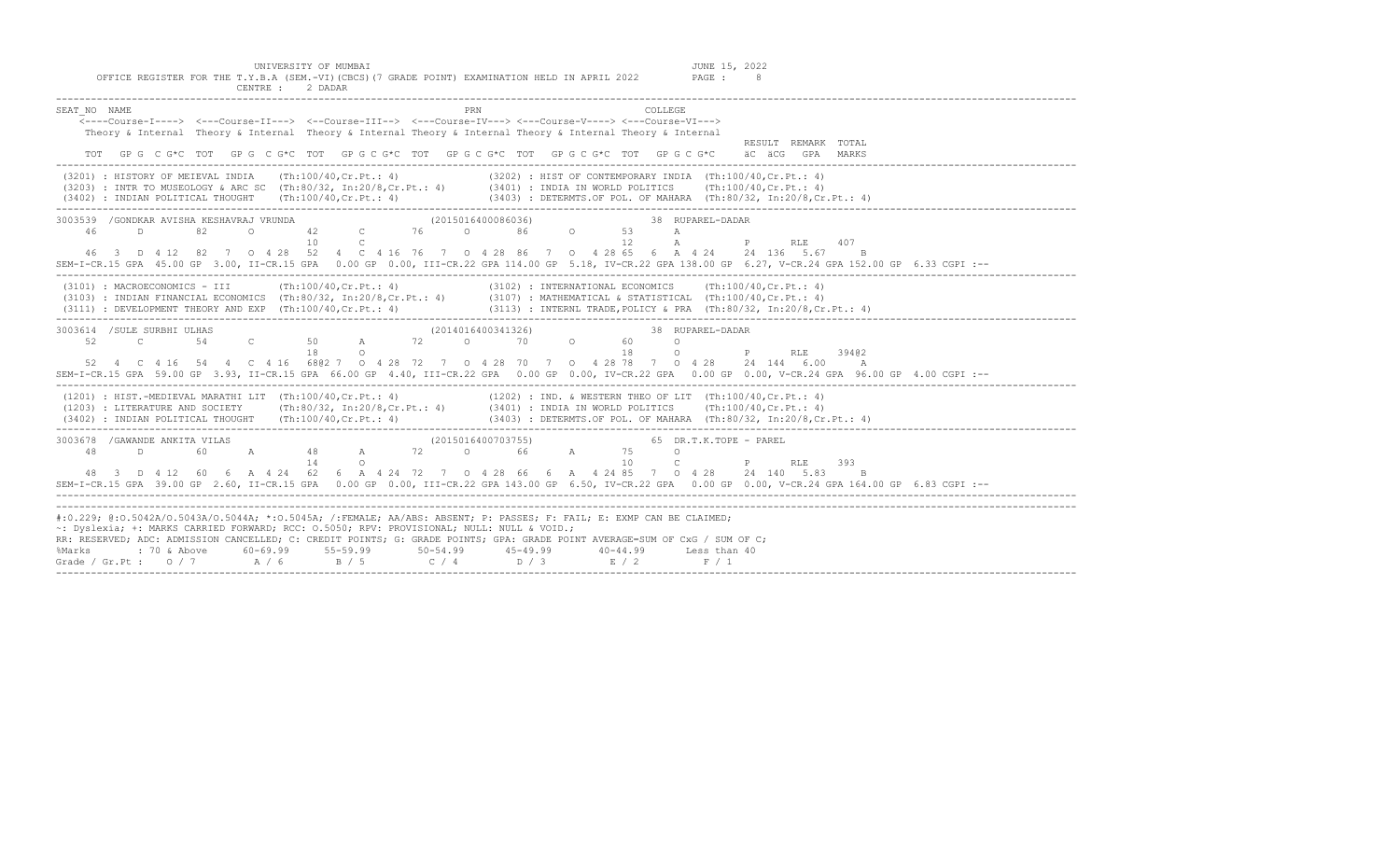UNIVERSITY OF MUMBAI

OFFICE REGISTER FOR THE T.Y.B.A (SEM.-VI)(CBCS)(7 GRADE POINT) EXAMINATION HELD IN APRIL 2022

CENTRE : 2 DADAR

JUNE 15, 2022

```
SEAT_NO  NAME                                               PRN                              COLLEGE
    <----Course-I----> <---Course-II---> <--Course-III--> <---Course-IV---> <---Course-V----> <---Course-VI--->
    Theory & Internal  Theory & Internal  Theory & Internal Theory & Internal Theory & Internal Theory & Internal
                                                                                                                   RESULT  REMARK  TOTAL
    TOT   GP G  C G*C  TOT   GP G  C G*C  TOT   GP G C G*C  TOT   GP G C G*C  TOT   GP G C G*C  TOT   GP G C G*C     äC  äCG   GPA   MARKS
-----------------------------------------------------------------------------------------------------------------------------------------
 (3201) : HISTORY OF MEIEVAL INDIA    (Th:100/40,Cr.Pt.: 4)             (3202) : HIST OF CONTEMPORARY INDIA  (Th:100/40,Cr.Pt.: 4)
 (3203) : INTR TO MUSEOLOGY & ARC SC  (Th:80/32, In:20/8,Cr.Pt.: 4)      (3401) : INDIA IN WORLD POLITICS     (Th:100/40,Cr.Pt.: 4)
 (3402) : INDIAN POLITICAL THOUGHT    (Th:100/40,Cr.Pt.: 4)             (3403) : DETERMTS.OF POL. OF MAHARA  (Th:80/32, In:20/8,Cr.Pt.: 4)
-----------------------------------------------------------------------------------------------------------------------------------------
3003539  /GONDKAR AVISHA KESHAVRAJ VRUNDA                  (2015016400086036)               38  RUPAREL-DADAR
    46      D       82      O       42      C       76      O       86      O       53      A
                                    10      C                                       12      A          P      RLE     407
    46  3  D  4 12  82  7  O  4 28  52  4  C  4 16  76  7  O  4 28  86  7  O  4 28 65  6  A  4 24    24  136  5.67     B
SEM-I-CR.15 GPA  45.00 GP  3.00, II-CR.15 GPA   0.00 GP  0.00, III-CR.22 GPA 114.00 GP  5.18, IV-CR.22 GPA 138.00 GP  6.27, V-CR.24 GPA 152.00 GP  6.33 CGPI :--
-----------------------------------------------------------------------------------------------------------------------------------------
 (3101) : MACROECONOMICS - III        (Th:100/40,Cr.Pt.: 4)             (3102) : INTERNATIONAL ECONOMICS     (Th:100/40,Cr.Pt.: 4)
 (3103) : INDIAN FINANCIAL ECONOMICS  (Th:80/32, In:20/8,Cr.Pt.: 4)      (3107) : MATHEMATICAL & STATISTICAL  (Th:100/40,Cr.Pt.: 4)
 (3111) : DEVELOPMENT THEORY AND EXP  (Th:100/40,Cr.Pt.: 4)             (3113) : INTERNL TRADE,POLICY & PRA  (Th:80/32, In:20/8,Cr.Pt.: 4)
-----------------------------------------------------------------------------------------------------------------------------------------
3003614  /SULE SURBHI ULHAS                                (2014016400341326)               38  RUPAREL-DADAR
    52      C       54      C       50      A       72      O       70      O       60      O
                                    18      O                                       18      O          P      RLE     394@2
    52  4  C  4 16  54  4  C  4 16  68@2 7  O  4 28  72  7  O  4 28  70  7  O  4 28 78  7  O  4 28    24  144  6.00     A
SEM-I-CR.15 GPA  59.00 GP  3.93, II-CR.15 GPA  66.00 GP  4.40, III-CR.22 GPA   0.00 GP  0.00, IV-CR.22 GPA   0.00 GP  0.00, V-CR.24 GPA  96.00 GP  4.00 CGPI :--
-----------------------------------------------------------------------------------------------------------------------------------------
 (1201) : HIST.-MEDIEVAL MARATHI LIT  (Th:100/40,Cr.Pt.: 4)             (1202) : IND. & WESTERN THEO OF LIT  (Th:100/40,Cr.Pt.: 4)
 (1203) : LITERATURE AND SOCIETY      (Th:80/32, In:20/8,Cr.Pt.: 4)      (3401) : INDIA IN WORLD POLITICS     (Th:100/40,Cr.Pt.: 4)
 (3402) : INDIAN POLITICAL THOUGHT    (Th:100/40,Cr.Pt.: 4)             (3403) : DETERMTS.OF POL. OF MAHARA  (Th:80/32, In:20/8,Cr.Pt.: 4)
-----------------------------------------------------------------------------------------------------------------------------------------
3003678  /GAWANDE ANKITA VILAS                             (2015016400703755)               65  DR.T.K.TOPE - PAREL
    48      D       60      A       48      A       72      O       66      A       75      O
                                    14      O                                       10      C          P      RLE     393
    48  3  D  4 12  60  6  A  4 24  62  6  A  4 24  72  7  O  4 28  66  6  A  4 24 85  7  O  4 28    24  140  5.83     B
SEM-I-CR.15 GPA  39.00 GP  2.60, II-CR.15 GPA   0.00 GP  0.00, III-CR.22 GPA 143.00 GP  6.50, IV-CR.22 GPA   0.00 GP  0.00, V-CR.24 GPA 164.00 GP  6.83 CGPI :--
-----------------------------------------------------------------------------------------------------------------------------------------
#:0.229; @:O.5042A/O.5043A/O.5044A; *:O.5045A; /:FEMALE; AA/ABS: ABSENT; P: PASSES; F: FAIL; E: EXMP CAN BE CLAIMED;
~: Dyslexia; +: MARKS CARRIED FORWARD; RCC: O.5050; RPV: PROVISIONAL; NULL: NULL & VOID.;
RR: RESERVED; ADC: ADMISSION CANCELLED; C: CREDIT POINTS; G: GRADE POINTS; GPA: GRADE POINT AVERAGE=SUM OF CxG / SUM OF C;
%Marks        : 70 & Above     60-69.99     55-59.99      50-54.99      45-49.99       40-44.99       Less than 40
Grade / Gr.Pt :    O / 7         A / 6        B / 5          C / 4         D / 3          E / 2          F / 1
```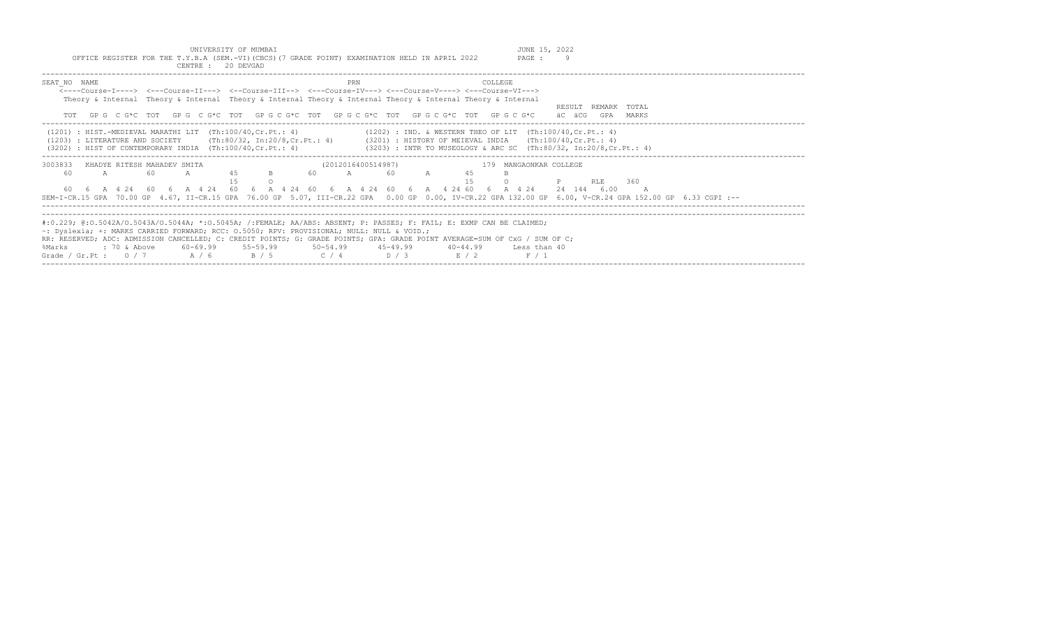UNIVERSITY OF MUMBAI
OFFICE REGISTER FOR THE T.Y.B.A (SEM.-VI)(CBCS)(7 GRADE POINT) EXAMINATION HELD IN APRIL 2022
CENTRE : 20 DEVGAD
JUNE 15, 2022

```
SEAT_NO  NAME                                                   PRN                              COLLEGE
    <----Course-I----> <---Course-II---> <--Course-III--> <---Course-IV---> <---Course-V----> <---Course-VI--->
    Theory & Internal  Theory & Internal  Theory & Internal Theory & Internal Theory & Internal Theory & Internal
                                                                                                              RESULT  REMARK  TOTAL
    TOT   GP G  C G*C  TOT   GP G  C G*C  TOT   GP G C G*C  TOT   GP G C G*C  TOT   GP G C G*C  TOT   GP G C G*C     äC  äCG   GPA   MARKS
```

```
(1201) : HIST.-MEDIEVAL MARATHI LIT  (Th:100/40,Cr.Pt.: 4)              (1202) : IND. & WESTERN THEO OF LIT  (Th:100/40,Cr.Pt.: 4)
(1203) : LITERATURE AND SOCIETY      (Th:80/32, In:20/8,Cr.Pt.: 4)      (3201) : HISTORY OF MEIEVAL INDIA    (Th:100/40,Cr.Pt.: 4)
(3202) : HIST OF CONTEMPORARY INDIA  (Th:100/40,Cr.Pt.: 4)              (3203) : INTR TO MUSEOLOGY & ARC SC  (Th:80/32, In:20/8,Cr.Pt.: 4)
```

```
3003833   KHADYE RITESH MAHADEV SMITA                      (2012016400514987)               179  MANGAONKAR COLLEGE
    60      A       60      A       45      B       60      A       60      A       45      B
                                    15      O                                       15      O          P      RLE     360
    60  6  A 4 24   60  6  A 4 24   60  6  A 4 24  60  6  A 4 24  60  6  A  4 24 60  6  A  4 24     24  144  6.00     A
SEM-I-CR.15 GPA  70.00 GP  4.67, II-CR.15 GPA  76.00 GP  5.07, III-CR.22 GPA   0.00 GP  0.00, IV-CR.22 GPA 132.00 GP  6.00, V-CR.24 GPA 152.00 GP  6.33 CGPI :--
```

#:0.229; @:O.5042A/O.5043A/O.5044A; *:O.5045A; /:FEMALE; AA/ABS: ABSENT; P: PASSES; F: FAIL; E: EXMP CAN BE CLAIMED;
~: Dyslexia; +: MARKS CARRIED FORWARD; RCC: O.5050; RPV: PROVISIONAL; NULL: NULL & VOID.;
RR: RESERVED; ADC: ADMISSION CANCELLED; C: CREDIT POINTS; G: GRADE POINTS; GPA: GRADE POINT AVERAGE=SUM OF CxG / SUM OF C;

| %Marks | : 70 & Above | 60-69.99 | 55-59.99 | 50-54.99 | 45-49.99 | 40-44.99 | Less than 40 |
|---|---|---|---|---|---|---|---|
| Grade / Gr.Pt : | O / 7 | A / 6 | B / 5 | C / 4 | D / 3 | E / 2 | F / 1 |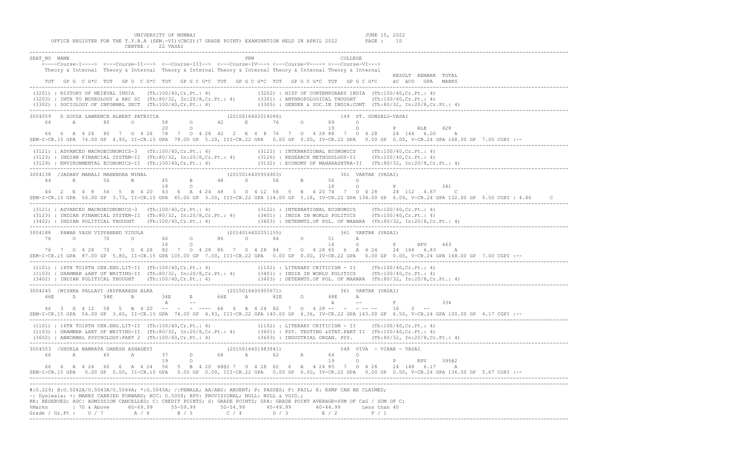UNIVERSITY OF MUMBAI

OFFICE REGISTER FOR THE T.Y.B.A (SEM.-VI)(CBCS)(7 GRADE POINT) EXAMINATION HELD IN APRIL 2022

CENTRE : 22 VASAI

JUNE 15, 2022

```
SEAT_NO  NAME                                                          PRN                          COLLEGE
    <----Course-I----> <---Course-II---> <--Course-III--> <---Course-IV---> <---Course-V----> <---Course-VI--->
    Theory & Internal  Theory & Internal Theory & Internal Theory & Internal Theory & Internal Theory & Internal
                                                                                                                RESULT  REMARK  TOTAL
    TOT  GP G  C G*C  TOT  GP G  C G*C  TOT  GP G C G*C  TOT  GP G C G*C  TOT  GP G C G*C  TOT  GP G C G*C    äC äCG  GPA  MARKS
```

```
(3201) : HISTORY OF MEIEVAL INDIA    (Th:100/40,Cr.Pt.: 4)              (3202) : HIST OF CONTEMPORARY INDIA  (Th:100/40,Cr.Pt.: 4)
(3203) : INTR TO MUSEOLOGY & ARC SC  (Th:80/32, In:20/8,Cr.Pt.: 4)      (3301) : ANTHROPOLOGICAL THOUGHT     (Th:100/40,Cr.Pt.: 4)
(3302) : SOCIOLOGY OF INFORMAL SECT  (Th:100/40,Cr.Pt.: 4)              (3305) : GENDER & SOC.IN INDIA:CONT  (Th:80/32, In:20/8,Cr.Pt.: 4)

3004059  D SOUZA LAWRENCE ALBERT PATRICIA                      (2010016402014086)                 149  ST. GONSALO-VASAI
    64      A       80      O       58      O       42      E       76      O       69      O
                                    20      O                                       19      O         P      RLE    428
    64  6  A  4 24  80  7  O  4 28  78  7  O 4 28  42  2  E 4  8  76  7  O  4 28 88  7  O 4 28    24  144  6.00     A
SEM-I-CR.15 GPA  74.00 GP  4.93, II-CR.15 GPA  78.00 GP  5.20, III-CR.22 GPA   0.00 GP  0.00, IV-CR.22 GPA   0.00 GP  0.00, V-CR.24 GPA 168.00 GP  7.00 CGPI :--

(3121) : ADVANCED MACROECONOMICS-3   (Th:100/40,Cr.Pt.: 4)              (3122) : INTERNATIONAL ECONOMICS     (Th:100/40,Cr.Pt.: 4)
(3123) : INDIAN FINANCIAL SYSTEM-II  (Th:80/32, In:20/8,Cr.Pt.: 4)      (3126) : RESEARCH METHODOLOGY-II     (Th:100/40,Cr.Pt.: 4)
(3129) : ENVIRONMENTAL ECONOMICS-II  (Th:100/40,Cr.Pt.: 4)              (3132) : ECONOMY OF MAHARASHTRA-II   (Th:80/32, In:20/8,Cr.Pt.: 4)

3004138  /JADHAV MANALI MAHENDRA MINAL                         (2015016400954903)                 361  VARTAK (VASAI)
    44      E       56      B       45      B       48      D       56      B       56      O
                                    18      O                                       18      O         P                341
    44  2  E  4  8  56  5  B  4 20  63  6  A 4 24  48  3  D 4 12  56  5  B  4 20 74  7  O 4 28    24  112  4.67     C
SEM-I-CR.15 GPA  56.00 GP  3.73, II-CR.15 GPA  45.00 GP  3.00, III-CR.22 GPA 114.00 GP  5.18, IV-CR.22 GPA 134.00 GP  6.09, V-CR.24 GPA 132.00 GP  5.50 CGPI : 4.86     C

(3121) : ADVANCED MACROECONOMICS-3   (Th:100/40,Cr.Pt.: 4)              (3122) : INTERNATIONAL ECONOMICS     (Th:100/40,Cr.Pt.: 4)
(3123) : INDIAN FINANCIAL SYSTEM-II  (Th:80/32, In:20/8,Cr.Pt.: 4)      (3401) : INDIA IN WORLD POLITICS     (Th:100/40,Cr.Pt.: 4)
(3402) : INDIAN POLITICAL THOUGHT    (Th:100/40,Cr.Pt.: 4)              (3403) : DETERMTS.OF POL. OF MAHARA  (Th:80/32, In:20/8,Cr.Pt.: 4)

3004188   PAWAR YASH VIDYANAND VIDULA                          (2014016402051155)                 361  VARTAK (VASAI)
    76      O       70      O       66      O       86      O       84      O       51      A
                                    16      O                                       14      O         P      RPV    463
    76  7  O  4 28  70  7  O  4 28  82  7  O 4 28  86  7  O 4 28  84  7  O  4 28 65  6  A 4 24    24  164  6.83     A
SEM-I-CR.15 GPA  87.00 GP  5.80, II-CR.15 GPA 105.00 GP  7.00, III-CR.22 GPA   0.00 GP  0.00, IV-CR.22 GPA   0.00 GP  0.00, V-CR.24 GPA 168.00 GP  7.00 CGPI :--

(1101) : 16TH TO18TH CEN.ENG.LIT-II  (Th:100/40,Cr.Pt.: 4)              (1102) : LITERARY CRITICISM - II     (Th:100/40,Cr.Pt.: 4)
(1103) : GRAMMAR &ART OF WRITING-II  (Th:80/32, In:20/8,Cr.Pt.: 4)      (3401) : INDIA IN WORLD POLITICS     (Th:100/40,Cr.Pt.: 4)
(3402) : INDIAN POLITICAL THOUGHT    (Th:100/40,Cr.Pt.: 4)              (3403) : DETERMTS.OF POL. OF MAHARA  (Th:80/32, In:20/8,Cr.Pt.: 4)

3004245  /MISHRA PALLAVI JAYPRAKASH ALKA                       (2015016400955671)                 361  VARTAK (VASAI)
    46E     D       58E     B       34E     E       66E     A       82E     O       48E     A
                                    A       --                                      A       --        F                334
    46  3  D  4 12  58  5  B  4 20  --  -  -  - ----  66  6  A 4 24  82  7  O  4 28 --  -  - -- --    16    0  --
SEM-I-CR.15 GPA  54.00 GP  3.60, II-CR.15 GPA  74.00 GP  4.93, III-CR.22 GPA 140.00 GP  6.36, IV-CR.22 GPA 143.00 GP  6.50, V-CR.24 GPA 100.00 GP  4.17 CGPI :--

(1101) : 16TH TO18TH CEN.ENG.LIT-II  (Th:100/40,Cr.Pt.: 4)              (1102) : LITERARY CRITICISM - II     (Th:100/40,Cr.Pt.: 4)
(1103) : GRAMMAR &ART OF WRITING-II  (Th:80/32, In:20/8,Cr.Pt.: 4)      (3601) : PSY. TESTING &STAT.PART II  (Th:100/40,Cr.Pt.: 4)
(3602) : ABNORMAL PSYCHOLOGY:PART 2  (Th:100/40,Cr.Pt.: 4)              (3603) : INDUSTRIAL ORGAN. PSY.      (Th:80/32, In:20/8,Cr.Pt.: 4)

3004553  /SHUKLA NAMRATA GANESH ASHADEVI                       (2015016401983841)                 548  VIVA  - VIRAR - VASAI
    66      A       60      A       37      D       68      A       62      A       64      O
                                    19      O                                       19      O         P      RPV    395@2
    66  6  A  4 24  60  6  A  4 24  56  5  B 4 20  68@2 7  O 4 28  62  6  A  4 24 83  7  O 4 28    24  148  6.17     A
SEM-I-CR.15 GPA   0.00 GP  0.00, II-CR.15 GPA   0.00 GP  0.00, III-CR.22 GPA   0.00 GP  0.00, IV-CR.22 GPA   0.00 GP  0.00, V-CR.24 GPA 136.00 GP  5.67 CGPI :--
```

#:O.229; @:O.5042A/O.5043A/O.5044A; *:O.5045A; /:FEMALE; AA/ABS: ABSENT; P: PASSES; F: FAIL; E: EXMP CAN BE CLAIMED;
~: Dyslexia; +: MARKS CARRIED FORWARD; RCC: O.5050; RPV: PROVISIONAL; NULL: NULL & VOID.;
RR: RESERVED; ADC: ADMISSION CANCELLED; C: CREDIT POINTS; G: GRADE POINTS; GPA: GRADE POINT AVERAGE=SUM OF CxG / SUM OF C;

| %Marks | : 70 & Above | 60-69.99 | 55-59.99 | 50-54.99 | 45-49.99 | 40-44.99 | Less than 40 |
|---|---|---|---|---|---|---|---|
| Grade / Gr.Pt : | O / 7 | A / 6 | B / 5 | C / 4 | D / 3 | E / 2 | F / 1 |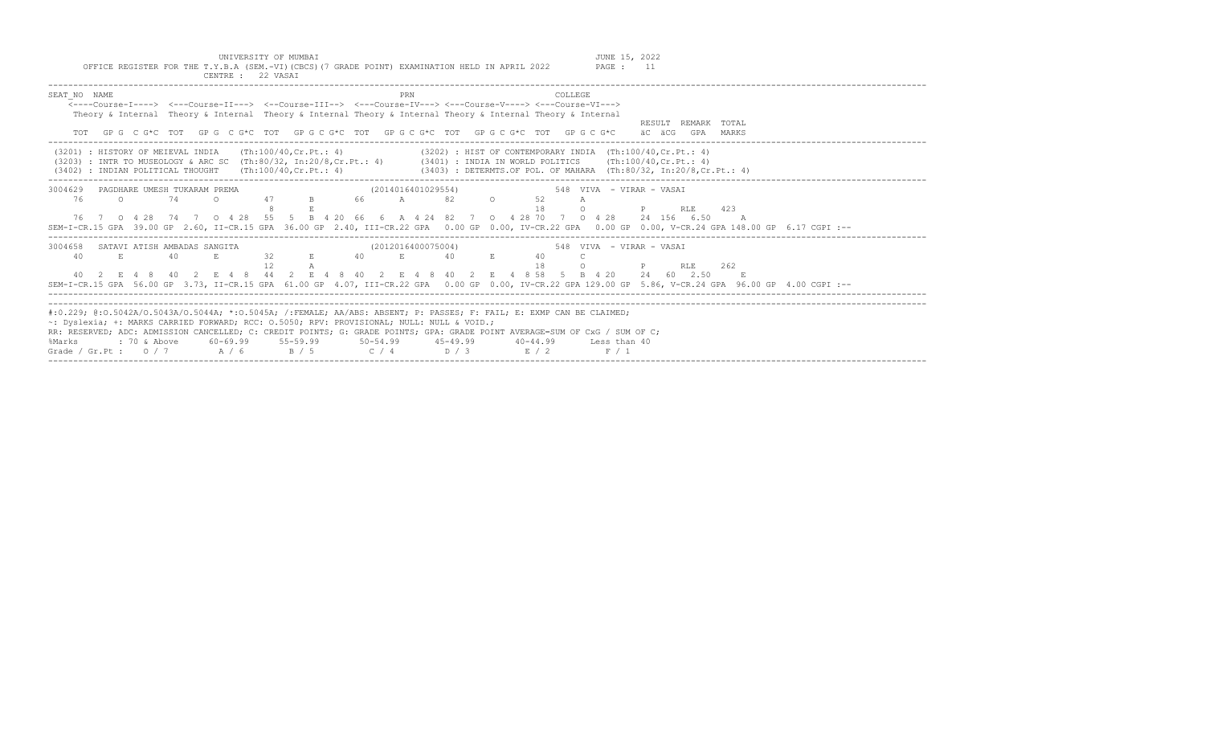UNIVERSITY OF MUMBAI
JUNE 15, 2022

OFFICE REGISTER FOR THE T.Y.B.A (SEM.-VI)(CBCS)(7 GRADE POINT) EXAMINATION HELD IN APRIL 2022

CENTRE : 22 VASAI

```
SEAT_NO  NAME                                                      PRN                          COLLEGE
    <----Course-I----> <---Course-II---> <--Course-III--> <---Course-IV---> <---Course-V----> <---Course-VI--->
    Theory & Internal  Theory & Internal  Theory & Internal Theory & Internal Theory & Internal Theory & Internal
                                                                                                                 RESULT  REMARK  TOTAL
    TOT   GP G  C G*C  TOT   GP G  C G*C  TOT   GP G C G*C  TOT   GP G C G*C  TOT   GP G C G*C  TOT   GP G C G*C    äC  äCG   GPA   MARKS
```

```
(3201) : HISTORY OF MEIEVAL INDIA    (Th:100/40,Cr.Pt.: 4)              (3202) : HIST OF CONTEMPORARY INDIA  (Th:100/40,Cr.Pt.: 4)
(3203) : INTR TO MUSEOLOGY & ARC SC  (Th:80/32, In:20/8,Cr.Pt.: 4)      (3401) : INDIA IN WORLD POLITICS     (Th:100/40,Cr.Pt.: 4)
(3402) : INDIAN POLITICAL THOUGHT    (Th:100/40,Cr.Pt.: 4)              (3403) : DETERMTS.OF POL. OF MAHARA  (Th:80/32, In:20/8,Cr.Pt.: 4)
```

```
3004629   PAGDHARE UMESH TUKARAM PREMA                      (2014016401029554)                 548  VIVA  - VIRAR - VASAI
    76       O        74       O        47       B        66       A        82       O        52       A
                                         8       E                                             18       O           P       RLE     423
    76  7  O 4 28  74  7  O 4 28  55  5  B 4 20  66  6  A 4 24  82  7  O  4 28 70  7  O 4 28    24  156  6.50     A
SEM-I-CR.15 GPA  39.00 GP  2.60, II-CR.15 GPA  36.00 GP  2.40, III-CR.22 GPA  0.00 GP  0.00, IV-CR.22 GPA  0.00 GP  0.00, V-CR.24 GPA 148.00 GP  6.17 CGPI :--
```

```
3004658   SATAVI ATISH AMBADAS SANGITA                      (2012016400075004)                 548  VIVA  - VIRAR - VASAI
    40       E        40       E        32       E        40       E        40       E        40       C
                                        12       A                                             18       O           P       RLE     262
    40  2  E 4  8  40  2  E 4  8  44  2  E 4  8 40  2  E 4  8  40  2  E  4  8 58  5  B 4 20    24   60  2.50     E
SEM-I-CR.15 GPA  56.00 GP  3.73, II-CR.15 GPA  61.00 GP  4.07, III-CR.22 GPA  0.00 GP  0.00, IV-CR.22 GPA 129.00 GP  5.86, V-CR.24 GPA  96.00 GP  4.00 CGPI :--
```

```
#:0.229; @:O.5042A/O.5043A/O.5044A; *:O.5045A; /:FEMALE; AA/ABS: ABSENT; P: PASSES; F: FAIL; E: EXMP CAN BE CLAIMED;
~: Dyslexia; +: MARKS CARRIED FORWARD; RCC: O.5050; RPV: PROVISIONAL; NULL: NULL & VOID.;
RR: RESERVED; ADC: ADMISSION CANCELLED; C: CREDIT POINTS; G: GRADE POINTS; GPA: GRADE POINT AVERAGE=SUM OF CxG / SUM OF C;
%Marks          : 70 & Above      60-69.99      55-59.99       50-54.99       45-49.99       40-44.99       Less than 40
Grade / Gr.Pt :    O / 7          A / 6         B / 5          C / 4          D / 3          E / 2          F / 1
```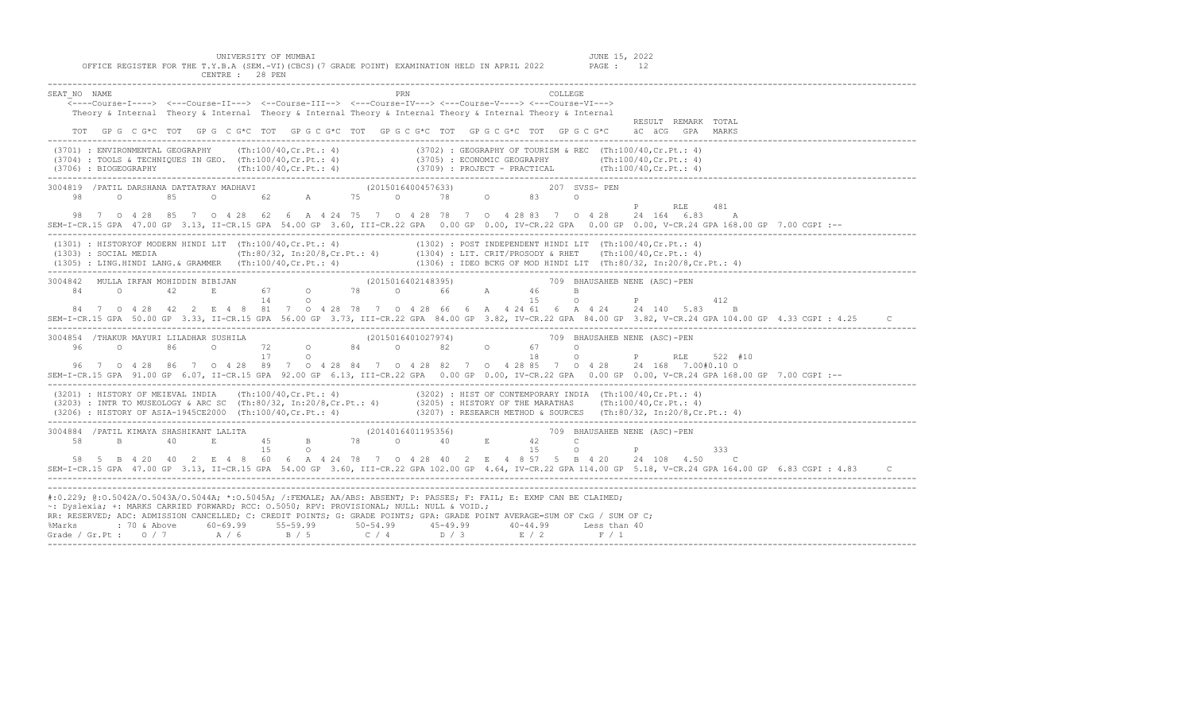UNIVERSITY OF MUMBAI
JUNE 15, 2022

OFFICE REGISTER FOR THE T.Y.B.A (SEM.-VI)(CBCS)(7 GRADE POINT) EXAMINATION HELD IN APRIL 2022 PAGE : 12

CENTRE : 28 PEN

```
SEAT_NO  NAME                                                        PRN                                   COLLEGE
    <----Course-I----> <---Course-II---> <--Course-III--> <---Course-IV---> <---Course-V----> <---Course-VI--->
    Theory & Internal  Theory & Internal  Theory & Internal Theory & Internal Theory & Internal Theory & Internal
                                                                                                                  RESULT  REMARK  TOTAL
    TOT  GP G  C G*C  TOT  GP G  C G*C  TOT  GP G C G*C  TOT  GP G C G*C  TOT  GP G C G*C  TOT  GP G C G*C    äC  äCG  GPA  MARKS
----------------------------------------------------------------------------------------------------------------------------------
 (3701) : ENVIRONMENTAL GEOGRAPHY     (Th:100/40,Cr.Pt.: 4)              (3702) : GEOGRAPHY OF TOURISM & REC  (Th:100/40,Cr.Pt.: 4)
 (3704) : TOOLS & TECHNIQUES IN GEO.  (Th:100/40,Cr.Pt.: 4)              (3705) : ECONOMIC GEOGRAPHY          (Th:100/40,Cr.Pt.: 4)
 (3706) : BIOGEOGRAPHY                (Th:100/40,Cr.Pt.: 4)              (3709) : PROJECT - PRACTICAL         (Th:100/40,Cr.Pt.: 4)
----------------------------------------------------------------------------------------------------------------------------------
3004819 /PATIL DARSHANA DATTATRAY MADHAVI                    (2015016400457633)                  207 SVSS- PEN
    98      O       85      O       62      A       75      O       78      O       83      O
                                                                                                                  P       RLE    481
    98  7  O 4 28  85  7  O 4 28  62  6  A 4 24  75  7  O 4 28  78  7  O  4 28 83  7  O 4 28    24  164  6.83    A
SEM-I-CR.15 GPA  47.00 GP  3.13, II-CR.15 GPA  54.00 GP  3.60, III-CR.22 GPA   0.00 GP  0.00, IV-CR.22 GPA   0.00 GP  0.00, V-CR.24 GPA 168.00 GP  7.00 CGPI :--
----------------------------------------------------------------------------------------------------------------------------------
 (1301) : HISTORYOF MODERN HINDI LIT  (Th:100/40,Cr.Pt.: 4)              (1302) : POST INDEPENDENT HINDI LIT  (Th:100/40,Cr.Pt.: 4)
 (1303) : SOCIAL MEDIA                (Th:80/32, In:20/8,Cr.Pt.: 4)      (1304) : LIT. CRIT/PROSODY & RHET    (Th:100/40,Cr.Pt.: 4)
 (1305) : LING.HINDI LANG.& GRAMMER   (Th:100/40,Cr.Pt.: 4)              (1306) : IDEO BCKG OF MOD HINDI LIT  (Th:80/32, In:20/8,Cr.Pt.: 4)
----------------------------------------------------------------------------------------------------------------------------------
3004842  MULLA IRFAN MOHIDDIN BIBIJAN                        (2015016402148395)                  709 BHAUSAHEB NENE (ASC)-PEN
    84      O       42      E       67      O       78      O       66      A       46      B
                                    14      O                                       15      O           P              412
    84  7  O 4 28  42  2  E 4  8  81  7  O 4 28  78  7  O 4 28  66  6  A  4 24 61  6  A 4 24    24  140  5.83    B
SEM-I-CR.15 GPA  50.00 GP  3.33, II-CR.15 GPA  56.00 GP  3.73, III-CR.22 GPA  84.00 GP  3.82, IV-CR.22 GPA  84.00 GP  3.82, V-CR.24 GPA 104.00 GP  4.33 CGPI : 4.25     C
----------------------------------------------------------------------------------------------------------------------------------
3004854 /THAKUR MAYURI LILADHAR SUSHILA                      (2015016401027974)                  709 BHAUSAHEB NENE (ASC)-PEN
    96      O       86      O       72      O       84      O       82      O       67      O
                                    17      O                                       18      O           P       RLE    522 #10
    96  7  O 4 28  86  7  O 4 28  89  7  O 4 28  84  7  O 4 28  82  7  O  4 28 85  7  O 4 28    24  168  7.00#0.10 O
SEM-I-CR.15 GPA  91.00 GP  6.07, II-CR.15 GPA  92.00 GP  6.13, III-CR.22 GPA   0.00 GP  0.00, IV-CR.22 GPA   0.00 GP  0.00, V-CR.24 GPA 168.00 GP  7.00 CGPI :--
----------------------------------------------------------------------------------------------------------------------------------
 (3201) : HISTORY OF MEIEVAL INDIA    (Th:100/40,Cr.Pt.: 4)              (3202) : HIST OF CONTEMPORARY INDIA  (Th:100/40,Cr.Pt.: 4)
 (3203) : INTR TO MUSEOLOGY & ARC SC  (Th:80/32, In:20/8,Cr.Pt.: 4)      (3205) : HISTORY OF THE MARATHAS     (Th:100/40,Cr.Pt.: 4)
 (3206) : HISTORY OF ASIA-1945CE2000  (Th:100/40,Cr.Pt.: 4)              (3207) : RESEARCH METHOD & SOURCES   (Th:80/32, In:20/8,Cr.Pt.: 4)
----------------------------------------------------------------------------------------------------------------------------------
3004884 /PATIL KIMAYA SHASHIKANT LALITA                      (2014016401195356)                  709 BHAUSAHEB NENE (ASC)-PEN
    58      B       40      E       45      B       78      O       40      E       42      C
                                    15      O                                       15      O           P              333
    58  5  B 4 20  40  2  E 4  8  60  6  A 4 24  78  7  O 4 28  40  2  E  4  8 57  5  B 4 20    24  108  4.50    C
SEM-I-CR.15 GPA  47.00 GP  3.13, II-CR.15 GPA  54.00 GP  3.60, III-CR.22 GPA 102.00 GP  4.64, IV-CR.22 GPA 114.00 GP  5.18, V-CR.24 GPA 164.00 GP  6.83 CGPI : 4.83     C
----------------------------------------------------------------------------------------------------------------------------------
#:O.229; @:O.5042A/O.5043A/O.5044A; *:O.5045A; /:FEMALE; AA/ABS: ABSENT; P: PASSES; F: FAIL; E: EXMP CAN BE CLAIMED;
~: Dyslexia; +: MARKS CARRIED FORWARD; RCC: O.5050; RPV: PROVISIONAL; NULL: NULL & VOID.;
RR: RESERVED; ADC: ADMISSION CANCELLED; C: CREDIT POINTS; G: GRADE POINTS; GPA: GRADE POINT AVERAGE=SUM OF CxG / SUM OF C;
%Marks        : 70 & Above     60-69.99     55-59.99      50-54.99      45-49.99      40-44.99      Less than 40
Grade / Gr.Pt :   O / 7          A / 6        B / 5         C / 4         D / 3         E / 2          F / 1
```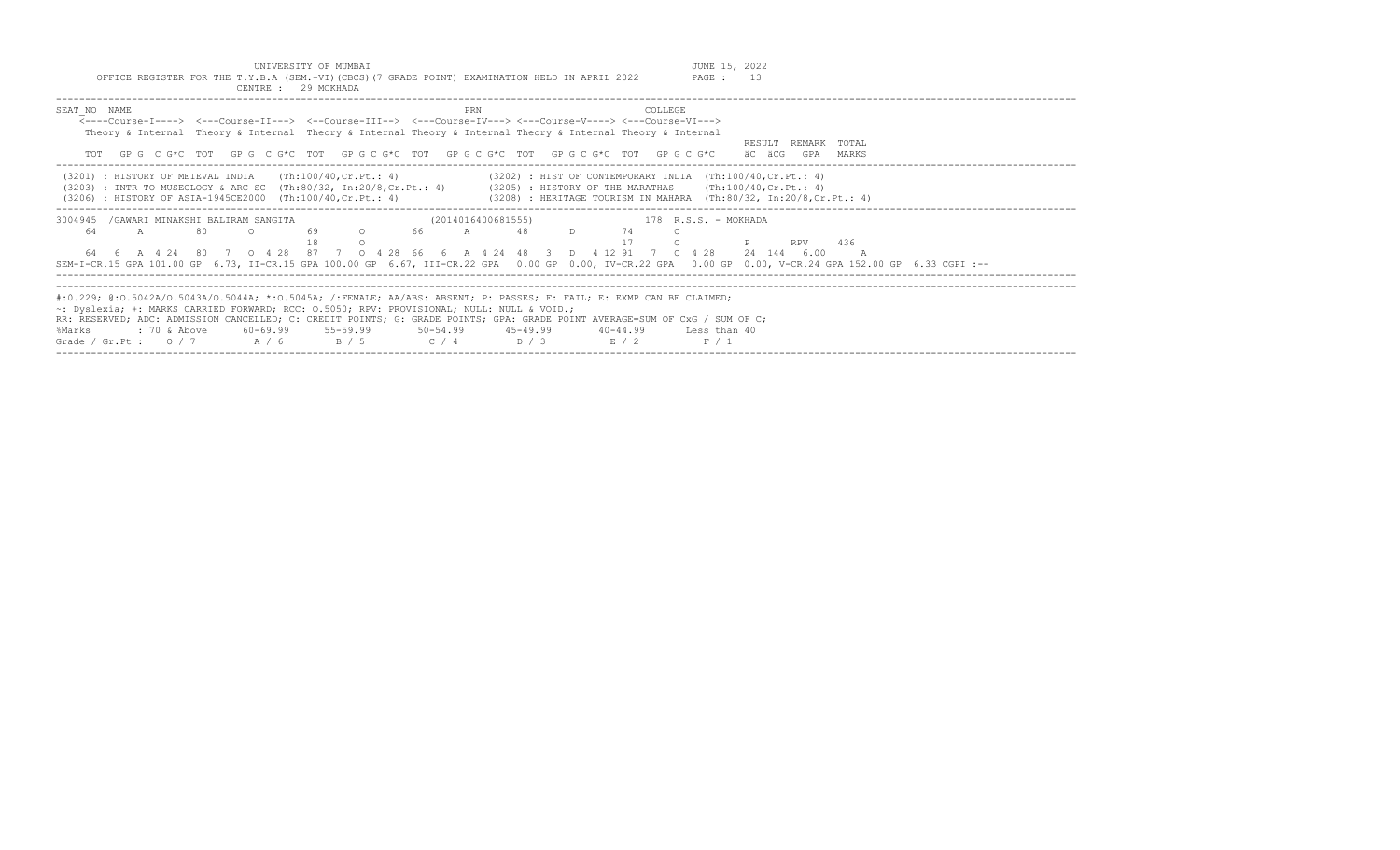UNIVERSITY OF MUMBAI

OFFICE REGISTER FOR THE T.Y.B.A (SEM.-VI)(CBCS)(7 GRADE POINT) EXAMINATION HELD IN APRIL 2022

JUNE 15, 2022

CENTRE : 29 MOKHADA

```
SEAT_NO  NAME                                              PRN                        COLLEGE
    <----Course-I----> <---Course-II---> <--Course-III--> <---Course-IV---> <---Course-V----> <---Course-VI--->
    Theory & Internal  Theory & Internal  Theory & Internal Theory & Internal Theory & Internal Theory & Internal
                                                                                                          RESULT  REMARK  TOTAL
    TOT  GP G  C G*C  TOT  GP G  C G*C  TOT  GP G C G*C  TOT  GP G C G*C  TOT  GP G C G*C  TOT  GP G C G*C     äC  äCG   GPA   MARKS
```

(3201) : HISTORY OF MEIEVAL INDIA (Th:100/40,Cr.Pt.: 4)
(3202) : HIST OF CONTEMPORARY INDIA (Th:100/40,Cr.Pt.: 4)
(3203) : INTR TO MUSEOLOGY & ARC SC (Th:80/32, In:20/8,Cr.Pt.: 4)
(3205) : HISTORY OF THE MARATHAS (Th:100/40,Cr.Pt.: 4)
(3206) : HISTORY OF ASIA-1945CE2000 (Th:100/40,Cr.Pt.: 4)
(3208) : HERITAGE TOURISM IN MAHARA (Th:80/32, In:20/8,Cr.Pt.: 4)

```
3004945  /GAWARI MINAKSHI BALIRAM SANGITA           (2014016400681555)           178 R.S.S. - MOKHADA
    64      A       80      O       69      O       66      A       48      D       74      O
                                    18      O                                       17      O          P      RPV    436
    64  6  A 4 24  80  7  O 4 28  87  7  O 4 28  66  6  A 4 24  48  3  D  4 12 91  7  O 4 28    24  144  6.00    A
SEM-I-CR.15 GPA 101.00 GP  6.73, II-CR.15 GPA 100.00 GP  6.67, III-CR.22 GPA  0.00 GP  0.00, IV-CR.22 GPA  0.00 GP  0.00, V-CR.24 GPA 152.00 GP  6.33 CGPI :--
```

#:0.229; @:O.5042A/O.5043A/O.5044A; *:O.5045A; /:FEMALE; AA/ABS: ABSENT; P: PASSES; F: FAIL; E: EXMP CAN BE CLAIMED;
~: Dyslexia; +: MARKS CARRIED FORWARD; RCC: O.5050; RPV: PROVISIONAL; NULL: NULL & VOID.;
RR: RESERVED; ADC: ADMISSION CANCELLED; C: CREDIT POINTS; G: GRADE POINTS; GPA: GRADE POINT AVERAGE=SUM OF CxG / SUM OF C;

| %Marks | : 70 & Above | 60-69.99 | 55-59.99 | 50-54.99 | 45-49.99 | 40-44.99 | Less than 40 |
|---|---|---|---|---|---|---|---|
| Grade / Gr.Pt : | O / 7 | A / 6 | B / 5 | C / 4 | D / 3 | E / 2 | F / 1 |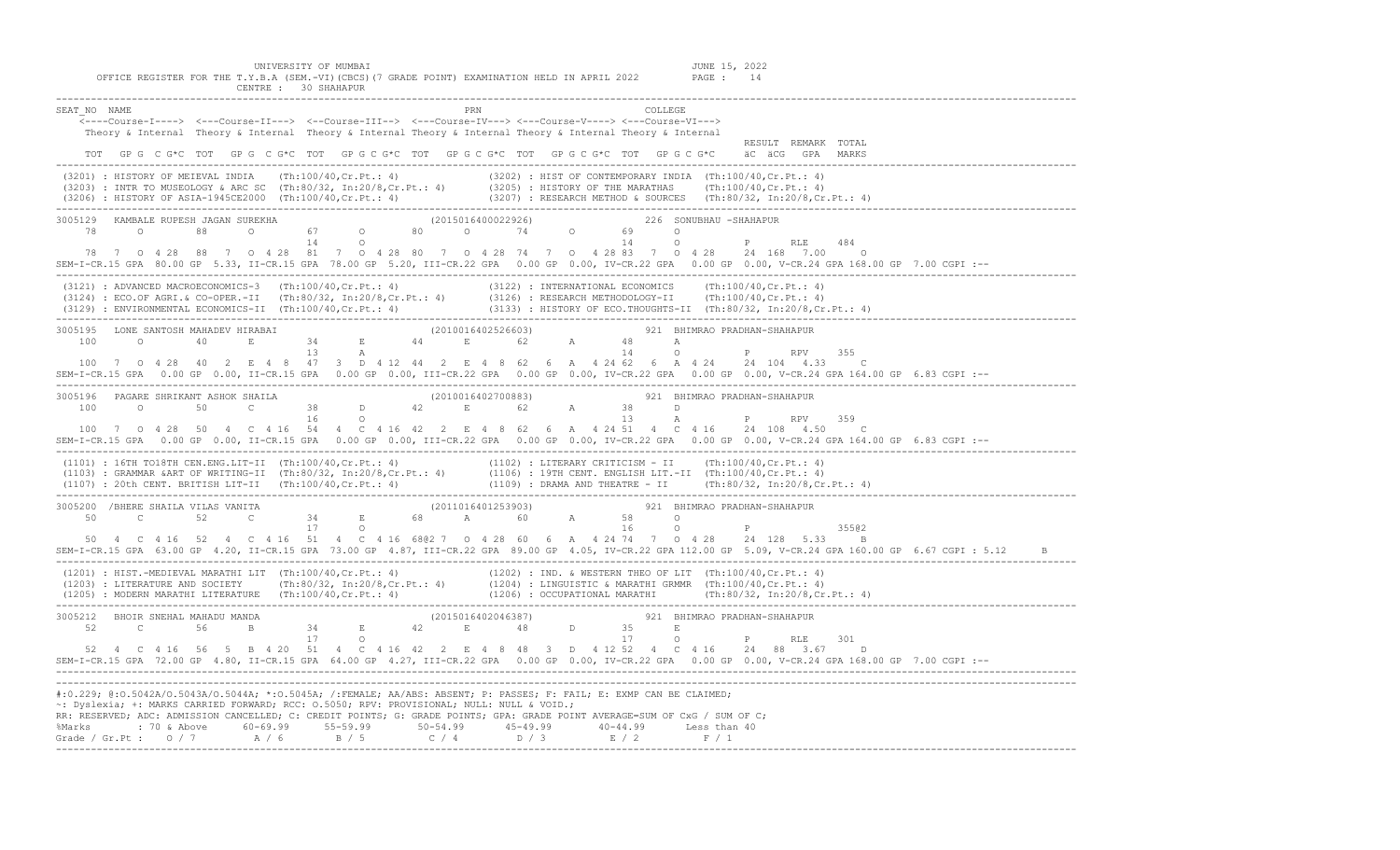UNIVERSITY OF MUMBAI
OFFICE REGISTER FOR THE T.Y.B.A (SEM.-VI)(CBCS)(7 GRADE POINT) EXAMINATION HELD IN APRIL 2022
CENTRE : 30 SHAHAPUR

JUNE 15, 2022

```
SEAT_NO  NAME                                                          PRN                              COLLEGE
    <----Course-I----> <---Course-II---> <--Course-III--> <---Course-IV---> <---Course-V----> <---Course-VI--->
    Theory & Internal  Theory & Internal  Theory & Internal Theory & Internal Theory & Internal Theory & Internal
                                                                                                                RESULT  REMARK  TOTAL
    TOT   GP G  C G*C  TOT   GP G  C G*C  TOT   GP G C G*C  TOT   GP G C G*C  TOT   GP G C G*C  TOT   GP G C G*C     äC  äCG   GPA   MARKS
-----------------------------------------------------------------------------------------------------------------------------------------
 (3201) : HISTORY OF MEIEVAL INDIA    (Th:100/40,Cr.Pt.: 4)              (3202) : HIST OF CONTEMPORARY INDIA  (Th:100/40,Cr.Pt.: 4)
 (3203) : INTR TO MUSEOLOGY & ARC SC  (Th:80/32, In:20/8,Cr.Pt.: 4)      (3205) : HISTORY OF THE MARATHAS     (Th:100/40,Cr.Pt.: 4)
 (3206) : HISTORY OF ASIA-1945CE2000  (Th:100/40,Cr.Pt.: 4)              (3207) : RESEARCH METHOD & SOURCES   (Th:80/32, In:20/8,Cr.Pt.: 4)
-----------------------------------------------------------------------------------------------------------------------------------------
3005129  KAMBALE RUPESH JAGAN SUREKHA                    (2015016400022926)               226  SONUBHAU -SHAHAPUR
    78      O       88      O       67      O       80      O       74      O       69      O
                                    14      O                                       14      O            P      RLE    484
    78  7   O 4 28   88  7   O 4 28   81  7   O 4 28  80  7   O 4 28  74  7   O  4 28 83  7   O 4 28     24  168  7.00     O
SEM-I-CR.15 GPA  80.00 GP  5.33, II-CR.15 GPA  78.00 GP  5.20, III-CR.22 GPA  0.00 GP  0.00, IV-CR.22 GPA  0.00 GP  0.00, V-CR.24 GPA 168.00 GP  7.00 CGPI :--
-----------------------------------------------------------------------------------------------------------------------------------------
 (3121) : ADVANCED MACROECONOMICS-3   (Th:100/40,Cr.Pt.: 4)              (3122) : INTERNATIONAL ECONOMICS     (Th:100/40,Cr.Pt.: 4)
 (3124) : ECO.OF AGRI.& CO-OPER.-II   (Th:80/32, In:20/8,Cr.Pt.: 4)      (3126) : RESEARCH METHODOLOGY-II     (Th:100/40,Cr.Pt.: 4)
 (3129) : ENVIRONMENTAL ECONOMICS-II  (Th:100/40,Cr.Pt.: 4)              (3133) : HISTORY OF ECO.THOUGHTS-II  (Th:80/32, In:20/8,Cr.Pt.: 4)
-----------------------------------------------------------------------------------------------------------------------------------------
3005195  LONE SANTOSH MAHADEV HIRABAI                    (2010016402526603)               921  BHIMRAO PRADHAN-SHAHAPUR
   100      O       40      E       34      E       44      E       62      A       48      A
                                    13      A                                       14      O            P      RPV    355
   100  7   O 4 28   40  2   E 4  8   47  3   D 4 12  44  2   E 4  8  62  6   A  4 24 62  6   A 4 24     24  104  4.33     C
SEM-I-CR.15 GPA   0.00 GP  0.00, II-CR.15 GPA   0.00 GP  0.00, III-CR.22 GPA  0.00 GP  0.00, IV-CR.22 GPA  0.00 GP  0.00, V-CR.24 GPA 164.00 GP  6.83 CGPI :--
-----------------------------------------------------------------------------------------------------------------------------------------
3005196  PAGARE SHRIKANT ASHOK SHAILA                    (2010016402700883)               921  BHIMRAO PRADHAN-SHAHAPUR
   100      O       50      C       38      D       42      E       62      A       38      D
                                    16      O                                       13      A            P      RPV    359
   100  7   O 4 28   50  4   C 4 16   54  4   C 4 16  42  2   E 4  8  62  6   A  4 24 51  4   C 4 16     24  108  4.50     C
SEM-I-CR.15 GPA   0.00 GP  0.00, II-CR.15 GPA   0.00 GP  0.00, III-CR.22 GPA  0.00 GP  0.00, IV-CR.22 GPA  0.00 GP  0.00, V-CR.24 GPA 164.00 GP  6.83 CGPI :--
-----------------------------------------------------------------------------------------------------------------------------------------
 (1101) : 16TH TO18TH CEN.ENG.LIT-II  (Th:100/40,Cr.Pt.: 4)              (1102) : LITERARY CRITICISM - II     (Th:100/40,Cr.Pt.: 4)
 (1103) : GRAMMAR &ART OF WRITING-II  (Th:80/32, In:20/8,Cr.Pt.: 4)      (1106) : 19TH CENT. ENGLISH LIT.-II  (Th:100/40,Cr.Pt.: 4)
 (1107) : 20th CENT. BRITISH LIT-II   (Th:100/40,Cr.Pt.: 4)              (1109) : DRAMA AND THEATRE - II      (Th:80/32, In:20/8,Cr.Pt.: 4)
-----------------------------------------------------------------------------------------------------------------------------------------
3005200  /BHERE SHAILA VILAS VANITA                      (2011016401253903)               921  BHIMRAO PRADHAN-SHAHAPUR
    50      C       52      C       34      E       68      A       60      A       58      O
                                    17      O                                       16      O            P             355@2
    50  4   C 4 16   52  4   C 4 16   51  4   C 4 16  68@2 7  O 4 28  60  6   A  4 24 74  7   O 4 28     24  128  5.33     B
SEM-I-CR.15 GPA  63.00 GP  4.20, II-CR.15 GPA  73.00 GP  4.87, III-CR.22 GPA 89.00 GP  4.05, IV-CR.22 GPA 112.00 GP  5.09, V-CR.24 GPA 160.00 GP  6.67 CGPI : 5.12     B
-----------------------------------------------------------------------------------------------------------------------------------------
 (1201) : HIST.-MEDIEVAL MARATHI LIT  (Th:100/40,Cr.Pt.: 4)              (1202) : IND. & WESTERN THEO OF LIT  (Th:100/40,Cr.Pt.: 4)
 (1203) : LITERATURE AND SOCIETY      (Th:80/32, In:20/8,Cr.Pt.: 4)      (1204) : LINGUISTIC & MARATHI GRMMR  (Th:100/40,Cr.Pt.: 4)
 (1205) : MODERN MARATHI LITERATURE   (Th:100/40,Cr.Pt.: 4)              (1206) : OCCUPATIONAL MARATHI        (Th:80/32, In:20/8,Cr.Pt.: 4)
-----------------------------------------------------------------------------------------------------------------------------------------
3005212  BHOIR SNEHAL MAHADU MANDA                       (2015016402046387)               921  BHIMRAO PRADHAN-SHAHAPUR
    52      C       56      B       34      E       42      E       48      D       35      E
                                    17      O                                       17      O            P      RLE    301
    52  4   C 4 16   56  5   B 4 20   51  4   C 4 16  42  2   E 4  8  48  3   D  4 12 52  4   C 4 16     24   88  3.67     D
SEM-I-CR.15 GPA  72.00 GP  4.80, II-CR.15 GPA  64.00 GP  4.27, III-CR.22 GPA  0.00 GP  0.00, IV-CR.22 GPA  0.00 GP  0.00, V-CR.24 GPA 168.00 GP  7.00 CGPI :--
-----------------------------------------------------------------------------------------------------------------------------------------
#:0.229; @:O.5042A/O.5043A/O.5044A; *:O.5045A; /:FEMALE; AA/ABS: ABSENT; P: PASSES; F: FAIL; E: EXMP CAN BE CLAIMED;
~: Dyslexia; +: MARKS CARRIED FORWARD; RCC: O.5050; RPV: PROVISIONAL; NULL: NULL & VOID.;
RR: RESERVED; ADC: ADMISSION CANCELLED; C: CREDIT POINTS; G: GRADE POINTS; GPA: GRADE POINT AVERAGE=SUM OF CxG / SUM OF C;
%Marks        : 70 & Above    60-69.99     55-59.99       50-54.99       45-49.99       40-44.99       Less than 40
Grade / Gr.Pt :   O / 7         A / 6        B / 5          C / 4          D / 3          E / 2          F / 1
```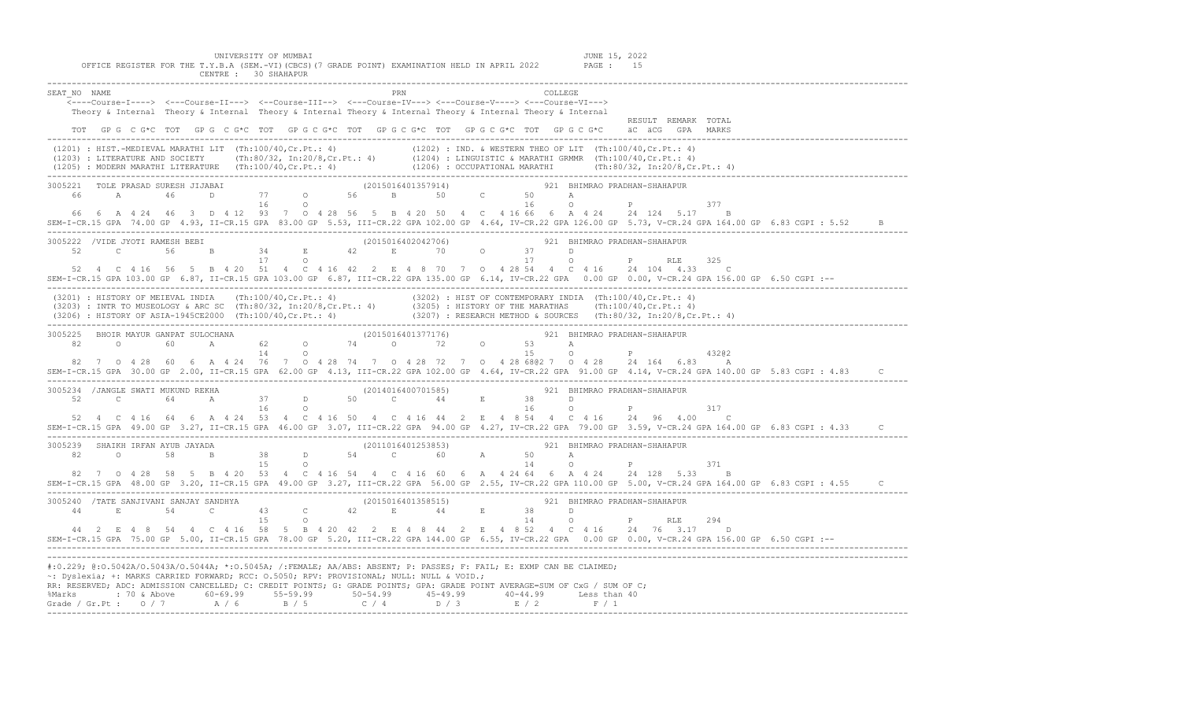UNIVERSITY OF MUMBAI

OFFICE REGISTER FOR THE T.Y.B.A (SEM.-VI)(CBCS)(7 GRADE POINT) EXAMINATION HELD IN APRIL 2022

CENTRE : 30 SHAHAPUR

JUNE 15, 2022

```
SEAT_NO  NAME                                                      PRN                              COLLEGE
    <----Course-I----> <---Course-II---> <--Course-III--> <---Course-IV---> <---Course-V----> <---Course-VI--->
    Theory & Internal  Theory & Internal  Theory & Internal Theory & Internal Theory & Internal Theory & Internal
                                                                                                                     RESULT  REMARK  TOTAL
    TOT   GP G  C G*C  TOT   GP G  C G*C  TOT   GP G C G*C  TOT   GP G C G*C  TOT   GP G C G*C  TOT   GP G C G*C     äC  äCG   GPA   MARKS
-------------------------------------------------------------------------------------------------------------------------------------------
 (1201) : HIST.-MEDIEVAL MARATHI LIT  (Th:100/40,Cr.Pt.: 4)              (1202) : IND. & WESTERN THEO OF LIT  (Th:100/40,Cr.Pt.: 4)
 (1203) : LITERATURE AND SOCIETY      (Th:80/32, In:20/8,Cr.Pt.: 4)      (1204) : LINGUISTIC & MARATHI GRMMR  (Th:100/40,Cr.Pt.: 4)
 (1205) : MODERN MARATHI LITERATURE   (Th:100/40,Cr.Pt.: 4)              (1206) : OCCUPATIONAL MARATHI        (Th:80/32, In:20/8,Cr.Pt.: 4)
-------------------------------------------------------------------------------------------------------------------------------------------
3005221  TOLE PRASAD SURESH JIJABAI                         (2015016401357914)               921  BHIMRAO PRADHAN-SHAHAPUR
    66      A       46      D        77      O       56      B       50      C       50      A
                                     16      O                                       16      O          P             377
    66  6  A 4 24   46  3  D 4 12   93  7  O 4 28  56  5  B 4 20  50  4  C  4 16 66  6  A 4 24    24  124  5.17     B
SEM-I-CR.15 GPA  74.00 GP  4.93, II-CR.15 GPA  83.00 GP  5.53, III-CR.22 GPA 102.00 GP  4.64, IV-CR.22 GPA 126.00 GP  5.73, V-CR.24 GPA 164.00 GP  6.83 CGPI : 5.52     B
-------------------------------------------------------------------------------------------------------------------------------------------
3005222  /VIDE JYOTI RAMESH BEBI                            (2015016402042706)               921  BHIMRAO PRADHAN-SHAHAPUR
    52      C       56      B        34      E       42      E       70      O       37      D
                                     17      O                                       17      O          P      RLE    325
    52  4  C 4 16   56  5  B 4 20   51  4  C 4 16  42  2  E 4 8   70  7  O  4 28 54  4  C 4 16    24  104  4.33     C
SEM-I-CR.15 GPA 103.00 GP  6.87, II-CR.15 GPA 103.00 GP  6.87, III-CR.22 GPA 135.00 GP  6.14, IV-CR.22 GPA   0.00 GP  0.00, V-CR.24 GPA 156.00 GP  6.50 CGPI :--
-------------------------------------------------------------------------------------------------------------------------------------------
 (3201) : HISTORY OF MEIEVAL INDIA    (Th:100/40,Cr.Pt.: 4)              (3202) : HIST OF CONTEMPORARY INDIA  (Th:100/40,Cr.Pt.: 4)
 (3203) : INTR TO MUSEOLOGY & ARC SC  (Th:80/32, In:20/8,Cr.Pt.: 4)      (3205) : HISTORY OF THE MARATHAS     (Th:100/40,Cr.Pt.: 4)
 (3206) : HISTORY OF ASIA-1945CE2000  (Th:100/40,Cr.Pt.: 4)              (3207) : RESEARCH METHOD & SOURCES   (Th:80/32, In:20/8,Cr.Pt.: 4)
-------------------------------------------------------------------------------------------------------------------------------------------
3005225  BHOIR MAYUR GANPAT SULOCHANA                       (2015016401377176)               921  BHIMRAO PRADHAN-SHAHAPUR
    82      O       60      A        62      O       74      O       72      O       53      A
                                     14      O                                       15      O          P             432@2
    82  7  O 4 28   60  6  A 4 24   76  7  O 4 28  74  7  O 4 28  72  7  O  4 28 68@2 7  O 4 28    24  164  6.83     A
SEM-I-CR.15 GPA  30.00 GP  2.00, II-CR.15 GPA  62.00 GP  4.13, III-CR.22 GPA 102.00 GP  4.64, IV-CR.22 GPA  91.00 GP  4.14, V-CR.24 GPA 140.00 GP  5.83 CGPI : 4.83     C
-------------------------------------------------------------------------------------------------------------------------------------------
3005234  /JANGLE SWATI MUKUND REKHA                         (2014016400701585)               921  BHIMRAO PRADHAN-SHAHAPUR
    52      C       64      A        37      D       50      C       44      E       38      D
                                     16      O                                       16      O          P             317
    52  4  C 4 16   64  6  A 4 24   53  4  C 4 16  50  4  C 4 16  44  2  E  4 8  54  4  C 4 16    24   96  4.00     C
SEM-I-CR.15 GPA  49.00 GP  3.27, II-CR.15 GPA  46.00 GP  3.07, III-CR.22 GPA  94.00 GP  4.27, IV-CR.22 GPA  79.00 GP  3.59, V-CR.24 GPA 164.00 GP  6.83 CGPI : 4.33     C
-------------------------------------------------------------------------------------------------------------------------------------------
3005239  SHAIKH IRFAN AYUB JAYADA                           (2011016401253853)               921  BHIMRAO PRADHAN-SHAHAPUR
    82      O       58      B        38      D       54      C       60      A       50      A
                                     15      O                                       14      O          P             371
    82  7  O 4 28   58  5  B 4 20   53  4  C 4 16  54  4  C 4 16  60  6  A  4 24 64  6  A 4 24    24  128  5.33     B
SEM-I-CR.15 GPA  48.00 GP  3.20, II-CR.15 GPA  49.00 GP  3.27, III-CR.22 GPA  56.00 GP  2.55, IV-CR.22 GPA 110.00 GP  5.00, V-CR.24 GPA 164.00 GP  6.83 CGPI : 4.55     C
-------------------------------------------------------------------------------------------------------------------------------------------
3005240  /TATE SANJIVANI SANJAY SANDHYA                     (2015016401358515)               921  BHIMRAO PRADHAN-SHAHAPUR
    44      E       54      C        43      C       42      E       44      E       38      D
                                     15      O                                       14      O          P      RLE    294
    44  2  E 4 8    54  4  C 4 16   58  5  B 4 20  42  2  E 4 8   44  2  E  4 8  52  4  C 4 16    24   76  3.17     D
SEM-I-CR.15 GPA  75.00 GP  5.00, II-CR.15 GPA  78.00 GP  5.20, III-CR.22 GPA 144.00 GP  6.55, IV-CR.22 GPA   0.00 GP  0.00, V-CR.24 GPA 156.00 GP  6.50 CGPI :--
-------------------------------------------------------------------------------------------------------------------------------------------
#:0.229; @:O.5042A/O.5043A/O.5044A; *:O.5045A; /:FEMALE; AA/ABS: ABSENT; P: PASSES; F: FAIL; E: EXMP CAN BE CLAIMED;
~: Dyslexia; +: MARKS CARRIED FORWARD; RCC: O.5050; RPV: PROVISIONAL; NULL: NULL & VOID.;
RR: RESERVED; ADC: ADMISSION CANCELLED; C: CREDIT POINTS; G: GRADE POINTS; GPA: GRADE POINT AVERAGE=SUM OF CxG / SUM OF C;
%Marks        : 70 & Above     60-69.99      55-59.99       50-54.99       45-49.99        40-44.99       Less than 40
Grade / Gr.Pt :   O / 7          A / 6         B / 5          C / 4          D / 3           E / 2          F / 1
```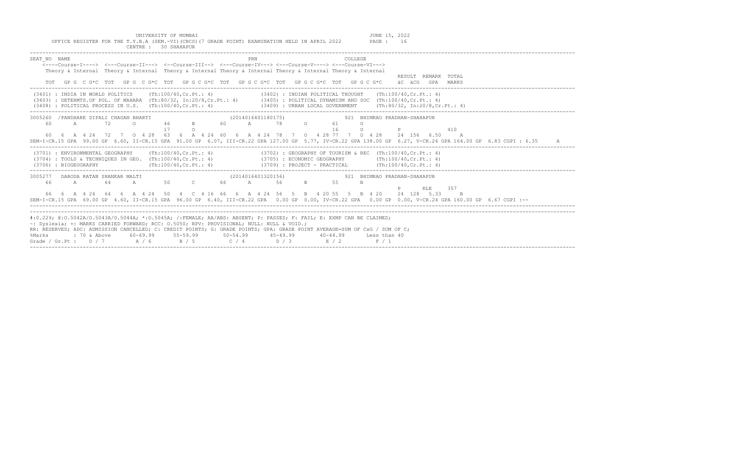UNIVERSITY OF MUMBAI
JUNE 15, 2022

OFFICE REGISTER FOR THE T.Y.B.A (SEM.-VI)(CBCS)(7 GRADE POINT) EXAMINATION HELD IN APRIL 2022

CENTRE : 30 SHAHAPUR

```
SEAT_NO  NAME                                                   PRN                              COLLEGE
    <----Course-I----> <---Course-II---> <--Course-III--> <---Course-IV---> <---Course-V----> <---Course-VI--->
    Theory & Internal  Theory & Internal  Theory & Internal Theory & Internal Theory & Internal Theory & Internal
                                                                                                                  RESULT  REMARK  TOTAL
    TOT  GP G  C G*C  TOT  GP G  C G*C  TOT  GP G C G*C  TOT  GP G C G*C  TOT  GP G C G*C  TOT  GP G C G*C     äC  äCG  GPA   MARKS
```

```
(3401) : INDIA IN WORLD POLITICS     (Th:100/40,Cr.Pt.: 4)              (3402) : INDIAN POLITICAL THOUGHT   (Th:100/40,Cr.Pt.: 4)
(3403) : DETERMTS.OF POL. OF MAHARA  (Th:80/32, In:20/8,Cr.Pt.: 4)      (3405) : POLITICAL DYNAMISM AND SOC  (Th:100/40,Cr.Pt.: 4)
(3408) : POLITICAL PROCESS IN U.S.   (Th:100/40,Cr.Pt.: 4)              (3409) : URBAN LOCAL GOVERNMENT     (Th:80/32, In:20/8,Cr.Pt.: 4)
```

```
3005260  /PANDHARE DIPALI CHAGAN BHARTI                    (2014016401180175)                921  BHIMRAO PRADHAN-SHAHAPUR
    60      A       72      O       46      B       60      A       78      O       61      O
                                    17      O                                       16      O          P              410
    60  6  A 4 24  72  7  O 4 28  63  6  A 4 24  60  6  A 4 24  78  7  O  4 28 77  7  O 4 28    24  156  6.50    A
SEM-I-CR.15 GPA  99.00 GP  6.60, II-CR.15 GPA  91.00 GP  6.07, III-CR.22 GPA  127.00 GP  5.77, IV-CR.22 GPA  138.00 GP  6.27, V-CR.24 GPA 164.00 GP  6.83 CGPI : 6.35     A
```

```
(3701) : ENVIRONMENTAL GEOGRAPHY     (Th:100/40,Cr.Pt.: 4)              (3702) : GEOGRAPHY OF TOURISM & REC  (Th:100/40,Cr.Pt.: 4)
(3704) : TOOLS & TECHNIQUES IN GEO.  (Th:100/40,Cr.Pt.: 4)              (3705) : ECONOMIC GEOGRAPHY         (Th:100/40,Cr.Pt.: 4)
(3706) : BIOGEOGRAPHY                (Th:100/40,Cr.Pt.: 4)              (3709) : PROJECT - PRACTICAL        (Th:100/40,Cr.Pt.: 4)
```

```
3005277   DARODA RATAN SHANKAR MALTI                        (2014016401320156)                921  BHIMRAO PRADHAN-SHAHAPUR
    66      A       64      A       50      C       66      A       56      B       55      B
                                                                                                       P      RLE    357
    66  6  A 4 24  64  6  A 4 24  50  4  C 4 16  66  6  A 4 24  56  5  B  4 20 55  5  B 4 20    24  128  5.33    B
SEM-I-CR.15 GPA  69.00 GP  4.60, II-CR.15 GPA  96.00 GP  6.40, III-CR.22 GPA   0.00 GP  0.00, IV-CR.22 GPA   0.00 GP  0.00, V-CR.24 GPA 160.00 GP  6.67 CGPI :--
```

```
#:O.229; @:O.5042A/O.5043A/O.5044A; *:O.5045A; /:FEMALE; AA/ABS: ABSENT; P: PASSES; F: FAIL; E: EXMP CAN BE CLAIMED;
~: Dyslexia; +: MARKS CARRIED FORWARD; RCC: O.5050; RPV: PROVISIONAL; NULL: NULL & VOID.;
RR: RESERVED; ADC: ADMISSION CANCELLED; C: CREDIT POINTS; G: GRADE POINTS; GPA: GRADE POINT AVERAGE=SUM OF CxG / SUM OF C;
%Marks        : 70 & Above    60-69.99    55-59.99     50-54.99     45-49.99     40-44.99     Less than 40
Grade / Gr.Pt :   O / 7        A / 6       B / 5        C / 4        D / 3        E / 2          F / 1
```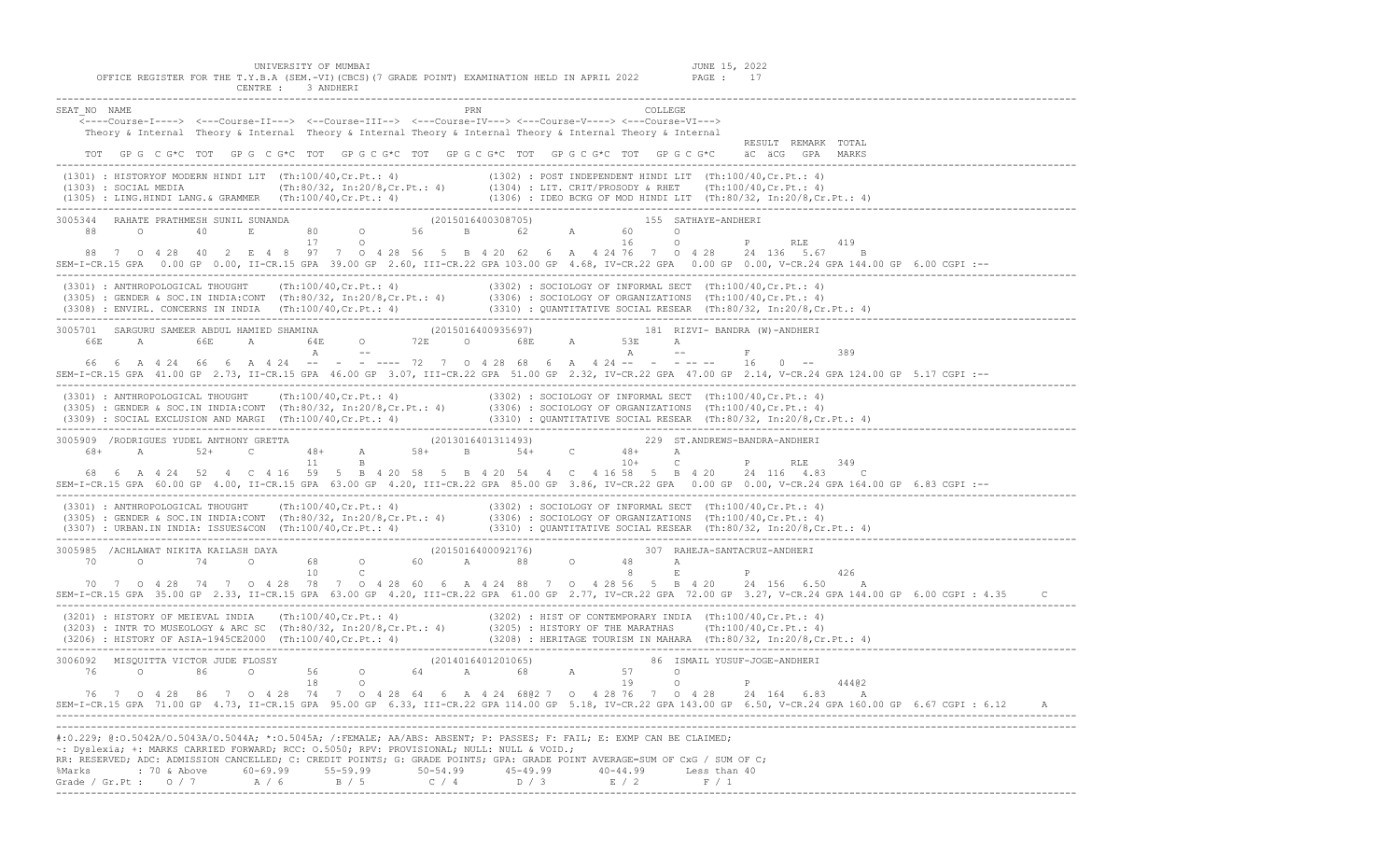UNIVERSITY OF MUMBAI
JUNE 15, 2022

OFFICE REGISTER FOR THE T.Y.B.A (SEM.-VI)(CBCS)(7 GRADE POINT) EXAMINATION HELD IN APRIL 2022

CENTRE : 3 ANDHERI

```
SEAT_NO  NAME                                                   PRN                              COLLEGE
    <----Course-I----> <---Course-II---> <--Course-III--> <---Course-IV---> <---Course-V----> <---Course-VI--->
    Theory & Internal  Theory & Internal  Theory & Internal Theory & Internal Theory & Internal Theory & Internal
                                                                                                             RESULT  REMARK  TOTAL
    TOT  GP G  C G*C  TOT  GP G  C G*C  TOT  GP G C G*C  TOT  GP G C G*C  TOT  GP G C G*C  TOT  GP G C G*C   äC  äCG  GPA   MARKS
-------------------------------------------------------------------------------------------------------------------------------------------
 (1301) : HISTORYOF MODERN HINDI LIT  (Th:100/40,Cr.Pt.: 4)              (1302) : POST INDEPENDENT HINDI LIT  (Th:100/40,Cr.Pt.: 4)
 (1303) : SOCIAL MEDIA                (Th:80/32, In:20/8,Cr.Pt.: 4)      (1304) : LIT. CRIT/PROSODY & RHET    (Th:100/40,Cr.Pt.: 4)
 (1305) : LING.HINDI LANG.& GRAMMER   (Th:100/40,Cr.Pt.: 4)              (1306) : IDEO BCKG OF MOD HINDI LIT  (Th:80/32, In:20/8,Cr.Pt.: 4)
-------------------------------------------------------------------------------------------------------------------------------------------
3005344  RAHATE PRATHMESH SUNIL SUNANDA                    (2015016400308705)                 155  SATHAYE-ANDHERI
    88     O       40      E       80      O      56      B      62      A       60      O
                                   17      O                                     16      O          P       RLE     419
    88  7  O 4 28  40  2  E 4 8  97  7  O 4 28  56  5  B 4 20  62  6  A 4 24 76  7  O 4 28    24  136  5.67     B
SEM-I-CR.15 GPA  0.00 GP 0.00, II-CR.15 GPA  39.00 GP 2.60, III-CR.22 GPA 103.00 GP 4.68, IV-CR.22 GPA  0.00 GP 0.00, V-CR.24 GPA 144.00 GP  6.00 CGPI :--
-------------------------------------------------------------------------------------------------------------------------------------------
 (3301) : ANTHROPOLOGICAL THOUGHT     (Th:100/40,Cr.Pt.: 4)              (3302) : SOCIOLOGY OF INFORMAL SECT  (Th:100/40,Cr.Pt.: 4)
 (3305) : GENDER & SOC.IN INDIA:CONT  (Th:80/32, In:20/8,Cr.Pt.: 4)      (3306) : SOCIOLOGY OF ORGANIZATIONS  (Th:100/40,Cr.Pt.: 4)
 (3308) : ENVIRL. CONCERNS IN INDIA   (Th:100/40,Cr.Pt.: 4)              (3310) : QUANTITATIVE SOCIAL RESEAR  (Th:80/32, In:20/8,Cr.Pt.: 4)
-------------------------------------------------------------------------------------------------------------------------------------------
3005701  SARGURU SAMEER ABDUL HAMIED SHAMINA               (2015016400935697)                 181  RIZVI- BANDRA (W)-ANDHERI
    66E    A       66E     A       64E     O      72E     O      68E     A       53E     A
                                   A       --                                    A       --         F               389
    66  6  A 4 24  66  6  A 4 24  --  -  - ----  72  7  O 4 28  68  6  A 4 24 --  -  - -- --    16   0  --
SEM-I-CR.15 GPA  41.00 GP 2.73, II-CR.15 GPA  46.00 GP 3.07, III-CR.22 GPA  51.00 GP 2.32, IV-CR.22 GPA  47.00 GP 2.14, V-CR.24 GPA 124.00 GP  5.17 CGPI :--
-------------------------------------------------------------------------------------------------------------------------------------------
 (3301) : ANTHROPOLOGICAL THOUGHT     (Th:100/40,Cr.Pt.: 4)              (3302) : SOCIOLOGY OF INFORMAL SECT  (Th:100/40,Cr.Pt.: 4)
 (3305) : GENDER & SOC.IN INDIA:CONT  (Th:80/32, In:20/8,Cr.Pt.: 4)      (3306) : SOCIOLOGY OF ORGANIZATIONS  (Th:100/40,Cr.Pt.: 4)
 (3309) : SOCIAL EXCLUSION AND MARGI  (Th:100/40,Cr.Pt.: 4)              (3310) : QUANTITATIVE SOCIAL RESEAR  (Th:80/32, In:20/8,Cr.Pt.: 4)
-------------------------------------------------------------------------------------------------------------------------------------------
3005909  /RODRIGUES YUDEL ANTHONY GRETTA                   (2013016401311493)                 229  ST.ANDREWS-BANDRA-ANDHERI
    68+    A       52+     C       48+     A      58+     B      54+     C       48+     A
                                   11      B                                     10+     C          P       RLE     349
    68  6  A 4 24  52  4  C 4 16  59  5  B 4 20  58  5  B 4 20  54  4  C 4 16 58  5  B 4 20    24  116  4.83     C
SEM-I-CR.15 GPA  60.00 GP 4.00, II-CR.15 GPA  63.00 GP 4.20, III-CR.22 GPA  85.00 GP 3.86, IV-CR.22 GPA  0.00 GP 0.00, V-CR.24 GPA 164.00 GP  6.83 CGPI :--
-------------------------------------------------------------------------------------------------------------------------------------------
 (3301) : ANTHROPOLOGICAL THOUGHT     (Th:100/40,Cr.Pt.: 4)              (3302) : SOCIOLOGY OF INFORMAL SECT  (Th:100/40,Cr.Pt.: 4)
 (3305) : GENDER & SOC.IN INDIA:CONT  (Th:80/32, In:20/8,Cr.Pt.: 4)      (3306) : SOCIOLOGY OF ORGANIZATIONS  (Th:100/40,Cr.Pt.: 4)
 (3307) : URBAN.IN INDIA: ISSUES&CON  (Th:100/40,Cr.Pt.: 4)              (3310) : QUANTITATIVE SOCIAL RESEAR  (Th:80/32, In:20/8,Cr.Pt.: 4)
-------------------------------------------------------------------------------------------------------------------------------------------
3005985  /ACHLAWAT NIKITA KAILASH DAYA                     (2015016400092176)                 307  RAHEJA-SANTACRUZ-ANDHERI
    70     O       74      O       68      O      60      A      88      O       48      A
                                   10      C                                     8       E          P               426
    70  7  O 4 28  74  7  O 4 28  78  7  O 4 28  60  6  A 4 24  88  7  O 4 28 56  5  B 4 20    24  156  6.50     A
SEM-I-CR.15 GPA  35.00 GP 2.33, II-CR.15 GPA  63.00 GP 4.20, III-CR.22 GPA  61.00 GP 2.77, IV-CR.22 GPA  72.00 GP 3.27, V-CR.24 GPA 144.00 GP  6.00 CGPI : 4.35     C
-------------------------------------------------------------------------------------------------------------------------------------------
 (3201) : HISTORY OF MEIEVAL INDIA    (Th:100/40,Cr.Pt.: 4)              (3202) : HIST OF CONTEMPORARY INDIA  (Th:100/40,Cr.Pt.: 4)
 (3203) : INTR TO MUSEOLOGY & ARC SC  (Th:80/32, In:20/8,Cr.Pt.: 4)      (3205) : HISTORY OF THE MARATHAS     (Th:100/40,Cr.Pt.: 4)
 (3206) : HISTORY OF ASIA-1945CE2000  (Th:100/40,Cr.Pt.: 4)              (3208) : HERITAGE TOURISM IN MAHARA  (Th:80/32, In:20/8,Cr.Pt.: 4)
-------------------------------------------------------------------------------------------------------------------------------------------
3006092  MISQUITTA VICTOR JUDE FLOSSY                      (2014016401201065)                  86  ISMAIL YUSUF-JOGE-ANDHERI
    76     O       86      O       56      O      64      A      68      A       57      O
                                   18      O                                     19      O          P               444@2
    76  7  O 4 28  86  7  O 4 28  74  7  O 4 28  64  6  A 4 24  68@2 7  O 4 28 76  7  O 4 28    24  164  6.83     A
SEM-I-CR.15 GPA  71.00 GP 4.73, II-CR.15 GPA  95.00 GP 6.33, III-CR.22 GPA 114.00 GP 5.18, IV-CR.22 GPA 143.00 GP  6.50, V-CR.24 GPA 160.00 GP  6.67 CGPI : 6.12     A
-------------------------------------------------------------------------------------------------------------------------------------------
```

#:O.229; @:O.5042A/O.5043A/O.5044A; *:O.5045A; /:FEMALE; AA/ABS: ABSENT; P: PASSES; F: FAIL; E: EXMP CAN BE CLAIMED;
~: Dyslexia; +: MARKS CARRIED FORWARD; RCC: O.5050; RPV: PROVISIONAL; NULL: NULL & VOID.;
RR: RESERVED; ADC: ADMISSION CANCELLED; C: CREDIT POINTS; G: GRADE POINTS; GPA: GRADE POINT AVERAGE=SUM OF CxG / SUM OF C;

| %Marks | : 70 & Above | 60-69.99 | 55-59.99 | 50-54.99 | 45-49.99 | 40-44.99 | Less than 40 |
|---|---|---|---|---|---|---|---|
| Grade / Gr.Pt : | O / 7 | A / 6 | B / 5 | C / 4 | D / 3 | E / 2 | F / 1 |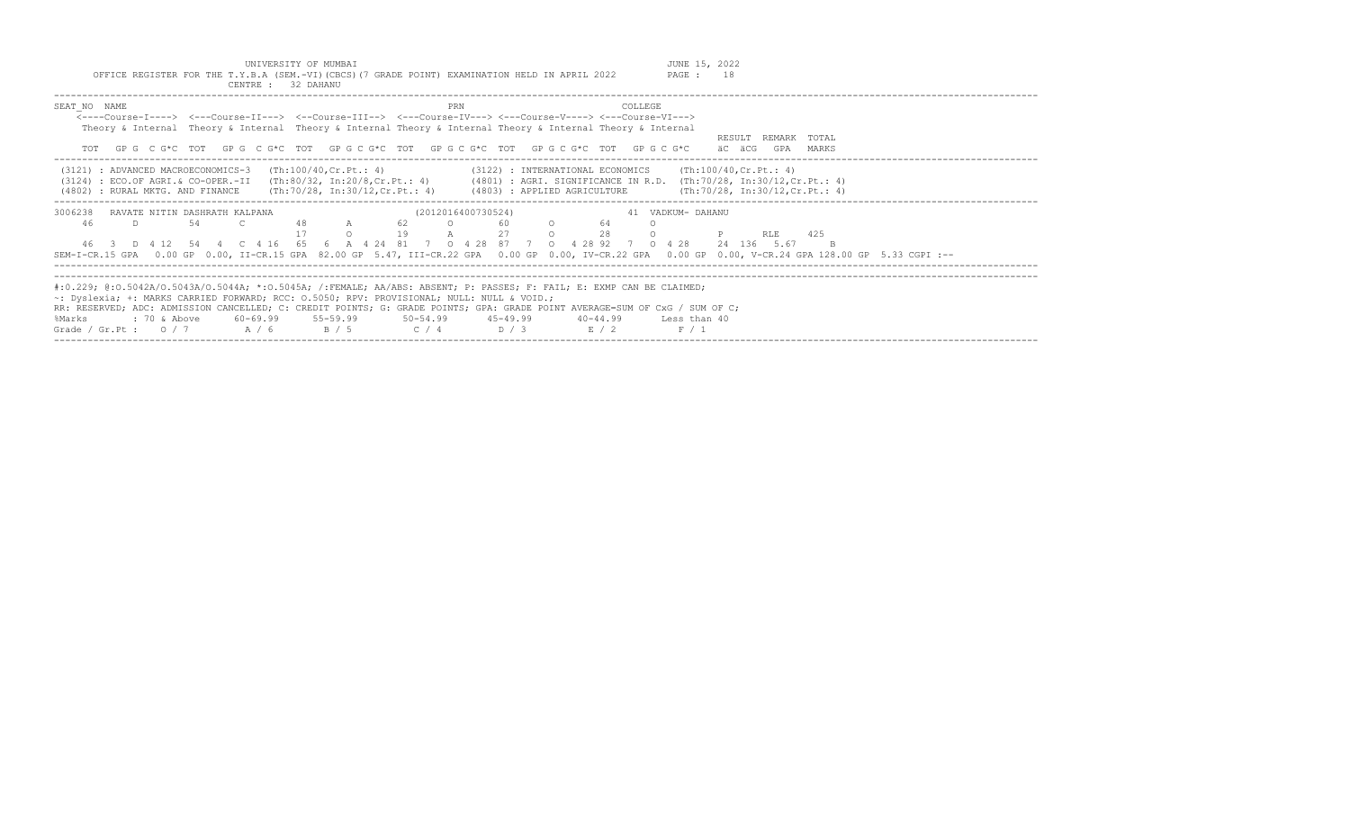UNIVERSITY OF MUMBAI
JUNE 15, 2022

OFFICE REGISTER FOR THE T.Y.B.A (SEM.-VI)(CBCS)(7 GRADE POINT) EXAMINATION HELD IN APRIL 2022

CENTRE : 32 DAHANU

```
SEAT_NO  NAME                                                   PRN                              COLLEGE
    <----Course-I----> <---Course-II---> <--Course-III--> <---Course-IV---> <---Course-V----> <---Course-VI--->
    Theory & Internal  Theory & Internal  Theory & Internal Theory & Internal Theory & Internal Theory & Internal
                                                                                                               RESULT  REMARK  TOTAL
    TOT   GP G  C G*C  TOT   GP G  C G*C  TOT   GP G C G*C  TOT   GP G C G*C  TOT   GP G C G*C  TOT   GP G C G*C    äC  äCG   GPA   MARKS
```

```
(3121) : ADVANCED MACROECONOMICS-3   (Th:100/40,Cr.Pt.: 4)              (3122) : INTERNATIONAL ECONOMICS     (Th:100/40,Cr.Pt.: 4)
(3124) : ECO.OF AGRI.& CO-OPER.-II   (Th:80/32, In:20/8,Cr.Pt.: 4)      (4801) : AGRI. SIGNIFICANCE IN R.D.  (Th:70/28, In:30/12,Cr.Pt.: 4)
(4802) : RURAL MKTG. AND FINANCE     (Th:70/28, In:30/12,Cr.Pt.: 4)     (4803) : APPLIED AGRICULTURE         (Th:70/28, In:30/12,Cr.Pt.: 4)
```

```
3006238   RAVATE NITIN DASHRATH KALPANA                     (2012016400730524)                   41  VADKUM- DAHANU
    46      D       54      C       48      A       62      O       60      O       64      O
                                    17      O       19      A       27      O       28      O          P       RLE     425
    46  3  D  4 12   54  4  C  4 16   65  6  A  4 24  81  7  O  4 28  87  7  O  4 28 92  7  O  4 28     24  136  5.67     B
SEM-I-CR.15 GPA  0.00 GP 0.00, II-CR.15 GPA 82.00 GP 5.47, III-CR.22 GPA  0.00 GP 0.00, IV-CR.22 GPA  0.00 GP 0.00, V-CR.24 GPA 128.00 GP 5.33 CGPI :--
```

#:0.229; @:O.5042A/O.5043A/O.5044A; *:O.5045A; /:FEMALE; AA/ABS: ABSENT; P: PASSES; F: FAIL; E: EXMP CAN BE CLAIMED;
~: Dyslexia; +: MARKS CARRIED FORWARD; RCC: O.5050; RPV: PROVISIONAL; NULL: NULL & VOID.;
RR: RESERVED; ADC: ADMISSION CANCELLED; C: CREDIT POINTS; G: GRADE POINTS; GPA: GRADE POINT AVERAGE=SUM OF CxG / SUM OF C;

| %Marks | : 70 & Above | 60-69.99 | 55-59.99 | 50-54.99 | 45-49.99 | 40-44.99 | Less than 40 |
|---|---|---|---|---|---|---|---|
| Grade / Gr.Pt : | O / 7 | A / 6 | B / 5 | C / 4 | D / 3 | E / 2 | F / 1 |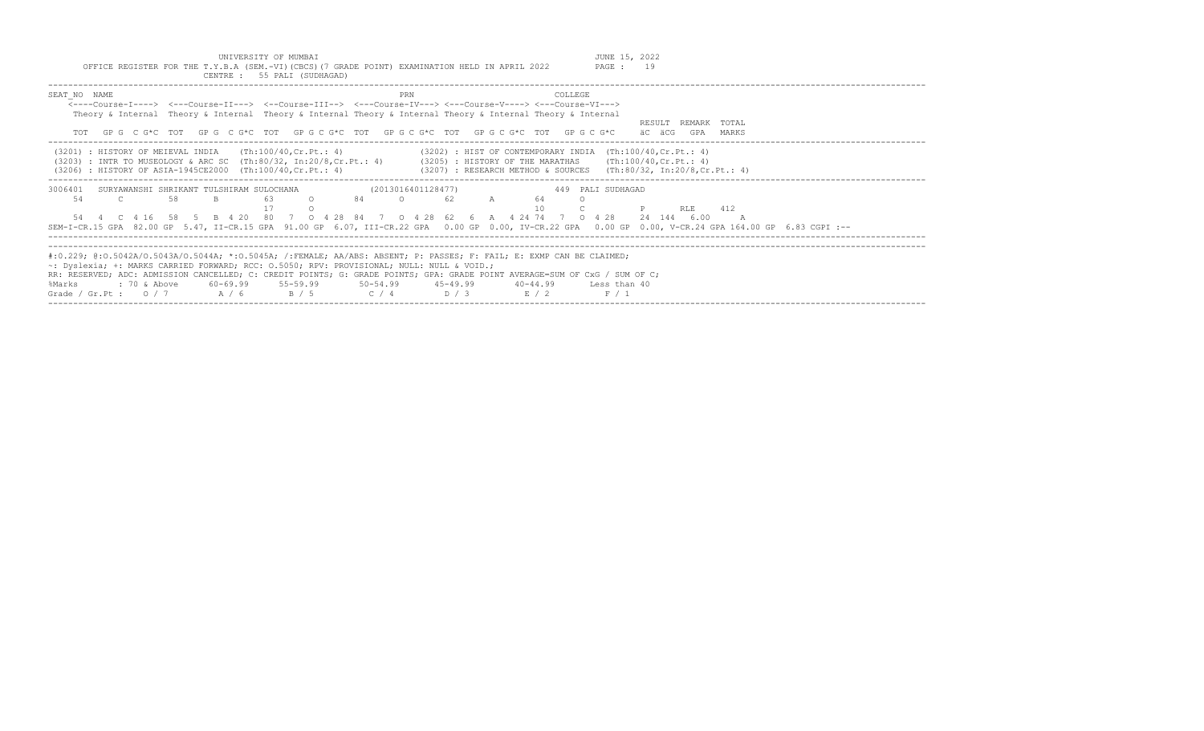UNIVERSITY OF MUMBAI

JUNE 15, 2022

OFFICE REGISTER FOR THE T.Y.B.A (SEM.-VI)(CBCS)(7 GRADE POINT) EXAMINATION HELD IN APRIL 2022

CENTRE : 55 PALI (SUDHAGAD)

```
SEAT_NO  NAME                                                   PRN                          COLLEGE
    <----Course-I----> <---Course-II---> <--Course-III--> <---Course-IV---> <---Course-V----> <---Course-VI--->
    Theory & Internal  Theory & Internal Theory & Internal Theory & Internal Theory & Internal Theory & Internal
                                                                                                                 RESULT  REMARK  TOTAL
    TOT   GP G  C G*C  TOT   GP G  C G*C  TOT   GP G C G*C  TOT   GP G C G*C  TOT   GP G C G*C  TOT   GP G C G*C     äC  äCG   GPA   MARKS
```

```
(3201) : HISTORY OF MEIEVAL INDIA    (Th:100/40,Cr.Pt.: 4)              (3202) : HIST OF CONTEMPORARY INDIA  (Th:100/40,Cr.Pt.: 4)
(3203) : INTR TO MUSEOLOGY & ARC SC  (Th:80/32, In:20/8,Cr.Pt.: 4)       (3205) : HISTORY OF THE MARATHAS     (Th:100/40,Cr.Pt.: 4)
(3206) : HISTORY OF ASIA-1945CE2000  (Th:100/40,Cr.Pt.: 4)              (3207) : RESEARCH METHOD & SOURCES   (Th:80/32, In:20/8,Cr.Pt.: 4)
```

```
3006401   SURYAWANSHI SHRIKANT TULSHIRAM SULOCHANA              (2013016401128477)                449  PALI SUDHAGAD
   54      C        58      B        63      O       84      O       62      A       64      O
                                     17      O                                       10      C           P      RLE    412
   54  4  C  4 16   58  5  B  4 20   80  7  O  4 28  84  7  O  4 28  62  6  A  4 24  74  7  O  4 28     24  144  6.00     A
SEM-I-CR.15 GPA  82.00 GP  5.47, II-CR.15 GPA  91.00 GP  6.07, III-CR.22 GPA   0.00 GP  0.00, IV-CR.22 GPA   0.00 GP  0.00, V-CR.24 GPA 164.00 GP  6.83 CGPI :--
```

#:0.229; @:O.5042A/O.5043A/O.5044A; *:O.5045A; /:FEMALE; AA/ABS: ABSENT; P: PASSES; F: FAIL; E: EXMP CAN BE CLAIMED;
~: Dyslexia; +: MARKS CARRIED FORWARD; RCC: O.5050; RPV: PROVISIONAL; NULL: NULL & VOID.;
RR: RESERVED; ADC: ADMISSION CANCELLED; C: CREDIT POINTS; G: GRADE POINTS; GPA: GRADE POINT AVERAGE=SUM OF CxG / SUM OF C;

| %Marks | : 70 & Above | 60-69.99 | 55-59.99 | 50-54.99 | 45-49.99 | 40-44.99 | Less than 40 |
|---|---|---|---|---|---|---|---|
| Grade / Gr.Pt : | O / 7 | A / 6 | B / 5 | C / 4 | D / 3 | E / 2 | F / 1 |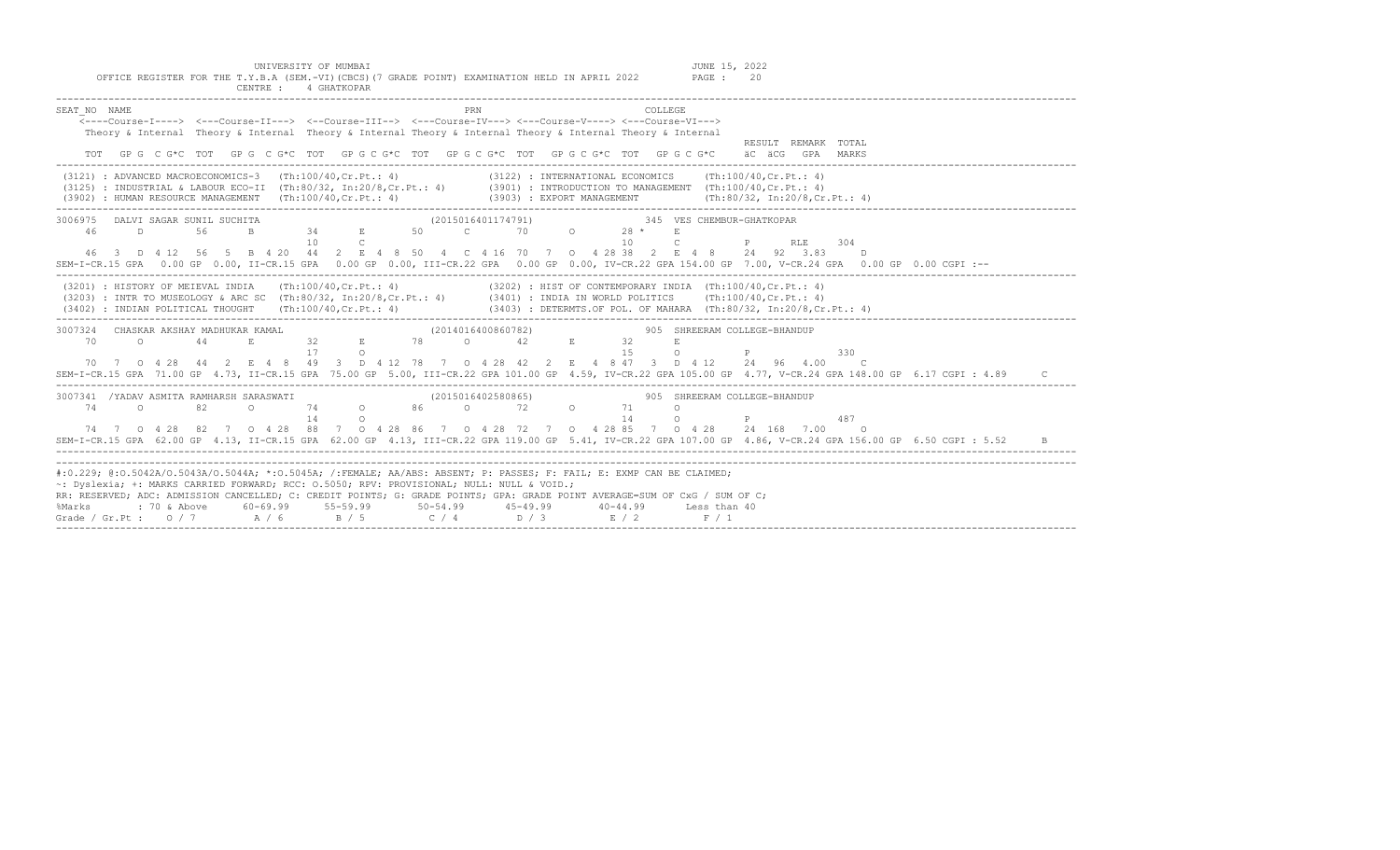UNIVERSITY OF MUMBAI
JUNE 15, 2022

OFFICE REGISTER FOR THE T.Y.B.A (SEM.-VI)(CBCS)(7 GRADE POINT) EXAMINATION HELD IN APRIL 2022

CENTRE : 4 GHATKOPAR

```
SEAT_NO  NAME                                                     PRN                            COLLEGE
    <----Course-I----> <---Course-II---> <--Course-III--> <---Course-IV---> <---Course-V----> <---Course-VI--->
    Theory & Internal  Theory & Internal  Theory & Internal Theory & Internal Theory & Internal Theory & Internal
                                                                                                              RESULT  REMARK  TOTAL
    TOT   GP G  C G*C  TOT   GP G  C G*C  TOT  GP G C G*C  TOT  GP G C G*C  TOT  GP G C G*C  TOT  GP G C G*C    äC  äCG  GPA   MARKS
```

```
(3121) : ADVANCED MACROECONOMICS-3   (Th:100/40,Cr.Pt.: 4)              (3122) : INTERNATIONAL ECONOMICS     (Th:100/40,Cr.Pt.: 4)
(3125) : INDUSTRIAL & LABOUR ECO-II  (Th:80/32, In:20/8,Cr.Pt.: 4)      (3901) : INTRODUCTION TO MANAGEMENT  (Th:100/40,Cr.Pt.: 4)
(3902) : HUMAN RESOURCE MANAGEMENT   (Th:100/40,Cr.Pt.: 4)              (3903) : EXPORT MANAGEMENT           (Th:80/32, In:20/8,Cr.Pt.: 4)
```

```
3006975   DALVI SAGAR SUNIL SUCHITA                        (2015016401174791)             345  VES CHEMBUR-GHATKOPAR
    46      D       56      B       34      E       50      C       70      O       28 *    E
                                    10      C                                       10      C          P       RLE     304
    46  3  D 4 12  56  5  B 4 20  44  2  E 4 8  50  4  C 4 16  70  7  O 4 28 38  2  E 4 8    24  92  3.83     D
SEM-I-CR.15 GPA  0.00 GP 0.00, II-CR.15 GPA  0.00 GP 0.00, III-CR.22 GPA  0.00 GP 0.00, IV-CR.22 GPA 154.00 GP  7.00, V-CR.24 GPA  0.00 GP 0.00 CGPI :--
```

```
(3201) : HISTORY OF MEIEVAL INDIA    (Th:100/40,Cr.Pt.: 4)              (3202) : HIST OF CONTEMPORARY INDIA  (Th:100/40,Cr.Pt.: 4)
(3203) : INTR TO MUSEOLOGY & ARC SC  (Th:80/32, In:20/8,Cr.Pt.: 4)      (3401) : INDIA IN WORLD POLITICS     (Th:100/40,Cr.Pt.: 4)
(3402) : INDIAN POLITICAL THOUGHT    (Th:100/40,Cr.Pt.: 4)              (3403) : DETERMTS.OF POL. OF MAHARA  (Th:80/32, In:20/8,Cr.Pt.: 4)
```

```
3007324   CHASKAR AKSHAY MADHUKAR KAMAL                    (2014016400860782)             905  SHREERAM COLLEGE-BHANDUP
    70      O       44      E       32      E       78      O       42      E       32      E
                                    17      O                                       15      O          P               330
    70  7  O 4 28  44  2  E 4 8   49  3  D 4 12  78  7  O 4 28  42  2  E  4 8 47  3  D 4 12   24  96  4.00     C
SEM-I-CR.15 GPA  71.00 GP 4.73, II-CR.15 GPA  75.00 GP 5.00, III-CR.22 GPA 101.00 GP  4.59, IV-CR.22 GPA 105.00 GP  4.77, V-CR.24 GPA 148.00 GP  6.17 CGPI : 4.89     C
```

```
3007341  /YADAV ASMITA RAMHARSH SARASWATI                  (2015016402580865)             905  SHREERAM COLLEGE-BHANDUP
    74      O       82      O       74      O       86      O       72      O       71      O
                                    14      O                                       14      O          P               487
    74  7  O 4 28  82  7  O 4 28  88  7  O 4 28  86  7  O 4 28  72  7  O  4 28 85  7  O 4 28   24  168  7.00     O
SEM-I-CR.15 GPA  62.00 GP 4.13, II-CR.15 GPA  62.00 GP 4.13, III-CR.22 GPA 119.00 GP  5.41, IV-CR.22 GPA 107.00 GP  4.86, V-CR.24 GPA 156.00 GP  6.50 CGPI : 5.52     B
```

#:0.229; @:O.5042A/O.5043A/O.5044A; *:O.5045A; /:FEMALE; AA/ABS: ABSENT; P: PASSES; F: FAIL; E: EXMP CAN BE CLAIMED;
~: Dyslexia; +: MARKS CARRIED FORWARD; RCC: O.5050; RPV: PROVISIONAL; NULL: NULL & VOID.;
RR: RESERVED; ADC: ADMISSION CANCELLED; C: CREDIT POINTS; G: GRADE POINTS; GPA: GRADE POINT AVERAGE=SUM OF CxG / SUM OF C;

| %Marks | : 70 & Above | 60-69.99 | 55-59.99 | 50-54.99 | 45-49.99 | 40-44.99 | Less than 40 |
|---|---|---|---|---|---|---|---|
| Grade / Gr.Pt : | O / 7 | A / 6 | B / 5 | C / 4 | D / 3 | E / 2 | F / 1 |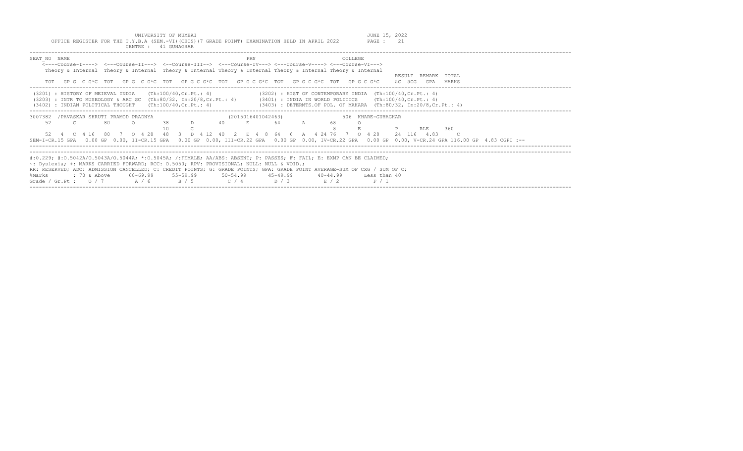UNIVERSITY OF MUMBAI

OFFICE REGISTER FOR THE T.Y.B.A (SEM.-VI)(CBCS)(7 GRADE POINT) EXAMINATION HELD IN APRIL 2022

CENTRE : 41 GUHAGHAR

JUNE 15, 2022

```
SEAT_NO  NAME                                                    PRN                            COLLEGE
    <----Course-I----> <---Course-II---> <--Course-III--> <---Course-IV---> <---Course-V----> <---Course-VI--->
    Theory & Internal  Theory & Internal  Theory & Internal Theory & Internal Theory & Internal Theory & Internal
                                                                                                                RESULT  REMARK  TOTAL
    TOT   GP G  C G*C  TOT   GP G  C G*C  TOT   GP G C G*C  TOT   GP G C G*C  TOT   GP G C G*C  TOT   GP G C G*C     äC  äCG   GPA   MARKS
```

```
(3201) : HISTORY OF MEIEVAL INDIA    (Th:100/40,Cr.Pt.: 4)              (3202) : HIST OF CONTEMPORARY INDIA  (Th:100/40,Cr.Pt.: 4)
(3203) : INTR TO MUSEOLOGY & ARC SC  (Th:80/32, In:20/8,Cr.Pt.: 4)      (3401) : INDIA IN WORLD POLITICS     (Th:100/40,Cr.Pt.: 4)
(3402) : INDIAN POLITICAL THOUGHT    (Th:100/40,Cr.Pt.: 4)              (3403) : DETERMTS.OF POL. OF MAHARA  (Th:80/32, In:20/8,Cr.Pt.: 4)
```

```
3007382  /PAVASKAR SHRUTI PRAMOD PRADNYA                   (2015016401042463)              506  KHARE-GUHAGHAR
    52      C       80      O       38      D       40      E       64      A       68      O
                                    10      C                                        8      E          P       RLE     360
    52  4   C  4 16   80  7   O  4 28   48   3   D  4 12  40   2   E  4  8  64   6   A  4 24 76   7   O  4 28    24  116   4.83     C
SEM-I-CR.15 GPA   0.00 GP  0.00, II-CR.15 GPA   0.00 GP  0.00, III-CR.22 GPA   0.00 GP  0.00, IV-CR.22 GPA   0.00 GP  0.00, V-CR.24 GPA 116.00 GP  4.83 CGPI :--
```

#:O.229; @:O.5042A/O.5043A/O.5044A; *:O.5045A; /:FEMALE; AA/ABS: ABSENT; P: PASSES; F: FAIL; E: EXMP CAN BE CLAIMED;
~: Dyslexia; +: MARKS CARRIED FORWARD; RCC: O.5050; RPV: PROVISIONAL; NULL: NULL & VOID.;
RR: RESERVED; ADC: ADMISSION CANCELLED; C: CREDIT POINTS; G: GRADE POINTS; GPA: GRADE POINT AVERAGE=SUM OF CxG / SUM OF C;

| %Marks | : 70 & Above | 60-69.99 | 55-59.99 | 50-54.99 | 45-49.99 | 40-44.99 | Less than 40 |
|---|---|---|---|---|---|---|---|
| Grade / Gr.Pt : | O / 7 | A / 6 | B / 5 | C / 4 | D / 3 | E / 2 | F / 1 |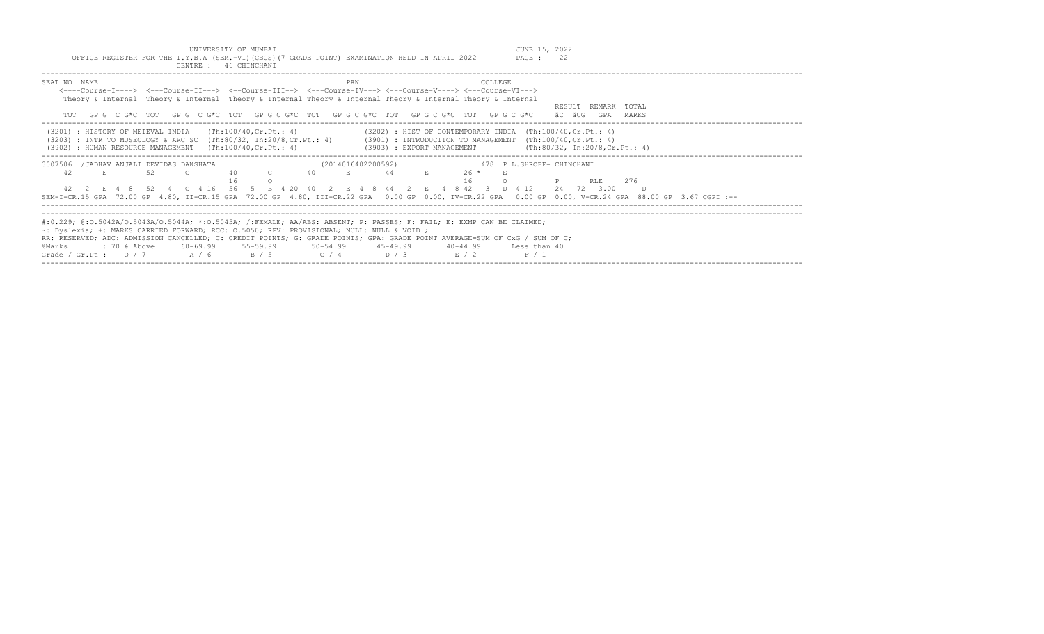UNIVERSITY OF MUMBAI

OFFICE REGISTER FOR THE T.Y.B.A (SEM.-VI)(CBCS)(7 GRADE POINT) EXAMINATION HELD IN APRIL 2022

CENTRE : 46 CHINCHANI

JUNE 15, 2022

```
SEAT_NO  NAME                                                 PRN                          COLLEGE
    <----Course-I----> <---Course-II---> <--Course-III--> <---Course-IV---> <---Course-V----> <---Course-VI--->
    Theory & Internal  Theory & Internal  Theory & Internal Theory & Internal Theory & Internal Theory & Internal
                                                                                                              RESULT  REMARK  TOTAL
    TOT   GP G  C G*C  TOT   GP G  C G*C  TOT   GP G C G*C  TOT   GP G C G*C  TOT   GP G C G*C  TOT   GP G C G*C     äC  äCG   GPA   MARKS
```

```
(3201) : HISTORY OF MEIEVAL INDIA    (Th:100/40,Cr.Pt.: 4)             (3202) : HIST OF CONTEMPORARY INDIA  (Th:100/40,Cr.Pt.: 4)
(3203) : INTR TO MUSEOLOGY & ARC SC  (Th:80/32, In:20/8,Cr.Pt.: 4)     (3901) : INTRODUCTION TO MANAGEMENT  (Th:100/40,Cr.Pt.: 4)
(3902) : HUMAN RESOURCE MANAGEMENT   (Th:100/40,Cr.Pt.: 4)             (3903) : EXPORT MANAGEMENT           (Th:80/32, In:20/8,Cr.Pt.: 4)
```

```
3007506  /JADHAV ANJALI DEVIDAS DAKSHATA                     (2014016402200592)                  478  P.L.SHROFF- CHINCHANI
    42      E       52      C        40      C       40      E       44      E       26 *    E
                                     16      O                                       16      O            P       RLE     276
    42   2  E  4  8   52   4  C  4 16   56   5  B  4 20  40   2  E  4  8  44   2  E  4  8 42   3  D  4 12     24   72   3.00     D
SEM-I-CR.15 GPA  72.00 GP  4.80, II-CR.15 GPA  72.00 GP  4.80, III-CR.22 GPA   0.00 GP  0.00, IV-CR.22 GPA   0.00 GP  0.00, V-CR.24 GPA  88.00 GP  3.67 CGPI :--
```

```
#:0.229; @:O.5042A/O.5043A/O.5044A; *:O.5045A; /:FEMALE; AA/ABS: ABSENT; P: PASSES; F: FAIL; E: EXMP CAN BE CLAIMED;
~: Dyslexia; +: MARKS CARRIED FORWARD; RCC: O.5050; RPV: PROVISIONAL; NULL: NULL & VOID.;
RR: RESERVED; ADC: ADMISSION CANCELLED; C: CREDIT POINTS; G: GRADE POINTS; GPA: GRADE POINT AVERAGE=SUM OF CxG / SUM OF C;
%Marks        : 70 & Above      60-69.99      55-59.99       50-54.99       45-49.99       40-44.99       Less than 40
Grade / Gr.Pt :   O / 7          A / 6         B / 5          C / 4          D / 3          E / 2          F / 1
```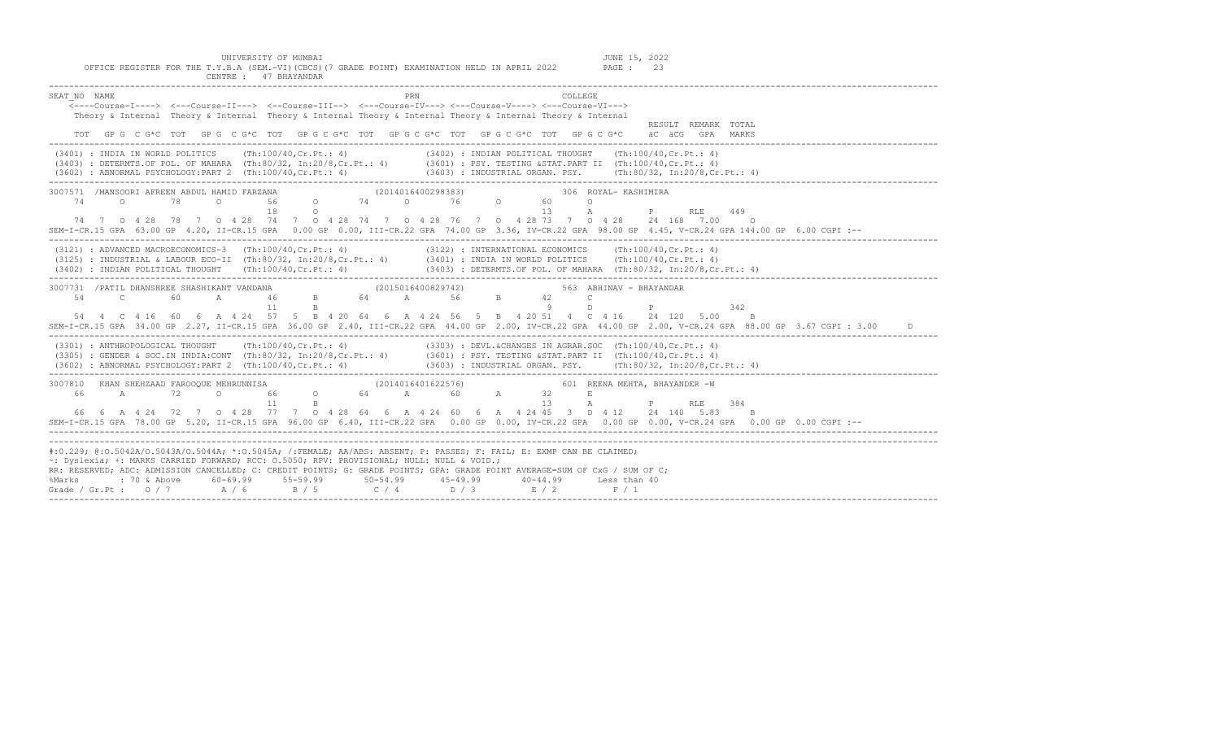UNIVERSITY OF MUMBAI

OFFICE REGISTER FOR THE T.Y.B.A (SEM.-VI)(CBCS)(7 GRADE POINT) EXAMINATION HELD IN APRIL 2022

CENTRE : 47 BHAYANDAR

JUNE 15, 2022

```
SEAT_NO  NAME                                                  PRN                              COLLEGE
    <----Course-I----> <---Course-II---> <--Course-III--> <---Course-IV---> <---Course-V----> <---Course-VI--->
    Theory & Internal  Theory & Internal  Theory & Internal Theory & Internal Theory & Internal Theory & Internal
                                                                                                                  RESULT  REMARK  TOTAL
    TOT   GP G  C G*C  TOT   GP G  C G*C  TOT   GP G C G*C  TOT   GP G C G*C  TOT   GP G C G*C  TOT   GP G C G*C     äC  äCG   GPA   MARKS
-----------------------------------------------------------------------------------------------------------------------------------------
 (3401) : INDIA IN WORLD POLITICS     (Th:100/40,Cr.Pt.: 4)             (3402) : INDIAN POLITICAL THOUGHT    (Th:100/40,Cr.Pt.: 4)
 (3403) : DETERMTS.OF POL. OF MAHARA  (Th:80/32, In:20/8,Cr.Pt.: 4)     (3601) : PSY. TESTING &STAT.PART II  (Th:100/40,Cr.Pt.: 4)
 (3602) : ABNORMAL PSYCHOLOGY:PART 2  (Th:100/40,Cr.Pt.: 4)             (3603) : INDUSTRIAL ORGAN. PSY.      (Th:80/32, In:20/8,Cr.Pt.: 4)
-----------------------------------------------------------------------------------------------------------------------------------------
3007571 /MANSOORI AFREEN ABDUL HAMID FARZANA             (2014016400298383)                306 ROYAL- KASHIMIRA
    74      O       78      O       56      O       74      O       76      O       60      O
                                    18      O                                       13      A          P      RLE    449
    74  7  O 4 28  78  7  O 4 28  74  7  O 4 28 74  7  O 4 28 76  7  O 4 28 73  7  O 4 28    24  168  7.00      O
SEM-I-CR.15 GPA  63.00 GP 4.20, II-CR.15 GPA  0.00 GP 0.00, III-CR.22 GPA  74.00 GP 3.36, IV-CR.22 GPA  98.00 GP 4.45, V-CR.24 GPA 144.00 GP  6.00 CGPI :--
-----------------------------------------------------------------------------------------------------------------------------------------
 (3121) : ADVANCED MACROECONOMICS-3   (Th:100/40,Cr.Pt.: 4)             (3122) : INTERNATIONAL ECONOMICS     (Th:100/40,Cr.Pt.: 4)
 (3125) : INDUSTRIAL & LABOUR ECO-II  (Th:80/32, In:20/8,Cr.Pt.: 4)     (3401) : INDIA IN WORLD POLITICS     (Th:100/40,Cr.Pt.: 4)
 (3402) : INDIAN POLITICAL THOUGHT    (Th:100/40,Cr.Pt.: 4)             (3403) : DETERMTS.OF POL. OF MAHARA  (Th:80/32, In:20/8,Cr.Pt.: 4)
-----------------------------------------------------------------------------------------------------------------------------------------
3007731 /PATIL DHANSHREE SHASHIKANT VANDANA              (2015016400829742)                563 ABHINAV - BHAYANDAR
    54      C       60      A       46      B       64      A       56      B       42      C
                                    11      B                                        9      D          P              342
    54  4  C 4 16  60  6  A 4 24  57  5  B 4 20 64  6  A 4 24 56  5  B 4 20 51  4  C 4 16    24  120  5.00      B
SEM-I-CR.15 GPA  34.00 GP 2.27, II-CR.15 GPA  36.00 GP 2.40, III-CR.22 GPA  44.00 GP 2.00, IV-CR.22 GPA  44.00 GP 2.00, V-CR.24 GPA  88.00 GP  3.67 CGPI : 3.00     D
-----------------------------------------------------------------------------------------------------------------------------------------
 (3301) : ANTHROPOLOGICAL THOUGHT     (Th:100/40,Cr.Pt.: 4)             (3303) : DEVL.&CHANGES IN AGRAR.SOC  (Th:100/40,Cr.Pt.: 4)
 (3305) : GENDER & SOC.IN INDIA:CONT  (Th:80/32, In:20/8,Cr.Pt.: 4)     (3601) : PSY. TESTING &STAT.PART II  (Th:100/40,Cr.Pt.: 4)
 (3602) : ABNORMAL PSYCHOLOGY:PART 2  (Th:100/40,Cr.Pt.: 4)             (3603) : INDUSTRIAL ORGAN. PSY.      (Th:80/32, In:20/8,Cr.Pt.: 4)
-----------------------------------------------------------------------------------------------------------------------------------------
3007810  KHAN SHEHZAAD FAROOQUE MEHRUNNISA               (2014016401622576)                601 REENA MEHTA, BHAYANDER -W
    66      A       72      O       66      O       64      A       60      A       32      E
                                    11      B                                       13      A          P      RLE    384
    66  6  A 4 24  72  7  O 4 28  77  7  O 4 28 64  6  A 4 24 60  6  A 4 24 45  3  D 4 12    24  140  5.83      B
SEM-I-CR.15 GPA  78.00 GP 5.20, II-CR.15 GPA  96.00 GP 6.40, III-CR.22 GPA  0.00 GP 0.00, IV-CR.22 GPA  0.00 GP 0.00, V-CR.24 GPA  0.00 GP  0.00 CGPI :--
-----------------------------------------------------------------------------------------------------------------------------------------
#:O.229; @:O.5042A/O.5043A/O.5044A; *:O.5045A; /:FEMALE; AA/ABS: ABSENT; P: PASSES; F: FAIL; E: EXMP CAN BE CLAIMED;
~: Dyslexia; +: MARKS CARRIED FORWARD; RCC: O.5050; RPV: PROVISIONAL; NULL: NULL & VOID.;
RR: RESERVED; ADC: ADMISSION CANCELLED; C: CREDIT POINTS; G: GRADE POINTS; GPA: GRADE POINT AVERAGE=SUM OF CxG / SUM OF C;
%Marks         : 70 & Above      60-69.99      55-59.99      50-54.99      45-49.99      40-44.99      Less than 40
Grade / Gr.Pt :    O / 7          A / 6         B / 5         C / 4         D / 3         E / 2          F / 1
```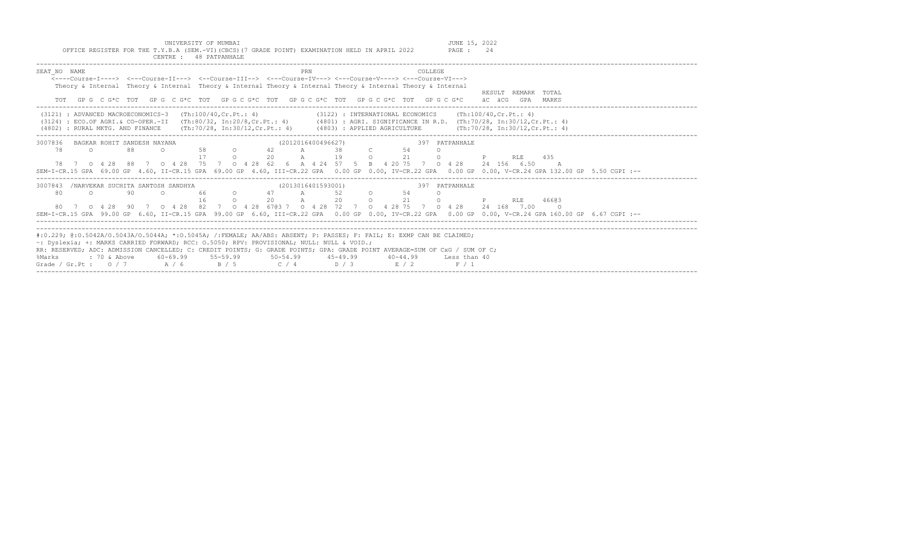UNIVERSITY OF MUMBAI

JUNE 15, 2022

OFFICE REGISTER FOR THE T.Y.B.A (SEM.-VI)(CBCS)(7 GRADE POINT) EXAMINATION HELD IN APRIL 2022

CENTRE : 48 PATPANHALE

```
SEAT_NO  NAME                                              PRN                              COLLEGE
    <----Course-I----> <---Course-II---> <--Course-III--> <---Course-IV---> <---Course-V----> <---Course-VI--->
    Theory & Internal  Theory & Internal  Theory & Internal Theory & Internal Theory & Internal Theory & Internal
                                                                                                              RESULT  REMARK  TOTAL
    TOT  GP G  C G*C  TOT  GP G  C G*C  TOT  GP G C G*C  TOT  GP G C G*C  TOT  GP G C G*C  TOT  GP G C G*C    äC  äCG  GPA  MARKS
```

```
(3121) : ADVANCED MACROECONOMICS-3   (Th:100/40,Cr.Pt.: 4)            (3122) : INTERNATIONAL ECONOMICS    (Th:100/40,Cr.Pt.: 4)
(3124) : ECO.OF AGRI.& CO-OPER.-II   (Th:80/32, In:20/8,Cr.Pt.: 4)     (4801) : AGRI. SIGNIFICANCE IN R.D.  (Th:70/28, In:30/12,Cr.Pt.: 4)
(4802) : RURAL MKTG. AND FINANCE     (Th:70/28, In:30/12,Cr.Pt.: 4)    (4803) : APPLIED AGRICULTURE         (Th:70/28, In:30/12,Cr.Pt.: 4)
```

```
3007836  BAGKAR ROHIT SANDESH NAYANA                   (2012016400496627)              397 PATPANHALE
    78      O       88      O       58      O      42      A      38      C      54      O
                                    17      O      20      A      19      O      21      O          P      RLE     435
    78  7  O 4 28   88  7  O 4 28   75  7  O 4 28  62  6  A 4 24  57  5  B  4 20 75  7  O 4 28    24  156  6.50     A
SEM-I-CR.15 GPA  69.00 GP  4.60, II-CR.15 GPA  69.00 GP  4.60, III-CR.22 GPA  0.00 GP  0.00, IV-CR.22 GPA  0.00 GP  0.00, V-CR.24 GPA 132.00 GP  5.50 CGPI :--
```

```
3007843  /NARVEKAR SUCHITA SANTOSH SANDHYA             (2013016401593001)              397 PATPANHALE
    80      O       90      O       66      O      47      A      52      O      54      O
                                    16      O      20      A      20      O      21      O          P      RLE     466@3
    80  7  O 4 28   90  7  O 4 28   82  7  O 4 28  67@3 7  O 4 28  72  7  O  4 28 75  7  O 4 28    24  168  7.00     O
SEM-I-CR.15 GPA  99.00 GP  6.60, II-CR.15 GPA  99.00 GP  6.60, III-CR.22 GPA  0.00 GP  0.00, IV-CR.22 GPA  0.00 GP  0.00, V-CR.24 GPA 160.00 GP  6.67 CGPI :--
```

#:O.229; @:O.5042A/O.5043A/O.5044A; *:O.5045A; /:FEMALE; AA/ABS: ABSENT; P: PASSES; F: FAIL; E: EXMP CAN BE CLAIMED;
~: Dyslexia; +: MARKS CARRIED FORWARD; RCC: O.5050; RPV: PROVISIONAL; NULL: NULL & VOID.;
RR: RESERVED; ADC: ADMISSION CANCELLED; C: CREDIT POINTS; G: GRADE POINTS; GPA: GRADE POINT AVERAGE=SUM OF CxG / SUM OF C;

| %Marks | : 70 & Above | 60-69.99 | 55-59.99 | 50-54.99 | 45-49.99 | 40-44.99 | Less than 40 |
|---|---|---|---|---|---|---|---|
| Grade / Gr.Pt : | O / 7 | A / 6 | B / 5 | C / 4 | D / 3 | E / 2 | F / 1 |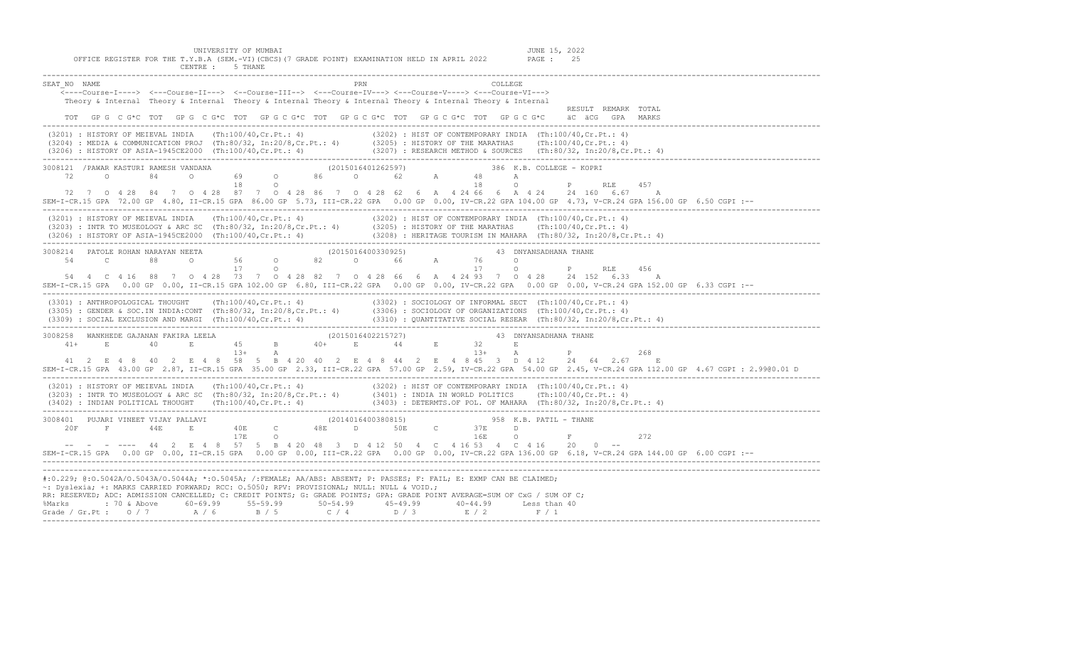UNIVERSITY OF MUMBAI

OFFICE REGISTER FOR THE T.Y.B.A (SEM.-VI)(CBCS)(7 GRADE POINT) EXAMINATION HELD IN APRIL 2022

JUNE 15, 2022

CENTRE : 5 THANE

```
SEAT_NO NAME                                                      PRN                                 COLLEGE
    <----Course-I----> <---Course-II---> <--Course-III--> <---Course-IV---> <---Course-V----> <---Course-VI--->
    Theory & Internal  Theory & Internal Theory & Internal Theory & Internal Theory & Internal Theory & Internal
                                                                                                               RESULT  REMARK  TOTAL
    TOT   GP G  C G*C  TOT   GP G  C G*C  TOT   GP G C G*C  TOT   GP G C G*C  TOT   GP G C G*C  TOT   GP G C G*C     äC  äCG   GPA   MARKS
----------------------------------------------------------------------------------------------------------------------------------------------
 (3201) : HISTORY OF MEIEVAL INDIA    (Th:100/40,Cr.Pt.: 4)              (3202) : HIST OF CONTEMPORARY INDIA  (Th:100/40,Cr.Pt.: 4)
 (3204) : MEDIA & COMMUNICATION PROJ  (Th:80/32, In:20/8,Cr.Pt.: 4)      (3205) : HISTORY OF THE MARATHAS     (Th:100/40,Cr.Pt.: 4)
 (3206) : HISTORY OF ASIA-1945CE2000  (Th:100/40,Cr.Pt.: 4)              (3207) : RESEARCH METHOD & SOURCES   (Th:80/32, In:20/8,Cr.Pt.: 4)
----------------------------------------------------------------------------------------------------------------------------------------------
3008121 /PAWAR KASTURI RAMESH VANDANA                        (2015016401262597)              386 K.B. COLLEGE - KOPRI
    72      O       84      O       69      O       86      O       62      A       48      A
                                    18      O                                       18      O         P      RLE     457
    72  7  O 4 28  84  7  O 4 28  87  7  O 4 28 86  7  O 4 28 62  6  A  4 24 66  6  A 4 24    24  160  6.67     A
SEM-I-CR.15 GPA  72.00 GP 4.80, II-CR.15 GPA  86.00 GP 5.73, III-CR.22 GPA   0.00 GP 0.00, IV-CR.22 GPA 104.00 GP  4.73, V-CR.24 GPA 156.00 GP  6.50 CGPI :--
----------------------------------------------------------------------------------------------------------------------------------------------
 (3201) : HISTORY OF MEIEVAL INDIA    (Th:100/40,Cr.Pt.: 4)              (3202) : HIST OF CONTEMPORARY INDIA  (Th:100/40,Cr.Pt.: 4)
 (3203) : INTR TO MUSEOLOGY & ARC SC  (Th:80/32, In:20/8,Cr.Pt.: 4)      (3205) : HISTORY OF THE MARATHAS     (Th:100/40,Cr.Pt.: 4)
 (3206) : HISTORY OF ASIA-1945CE2000  (Th:100/40,Cr.Pt.: 4)              (3208) : HERITAGE TOURISM IN MAHARA  (Th:80/32, In:20/8,Cr.Pt.: 4)
----------------------------------------------------------------------------------------------------------------------------------------------
3008214   PATOLE ROHAN NARAYAN NEETA                         (2015016400330925)               43  DNYANSADHANA THANE
    54      C       88      O       56      O       82      O       66      A       76      O
                                    17      O                                       17      O         P      RLE     456
    54  4  C 4 16  88  7  O 4 28  73  7  O 4 28 82  7  O 4 28 66  6  A  4 24 93  7  O 4 28    24  152  6.33     A
SEM-I-CR.15 GPA   0.00 GP 0.00, II-CR.15 GPA 102.00 GP 6.80, III-CR.22 GPA   0.00 GP 0.00, IV-CR.22 GPA   0.00 GP  0.00, V-CR.24 GPA 152.00 GP  6.33 CGPI :--
----------------------------------------------------------------------------------------------------------------------------------------------
 (3301) : ANTHROPOLOGICAL THOUGHT     (Th:100/40,Cr.Pt.: 4)              (3302) : SOCIOLOGY OF INFORMAL SECT  (Th:100/40,Cr.Pt.: 4)
 (3305) : GENDER & SOC.IN INDIA:CONT  (Th:80/32, In:20/8,Cr.Pt.: 4)      (3306) : SOCIOLOGY OF ORGANIZATIONS  (Th:100/40,Cr.Pt.: 4)
 (3309) : SOCIAL EXCLUSION AND MARGI  (Th:100/40,Cr.Pt.: 4)              (3310) : QUANTITATIVE SOCIAL RESEAR  (Th:80/32, In:20/8,Cr.Pt.: 4)
----------------------------------------------------------------------------------------------------------------------------------------------
3008258   WANKHEDE GAJANAN FAKIRA LEELA                      (2015016402215727)               43  DNYANSADHANA THANE
    41+     E       40      E       45      B       40+     E       44      E       32      E
                                    13+     A                                       13+     A         P              268
    41  2  E 4 8   40  2  E 4 8   58  5  B 4 20 40  2  E 4 8  44  2  E  4 8  45  3  D 4 12    24   64  2.67     E
SEM-I-CR.15 GPA  43.00 GP 2.87, II-CR.15 GPA  35.00 GP 2.33, III-CR.22 GPA  57.00 GP 2.59, IV-CR.22 GPA  54.00 GP  2.45, V-CR.24 GPA 112.00 GP  4.67 CGPI : 2.99@0.01 D
----------------------------------------------------------------------------------------------------------------------------------------------
 (3201) : HISTORY OF MEIEVAL INDIA    (Th:100/40,Cr.Pt.: 4)              (3202) : HIST OF CONTEMPORARY INDIA  (Th:100/40,Cr.Pt.: 4)
 (3203) : INTR TO MUSEOLOGY & ARC SC  (Th:80/32, In:20/8,Cr.Pt.: 4)      (3401) : INDIA IN WORLD POLITICS     (Th:100/40,Cr.Pt.: 4)
 (3402) : INDIAN POLITICAL THOUGHT    (Th:100/40,Cr.Pt.: 4)              (3403) : DETERMTS.OF POL. OF MAHARA  (Th:80/32, In:20/8,Cr.Pt.: 4)
----------------------------------------------------------------------------------------------------------------------------------------------
3008401   PUJARI VINEET VIJAY PALLAVI                        (2014016400380815)              958 K.B. PATIL - THANE
    20F     F       44E     E       40E     C       48E     D       50E     C       37E     D
                                    17E     O                                       16E     O         F              272
    --  -  -  ----  44  2  E 4 8   57  5  B 4 20 48  3  D 4 12 50  4  C  4 16 53  4  C 4 16    20    0  --
SEM-I-CR.15 GPA   0.00 GP 0.00, II-CR.15 GPA   0.00 GP 0.00, III-CR.22 GPA   0.00 GP 0.00, IV-CR.22 GPA 136.00 GP  6.18, V-CR.24 GPA 144.00 GP  6.00 CGPI :--
----------------------------------------------------------------------------------------------------------------------------------------------
```

#:0.229; @:O.5042A/O.5043A/O.5044A; *:O.5045A; /:FEMALE; AA/ABS: ABSENT; P: PASSES; F: FAIL; E: EXMP CAN BE CLAIMED;
~: Dyslexia; +: MARKS CARRIED FORWARD; RCC: O.5050; RPV: PROVISIONAL; NULL: NULL & VOID.;
RR: RESERVED; ADC: ADMISSION CANCELLED; C: CREDIT POINTS; G: GRADE POINTS; GPA: GRADE POINT AVERAGE=SUM OF CxG / SUM OF C;

| %Marks | : 70 & Above | 60-69.99 | 55-59.99 | 50-54.99 | 45-49.99 | 40-44.99 | Less than 40 |
|---|---|---|---|---|---|---|---|
| Grade / Gr.Pt : | O / 7 | A / 6 | B / 5 | C / 4 | D / 3 | E / 2 | F / 1 |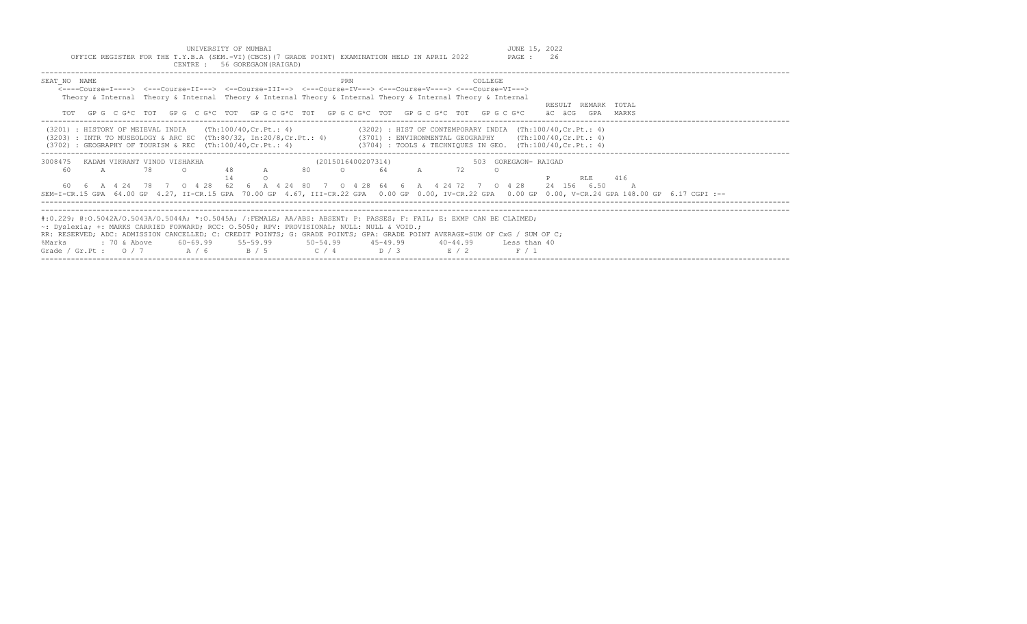UNIVERSITY OF MUMBAI

OFFICE REGISTER FOR THE T.Y.B.A (SEM.-VI)(CBCS)(7 GRADE POINT) EXAMINATION HELD IN APRIL 2022

CENTRE : 56 GOREGAON(RAIGAD)

JUNE 15, 2022

```
SEAT_NO  NAME                                                          PRN                            COLLEGE
    <----Course-I----> <---Course-II---> <--Course-III--> <---Course-IV---> <---Course-V----> <---Course-VI--->
    Theory & Internal  Theory & Internal  Theory & Internal Theory & Internal Theory & Internal Theory & Internal
                                                                                                                  RESULT  REMARK  TOTAL
    TOT   GP G  C G*C  TOT   GP G  C G*C  TOT   GP G C G*C  TOT   GP G C G*C  TOT   GP G C G*C  TOT   GP G C G*C    äC  äCG   GPA   MARKS
```

```
(3201) : HISTORY OF MEIEVAL INDIA    (Th:100/40,Cr.Pt.: 4)              (3202) : HIST OF CONTEMPORARY INDIA  (Th:100/40,Cr.Pt.: 4)
(3203) : INTR TO MUSEOLOGY & ARC SC  (Th:80/32, In:20/8,Cr.Pt.: 4)      (3701) : ENVIRONMENTAL GEOGRAPHY     (Th:100/40,Cr.Pt.: 4)
(3702) : GEOGRAPHY OF TOURISM & REC  (Th:100/40,Cr.Pt.: 4)              (3704) : TOOLS & TECHNIQUES IN GEO.  (Th:100/40,Cr.Pt.: 4)
```

```
3008475   KADAM VIKRANT VINOD VISHAKHA                      (2015016400207314)                   503 GOREGAON- RAIGAD
    60       A        78       O        48       A       80       O       64       A        72       O
                                        14       O                                                            P       RLE     416
    60  6  A  4 24  78  7  O  4 28  62  6  A  4 24  80  7  O  4 28  64  6  A  4 24  72  7  O  4 28    24  156  6.50     A
SEM-I-CR.15 GPA  64.00 GP  4.27, II-CR.15 GPA  70.00 GP  4.67, III-CR.22 GPA  0.00 GP  0.00, IV-CR.22 GPA  0.00 GP  0.00, V-CR.24 GPA 148.00 GP  6.17 CGPI :--
```

#:0.229; @:O.5042A/O.5043A/O.5044A; *:O.5045A; /:FEMALE; AA/ABS: ABSENT; P: PASSES; F: FAIL; E: EXMP CAN BE CLAIMED;
~: Dyslexia; +: MARKS CARRIED FORWARD; RCC: O.5050; RPV: PROVISIONAL; NULL: NULL & VOID.;
RR: RESERVED; ADC: ADMISSION CANCELLED; C: CREDIT POINTS; G: GRADE POINTS; GPA: GRADE POINT AVERAGE=SUM OF CxG / SUM OF C;

| %Marks | : 70 & Above | 60-69.99 | 55-59.99 | 50-54.99 | 45-49.99 | 40-44.99 | Less than 40 |
|---|---|---|---|---|---|---|---|
| Grade / Gr.Pt : | O / 7 | A / 6 | B / 5 | C / 4 | D / 3 | E / 2 | F / 1 |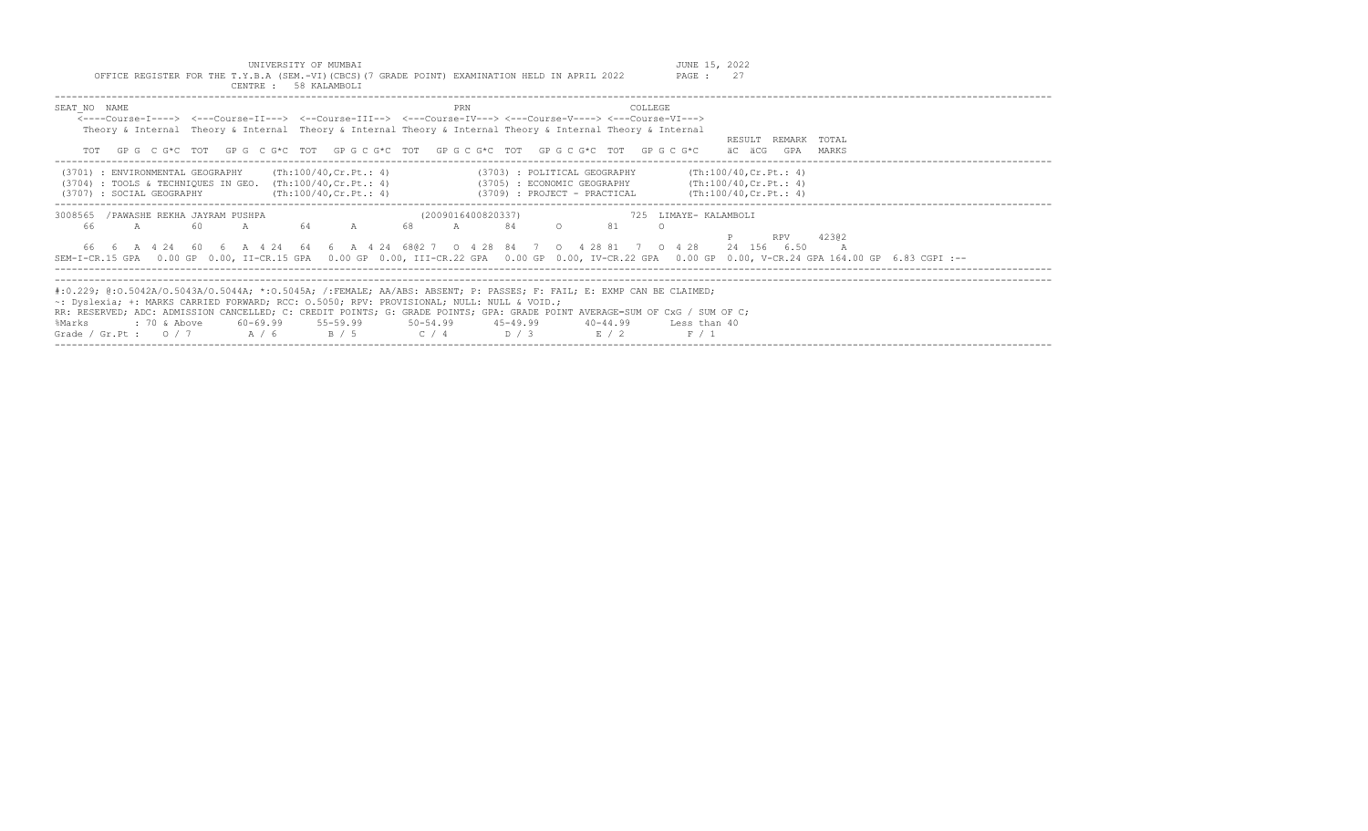UNIVERSITY OF MUMBAI

OFFICE REGISTER FOR THE T.Y.B.A (SEM.-VI)(CBCS)(7 GRADE POINT) EXAMINATION HELD IN APRIL 2022

CENTRE : 58 KALAMBOLI

JUNE 15, 2022

```
SEAT_NO  NAME                                                    PRN                        COLLEGE
    <----Course-I----> <---Course-II---> <--Course-III--> <---Course-IV---> <---Course-V----> <---Course-VI--->
    Theory & Internal  Theory & Internal  Theory & Internal Theory & Internal Theory & Internal Theory & Internal
                                                                                                             RESULT  REMARK  TOTAL
    TOT   GP G  C G*C  TOT   GP G  C G*C  TOT   GP G C G*C  TOT   GP G C G*C  TOT   GP G C G*C  TOT   GP G C G*C    äC  äCG   GPA   MARKS
```

```
(3701) : ENVIRONMENTAL GEOGRAPHY     (Th:100/40,Cr.Pt.: 4)          (3703) : POLITICAL GEOGRAPHY        (Th:100/40,Cr.Pt.: 4)
(3704) : TOOLS & TECHNIQUES IN GEO.  (Th:100/40,Cr.Pt.: 4)          (3705) : ECONOMIC GEOGRAPHY         (Th:100/40,Cr.Pt.: 4)
(3707) : SOCIAL GEOGRAPHY            (Th:100/40,Cr.Pt.: 4)          (3709) : PROJECT - PRACTICAL        (Th:100/40,Cr.Pt.: 4)
```

```
3008565  /PAWASHE REKHA JAYRAM PUSHPA                        (2009016400820337)              725  LIMAYE- KALAMBOLI
    66       A        60       A        64       A        68       A        84       O        81       O
                                                                                                             P       RPV     423@2
    66  6  A 4 24  60  6  A 4 24  64  6  A 4 24  68@2 7  O 4 28  84  7  O  4 28 81  7  O  4 28     24  156  6.50      A
SEM-I-CR.15 GPA  0.00 GP 0.00, II-CR.15 GPA  0.00 GP 0.00, III-CR.22 GPA  0.00 GP 0.00, IV-CR.22 GPA  0.00 GP 0.00, V-CR.24 GPA 164.00 GP  6.83 CGPI :--
```

#:0.229; @:O.5042A/O.5043A/O.5044A; *:O.5045A; /:FEMALE; AA/ABS: ABSENT; P: PASSES; F: FAIL; E: EXMP CAN BE CLAIMED;
~: Dyslexia; +: MARKS CARRIED FORWARD; RCC: O.5050; RPV: PROVISIONAL; NULL: NULL & VOID.;
RR: RESERVED; ADC: ADMISSION CANCELLED; C: CREDIT POINTS; G: GRADE POINTS; GPA: GRADE POINT AVERAGE=SUM OF CxG / SUM OF C;

| %Marks | : 70 & Above | 60-69.99 | 55-59.99 | 50-54.99 | 45-49.99 | 40-44.99 | Less than 40 |
|---|---|---|---|---|---|---|---|
| Grade / Gr.Pt : | O / 7 | A / 6 | B / 5 | C / 4 | D / 3 | E / 2 | F / 1 |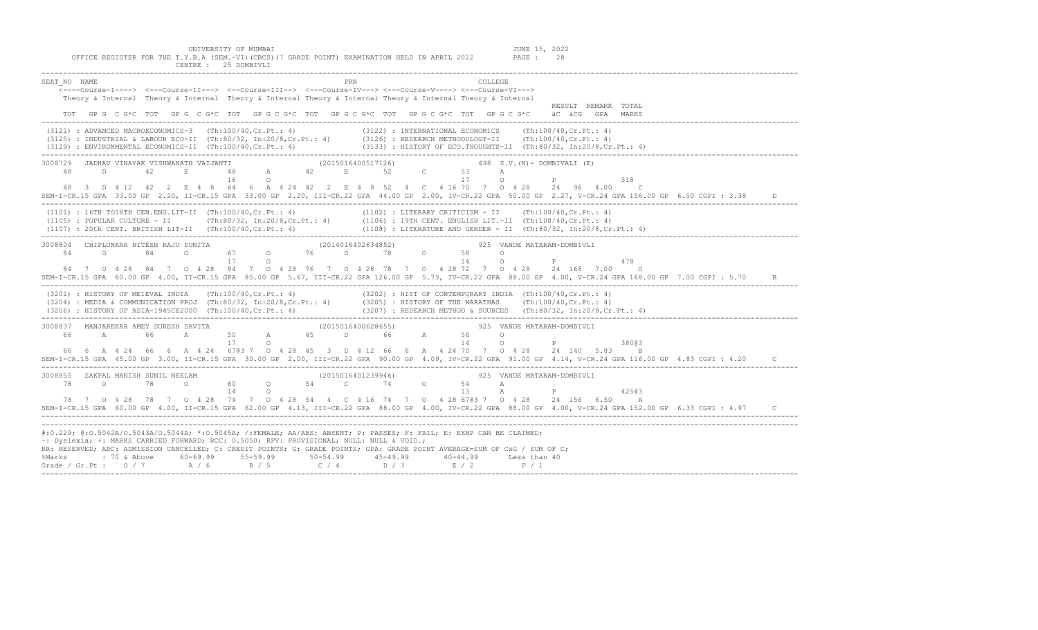UNIVERSITY OF MUMBAI
OFFICE REGISTER FOR THE T.Y.B.A (SEM.-VI)(CBCS)(7 GRADE POINT) EXAMINATION HELD IN APRIL 2022
CENTRE : 25 DOMBIVLI
JUNE 15, 2022

```
SEAT_NO  NAME                                                        PRN                              COLLEGE
    <----Course-I----> <---Course-II---> <--Course-III--> <---Course-IV---> <---Course-V----> <---Course-VI--->
    Theory & Internal  Theory & Internal  Theory & Internal Theory & Internal Theory & Internal Theory & Internal
                                                                                                                RESULT  REMARK  TOTAL
    TOT   GP G  C G*C  TOT   GP G  C G*C  TOT   GP G C G*C  TOT   GP G C G*C  TOT   GP G C G*C  TOT   GP G C G*C    äC  äCG   GPA   MARKS
-----------------------------------------------------------------------------------------------------------------------------------------
 (3121) : ADVANCED MACROECONOMICS-3   (Th:100/40,Cr.Pt.: 4)              (3122) : INTERNATIONAL ECONOMICS     (Th:100/40,Cr.Pt.: 4)
 (3125) : INDUSTRIAL & LABOUR ECO-II  (Th:80/32, In:20/8,Cr.Pt.: 4)       (3126) : RESEARCH METHODOLOGY-II     (Th:100/40,Cr.Pt.: 4)
 (3129) : ENVIRONMENTAL ECONOMICS-II  (Th:100/40,Cr.Pt.: 4)              (3133) : HISTORY OF ECO.THOUGHTS-II  (Th:80/32, In:20/8,Cr.Pt.: 4)
-----------------------------------------------------------------------------------------------------------------------------------------
3008729  JADHAV VINAYAK VISHWANATH VAIJANTI                  (2015016400517126)                498 S.V.(N)- DOMBIVALI (E)
    48      D       42      E       48      A       42      E       52      C       53      A
                                    16      O                                       17      O          P              318
    48  3  D  4 12  42  2  E  4  8  64  6  A  4 24  42  2  E  4  8  52  4  C  4 16 70  7  O  4 28    24  96  4.00      C
SEM-I-CR.15 GPA 33.00 GP 2.20, II-CR.15 GPA 33.00 GP 2.20, III-CR.22 GPA 44.00 GP 2.00, IV-CR.22 GPA 50.00 GP 2.27, V-CR.24 GPA 156.00 GP 6.50 CGPI : 3.38     D
-----------------------------------------------------------------------------------------------------------------------------------------
 (1101) : 16TH TO18TH CEN.ENG.LIT-II  (Th:100/40,Cr.Pt.: 4)              (1102) : LITERARY CRITICISM - II     (Th:100/40,Cr.Pt.: 4)
 (1105) : POPULAR CULTURE - II        (Th:80/32, In:20/8,Cr.Pt.: 4)       (1106) : 19TH CENT. ENGLISH LIT.-II  (Th:100/40,Cr.Pt.: 4)
 (1107) : 20th CENT. BRITISH LIT-II   (Th:100/40,Cr.Pt.: 4)              (1108) : LITERATURE AND GENDER - II  (Th:80/32, In:20/8,Cr.Pt.: 4)
-----------------------------------------------------------------------------------------------------------------------------------------
3008804  CHIPLUNKAR NITESH RAJU SUNITA                       (2014016402634852)                925 VANDE MATARAM-DOMBIVLI
    84      O       84      O       67      O       76      O       78      O       58      O
                                    17      O                                       14      O          P              478
    84  7  O  4 28  84  7  O  4 28  84  7  O  4 28  76  7  O  4 28  78  7  O  4 28 72  7  O  4 28    24 168  7.00      O
SEM-I-CR.15 GPA 60.00 GP 4.00, II-CR.15 GPA 85.00 GP 5.67, III-CR.22 GPA 126.00 GP 5.73, IV-CR.22 GPA 88.00 GP 4.00, V-CR.24 GPA 168.00 GP 7.00 CGPI : 5.70     B
-----------------------------------------------------------------------------------------------------------------------------------------
 (3201) : HISTORY OF MEIEVAL INDIA    (Th:100/40,Cr.Pt.: 4)              (3202) : HIST OF CONTEMPORARY INDIA  (Th:100/40,Cr.Pt.: 4)
 (3204) : MEDIA & COMMUNICATION PROJ  (Th:80/32, In:20/8,Cr.Pt.: 4)       (3205) : HISTORY OF THE MARATHAS     (Th:100/40,Cr.Pt.: 4)
 (3206) : HISTORY OF ASIA-1945CE2000  (Th:100/40,Cr.Pt.: 4)              (3207) : RESEARCH METHOD & SOURCES   (Th:80/32, In:20/8,Cr.Pt.: 4)
-----------------------------------------------------------------------------------------------------------------------------------------
3008837  MANJAREKAR AMEY SURESH SAVITA                       (2015016400628655)                925 VANDE MATARAM-DOMBIVLI
    66      A       66      A       50      A       45      D       66      A       56      O
                                    17      O                                       14      O          P              380@3
    66  6  A  4 24  66  6  A  4 24  67@3 7  O  4 28  45  3  D  4 12  66  6  A  4 24 70  7  O  4 28    24 140  5.83      B
SEM-I-CR.15 GPA 45.00 GP 3.00, II-CR.15 GPA 30.00 GP 2.00, III-CR.22 GPA 90.00 GP 4.09, IV-CR.22 GPA 91.00 GP 4.14, V-CR.24 GPA 116.00 GP 4.83 CGPI : 4.20     C
-----------------------------------------------------------------------------------------------------------------------------------------
3008855  SAKPAL MANISH SUNIL NEELAM                          (2015016401239946)                925 VANDE MATARAM-DOMBIVLI
    78      O       78      O       60      O       54      C       74      O       54      A
                                    14      O                                       13      A          P              425@3
    78  7  O  4 28  78  7  O  4 28  74  7  O  4 28  54  4  C  4 16  74  7  O  4 28 67@3 7  O  4 28    24 156  6.50      A
SEM-I-CR.15 GPA 60.00 GP 4.00, II-CR.15 GPA 62.00 GP 4.13, III-CR.22 GPA 88.00 GP 4.00, IV-CR.22 GPA 88.00 GP 4.00, V-CR.24 GPA 152.00 GP 6.33 CGPI : 4.97     C
-----------------------------------------------------------------------------------------------------------------------------------------
#:0.229; @:O.5042A/O.5043A/O.5044A; *:O.5045A; /:FEMALE; AA/ABS: ABSENT; P: PASSES; F: FAIL; E: EXMP CAN BE CLAIMED;
~: Dyslexia; +: MARKS CARRIED FORWARD; RCC: O.5050; RPV: PROVISIONAL; NULL: NULL & VOID.;
RR: RESERVED; ADC: ADMISSION CANCELLED; C: CREDIT POINTS; G: GRADE POINTS; GPA: GRADE POINT AVERAGE=SUM OF CxG / SUM OF C;
%Marks       : 70 & Above     60-69.99     55-59.99      50-54.99      45-49.99      40-44.99      Less than 40
Grade / Gr.Pt :   O / 7          A / 6        B / 5         C / 4         D / 3         E / 2          F / 1
```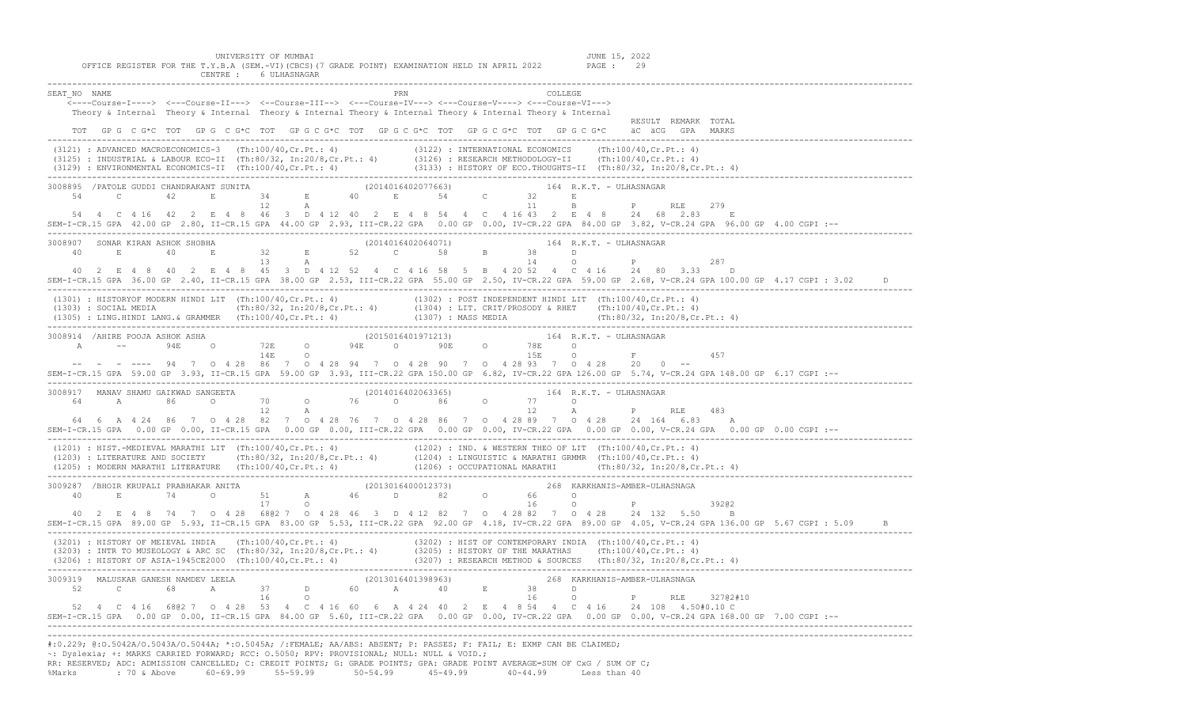UNIVERSITY OF MUMBAI

OFFICE REGISTER FOR THE T.Y.B.A (SEM.-VI)(CBCS)(7 GRADE POINT) EXAMINATION HELD IN APRIL 2022

CENTRE : 6 ULHASNAGAR

JUNE 15, 2022

```
SEAT_NO  NAME                                                  PRN                            COLLEGE
    <----Course-I----> <---Course-II---> <--Course-III--> <---Course-IV---> <---Course-V----> <---Course-VI--->
    Theory & Internal  Theory & Internal  Theory & Internal Theory & Internal Theory & Internal Theory & Internal
                                                                                                                   RESULT  REMARK  TOTAL
    TOT   GP G  C G*C  TOT   GP G  C G*C  TOT   GP G C G*C  TOT   GP G C G*C  TOT   GP G C G*C  TOT   GP G C G*C    äC  äCG   GPA   MARKS
---------------------------------------------------------------------------------------------------------------------------------------------
 (3121) : ADVANCED MACROECONOMICS-3   (Th:100/40,Cr.Pt.: 4)              (3122) : INTERNATIONAL ECONOMICS     (Th:100/40,Cr.Pt.: 4)
 (3125) : INDUSTRIAL & LABOUR ECO-II  (Th:80/32, In:20/8,Cr.Pt.: 4)      (3126) : RESEARCH METHODOLOGY-II     (Th:100/40,Cr.Pt.: 4)
 (3129) : ENVIRONMENTAL ECONOMICS-II  (Th:100/40,Cr.Pt.: 4)              (3133) : HISTORY OF ECO.THOUGHTS-II  (Th:80/32, In:20/8,Cr.Pt.: 4)
---------------------------------------------------------------------------------------------------------------------------------------------
3008895 /PATOLE GUDDI CHANDRAKANT SUNITA                    (2014016402077663)              164 R.K.T. - ULHASNAGAR
    54      C       42      E       34      E       40      E       54      C       32      E
                                    12      A                                       11      B           P       RLE     279
    54  4  C 4 16  42  2  E 4 8  46  3  D 4 12  40  2  E 4 8  54  4  C 4 16 43  2  E 4 8    24  68  2.83     E
SEM-I-CR.15 GPA 42.00 GP 2.80, II-CR.15 GPA 44.00 GP 2.93, III-CR.22 GPA  0.00 GP 0.00, IV-CR.22 GPA 84.00 GP 3.82, V-CR.24 GPA 96.00 GP 4.00 CGPI :--
---------------------------------------------------------------------------------------------------------------------------------------------
3008907  SONAR KIRAN ASHOK SHOBHA                           (2014016402064071)              164 R.K.T. - ULHASNAGAR
    40      E       40      E       32      E       52      C       58      B       38      D
                                    13      A                                       14      O           P               287
    40  2  E 4 8  40  2  E 4 8  45  3  D 4 12 52  4  C 4 16 58  5  B  4 20 52  4  C 4 16    24  80  3.33     D
SEM-I-CR.15 GPA 36.00 GP 2.40, II-CR.15 GPA 38.00 GP 2.53, III-CR.22 GPA 55.00 GP 2.50, IV-CR.22 GPA 59.00 GP 2.68, V-CR.24 GPA 100.00 GP 4.17 CGPI : 3.02     D
---------------------------------------------------------------------------------------------------------------------------------------------
 (1301) : HISTORYOF MODERN HINDI LIT  (Th:100/40,Cr.Pt.: 4)              (1302) : POST INDEPENDENT HINDI LIT  (Th:100/40,Cr.Pt.: 4)
 (1303) : SOCIAL MEDIA                (Th:80/32, In:20/8,Cr.Pt.: 4)      (1304) : LIT. CRIT/PROSODY & RHET    (Th:100/40,Cr.Pt.: 4)
 (1305) : LING.HINDI LANG.& GRAMMER   (Th:100/40,Cr.Pt.: 4)              (1307) : MASS MEDIA                  (Th:80/32, In:20/8,Cr.Pt.: 4)
---------------------------------------------------------------------------------------------------------------------------------------------
3008914 /AHIRE POOJA ASHOK ASHA                             (2015016401971213)              164 R.K.T. - ULHASNAGAR
    A       --      94E     O       72E     O       94E     O       90E     O       78E     O
                                    14E     O                                       15E     O           F               457
    --  -  -  ----  94  7  O 4 28  86  7  O 4 28 94  7  O 4 28 90  7  O  4 28 93  7  O 4 28    20   0  --
SEM-I-CR.15 GPA 59.00 GP 3.93, II-CR.15 GPA 59.00 GP 3.93, III-CR.22 GPA 150.00 GP 6.82, IV-CR.22 GPA 126.00 GP 5.74, V-CR.24 GPA 148.00 GP 6.17 CGPI :--
---------------------------------------------------------------------------------------------------------------------------------------------
3008917  MANAV SHAMU GAIKWAD SANGEETA                       (2014016402063365)              164 R.K.T. - ULHASNAGAR
    64      A       86      O       70      O       76      O       86      O       77      O
                                    12      A                                       12      A           P       RLE     483
    64  6  A 4 24  86  7  O 4 28  82  7  O 4 28 76  7  O 4 28 86  7  O  4 28 89  7  O 4 28    24 164  6.83     A
SEM-I-CR.15 GPA  0.00 GP 0.00, II-CR.15 GPA  0.00 GP 0.00, III-CR.22 GPA  0.00 GP 0.00, IV-CR.22 GPA  0.00 GP 0.00, V-CR.24 GPA  0.00 GP 0.00 CGPI :--
---------------------------------------------------------------------------------------------------------------------------------------------
 (1201) : HIST.-MEDIEVAL MARATHI LIT  (Th:100/40,Cr.Pt.: 4)              (1202) : IND. & WESTERN THEO OF LIT  (Th:100/40,Cr.Pt.: 4)
 (1203) : LITERATURE AND SOCIETY      (Th:80/32, In:20/8,Cr.Pt.: 4)      (1204) : LINGUISTIC & MARATHI GRMMR  (Th:100/40,Cr.Pt.: 4)
 (1205) : MODERN MARATHI LITERATURE   (Th:100/40,Cr.Pt.: 4)              (1206) : OCCUPATIONAL MARATHI        (Th:80/32, In:20/8,Cr.Pt.: 4)
---------------------------------------------------------------------------------------------------------------------------------------------
3009287 /BHOIR KRUPALI PRABHAKAR ANITA                      (2013016400012373)              268  KARKHANIS-AMBER-ULHASNAGA
    40      E       74      O       51      A       46      D       82      O       66      O
                                    17      O                                       16      O           P               392@2
    40  2  E 4 8  74  7  O 4 28  68@2 7  O 4 28 46  3  D 4 12 82  7  O 4 28 82  7  O 4 28    24 132  5.50     B
SEM-I-CR.15 GPA 89.00 GP 5.93, II-CR.15 GPA 83.00 GP 5.53, III-CR.22 GPA 92.00 GP 4.18, IV-CR.22 GPA 89.00 GP 4.05, V-CR.24 GPA 136.00 GP 5.67 CGPI : 5.09     B
---------------------------------------------------------------------------------------------------------------------------------------------
 (3201) : HISTORY OF MEIEVAL INDIA    (Th:100/40,Cr.Pt.: 4)              (3202) : HIST OF CONTEMPORARY INDIA  (Th:100/40,Cr.Pt.: 4)
 (3203) : INTR TO MUSEOLOGY & ARC SC  (Th:80/32, In:20/8,Cr.Pt.: 4)      (3205) : HISTORY OF THE MARATHAS     (Th:100/40,Cr.Pt.: 4)
 (3206) : HISTORY OF ASIA-1945CE2000  (Th:100/40,Cr.Pt.: 4)              (3207) : RESEARCH METHOD & SOURCES   (Th:80/32, In:20/8,Cr.Pt.: 4)
---------------------------------------------------------------------------------------------------------------------------------------------
3009319  MALUSKAR GANESH NAMDEV LEELA                       (2013016401398963)              268  KARKHANIS-AMBER-ULHASNAGA
    52      C       68      A       37      D       60      A       40      E       38      D
                                    16      O                                       16      O           P       RLE     327@2#10
    52  4  C 4 16  68@2 7  O 4 28  53  4  C 4 16 60  6  A 4 24 40  2  E  4 8 54  4  C 4 16    24 108  4.50#0.10 C
SEM-I-CR.15 GPA  0.00 GP 0.00, II-CR.15 GPA 84.00 GP 5.60, III-CR.22 GPA  0.00 GP 0.00, IV-CR.22 GPA  0.00 GP 0.00, V-CR.24 GPA 168.00 GP 7.00 CGPI :--
---------------------------------------------------------------------------------------------------------------------------------------------
---------------------------------------------------------------------------------------------------------------------------------------------
#:O.229; @:O.5042A/O.5043A/O.5044A; *:O.5045A; /:FEMALE; AA/ABS: ABSENT; P: PASSES; F: FAIL; E: EXMP CAN BE CLAIMED;
~: Dyslexia; +: MARKS CARRIED FORWARD; RCC: O.5050; RPV: PROVISIONAL; NULL: NULL & VOID.;
RR: RESERVED; ADC: ADMISSION CANCELLED; C: CREDIT POINTS; G: GRADE POINTS; GPA: GRADE POINT AVERAGE=SUM OF CxG / SUM OF C;
%Marks        : 70 & Above      60-69.99      55-59.99        50-54.99       45-49.99       40-44.99       Less than 40
```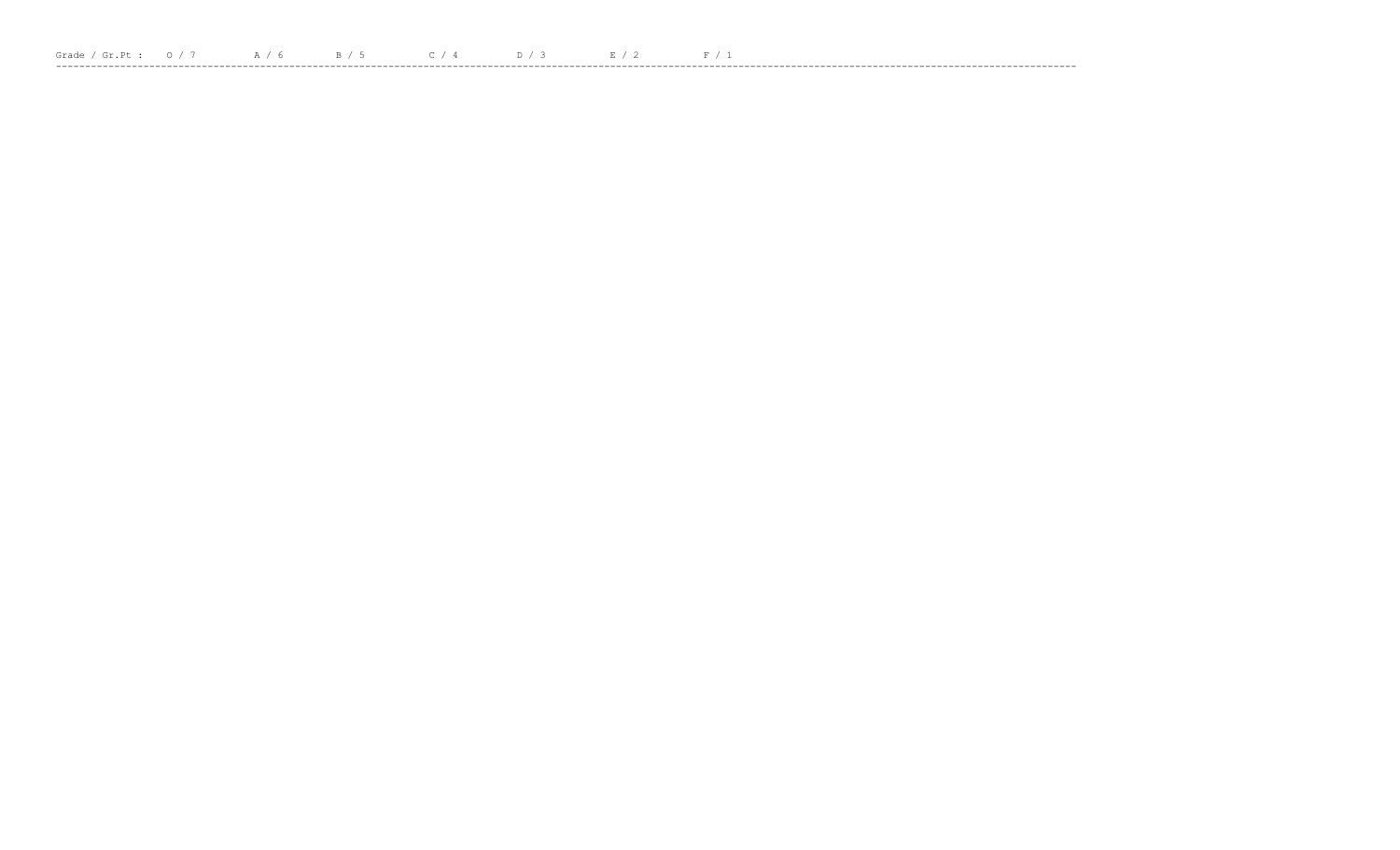Grade / Gr.Pt : O / 7 A / 6 B / 5 C / 4 D / 3 E / 2 F / 1

---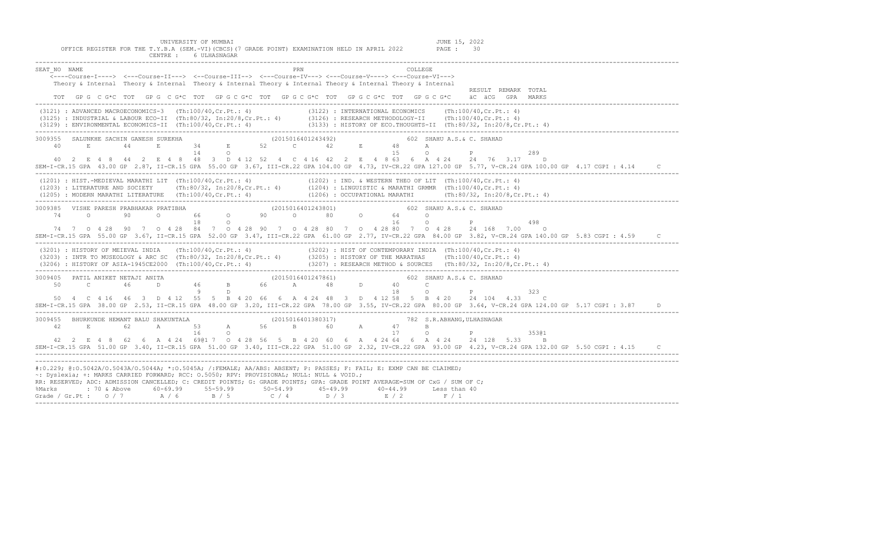UNIVERSITY OF MUMBAI

OFFICE REGISTER FOR THE T.Y.B.A (SEM.-VI)(CBCS)(7 GRADE POINT) EXAMINATION HELD IN APRIL 2022

JUNE 15, 2022

CENTRE : 6 ULHASNAGAR

```
SEAT_NO  NAME                                                    PRN                            COLLEGE
    <----Course-I----> <---Course-II---> <--Course-III--> <---Course-IV---> <---Course-V----> <---Course-VI--->
    Theory & Internal  Theory & Internal Theory & Internal Theory & Internal Theory & Internal Theory & Internal
                                                                                                                 RESULT  REMARK  TOTAL
    TOT  GP G  C G*C  TOT  GP G  C G*C  TOT  GP G C G*C  TOT  GP G C G*C  TOT  GP G C G*C  TOT  GP G C G*C    äC  äCG  GPA  MARKS
--------------------------------------------------------------------------------------------------------------------------------------
 (3121) : ADVANCED MACROECONOMICS-3   (Th:100/40,Cr.Pt.: 4)              (3122) : INTERNATIONAL ECONOMICS     (Th:100/40,Cr.Pt.: 4)
 (3125) : INDUSTRIAL & LABOUR ECO-II  (Th:80/32, In:20/8,Cr.Pt.: 4)      (3126) : RESEARCH METHODOLOGY-II     (Th:100/40,Cr.Pt.: 4)
 (3129) : ENVIRONMENTAL ECONOMICS-II  (Th:100/40,Cr.Pt.: 4)              (3133) : HISTORY OF ECO.THOUGHTS-II  (Th:80/32, In:20/8,Cr.Pt.: 4)
--------------------------------------------------------------------------------------------------------------------------------------
3009355   SALUNKHE SACHIN GANESH SUREKHA                        (2015016401243492)                602  SHAHU A.S.& C. SHAHAD
    40      E       44      E       34      E       52      C       42      E       48      A
                                    14      O                                       15      O        P              289
    40  2  E 4  8  44  2  E 4  8  48  3  D 4 12  52  4  C 4 16  42  2  E  4  8 63  6  A 4 24    24  76  3.17    D
SEM-I-CR.15 GPA  43.00 GP  2.87, II-CR.15 GPA  55.00 GP  3.67, III-CR.22 GPA 104.00 GP  4.73, IV-CR.22 GPA 127.00 GP  5.77, V-CR.24 GPA 100.00 GP  4.17 CGPI : 4.14     C
--------------------------------------------------------------------------------------------------------------------------------------
 (1201) : HIST.-MEDIEVAL MARATHI LIT  (Th:100/40,Cr.Pt.: 4)              (1202) : IND. & WESTERN THEO OF LIT  (Th:100/40,Cr.Pt.: 4)
 (1203) : LITERATURE AND SOCIETY      (Th:80/32, In:20/8,Cr.Pt.: 4)      (1204) : LINGUISTIC & MARATHI GRMMR  (Th:100/40,Cr.Pt.: 4)
 (1205) : MODERN MARATHI LITERATURE   (Th:100/40,Cr.Pt.: 4)              (1206) : OCCUPATIONAL MARATHI        (Th:80/32, In:20/8,Cr.Pt.: 4)
--------------------------------------------------------------------------------------------------------------------------------------
3009385   VISHE PARESH PRABHAKAR PRATIBHA                       (2015016401243801)                602  SHAHU A.S.& C. SHAHAD
    74      O       90      O       66      O       90      O       80      O       64      O
                                    18      O                                       16      O        P              498
    74  7  O 4 28  90  7  O 4 28  84  7  O 4 28  90  7  O 4 28  80  7  O  4 28 80  7  O 4 28    24 168  7.00    O
SEM-I-CR.15 GPA  55.00 GP  3.67, II-CR.15 GPA  52.00 GP  3.47, III-CR.22 GPA  61.00 GP  2.77, IV-CR.22 GPA  84.00 GP  3.82, V-CR.24 GPA 140.00 GP  5.83 CGPI : 4.59     C
--------------------------------------------------------------------------------------------------------------------------------------
 (3201) : HISTORY OF MEIEVAL INDIA    (Th:100/40,Cr.Pt.: 4)              (3202) : HIST OF CONTEMPORARY INDIA  (Th:100/40,Cr.Pt.: 4)
 (3203) : INTR TO MUSEOLOGY & ARC SC  (Th:80/32, In:20/8,Cr.Pt.: 4)      (3205) : HISTORY OF THE MARATHAS     (Th:100/40,Cr.Pt.: 4)
 (3206) : HISTORY OF ASIA-1945CE2000  (Th:100/40,Cr.Pt.: 4)              (3207) : RESEARCH METHOD & SOURCES   (Th:80/32, In:20/8,Cr.Pt.: 4)
--------------------------------------------------------------------------------------------------------------------------------------
3009405   PATIL ANIKET NETAJI ANITA                             (2015016401247861)                602  SHAHU A.S.& C. SHAHAD
    50      C       46      D       46      B       66      A       48      D       40      C
                                     9      D                                       18      O        P              323
    50  4  C 4 16  46  3  D 4 12  55  5  B 4 20  66  6  A 4 24  48  3  D  4 12 58  5  B 4 20    24 104  4.33    C
SEM-I-CR.15 GPA  38.00 GP  2.53, II-CR.15 GPA  48.00 GP  3.20, III-CR.22 GPA  78.00 GP  3.55, IV-CR.22 GPA  80.00 GP  3.64, V-CR.24 GPA 124.00 GP  5.17 CGPI : 3.87     D
--------------------------------------------------------------------------------------------------------------------------------------
3009455   BHURKUNDE HEMANT BALU SHAKUNTALA                      (2015016401380317)                782  S.R.ABHANG,ULHASNAGAR
    42      E       62      A       53      A       56      B       60      A       47      B
                                    16      O                                       17      O        P              353@1
    42  2  E 4  8  62  6  A 4 24  69@1 7  O 4 28  56  5  B 4 20  60  6  A  4 24 64  6  A 4 24    24 128  5.33    B
SEM-I-CR.15 GPA  51.00 GP  3.40, II-CR.15 GPA  51.00 GP  3.40, III-CR.22 GPA  51.00 GP  2.32, IV-CR.22 GPA  93.00 GP  4.23, V-CR.24 GPA 132.00 GP  5.50 CGPI : 4.15     C
--------------------------------------------------------------------------------------------------------------------------------------
```

```
#:0.229; @:O.5042A/O.5043A/O.5044A; *:O.5045A; /:FEMALE; AA/ABS: ABSENT; P: PASSES; F: FAIL; E: EXMP CAN BE CLAIMED;
~: Dyslexia; +: MARKS CARRIED FORWARD; RCC: O.5050; RPV: PROVISIONAL; NULL: NULL & VOID.;
RR: RESERVED; ADC: ADMISSION CANCELLED; C: CREDIT POINTS; G: GRADE POINTS; GPA: GRADE POINT AVERAGE=SUM OF CxG / SUM OF C;
%Marks        : 70 & Above     60-69.99      55-59.99       50-54.99       45-49.99       40-44.99       Less than 40
Grade / Gr.Pt :    O / 7         A / 6         B / 5          C / 4          D / 3          E / 2          F / 1
```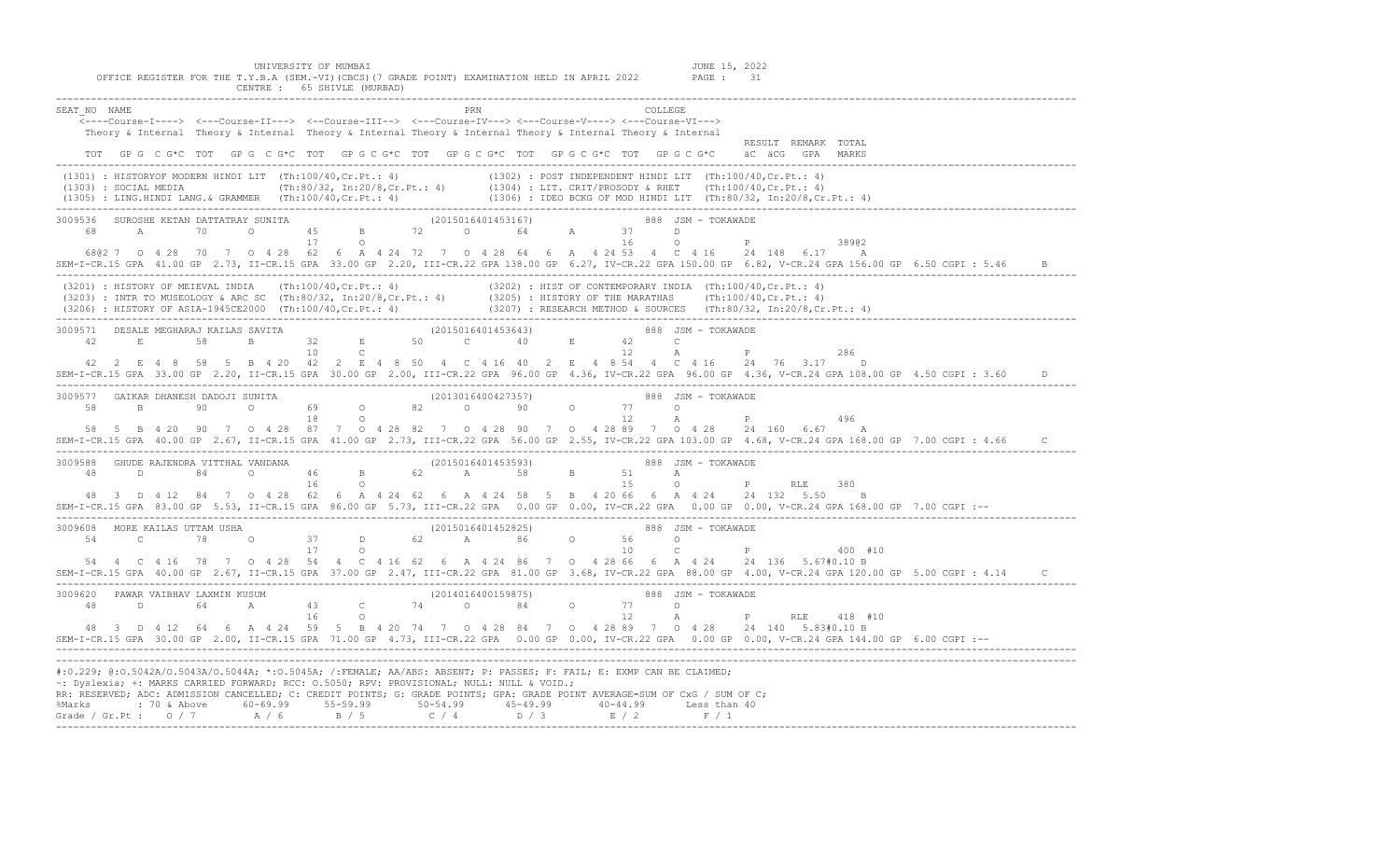UNIVERSITY OF MUMBAI

OFFICE REGISTER FOR THE T.Y.B.A (SEM.-VI)(CBCS)(7 GRADE POINT) EXAMINATION HELD IN APRIL 2022

CENTRE : 65 SHIVLE (MURBAD)

JUNE 15, 2022

```
SEAT_NO  NAME                                              PRN                              COLLEGE
    <----Course-I----> <---Course-II---> <--Course-III--> <---Course-IV---> <---Course-V----> <---Course-VI--->
    Theory & Internal  Theory & Internal  Theory & Internal Theory & Internal Theory & Internal Theory & Internal
                                                                                                              RESULT  REMARK  TOTAL
    TOT   GP G  C G*C  TOT   GP G  C G*C  TOT   GP G C G*C  TOT   GP G C G*C  TOT   GP G C G*C  TOT   GP G C G*C     äC  äCG   GPA   MARKS
----------------------------------------------------------------------------------------------------------------------------------------------
 (1301) : HISTORYOF MODERN HINDI LIT  (Th:100/40,Cr.Pt.: 4)            (1302) : POST INDEPENDENT HINDI LIT  (Th:100/40,Cr.Pt.: 4)
 (1303) : SOCIAL MEDIA               (Th:80/32, In:20/8,Cr.Pt.: 4)     (1304) : LIT. CRIT/PROSODY & RHET    (Th:100/40,Cr.Pt.: 4)
 (1305) : LING.HINDI LANG.& GRAMMER  (Th:100/40,Cr.Pt.: 4)             (1306) : IDEO BCKG OF MOD HINDI LIT  (Th:80/32, In:20/8,Cr.Pt.: 4)
----------------------------------------------------------------------------------------------------------------------------------------------
3009536  SUROSHE KETAN DATTATRAY SUNITA                    (2015016401453167)               888  JSM - TOKAWADE
   68      A       70      O       45      B       72      O       64      A       37      D
                                   17      O                                       16      O          P            389@2
   68@2 7  O 4 28  70  7  O 4 28  62  6  A  4 24 72  7  O 4 28 64  6  A  4 24 53  4  C 4 16    24  148  6.17    A
SEM-I-CR.15 GPA  41.00 GP  2.73, II-CR.15 GPA  33.00 GP  2.20, III-CR.22 GPA 138.00 GP  6.27, IV-CR.22 GPA 150.00 GP  6.82, V-CR.24 GPA 156.00 GP  6.50 CGPI : 5.46    B
----------------------------------------------------------------------------------------------------------------------------------------------
 (3201) : HISTORY OF MEIEVAL INDIA   (Th:100/40,Cr.Pt.: 4)             (3202) : HIST OF CONTEMPORARY INDIA  (Th:100/40,Cr.Pt.: 4)
 (3203) : INTR TO MUSEOLOGY & ARC SC  (Th:80/32, In:20/8,Cr.Pt.: 4)    (3205) : HISTORY OF THE MARATHAS     (Th:100/40,Cr.Pt.: 4)
 (3206) : HISTORY OF ASIA-1945CE2000  (Th:100/40,Cr.Pt.: 4)            (3207) : RESEARCH METHOD & SOURCES   (Th:80/32, In:20/8,Cr.Pt.: 4)
----------------------------------------------------------------------------------------------------------------------------------------------
3009571  DESALE MEGHARAJ KAILAS SAVITA                     (2015016401453643)               888  JSM - TOKAWADE
   42      E       58      B       32      E       50      C       40      E       42      C
                                   10      C                                       12      A          P            286
   42  2  E 4  8  58  5  B 4 20  42  2  E  4  8 50  4  C 4 16 40  2  E  4  8 54  4  C 4 16    24   76  3.17    D
SEM-I-CR.15 GPA  33.00 GP  2.20, II-CR.15 GPA  30.00 GP  2.00, III-CR.22 GPA  96.00 GP  4.36, IV-CR.22 GPA  96.00 GP  4.36, V-CR.24 GPA 108.00 GP  4.50 CGPI : 3.60    D
----------------------------------------------------------------------------------------------------------------------------------------------
3009577  GAIKAR DHANESH DADOJI SUNITA                      (2013016400427357)               888  JSM - TOKAWADE
   58      B       90      O       69      O       82      O       90      O       77      O
                                   18      O                                       12      A          P            496
   58  5  B 4 20  90  7  O 4 28  87  7  O  4 28 82  7  O 4 28 90  7  O  4 28 89  7  O 4 28    24  160  6.67    A
SEM-I-CR.15 GPA  40.00 GP  2.67, II-CR.15 GPA  41.00 GP  2.73, III-CR.22 GPA  56.00 GP  2.55, IV-CR.22 GPA 103.00 GP  4.68, V-CR.24 GPA 168.00 GP  7.00 CGPI : 4.66    C
----------------------------------------------------------------------------------------------------------------------------------------------
3009588  GHUDE RAJENDRA VITTHAL VANDANA                    (2015016401453593)               888  JSM - TOKAWADE
   48      D       84      O       46      B       62      A       58      B       51      A
                                   16      O                                       15      O          P      RLE   380
   48  3  D 4 12  84  7  O 4 28  62  6  A  4 24 62  6  A 4 24 58  5  B  4 20 66  6  A 4 24    24  132  5.50    B
SEM-I-CR.15 GPA  83.00 GP  5.53, II-CR.15 GPA  86.00 GP  5.73, III-CR.22 GPA   0.00 GP  0.00, IV-CR.22 GPA   0.00 GP  0.00, V-CR.24 GPA 168.00 GP  7.00 CGPI :--
----------------------------------------------------------------------------------------------------------------------------------------------
3009608  MORE KAILAS UTTAM USHA                            (2015016401452825)               888  JSM - TOKAWADE
   54      C       78      O       37      D       62      A       86      O       56      O
                                   17      O                                       10      C          P            400 #10
   54  4  C 4 16  78  7  O 4 28  54  4  C  4 16 62  6  A 4 24 86  7  O  4 28 66  6  A 4 24    24  136  5.67#0.10 B
SEM-I-CR.15 GPA  40.00 GP  2.67, II-CR.15 GPA  37.00 GP  2.47, III-CR.22 GPA  81.00 GP  3.68, IV-CR.22 GPA  88.00 GP  4.00, V-CR.24 GPA 120.00 GP  5.00 CGPI : 4.14    C
----------------------------------------------------------------------------------------------------------------------------------------------
3009620  PAWAR VAIBHAV LAXMIN KUSUM                        (2014016400159875)               888  JSM - TOKAWADE
   48      D       64      A       43      C       74      O       84      O       77      O
                                   16      O                                       12      A          P      RLE   418 #10
   48  3  D 4 12  64  6  A 4 24  59  5  B  4 20 74  7  O 4 28 84  7  O  4 28 89  7  O 4 28    24  140  5.83#0.10 B
SEM-I-CR.15 GPA  30.00 GP  2.00, II-CR.15 GPA  71.00 GP  4.73, III-CR.22 GPA   0.00 GP  0.00, IV-CR.22 GPA   0.00 GP  0.00, V-CR.24 GPA 144.00 GP  6.00 CGPI :--
----------------------------------------------------------------------------------------------------------------------------------------------
```

#:0.229; @:O.5042A/O.5043A/O.5044A; *:O.5045A; /:FEMALE; AA/ABS: ABSENT; P: PASSES; F: FAIL; E: EXMP CAN BE CLAIMED;
~: Dyslexia; +: MARKS CARRIED FORWARD; RCC: O.5050; RPV: PROVISIONAL; NULL: NULL & VOID.;
RR: RESERVED; ADC: ADMISSION CANCELLED; C: CREDIT POINTS; G: GRADE POINTS; GPA: GRADE POINT AVERAGE=SUM OF CxG / SUM OF C;

| %Marks | : 70 & Above | 60-69.99 | 55-59.99 | 50-54.99 | 45-49.99 | 40-44.99 | Less than 40 |
|---|---|---|---|---|---|---|---|
| Grade / Gr.Pt : | O / 7 | A / 6 | B / 5 | C / 4 | D / 3 | E / 2 | F / 1 |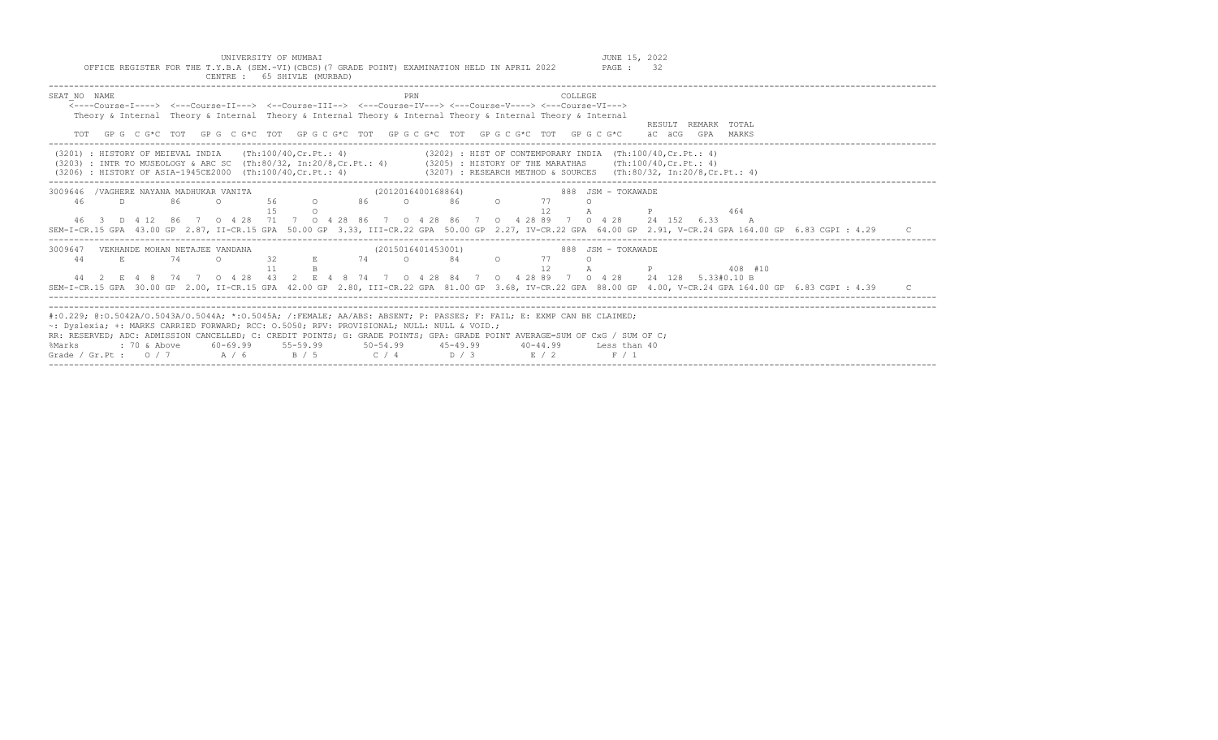UNIVERSITY OF MUMBAI
JUNE 15, 2022

OFFICE REGISTER FOR THE T.Y.B.A (SEM.-VI)(CBCS)(7 GRADE POINT) EXAMINATION HELD IN APRIL 2022

CENTRE : 65 SHIVLE (MURBAD)

```
SEAT_NO  NAME                                              PRN                     COLLEGE
    <----Course-I----> <---Course-II---> <--Course-III--> <---Course-IV---> <---Course-V----> <---Course-VI--->
    Theory & Internal  Theory & Internal  Theory & Internal Theory & Internal Theory & Internal Theory & Internal
                                                                                                                 RESULT  REMARK  TOTAL
    TOT  GP G  C G*C  TOT  GP G  C G*C  TOT  GP G C G*C  TOT  GP G C G*C  TOT  GP G C G*C  TOT  GP G C G*C    äC  äCG  GPA   MARKS
```

```
(3201) : HISTORY OF MEIEVAL INDIA    (Th:100/40,Cr.Pt.: 4)            (3202) : HIST OF CONTEMPORARY INDIA  (Th:100/40,Cr.Pt.: 4)
(3203) : INTR TO MUSEOLOGY & ARC SC  (Th:80/32, In:20/8,Cr.Pt.: 4)     (3205) : HISTORY OF THE MARATHAS     (Th:100/40,Cr.Pt.: 4)
(3206) : HISTORY OF ASIA-1945CE2000  (Th:100/40,Cr.Pt.: 4)            (3207) : RESEARCH METHOD & SOURCES   (Th:80/32, In:20/8,Cr.Pt.: 4)
```

```
3009646 /VAGHERE NAYANA MADHUKAR VANITA                 (2012016400168864)          888  JSM - TOKAWADE
   46     D      86     O      56     O      86     O      86     O      77     O
                               15     O                                  12     A           P              464
   46  3  D 4 12  86  7  O 4 28  71  7  O 4 28 86  7  O 4 28 86  7  O  4 28 89  7  O 4 28   24  152  6.33    A
SEM-I-CR.15 GPA  43.00 GP  2.87, II-CR.15 GPA  50.00 GP  3.33, III-CR.22 GPA  50.00 GP  2.27, IV-CR.22 GPA  64.00 GP  2.91, V-CR.24 GPA 164.00 GP  6.83 CGPI : 4.29     C
```

```
3009647  VEKHANDE MOHAN NETAJEE VANDANA                 (2015016401453001)          888  JSM - TOKAWADE
   44     E      74     O      32     E      74     O      84     O      77     O
                               11     B                                  12     A           P              408 #10
   44  2  E 4 8   74  7  O 4 28  43  2  E 4  8 74  7  O 4 28 84  7  O  4 28 89  7  O 4 28   24  128  5.33#0.10 B
SEM-I-CR.15 GPA  30.00 GP  2.00, II-CR.15 GPA  42.00 GP  2.80, III-CR.22 GPA  81.00 GP  3.68, IV-CR.22 GPA  88.00 GP  4.00, V-CR.24 GPA 164.00 GP  6.83 CGPI : 4.39     C
```

```
#:0.229; @:O.5042A/O.5043A/O.5044A; *:O.5045A; /:FEMALE; AA/ABS: ABSENT; P: PASSES; F: FAIL; E: EXMP CAN BE CLAIMED;
~: Dyslexia; +: MARKS CARRIED FORWARD; RCC: O.5050; RPV: PROVISIONAL; NULL: NULL & VOID.;
RR: RESERVED; ADC: ADMISSION CANCELLED; C: CREDIT POINTS; G: GRADE POINTS; GPA: GRADE POINT AVERAGE=SUM OF CxG / SUM OF C;
%Marks       : 70 & Above     60-69.99     55-59.99      50-54.99      45-49.99      40-44.99      Less than 40
Grade / Gr.Pt :   O / 7        A / 6        B / 5         C / 4         D / 3         E / 2          F / 1
```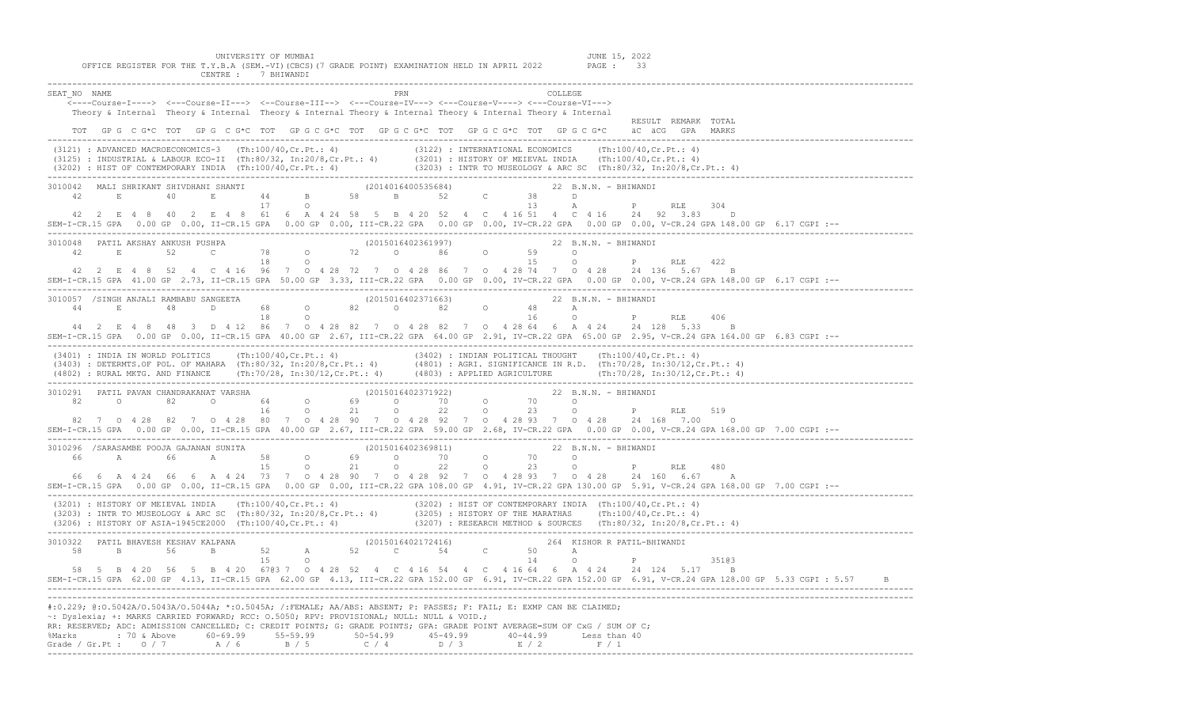UNIVERSITY OF MUMBAI
JUNE 15, 2022

OFFICE REGISTER FOR THE T.Y.B.A (SEM.-VI)(CBCS)(7 GRADE POINT) EXAMINATION HELD IN APRIL 2022

CENTRE : 7 BHIWANDI

```
SEAT_NO  NAME                                                  PRN                              COLLEGE
    <----Course-I----> <---Course-II---> <--Course-III--> <---Course-IV---> <---Course-V----> <---Course-VI--->
    Theory & Internal  Theory & Internal Theory & Internal Theory & Internal Theory & Internal Theory & Internal
                                                                                                              RESULT  REMARK  TOTAL
    TOT  GP G  C G*C  TOT  GP G  C G*C  TOT  GP G C G*C  TOT  GP G C G*C  TOT  GP G C G*C  TOT  GP G C G*C    äC  äCG  GPA   MARKS
---------------------------------------------------------------------------------------------------------------------------------
 (3121) : ADVANCED MACROECONOMICS-3   (Th:100/40,Cr.Pt.: 4)              (3122) : INTERNATIONAL ECONOMICS     (Th:100/40,Cr.Pt.: 4)
 (3125) : INDUSTRIAL & LABOUR ECO-II  (Th:80/32, In:20/8,Cr.Pt.: 4)      (3201) : HISTORY OF MEIEVAL INDIA    (Th:100/40,Cr.Pt.: 4)
 (3202) : HIST OF CONTEMPORARY INDIA  (Th:100/40,Cr.Pt.: 4)              (3203) : INTR TO MUSEOLOGY & ARC SC  (Th:80/32, In:20/8,Cr.Pt.: 4)
---------------------------------------------------------------------------------------------------------------------------------
3010042   MALI SHRIKANT SHIVDHANI SHANTI                         (2014016400535684)              22 B.N.N. - BHIWANDI
    42      E       40      E       44      B       58      B       52      C       38      D
                                    17      O                                       13      A          P      RLE     304
    42  2  E 4 8   40  2  E 4 8   61  6  A 4 24  58  5  B 4 20  52  4  C  4 16 51  4  C 4 16     24  92  3.83     D
SEM-I-CR.15 GPA  0.00 GP 0.00, II-CR.15 GPA  0.00 GP 0.00, III-CR.22 GPA  0.00 GP 0.00, IV-CR.22 GPA  0.00 GP 0.00, V-CR.24 GPA 148.00 GP 6.17 CGPI :--
---------------------------------------------------------------------------------------------------------------------------------
3010048   PATIL AKSHAY ANKUSH PUSHPA                             (2015016402361997)              22 B.N.N. - BHIWANDI
    42      E       52      C       78      O       72      O       86      O       59      O
                                    18      O                                       15      O          P      RLE     422
    42  2  E 4 8   52  4  C 4 16  96  7  O 4 28  72  7  O 4 28  86  7  O  4 28 74  7  O 4 28     24  136  5.67    B
SEM-I-CR.15 GPA 41.00 GP 2.73, II-CR.15 GPA 50.00 GP 3.33, III-CR.22 GPA  0.00 GP 0.00, IV-CR.22 GPA  0.00 GP 0.00, V-CR.24 GPA 148.00 GP 6.17 CGPI :--
---------------------------------------------------------------------------------------------------------------------------------
3010057   /SINGH ANJALI RAMBABU SANGEETA                         (2015016402371663)              22 B.N.N. - BHIWANDI
    44      E       48      D       68      O       82      O       82      O       48      A
                                    18      O                                       16      O          P      RLE     406
    44  2  E 4 8   48  3  D 4 12  86  7  O 4 28  82  7  O 4 28  82  7  O  4 28 64  6  A 4 24     24  128  5.33    B
SEM-I-CR.15 GPA  0.00 GP 0.00, II-CR.15 GPA 40.00 GP 2.67, III-CR.22 GPA 64.00 GP 2.91, IV-CR.22 GPA 65.00 GP 2.95, V-CR.24 GPA 164.00 GP 6.83 CGPI :--
---------------------------------------------------------------------------------------------------------------------------------
 (3401) : INDIA IN WORLD POLITICS     (Th:100/40,Cr.Pt.: 4)              (3402) : INDIAN POLITICAL THOUGHT    (Th:100/40,Cr.Pt.: 4)
 (3403) : DETERMTS.OF POL. OF MAHARA  (Th:80/32, In:20/8,Cr.Pt.: 4)      (4801) : AGRI. SIGNIFICANCE IN R.D.  (Th:70/28, In:30/12,Cr.Pt.: 4)
 (4802) : RURAL MKTG. AND FINANCE     (Th:70/28, In:30/12,Cr.Pt.: 4)     (4803) : APPLIED AGRICULTURE         (Th:70/28, In:30/12,Cr.Pt.: 4)
---------------------------------------------------------------------------------------------------------------------------------
3010291   PATIL PAVAN CHANDRAKANAT VARSHA                        (2015016402371922)              22 B.N.N. - BHIWANDI
    82      O       82      O       64      O       69      O       70      O       70      O
                                    16      O       21      O       22      O       23      O          P      RLE     519
    82  7  O 4 28  82  7  O 4 28  80  7  O 4 28  90  7  O 4 28  92  7  O  4 28 93  7  O 4 28     24  168  7.00    O
SEM-I-CR.15 GPA  0.00 GP 0.00, II-CR.15 GPA 40.00 GP 2.67, III-CR.22 GPA 59.00 GP 2.68, IV-CR.22 GPA  0.00 GP 0.00, V-CR.24 GPA 168.00 GP 7.00 CGPI :--
---------------------------------------------------------------------------------------------------------------------------------
3010296   /SARASAMBE POOJA GAJANAN SUNITA                        (2015016402369811)              22 B.N.N. - BHIWANDI
    66      A       66      A       58      O       69      O       70      O       70      O
                                    15      O       21      O       22      O       23      O          P      RLE     480
    66  6  A 4 24  66  6  A 4 24  73  7  O 4 28  90  7  O 4 28  92  7  O  4 28 93  7  O 4 28     24  160  6.67    A
SEM-I-CR.15 GPA  0.00 GP 0.00, II-CR.15 GPA  0.00 GP 0.00, III-CR.22 GPA 108.00 GP 4.91, IV-CR.22 GPA 130.00 GP 5.91, V-CR.24 GPA 168.00 GP 7.00 CGPI :--
---------------------------------------------------------------------------------------------------------------------------------
 (3201) : HISTORY OF MEIEVAL INDIA    (Th:100/40,Cr.Pt.: 4)              (3202) : HIST OF CONTEMPORARY INDIA  (Th:100/40,Cr.Pt.: 4)
 (3203) : INTR TO MUSEOLOGY & ARC SC  (Th:80/32, In:20/8,Cr.Pt.: 4)      (3205) : HISTORY OF THE MARATHAS     (Th:100/40,Cr.Pt.: 4)
 (3206) : HISTORY OF ASIA-1945CE2000  (Th:100/40,Cr.Pt.: 4)              (3207) : RESEARCH METHOD & SOURCES   (Th:80/32, In:20/8,Cr.Pt.: 4)
---------------------------------------------------------------------------------------------------------------------------------
3010322   PATIL BHAVESH KESHAV KALPANA                           (2015016402172416)              264 KISHOR R PATIL-BHIWANDI
    58      B       56      B       52      A       52      C       54      C       50      A
                                    15      O                                       14      O          P              351@3
    58  5  B 4 20  56  5  B 4 20  67@3 7  O 4 28  52  4  C 4 16  54  4  C  4 16 64  6  A 4 24     24  124  5.17    B
SEM-I-CR.15 GPA 62.00 GP 4.13, II-CR.15 GPA 62.00 GP 4.13, III-CR.22 GPA 152.00 GP 6.91, IV-CR.22 GPA 152.00 GP 6.91, V-CR.24 GPA 128.00 GP 5.33 CGPI : 5.57     B
---------------------------------------------------------------------------------------------------------------------------------
#:0.229; @:O.5042A/O.5043A/O.5044A; *:O.5045A; /:FEMALE; AA/ABS: ABSENT; P: PASSES; F: FAIL; E: EXMP CAN BE CLAIMED;
~: Dyslexia; +: MARKS CARRIED FORWARD; RCC: O.5050; RPV: PROVISIONAL; NULL: NULL & VOID.;
RR: RESERVED; ADC: ADMISSION CANCELLED; C: CREDIT POINTS; G: GRADE POINTS; GPA: GRADE POINT AVERAGE=SUM OF CxG / SUM OF C;
%Marks        : 70 & Above      60-69.99      55-59.99       50-54.99       45-49.99       40-44.99       Less than 40
Grade / Gr.Pt :   O / 7          A / 6         B / 5          C / 4          D / 3          E / 2          F / 1
```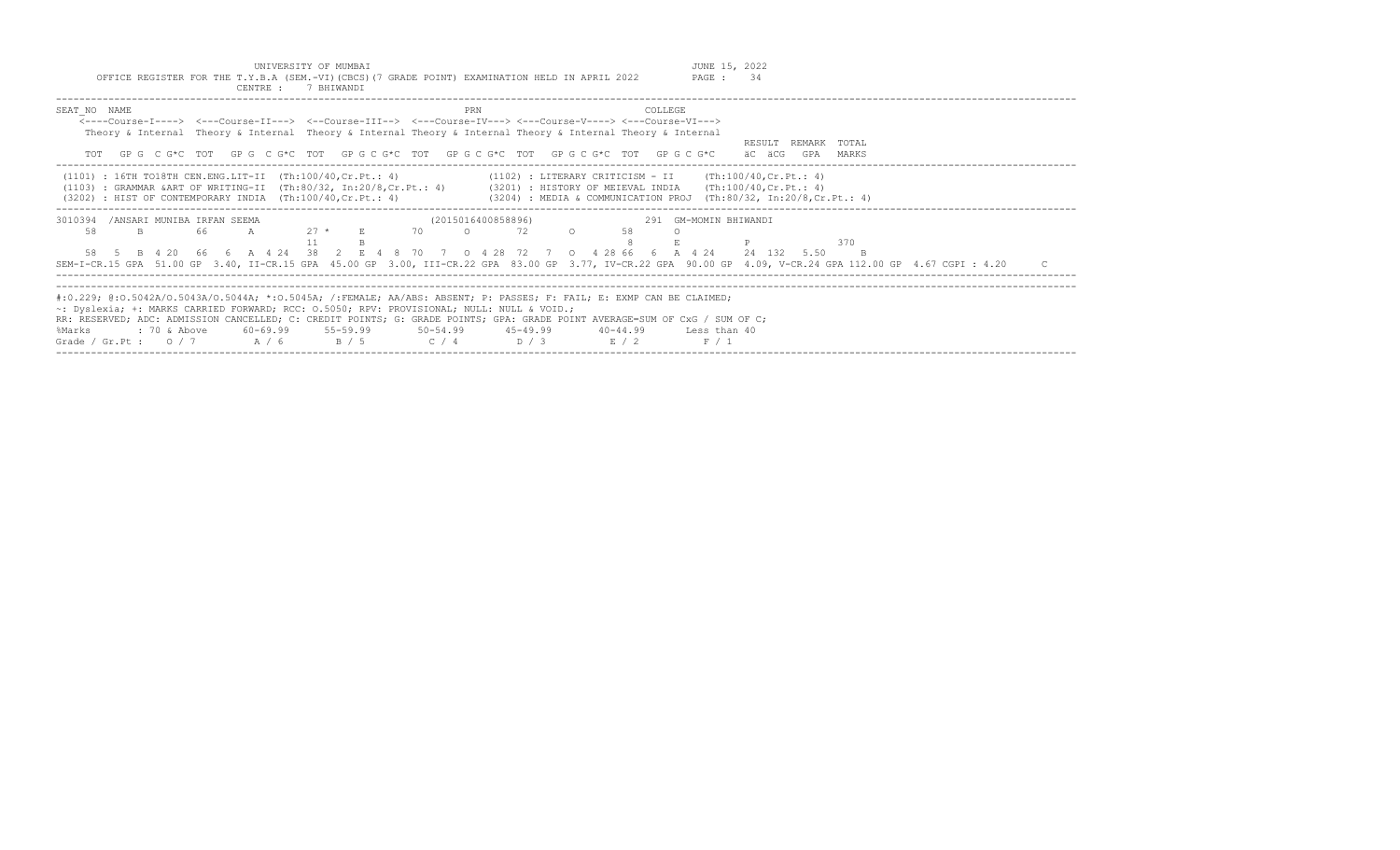UNIVERSITY OF MUMBAI

OFFICE REGISTER FOR THE T.Y.B.A (SEM.-VI)(CBCS)(7 GRADE POINT) EXAMINATION HELD IN APRIL 2022

CENTRE : 7 BHIWANDI

JUNE 15, 2022

```
SEAT_NO  NAME                                              PRN                          COLLEGE
    <----Course-I----> <---Course-II---> <--Course-III--> <---Course-IV---> <---Course-V----> <---Course-VI--->
    Theory & Internal  Theory & Internal  Theory & Internal Theory & Internal Theory & Internal Theory & Internal
                                                                                                          RESULT  REMARK  TOTAL
    TOT   GP G  C G*C  TOT   GP G  C G*C  TOT   GP G C G*C  TOT   GP G C G*C  TOT   GP G C G*C  TOT   GP G C G*C    äC  äCG   GPA   MARKS
```

```
(1101) : 16TH TO18TH CEN.ENG.LIT-II  (Th:100/40,Cr.Pt.: 4)             (1102) : LITERARY CRITICISM - II     (Th:100/40,Cr.Pt.: 4)
(1103) : GRAMMAR &ART OF WRITING-II  (Th:80/32, In:20/8,Cr.Pt.: 4)      (3201) : HISTORY OF MEIEVAL INDIA    (Th:100/40,Cr.Pt.: 4)
(3202) : HIST OF CONTEMPORARY INDIA  (Th:100/40,Cr.Pt.: 4)              (3204) : MEDIA & COMMUNICATION PROJ  (Th:80/32, In:20/8,Cr.Pt.: 4)
```

```
3010394  /ANSARI MUNIBA IRFAN SEEMA                          (2015016400858896)              291  GM-MOMIN BHIWANDI
    58      B        66      A        27 *    E       70      O       72      O       58      O
                                      11      B                                       8       E          P                370
    58  5  B  4 20   66  6  A  4 24   38  2  E  4  8  70  7  O  4 28  72  7  O  4 28 66  6  A  4 24    24  132   5.50     B
SEM-I-CR.15 GPA  51.00 GP  3.40, II-CR.15 GPA  45.00 GP  3.00, III-CR.22 GPA  83.00 GP  3.77, IV-CR.22 GPA  90.00 GP  4.09, V-CR.24 GPA 112.00 GP  4.67 CGPI : 4.20     C
```

#:O.229; @:O.5042A/O.5043A/O.5044A; *:O.5045A; /:FEMALE; AA/ABS: ABSENT; P: PASSES; F: FAIL; E: EXMP CAN BE CLAIMED;
~: Dyslexia; +: MARKS CARRIED FORWARD; RCC: O.5050; RPV: PROVISIONAL; NULL: NULL & VOID.;
RR: RESERVED; ADC: ADMISSION CANCELLED; C: CREDIT POINTS; G: GRADE POINTS; GPA: GRADE POINT AVERAGE=SUM OF CxG / SUM OF C;

| %Marks | : 70 & Above | 60-69.99 | 55-59.99 | 50-54.99 | 45-49.99 | 40-44.99 | Less than 40 |
|---|---|---|---|---|---|---|---|
| Grade / Gr.Pt : | O / 7 | A / 6 | B / 5 | C / 4 | D / 3 | E / 2 | F / 1 |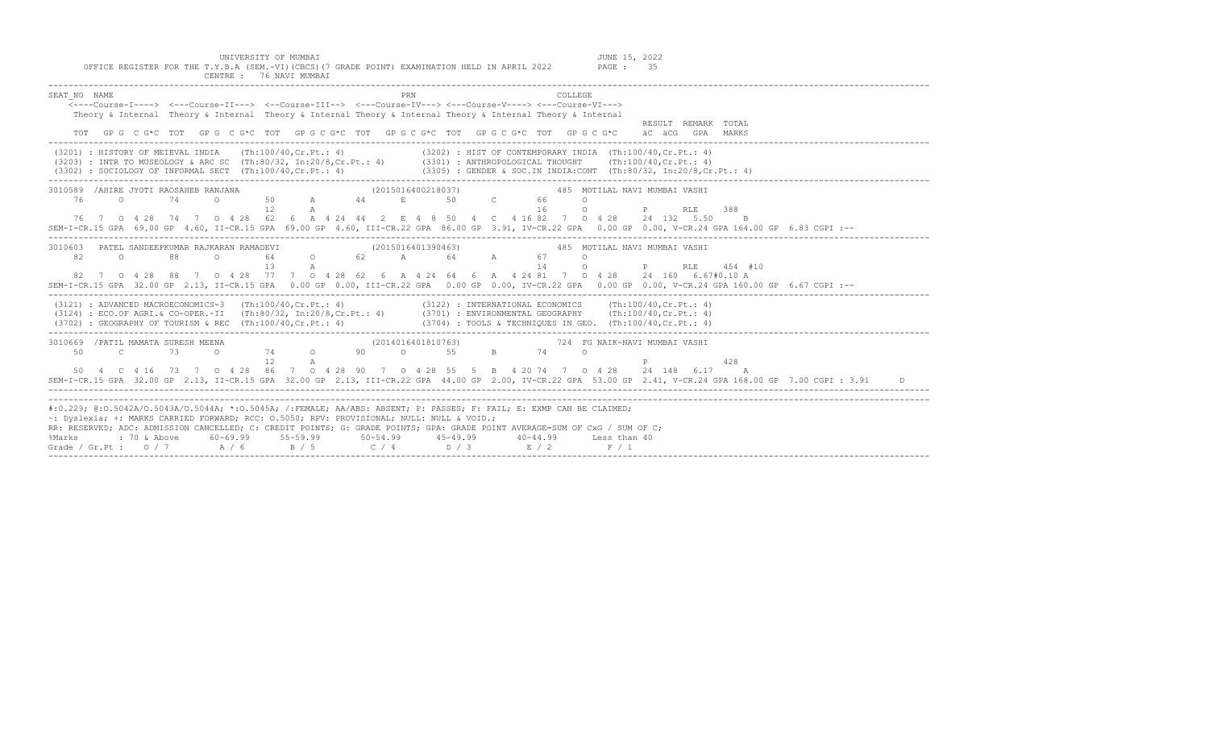UNIVERSITY OF MUMBAI
JUNE 15, 2022
OFFICE REGISTER FOR THE T.Y.B.A (SEM.-VI)(CBCS)(7 GRADE POINT) EXAMINATION HELD IN APRIL 2022
CENTRE : 76 NAVI MUMBAI

```
SEAT_NO  NAME                                                    PRN                                    COLLEGE
    <----Course-I----> <---Course-II---> <--Course-III--> <---Course-IV---> <---Course-V----> <---Course-VI--->
    Theory & Internal  Theory & Internal  Theory & Internal Theory & Internal Theory & Internal Theory & Internal
                                                                                                                 RESULT  REMARK  TOTAL
    TOT  GP G  C G*C  TOT  GP G  C G*C  TOT  GP G C G*C  TOT  GP G C G*C  TOT  GP G C G*C  TOT  GP G C G*C     äC  äCG   GPA   MARKS
-----------------------------------------------------------------------------------------------------------------------------------------
 (3201) : HISTORY OF MEIEVAL INDIA    (Th:100/40,Cr.Pt.: 4)             (3202) : HIST OF CONTEMPORARY INDIA  (Th:100/40,Cr.Pt.: 4)
 (3203) : INTR TO MUSEOLOGY & ARC SC  (Th:80/32, In:20/8,Cr.Pt.: 4)     (3301) : ANTHROPOLOGICAL THOUGHT     (Th:100/40,Cr.Pt.: 4)
 (3302) : SOCIOLOGY OF INFORMAL SECT  (Th:100/40,Cr.Pt.: 4)             (3305) : GENDER & SOC.IN INDIA:CONT  (Th:80/32, In:20/8,Cr.Pt.: 4)
-----------------------------------------------------------------------------------------------------------------------------------------
3010589 /AHIRE JYOTI RAOSAHEB RANJANA                    (2015016400218037)                  485 MOTILAL NAVI MUMBAI VASHI
    76      O       74      O       50      A       44      E       50      C       66      O
                                    12      A                                       16      O          P      RLE    388
    76  7  O 4 28  74  7  O 4 28  62  6  A 4 24 44  2  E 4 8  50  4  C  4 16 82  7  O 4 28    24  132  5.50     B
SEM-I-CR.15 GPA  69.00 GP  4.60, II-CR.15 GPA  69.00 GP  4.60, III-CR.22 GPA  86.00 GP  3.91, IV-CR.22 GPA   0.00 GP  0.00, V-CR.24 GPA 164.00 GP  6.83 CGPI :--
-----------------------------------------------------------------------------------------------------------------------------------------
3010603  PATEL SANDEEPKUMAR RAJKARAN RAMADEVI            (2015016401390463)                  485 MOTILAL NAVI MUMBAI VASHI
    82      O       88      O       64      O       62      A       64      A       67      O
                                    13      A                                       14      O          P      RLE    454  #10
    82  7  O 4 28  88  7  O 4 28  77  7  O 4 28 62  6  A 4 24 64  6  A  4 24 81  7  O 4 28    24  160  6.67#0.10 A
SEM-I-CR.15 GPA  32.00 GP  2.13, II-CR.15 GPA   0.00 GP  0.00, III-CR.22 GPA   0.00 GP  0.00, IV-CR.22 GPA   0.00 GP  0.00, V-CR.24 GPA 160.00 GP  6.67 CGPI :--
-----------------------------------------------------------------------------------------------------------------------------------------
 (3121) : ADVANCED MACROECONOMICS-3   (Th:100/40,Cr.Pt.: 4)             (3122) : INTERNATIONAL ECONOMICS     (Th:100/40,Cr.Pt.: 4)
 (3124) : ECO.OF AGRI.& CO-OPER.-II   (Th:80/32, In:20/8,Cr.Pt.: 4)     (3701) : ENVIRONMENTAL GEOGRAPHY     (Th:100/40,Cr.Pt.: 4)
 (3702) : GEOGRAPHY OF TOURISM & REC  (Th:100/40,Cr.Pt.: 4)             (3704) : TOOLS & TECHNIQUES IN GEO.  (Th:100/40,Cr.Pt.: 4)
-----------------------------------------------------------------------------------------------------------------------------------------
3010669 /PATIL MAMATA SURESH MEENA                       (2014016401810763)                  724 FG NAIK-NAVI MUMBAI VASHI
    50      C       73      O       74      O       90      O       55      B       74      O
                                    12      A                                                          P             428
    50  4  C 4 16  73  7  O 4 28  86  7  O 4 28 90  7  O 4 28 55  5  B  4 20 74  7  O 4 28    24  148  6.17     A
SEM-I-CR.15 GPA  32.00 GP  2.13, II-CR.15 GPA  32.00 GP  2.13, III-CR.22 GPA  44.00 GP  2.00, IV-CR.22 GPA  53.00 GP  2.41, V-CR.24 GPA 168.00 GP  7.00 CGPI : 3.91     D
-----------------------------------------------------------------------------------------------------------------------------------------
-----------------------------------------------------------------------------------------------------------------------------------------
#:0.229; @:O.5042A/O.5043A/O.5044A; *:O.5045A; /:FEMALE; AA/ABS: ABSENT; P: PASSES; F: FAIL; E: EXMP CAN BE CLAIMED;
~: Dyslexia; +: MARKS CARRIED FORWARD; RCC: O.5050; RPV: PROVISIONAL; NULL: NULL & VOID.;
RR: RESERVED; ADC: ADMISSION CANCELLED; C: CREDIT POINTS; G: GRADE POINTS; GPA: GRADE POINT AVERAGE=SUM OF CxG / SUM OF C;
%Marks       : 70 & Above     60-69.99     55-59.99       50-54.99      45-49.99       40-44.99       Less than 40
Grade / Gr.Pt :   O / 7         A / 6        B / 5          C / 4         D / 3          E / 2          F / 1
-----------------------------------------------------------------------------------------------------------------------------------------
```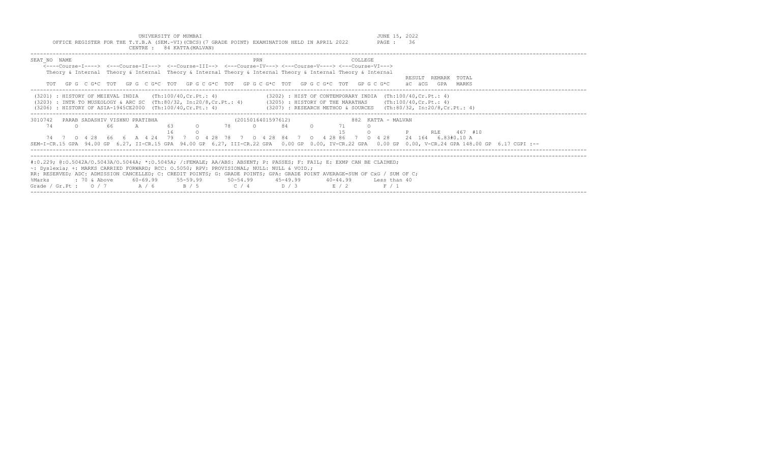UNIVERSITY OF MUMBAI

OFFICE REGISTER FOR THE T.Y.B.A (SEM.-VI)(CBCS)(7 GRADE POINT) EXAMINATION HELD IN APRIL 2022

CENTRE : 84 KATTA(MALVAN)

JUNE 15, 2022

```
SEAT_NO  NAME                                                    PRN                          COLLEGE
    <----Course-I----> <---Course-II---> <--Course-III--> <---Course-IV---> <---Course-V----> <---Course-VI--->
     Theory & Internal  Theory & Internal  Theory & Internal Theory & Internal Theory & Internal Theory & Internal
                                                                                                                  RESULT  REMARK  TOTAL
     TOT  GP G  C G*C  TOT  GP G  C G*C  TOT  GP G C G*C  TOT  GP G C G*C  TOT  GP G C G*C  TOT  GP G C G*C     äC äCG  GPA   MARKS
--------------------------------------------------------------------------------------------------------------------------------------
 (3201) : HISTORY OF MEIEVAL INDIA    (Th:100/40,Cr.Pt.: 4)              (3202) : HIST OF CONTEMPORARY INDIA  (Th:100/40,Cr.Pt.: 4)
 (3203) : INTR TO MUSEOLOGY & ARC SC  (Th:80/32, In:20/8,Cr.Pt.: 4)      (3205) : HISTORY OF THE MARATHAS     (Th:100/40,Cr.Pt.: 4)
 (3206) : HISTORY OF ASIA-1945CE2000  (Th:100/40,Cr.Pt.: 4)              (3207) : RESEARCH METHOD & SOURCES   (Th:80/32, In:20/8,Cr.Pt.: 4)
--------------------------------------------------------------------------------------------------------------------------------------
3010742   PARAB SADASHIV VISHNU PRATIBHA                       (2015016401597612)               882  KATTA - MALVAN
     74      O        66      A        63      O       78      O       84      O       71      O
                                       16      O                                       15      O          P      RLE    467  #10
     74  7  O  4 28   66  6  A  4 24   79  7  O  4 28  78  7  O  4 28  84  7  O  4 28 86  7  O  4 28    24  164  6.83#0.10 A
SEM-I-CR.15 GPA  94.00 GP  6.27, II-CR.15 GPA  94.00 GP  6.27, III-CR.22 GPA   0.00 GP  0.00, IV-CR.22 GPA   0.00 GP  0.00, V-CR.24 GPA 148.00 GP  6.17 CGPI :--
--------------------------------------------------------------------------------------------------------------------------------------
#:0.229; @:O.5042A/O.5043A/O.5044A; *:O.5045A; /:FEMALE; AA/ABS: ABSENT; P: PASSES; F: FAIL; E: EXMP CAN BE CLAIMED;
~: Dyslexia; +: MARKS CARRIED FORWARD; RCC: O.5050; RPV: PROVISIONAL; NULL: NULL & VOID.;
RR: RESERVED; ADC: ADMISSION CANCELLED; C: CREDIT POINTS; G: GRADE POINTS; GPA: GRADE POINT AVERAGE=SUM OF CxG / SUM OF C;
%Marks        : 70 & Above      60-69.99      55-59.99       50-54.99       45-49.99       40-44.99       Less than 40
Grade / Gr.Pt :    O / 7         A / 6         B / 5          C / 4          D / 3          E / 2           F / 1
```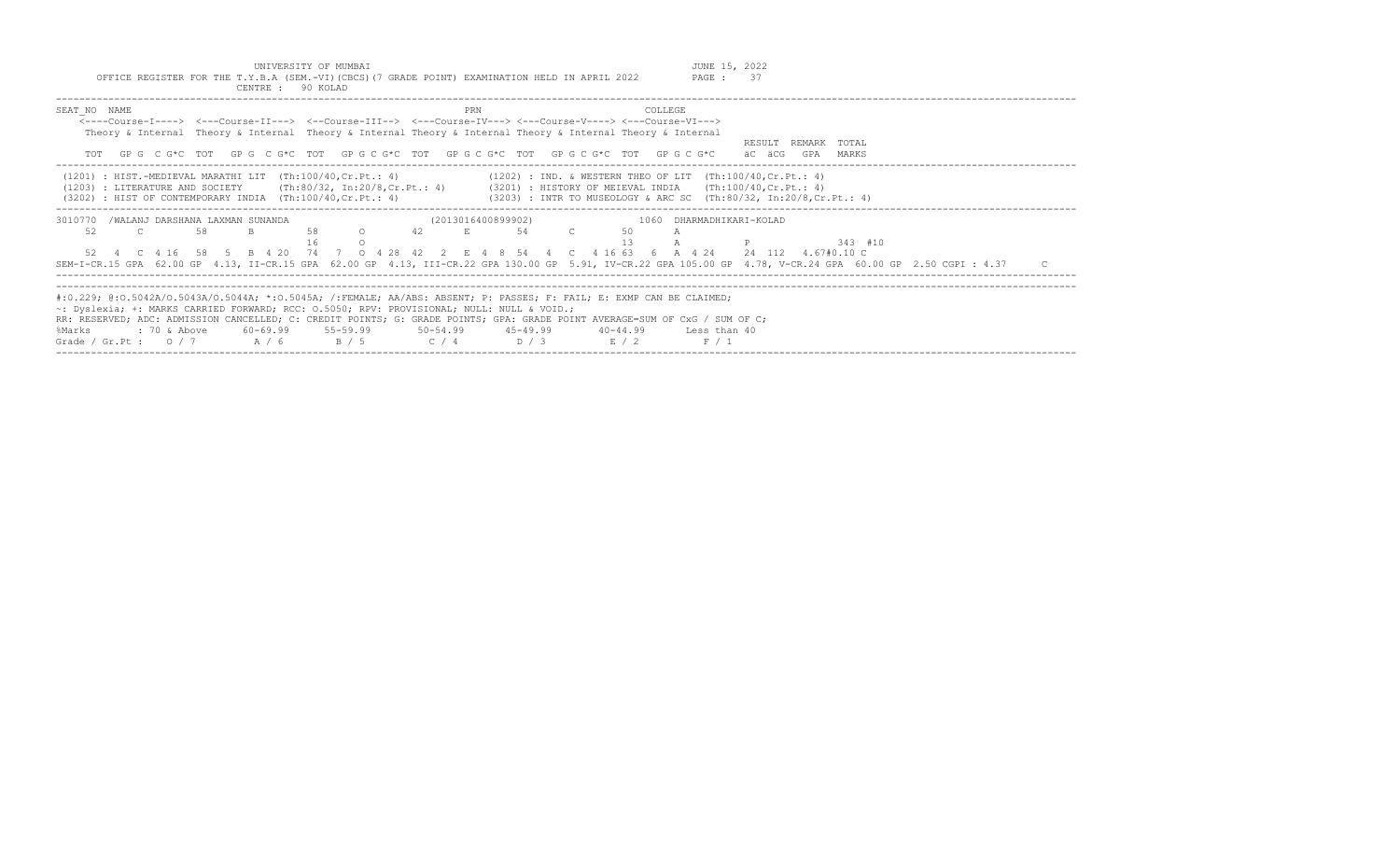UNIVERSITY OF MUMBAI

OFFICE REGISTER FOR THE T.Y.B.A (SEM.-VI)(CBCS)(7 GRADE POINT) EXAMINATION HELD IN APRIL 2022

JUNE 15, 2022

CENTRE : 90 KOLAD

```
SEAT_NO  NAME                                                  PRN                          COLLEGE
    <----Course-I----> <---Course-II---> <--Course-III--> <---Course-IV---> <---Course-V----> <---Course-VI--->
    Theory & Internal  Theory & Internal  Theory & Internal Theory & Internal Theory & Internal Theory & Internal
                                                                                                                  RESULT  REMARK  TOTAL
    TOT   GP G  C G*C  TOT   GP G  C G*C  TOT   GP G C G*C  TOT   GP G C G*C  TOT   GP G C G*C  TOT   GP G C G*C    äC  äCG   GPA   MARKS
```

```
(1201) : HIST.-MEDIEVAL MARATHI LIT  (Th:100/40,Cr.Pt.: 4)              (1202) : IND. & WESTERN THEO OF LIT  (Th:100/40,Cr.Pt.: 4)
(1203) : LITERATURE AND SOCIETY      (Th:80/32, In:20/8,Cr.Pt.: 4)      (3201) : HISTORY OF MEIEVAL INDIA    (Th:100/40,Cr.Pt.: 4)
(3202) : HIST OF CONTEMPORARY INDIA  (Th:100/40,Cr.Pt.: 4)              (3203) : INTR TO MUSEOLOGY & ARC SC  (Th:80/32, In:20/8,Cr.Pt.: 4)
```

```
3010770  /WALANJ DARSHANA LAXMAN SUNANDA                   (2013016400899902)              1060  DHARMADHIKARI-KOLAD
    52     C        58      B        58      O       42      E        54      C        50      A
                                     16      O                                         13      A                P              343  #10
    52  4  C  4 16   58  5  B  4 20   74  7  O  4 28  42  2  E  4  8  54  4  C  4 16  63  6  A  4 24    24  112   4.67#0.10 C
SEM-I-CR.15 GPA  62.00 GP  4.13, II-CR.15 GPA  62.00 GP  4.13, III-CR.22 GPA 130.00 GP  5.91, IV-CR.22 GPA 105.00 GP  4.78, V-CR.24 GPA  60.00 GP  2.50 CGPI : 4.37      C
```

```
#:0.229; @:O.5042A/O.5043A/O.5044A; *:O.5045A; /:FEMALE; AA/ABS: ABSENT; P: PASSES; F: FAIL; E: EXMP CAN BE CLAIMED;
~: Dyslexia; +: MARKS CARRIED FORWARD; RCC: O.5050; RPV: PROVISIONAL; NULL: NULL & VOID.;
RR: RESERVED; ADC: ADMISSION CANCELLED; C: CREDIT POINTS; G: GRADE POINTS; GPA: GRADE POINT AVERAGE=SUM OF CxG / SUM OF C;
%Marks        : 70 & Above     60-69.99     55-59.99      50-54.99      45-49.99      40-44.99      Less than 40
Grade / Gr.Pt :   O / 7          A / 6        B / 5         C / 4         D / 3         E / 2          F / 1
```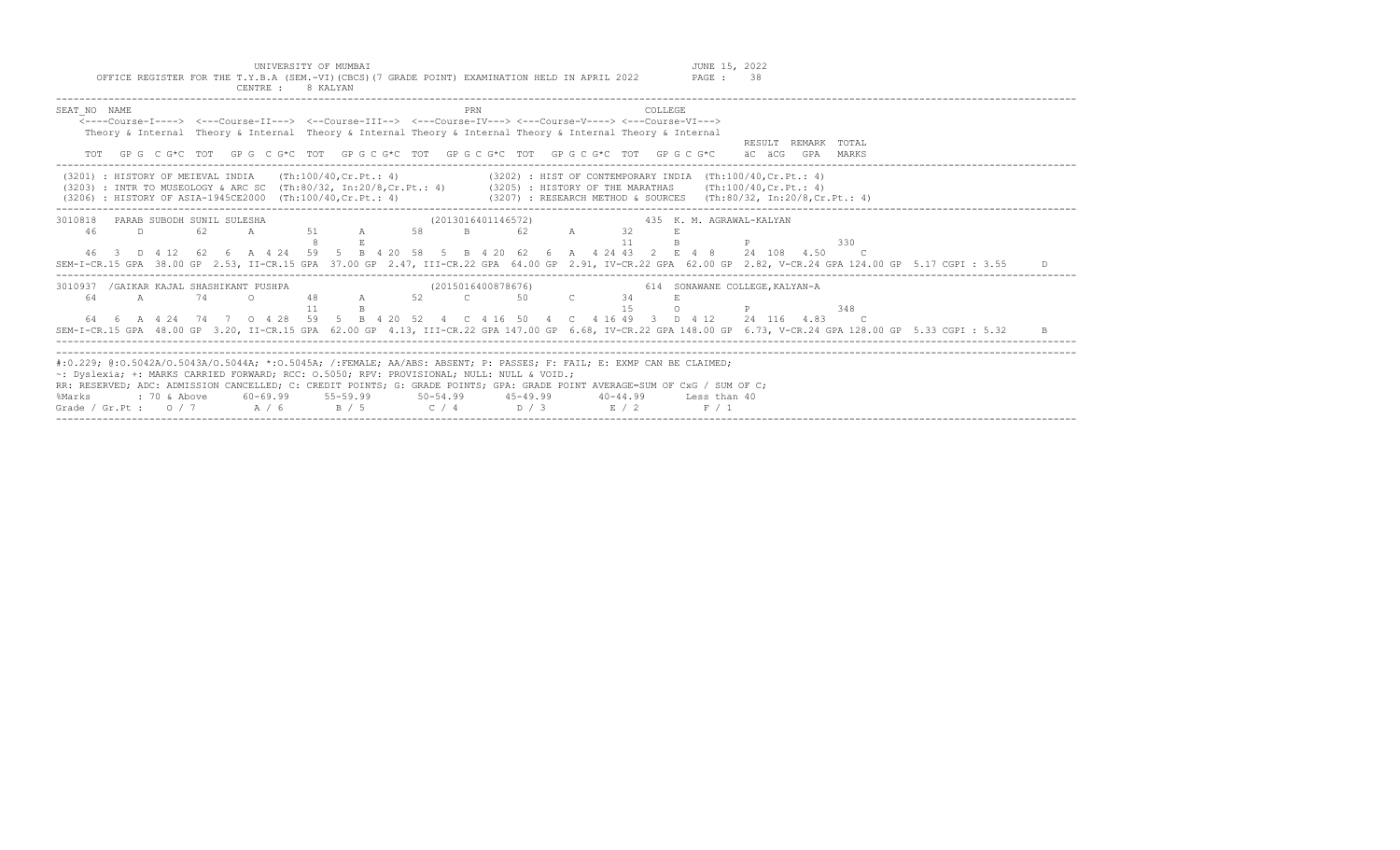UNIVERSITY OF MUMBAI

OFFICE REGISTER FOR THE T.Y.B.A (SEM.-VI)(CBCS)(7 GRADE POINT) EXAMINATION HELD IN APRIL 2022

JUNE 15, 2022

CENTRE : 8 KALYAN

```
SEAT_NO NAME                                                  PRN                              COLLEGE
    <----Course-I----> <---Course-II---> <--Course-III--> <---Course-IV---> <---Course-V----> <---Course-VI--->
    Theory & Internal  Theory & Internal  Theory & Internal Theory & Internal Theory & Internal Theory & Internal
                                                                                                          RESULT  REMARK  TOTAL
    TOT   GP G  C G*C  TOT   GP G  C G*C  TOT   GP G C G*C  TOT   GP G C G*C  TOT   GP G C G*C  TOT   GP G C G*C     äC  äCG   GPA   MARKS
```

```
(3201) : HISTORY OF MEIEVAL INDIA    (Th:100/40,Cr.Pt.: 4)              (3202) : HIST OF CONTEMPORARY INDIA  (Th:100/40,Cr.Pt.: 4)
(3203) : INTR TO MUSEOLOGY & ARC SC  (Th:80/32, In:20/8,Cr.Pt.: 4)      (3205) : HISTORY OF THE MARATHAS     (Th:100/40,Cr.Pt.: 4)
(3206) : HISTORY OF ASIA-1945CE2000  (Th:100/40,Cr.Pt.: 4)              (3207) : RESEARCH METHOD & SOURCES   (Th:80/32, In:20/8,Cr.Pt.: 4)
```

```
3010818   PARAB SUBODH SUNIL SULESHA                      (2013016401146572)              435  K. M. AGRAWAL-KALYAN
    46       D        62      A        51      A       58      B       62      A       32      E
                                        8      E                                       11      B          P               330
    46  3  D  4 12   62  6  A  4 24   59  5  B  4 20  58  5  B  4 20  62  6  A  4 24 43  2  E  4  8    24  108  4.50     C
SEM-I-CR.15 GPA  38.00 GP  2.53, II-CR.15 GPA  37.00 GP  2.47, III-CR.22 GPA  64.00 GP  2.91, IV-CR.22 GPA  62.00 GP  2.82, V-CR.24 GPA 124.00 GP  5.17 CGPI : 3.55     D
```

```
3010937  /GAIKAR KAJAL SHASHIKANT PUSHPA                  (2015016400878676)              614  SONAWANE COLLEGE,KALYAN-A
    64       A        74      O        48      A       52      C       50      C       34      E
                                       11      B                                       15      O          P               348
    64  6  A  4 24   74  7  O  4 28   59  5  B  4 20  52  4  C  4 16  50  4  C  4 16 49  3  D  4 12    24  116  4.83     C
SEM-I-CR.15 GPA  48.00 GP  3.20, II-CR.15 GPA  62.00 GP  4.13, III-CR.22 GPA 147.00 GP  6.68, IV-CR.22 GPA 148.00 GP  6.73, V-CR.24 GPA 128.00 GP  5.33 CGPI : 5.32     B
```

```
#:0.229; @:O.5042A/O.5043A/O.5044A; *:O.5045A; /:FEMALE; AA/ABS: ABSENT; P: PASSES; F: FAIL; E: EXMP CAN BE CLAIMED;
~: Dyslexia; +: MARKS CARRIED FORWARD; RCC: O.5050; RPV: PROVISIONAL; NULL: NULL & VOID.;
RR: RESERVED; ADC: ADMISSION CANCELLED; C: CREDIT POINTS; G: GRADE POINTS; GPA: GRADE POINT AVERAGE=SUM OF CxG / SUM OF C;
%Marks        : 70 & Above      60-69.99      55-59.99       50-54.99       45-49.99       40-44.99       Less than 40
Grade / Gr.Pt :    O / 7         A / 6         B / 5          C / 4          D / 3          E / 2           F / 1
```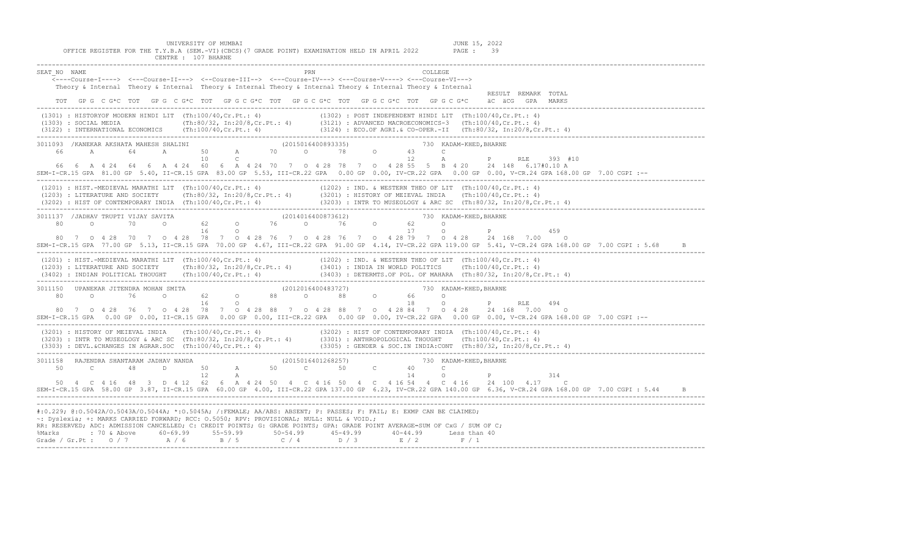UNIVERSITY OF MUMBAI
OFFICE REGISTER FOR THE T.Y.B.A (SEM.-VI)(CBCS)(7 GRADE POINT) EXAMINATION HELD IN APRIL 2022
CENTRE : 107 BHARNE
JUNE 15, 2022

```
SEAT_NO  NAME                                               PRN                              COLLEGE
    <----Course-I----> <---Course-II---> <--Course-III--> <---Course-IV---> <---Course-V----> <---Course-VI--->
    Theory & Internal  Theory & Internal  Theory & Internal Theory & Internal Theory & Internal Theory & Internal
                                                                                                            RESULT  REMARK  TOTAL
    TOT  GP G  C G*C  TOT  GP G  C G*C  TOT  GP G C G*C  TOT  GP G C G*C  TOT  GP G C G*C  TOT  GP G C G*C   äC  äCG  GPA  MARKS
-----------------------------------------------------------------------------------------------------------------------------------
 (1301) : HISTORYOF MODERN HINDI LIT  (Th:100/40,Cr.Pt.: 4)              (1302) : POST INDEPENDENT HINDI LIT  (Th:100/40,Cr.Pt.: 4)
 (1303) : SOCIAL MEDIA                (Th:80/32, In:20/8,Cr.Pt.: 4)      (3121) : ADVANCED MACROECONOMICS-3  (Th:100/40,Cr.Pt.: 4)
 (3122) : INTERNATIONAL ECONOMICS     (Th:100/40,Cr.Pt.: 4)              (3124) : ECO.OF AGRI.& CO-OPER.-II   (Th:80/32, In:20/8,Cr.Pt.: 4)
-----------------------------------------------------------------------------------------------------------------------------------
3011093  /KANEKAR AKSHATA MAHESH SHALINI                  (2015016400893335)              730  KADAM-KHED,BHARNE
    66     A     64     A      50     A     70     O     78     O     43     C
                               10     C                                12     A        P     RLE    393  #10
    66  6  A 4 24  64  6  A 4 24  60  6  A 4 24  70  7  O 4 28  78  7  O 4 28 55  5  B 4 20    24  148  6.17#0.10 A
SEM-I-CR.15 GPA  81.00 GP  5.40, II-CR.15 GPA  83.00 GP  5.53, III-CR.22 GPA  0.00 GP  0.00, IV-CR.22 GPA  0.00 GP  0.00, V-CR.24 GPA 168.00 GP  7.00 CGPI :--
-----------------------------------------------------------------------------------------------------------------------------------
 (1201) : HIST.-MEDIEVAL MARATHI LIT  (Th:100/40,Cr.Pt.: 4)              (1202) : IND. & WESTERN THEO OF LIT  (Th:100/40,Cr.Pt.: 4)
 (1203) : LITERATURE AND SOCIETY      (Th:80/32, In:20/8,Cr.Pt.: 4)      (3201) : HISTORY OF MEIEVAL INDIA    (Th:100/40,Cr.Pt.: 4)
 (3202) : HIST OF CONTEMPORARY INDIA  (Th:100/40,Cr.Pt.: 4)              (3203) : INTR TO MUSEOLOGY & ARC SC  (Th:80/32, In:20/8,Cr.Pt.: 4)
-----------------------------------------------------------------------------------------------------------------------------------
3011137  /JADHAV TRUPTI VIJAY SAVITA                      (2014016400873612)              730  KADAM-KHED,BHARNE
    80     O     70     O      62     O     76     O     76     O     62     O
                               16     O                                17     O        P                459
    80  7  O 4 28  70  7  O 4 28  78  7  O 4 28  76  7  O 4 28  76  7  O 4 28 79  7  O 4 28    24  168  7.00     O
SEM-I-CR.15 GPA  77.00 GP  5.13, II-CR.15 GPA  70.00 GP  4.67, III-CR.22 GPA  91.00 GP  4.14, IV-CR.22 GPA 119.00 GP  5.41, V-CR.24 GPA 168.00 GP  7.00 CGPI : 5.68     B
-----------------------------------------------------------------------------------------------------------------------------------
 (1201) : HIST.-MEDIEVAL MARATHI LIT  (Th:100/40,Cr.Pt.: 4)              (1202) : IND. & WESTERN THEO OF LIT  (Th:100/40,Cr.Pt.: 4)
 (1203) : LITERATURE AND SOCIETY      (Th:80/32, In:20/8,Cr.Pt.: 4)      (3401) : INDIA IN WORLD POLITICS     (Th:100/40,Cr.Pt.: 4)
 (3402) : INDIAN POLITICAL THOUGHT    (Th:100/40,Cr.Pt.: 4)              (3403) : DETERMTS.OF POL. OF MAHARA  (Th:80/32, In:20/8,Cr.Pt.: 4)
-----------------------------------------------------------------------------------------------------------------------------------
3011150   UPANEKAR JITENDRA MOHAN SMITA                   (2012016400483727)              730  KADAM-KHED,BHARNE
    80     O     76     O      62     O     88     O     88     O     66     O
                               16     O                                18     O        P     RLE    494
    80  7  O 4 28  76  7  O 4 28  78  7  O 4 28  88  7  O 4 28  88  7  O 4 28 84  7  O 4 28    24  168  7.00     O
SEM-I-CR.15 GPA  0.00 GP  0.00, II-CR.15 GPA  0.00 GP  0.00, III-CR.22 GPA  0.00 GP  0.00, IV-CR.22 GPA  0.00 GP  0.00, V-CR.24 GPA 168.00 GP  7.00 CGPI :--
-----------------------------------------------------------------------------------------------------------------------------------
 (3201) : HISTORY OF MEIEVAL INDIA    (Th:100/40,Cr.Pt.: 4)              (3202) : HIST OF CONTEMPORARY INDIA  (Th:100/40,Cr.Pt.: 4)
 (3203) : INTR TO MUSEOLOGY & ARC SC  (Th:80/32, In:20/8,Cr.Pt.: 4)      (3301) : ANTHROPOLOGICAL THOUGHT     (Th:100/40,Cr.Pt.: 4)
 (3303) : DEVL.&CHANGES IN AGRAR.SOC  (Th:100/40,Cr.Pt.: 4)              (3305) : GENDER & SOC.IN INDIA:CONT  (Th:80/32, In:20/8,Cr.Pt.: 4)
-----------------------------------------------------------------------------------------------------------------------------------
3011158   RAJENDRA SHANTARAM JADHAV NANDA                 (2015016401268257)              730  KADAM-KHED,BHARNE
    50     C     48     D      50     A     50     C     50     C     40     C
                               12     A                                14     O        P                314
    50  4  C 4 16  48  3  D 4 12  62  6  A 4 24  50  4  C 4 16  50  4  C  4 16 54  4  C 4 16    24  100  4.17     C
SEM-I-CR.15 GPA  58.00 GP  3.87, II-CR.15 GPA  60.00 GP  4.00, III-CR.22 GPA 137.00 GP  6.23, IV-CR.22 GPA 140.00 GP  6.36, V-CR.24 GPA 168.00 GP  7.00 CGPI : 5.44     B
-----------------------------------------------------------------------------------------------------------------------------------
```

#:0.229; @:O.5042A/O.5043A/O.5044A; *:O.5045A; /:FEMALE; AA/ABS: ABSENT; P: PASSES; F: FAIL; E: EXMP CAN BE CLAIMED;
~: Dyslexia; +: MARKS CARRIED FORWARD; RCC: O.5050; RPV: PROVISIONAL; NULL: NULL & VOID.;
RR: RESERVED; ADC: ADMISSION CANCELLED; C: CREDIT POINTS; G: GRADE POINTS; GPA: GRADE POINT AVERAGE=SUM OF CxG / SUM OF C;

| %Marks | : 70 & Above | 60-69.99 | 55-59.99 | 50-54.99 | 45-49.99 | 40-44.99 | Less than 40 |
|---|---|---|---|---|---|---|---|
| Grade / Gr.Pt : | O / 7 | A / 6 | B / 5 | C / 4 | D / 3 | E / 2 | F / 1 |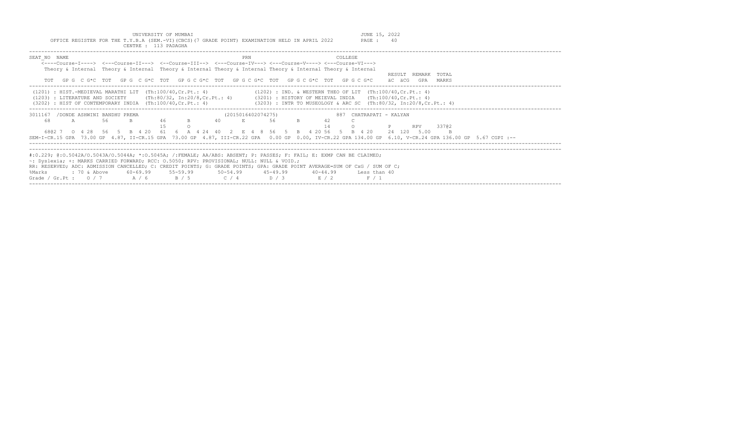UNIVERSITY OF MUMBAI

OFFICE REGISTER FOR THE T.Y.B.A (SEM.-VI)(CBCS)(7 GRADE POINT) EXAMINATION HELD IN APRIL 2022

CENTRE : 113 PADAGHA

JUNE 15, 2022

```
SEAT_NO  NAME                                                        PRN                         COLLEGE
    <----Course-I----> <---Course-II---> <--Course-III--> <---Course-IV---> <---Course-V----> <---Course-VI--->
    Theory & Internal  Theory & Internal  Theory & Internal Theory & Internal Theory & Internal Theory & Internal
                                                                                                          RESULT  REMARK  TOTAL
    TOT   GP G  C G*C  TOT   GP G  C G*C  TOT   GP G C G*C  TOT   GP G C G*C  TOT   GP G C G*C  TOT   GP G C G*C     äC  äCG   GPA   MARKS
```

```
(1201) : HIST.-MEDIEVAL MARATHI LIT  (Th:100/40,Cr.Pt.: 4)              (1202) : IND. & WESTERN THEO OF LIT  (Th:100/40,Cr.Pt.: 4)
(1203) : LITERATURE AND SOCIETY      (Th:80/32, In:20/8,Cr.Pt.: 4)      (3201) : HISTORY OF MEIEVAL INDIA    (Th:100/40,Cr.Pt.: 4)
(3202) : HIST OF CONTEMPORARY INDIA  (Th:100/40,Cr.Pt.: 4)              (3203) : INTR TO MUSEOLOGY & ARC SC  (Th:80/32, In:20/8,Cr.Pt.: 4)
```

```
3011167  /DONDE ASHWINI BANDHU PREMA                        (2015016402074275)                887  CHATRAPATI - KALYAN
    68      A       56      B       46      B       40      E       56      B       42      C
                                    15      O                                       14      O          P       RPV     337@2
    68@2 7   O  4 28   56   5   B  4 20   61   6   A  4 24  40   2   E  4  8  56   5   B   4 20 56   5   B  4 20    24  120   5.00     B
SEM-I-CR.15 GPA  73.00 GP  4.87, II-CR.15 GPA  73.00 GP  4.87, III-CR.22 GPA   0.00 GP  0.00, IV-CR.22 GPA 134.00 GP  6.10, V-CR.24 GPA 136.00 GP  5.67 CGPI :--
```

```
#:0.229; @:O.5042A/O.5043A/O.5044A; *:O.5045A; /:FEMALE; AA/ABS: ABSENT; P: PASSES; F: FAIL; E: EXMP CAN BE CLAIMED;
~: Dyslexia; +: MARKS CARRIED FORWARD; RCC: O.5050; RPV: PROVISIONAL; NULL: NULL & VOID.;
RR: RESERVED; ADC: ADMISSION CANCELLED; C: CREDIT POINTS; G: GRADE POINTS; GPA: GRADE POINT AVERAGE=SUM OF CxG / SUM OF C;
%Marks      : 70 & Above     60-69.99     55-59.99      50-54.99      45-49.99       40-44.99       Less than 40
Grade / Gr.Pt :   O / 7         A / 6        B / 5         C / 4         D / 3          E / 2          F / 1
```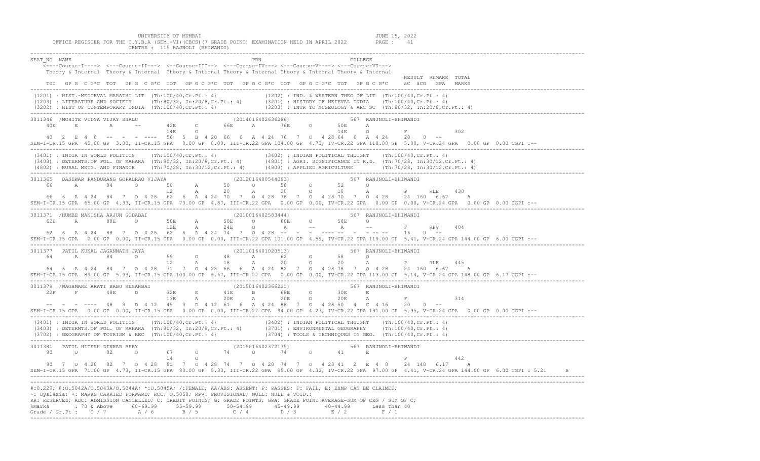UNIVERSITY OF MUMBAI

OFFICE REGISTER FOR THE T.Y.B.A (SEM.-VI)(CBCS)(7 GRADE POINT) EXAMINATION HELD IN APRIL 2022

CENTRE : 115 RAJNOLI (BHIWANDI)

JUNE 15, 2022

```
SEAT_NO  NAME                                                   PRN                                COLLEGE
    <----Course-I----> <---Course-II---> <--Course-III--> <---Course-IV---> <---Course-V----> <---Course-VI--->
    Theory & Internal  Theory & Internal  Theory & Internal Theory & Internal Theory & Internal Theory & Internal
                                                                                                                  RESULT  REMARK  TOTAL
    TOT   GP G  C G*C  TOT   GP G  C G*C  TOT   GP G C G*C  TOT   GP G C G*C  TOT   GP G C G*C  TOT   GP G C G*C    äC  äCG   GPA   MARKS
------------------------------------------------------------------------------------------------------------------------------------------
 (1201) : HIST.-MEDIEVAL MARATHI LIT  (Th:100/40,Cr.Pt.: 4)              (1202) : IND. & WESTERN THEO OF LIT  (Th:100/40,Cr.Pt.: 4)
 (1203) : LITERATURE AND SOCIETY      (Th:80/32, In:20/8,Cr.Pt.: 4)       (3201) : HISTORY OF MEIEVAL INDIA    (Th:100/40,Cr.Pt.: 4)
 (3202) : HIST OF CONTEMPORARY INDIA  (Th:100/40,Cr.Pt.: 4)              (3203) : INTR TO MUSEOLOGY & ARC SC  (Th:80/32, In:20/8,Cr.Pt.: 4)
------------------------------------------------------------------------------------------------------------------------------------------
3011346  /MOHITE VIDYA VIJAY SHALU                              (2014016402636286)                 567  RANJNOLI-BHIWANDI
    40E      E        A      --       42E      C        66E      A        76E      O        50E      A
                                      14E      O                                           14E      O           F             302
    40  2  E 4  8   --  -  -  ----   56  5  B 4 20  66  6  A 4 24  76  7  O 4 28 64  6  A 4 24    20   0  --
SEM-I-CR.15 GPA  45.00 GP  3.00, II-CR.15 GPA   0.00 GP  0.00, III-CR.22 GPA 104.00 GP  4.73, IV-CR.22 GPA 110.00 GP  5.00, V-CR.24 GPA   0.00 GP  0.00 CGPI :--
------------------------------------------------------------------------------------------------------------------------------------------
 (3401) : INDIA IN WORLD POLITICS     (Th:100/40,Cr.Pt.: 4)              (3402) : INDIAN POLITICAL THOUGHT    (Th:100/40,Cr.Pt.: 4)
 (3403) : DETERMTS.OF POL. OF MAHARA  (Th:80/32, In:20/8,Cr.Pt.: 4)       (4801) : AGRI. SIGNIFICANCE IN R.D.  (Th:70/28, In:30/12,Cr.Pt.: 4)
 (4802) : RURAL MKTG. AND FINANCE     (Th:70/28, In:30/12,Cr.Pt.: 4)      (4803) : APPLIED AGRICULTURE         (Th:70/28, In:30/12,Cr.Pt.: 4)
------------------------------------------------------------------------------------------------------------------------------------------
3011365   DASEWAR PANDURANG GOPALRAO VIJAYA                     (2012016400544093)                 567  RANJNOLI-BHIWANDI
    66      A        84      O        50      A        50      O        58      O        52      O
                                      12      A        20      A        20      O        18      A          P     RLE     430
    66  6  A 4 24   84  7  O 4 28   62  6  A 4 24  70  7  O 4 28  78  7  O  4 28 70  7  O 4 28    24  160  6.67     A
SEM-I-CR.15 GPA  65.00 GP  4.33, II-CR.15 GPA  73.00 GP  4.87, III-CR.22 GPA   0.00 GP  0.00, IV-CR.22 GPA   0.00 GP  0.00, V-CR.24 GPA   0.00 GP  0.00 CGPI :--
------------------------------------------------------------------------------------------------------------------------------------------
3011371  /HUMBE MANISHA ARJUN GODABAI                           (2010016402583444)                 567  RANJNOLI-BHIWANDI
    62E     A        88E     O        50E     A        50E     O        60E     O        58E     O
                                      12E     A        24E     O        A       --       A       --         F     RPV     404
    62  6  A 4 24   88  7  O 4 28   62  6  A 4 24  74  7  O 4 28  --  -  -  ---- --  -  - -- --    16   0  --
SEM-I-CR.15 GPA   0.00 GP  0.00, II-CR.15 GPA   0.00 GP  0.00, III-CR.22 GPA 101.00 GP  4.59, IV-CR.22 GPA 119.00 GP  5.41, V-CR.24 GPA 144.00 GP  6.00 CGPI :--
------------------------------------------------------------------------------------------------------------------------------------------
3011377   PATIL KUNAL JAGANNATH JAYA                            (2011016401020513)                 567  RANJNOLI-BHIWANDI
    64      A        84      O        59      O        48      A        62      O        58      O
                                      12      A        18      A        20      O        20      A          P     RLE     445
    64  6  A 4 24   84  7  O 4 28   71  7  O 4 28  66  6  A 4 24  82  7  O  4 28 78  7  O 4 28    24  160  6.67     A
SEM-I-CR.15 GPA  89.00 GP  5.93, II-CR.15 GPA 100.00 GP  6.67, III-CR.22 GPA   0.00 GP  0.00, IV-CR.22 GPA 113.00 GP  5.14, V-CR.24 GPA 148.00 GP  6.17 CGPI :--
------------------------------------------------------------------------------------------------------------------------------------------
3011379  /WAGHMARE ARATI BABU KESARBAI                          (2015016402366221)                 567  RANJNOLI-BHIWANDI
    22F     F        48E     D        32E     E        41E     B        68E     O        30E     E
                                      13E     A        20E     A        20E     O        20E     A          F             314
    --  -  - ----   48  3  D 4 12   45  3  D 4 12  61  6  A 4 24  88  7  O  4 28 50  4  C 4 16    20   0  --
SEM-I-CR.15 GPA   0.00 GP  0.00, II-CR.15 GPA   0.00 GP  0.00, III-CR.22 GPA  94.00 GP  4.27, IV-CR.22 GPA 131.00 GP  5.95, V-CR.24 GPA   0.00 GP  0.00 CGPI :--
------------------------------------------------------------------------------------------------------------------------------------------
 (3401) : INDIA IN WORLD POLITICS     (Th:100/40,Cr.Pt.: 4)              (3402) : INDIAN POLITICAL THOUGHT    (Th:100/40,Cr.Pt.: 4)
 (3403) : DETERMTS.OF POL. OF MAHARA  (Th:80/32, In:20/8,Cr.Pt.: 4)       (3701) : ENVIRONMENTAL GEOGRAPHY     (Th:100/40,Cr.Pt.: 4)
 (3702) : GEOGRAPHY OF TOURISM & REC  (Th:100/40,Cr.Pt.: 4)              (3704) : TOOLS & TECHNIQUES IN GEO.  (Th:100/40,Cr.Pt.: 4)
------------------------------------------------------------------------------------------------------------------------------------------
3011381   PATIL HITESH DINKAR BEBY                              (2015016402372175)                 567  RANJNOLI-BHIWANDI
    90      O        82      O        67      O        74      O        74      O        41      E
                                      14      O                                                             P             442
    90  7  O 4 28   82  7  O 4 28   81  7  O 4 28  74  7  O 4 28  74  7  O  4 28 41  2  E 4  8    24  148  6.17     A
SEM-I-CR.15 GPA  71.00 GP  4.73, II-CR.15 GPA  80.00 GP  5.33, III-CR.22 GPA  95.00 GP  4.32, IV-CR.22 GPA  97.00 GP  4.41, V-CR.24 GPA 144.00 GP  6.00 CGPI : 5.21     B
------------------------------------------------------------------------------------------------------------------------------------------
```

#:0.229; @:O.5042A/O.5043A/O.5044A; *:O.5045A; /:FEMALE; AA/ABS: ABSENT; P: PASSES; F: FAIL; E: EXMP CAN BE CLAIMED;
~: Dyslexia; +: MARKS CARRIED FORWARD; RCC: O.5050; RPV: PROVISIONAL; NULL: NULL & VOID.;
RR: RESERVED; ADC: ADMISSION CANCELLED; C: CREDIT POINTS; G: GRADE POINTS; GPA: GRADE POINT AVERAGE=SUM OF CxG / SUM OF C;

| %Marks | 70 & Above | 60-69.99 | 55-59.99 | 50-54.99 | 45-49.99 | 40-44.99 | Less than 40 |
|---|---|---|---|---|---|---|---|
| Grade / Gr.Pt : | O / 7 | A / 6 | B / 5 | C / 4 | D / 3 | E / 2 | F / 1 |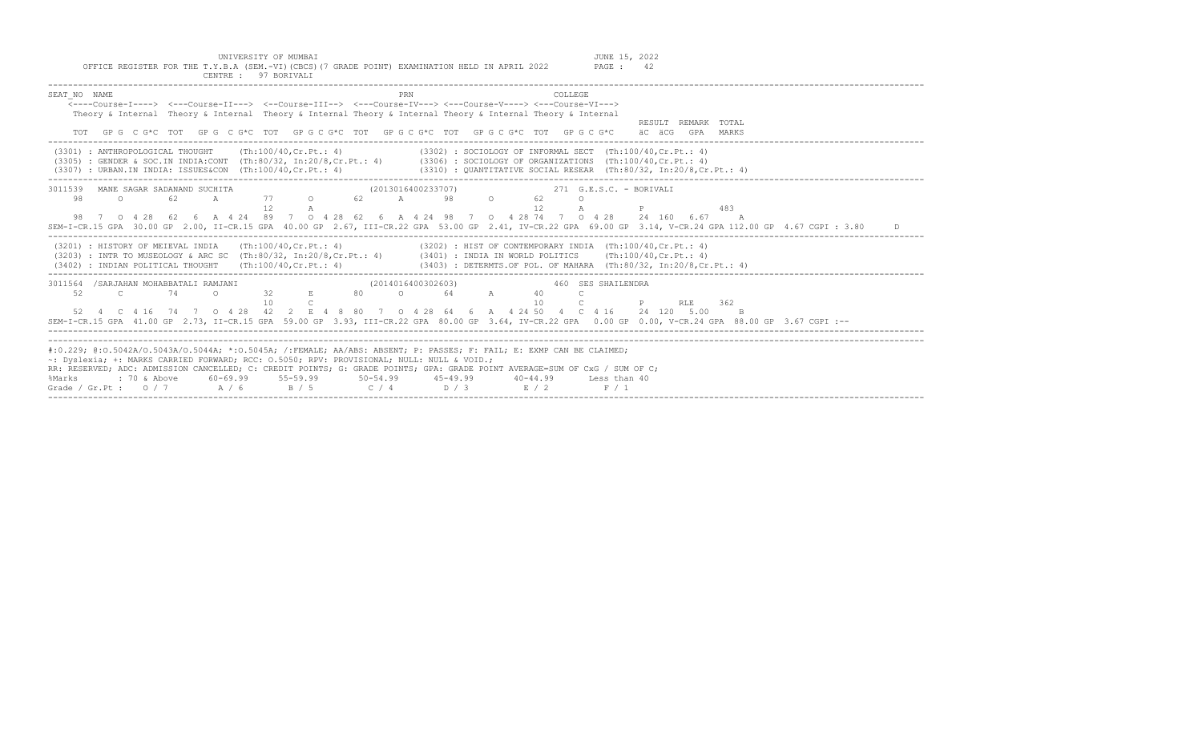UNIVERSITY OF MUMBAI
JUNE 15, 2022

OFFICE REGISTER FOR THE T.Y.B.A (SEM.-VI)(CBCS)(7 GRADE POINT) EXAMINATION HELD IN APRIL 2022

CENTRE : 97 BORIVALI

```
SEAT_NO  NAME                                                PRN                          COLLEGE
    <----Course-I----> <---Course-II---> <--Course-III--> <---Course-IV---> <---Course-V----> <---Course-VI--->
    Theory & Internal  Theory & Internal  Theory & Internal Theory & Internal Theory & Internal Theory & Internal
                                                                                                              RESULT  REMARK  TOTAL
    TOT  GP G  C G*C  TOT  GP G  C G*C  TOT  GP G C G*C  TOT  GP G C G*C  TOT  GP G C G*C  TOT  GP G C G*C   äC  äCG  GPA  MARKS
-------------------------------------------------------------------------------------------------------------------------------------
 (3301) : ANTHROPOLOGICAL THOUGHT      (Th:100/40,Cr.Pt.: 4)              (3302) : SOCIOLOGY OF INFORMAL SECT  (Th:100/40,Cr.Pt.: 4)
 (3305) : GENDER & SOC.IN INDIA:CONT  (Th:80/32, In:20/8,Cr.Pt.: 4)      (3306) : SOCIOLOGY OF ORGANIZATIONS  (Th:100/40,Cr.Pt.: 4)
 (3307) : URBAN.IN INDIA: ISSUES&CON  (Th:100/40,Cr.Pt.: 4)              (3310) : QUANTITATIVE SOCIAL RESEAR  (Th:80/32, In:20/8,Cr.Pt.: 4)
-------------------------------------------------------------------------------------------------------------------------------------
3011539  MANE SAGAR SADANAND SUCHITA                         (2013016400233707)              271 G.E.S.C. - BORIVALI
    98      O       62      A       77      O       62      A       98      O       62      O
                                    12      A                                       12      A          P              483
    98  7  O 4 28  62  6  A 4 24  89  7  O 4 28  62  6  A 4 24  98  7  O 4 28 74  7  O 4 28    24  160  6.67     A
SEM-I-CR.15 GPA  30.00 GP 2.00, II-CR.15 GPA  40.00 GP 2.67, III-CR.22 GPA  53.00 GP 2.41, IV-CR.22 GPA  69.00 GP 3.14, V-CR.24 GPA 112.00 GP 4.67 CGPI : 3.80      D
-------------------------------------------------------------------------------------------------------------------------------------
 (3201) : HISTORY OF MEIEVAL INDIA    (Th:100/40,Cr.Pt.: 4)              (3202) : HIST OF CONTEMPORARY INDIA  (Th:100/40,Cr.Pt.: 4)
 (3203) : INTR TO MUSEOLOGY & ARC SC  (Th:80/32, In:20/8,Cr.Pt.: 4)      (3401) : INDIA IN WORLD POLITICS     (Th:100/40,Cr.Pt.: 4)
 (3402) : INDIAN POLITICAL THOUGHT    (Th:100/40,Cr.Pt.: 4)              (3403) : DETERMTS.OF POL. OF MAHARA  (Th:80/32, In:20/8,Cr.Pt.: 4)
-------------------------------------------------------------------------------------------------------------------------------------
3011564  /SARJAHAN MOHABBATALI RAMJANI                       (2014016400302603)              460 SES SHAILENDRA
    52      C       74      O       32      E       80      O       64      A       40      C
                                    10      C                                       10      C          P      RLE     362
    52  4  C 4 16  74  7  O 4 28  42  2  E 4 8  80  7  O 4 28  64  6  A 4 24 50  4  C 4 16    24  120  5.00     B
SEM-I-CR.15 GPA  41.00 GP 2.73, II-CR.15 GPA  59.00 GP 3.93, III-CR.22 GPA  80.00 GP 3.64, IV-CR.22 GPA   0.00 GP 0.00, V-CR.24 GPA  88.00 GP 3.67 CGPI :--
-------------------------------------------------------------------------------------------------------------------------------------
```

#:0.229; @:O.5042A/O.5043A/O.5044A; *:O.5045A; /:FEMALE; AA/ABS: ABSENT; P: PASSES; F: FAIL; E: EXMP CAN BE CLAIMED;
~: Dyslexia; +: MARKS CARRIED FORWARD; RCC: O.5050; RPV: PROVISIONAL; NULL: NULL & VOID.;
RR: RESERVED; ADC: ADMISSION CANCELLED; C: CREDIT POINTS; G: GRADE POINTS; GPA: GRADE POINT AVERAGE=SUM OF CxG / SUM OF C;

| %Marks | : 70 & Above | 60-69.99 | 55-59.99 | 50-54.99 | 45-49.99 | 40-44.99 | Less than 40 |
|---|---|---|---|---|---|---|---|
| Grade / Gr.Pt : | O / 7 | A / 6 | B / 5 | C / 4 | D / 3 | E / 2 | F / 1 |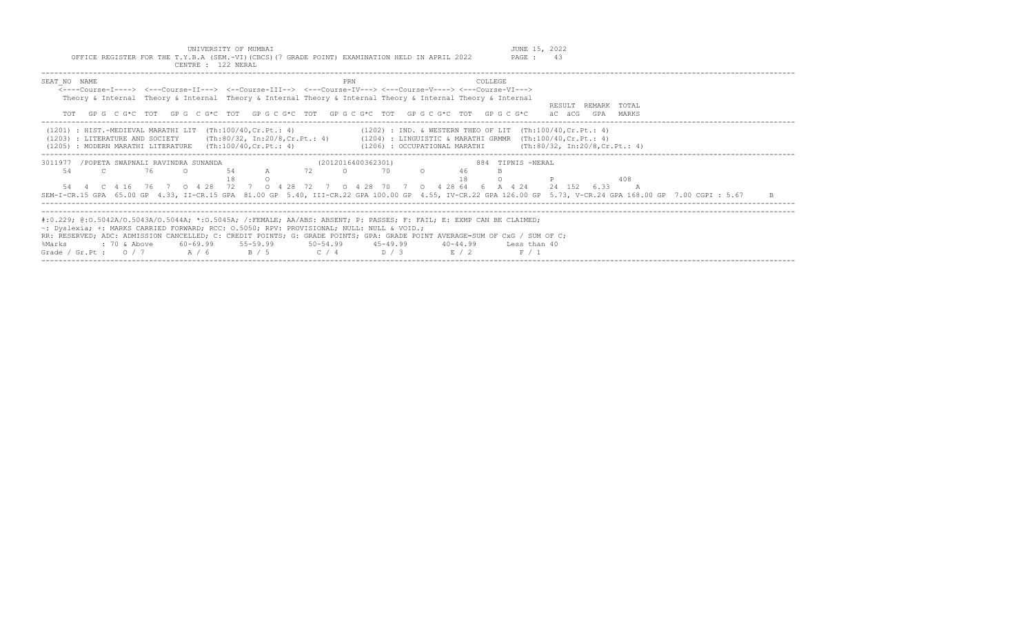UNIVERSITY OF MUMBAI

OFFICE REGISTER FOR THE T.Y.B.A (SEM.-VI)(CBCS)(7 GRADE POINT) EXAMINATION HELD IN APRIL 2022

CENTRE : 122 NERAL

JUNE 15, 2022

```
SEAT_NO  NAME                                                    PRN                          COLLEGE
    <----Course-I----> <---Course-II---> <--Course-III--> <---Course-IV---> <---Course-V----> <---Course-VI--->
    Theory & Internal  Theory & Internal  Theory & Internal Theory & Internal Theory & Internal Theory & Internal
                                                                                                              RESULT  REMARK  TOTAL
    TOT   GP G  C G*C  TOT   GP G  C G*C  TOT   GP G C G*C  TOT   GP G C G*C  TOT   GP G C G*C  TOT   GP G C G*C     äC  äCG   GPA   MARKS
```

```
(1201) : HIST.-MEDIEVAL MARATHI LIT  (Th:100/40,Cr.Pt.: 4)            (1202) : IND. & WESTERN THEO OF LIT  (Th:100/40,Cr.Pt.: 4)
(1203) : LITERATURE AND SOCIETY      (Th:80/32, In:20/8,Cr.Pt.: 4)    (1204) : LINGUISTIC & MARATHI GRMMR  (Th:100/40,Cr.Pt.: 4)
(1205) : MODERN MARATHI LITERATURE   (Th:100/40,Cr.Pt.: 4)            (1206) : OCCUPATIONAL MARATHI        (Th:80/32, In:20/8,Cr.Pt.: 4)
```

```
3011977  /POPETA SWAPNALI RAVINDRA SUNANDA                    (2012016400362301)                 884  TIPNIS -NERAL
   54      C        76      O        54      A        72      O        70      O        46      B
                                     18      O                                          18      O          P                408
   54  4   C  4 16   76   7   O  4 28   72   7   O  4 28   72   7   O  4 28   70   7   O  4 28  64   6   A  4 24     24  152   6.33     A
SEM-I-CR.15 GPA  65.00 GP  4.33, II-CR.15 GPA  81.00 GP  5.40, III-CR.22 GPA 100.00 GP  4.55, IV-CR.22 GPA 126.00 GP  5.73, V-CR.24 GPA 168.00 GP  7.00 CGPI : 5.67     B
```

#:0.229; @:O.5042A/O.5043A/O.5044A; *:O.5045A; /:FEMALE; AA/ABS: ABSENT; P: PASSES; F: FAIL; E: EXMP CAN BE CLAIMED;
~: Dyslexia; +: MARKS CARRIED FORWARD; RCC: O.5050; RPV: PROVISIONAL; NULL: NULL & VOID.;
RR: RESERVED; ADC: ADMISSION CANCELLED; C: CREDIT POINTS; G: GRADE POINTS; GPA: GRADE POINT AVERAGE=SUM OF CxG / SUM OF C;

| %Marks | : 70 & Above | 60-69.99 | 55-59.99 | 50-54.99 | 45-49.99 | 40-44.99 | Less than 40 |
|---|---|---|---|---|---|---|---|
| Grade / Gr.Pt : | O / 7 | A / 6 | B / 5 | C / 4 | D / 3 | E / 2 | F / 1 |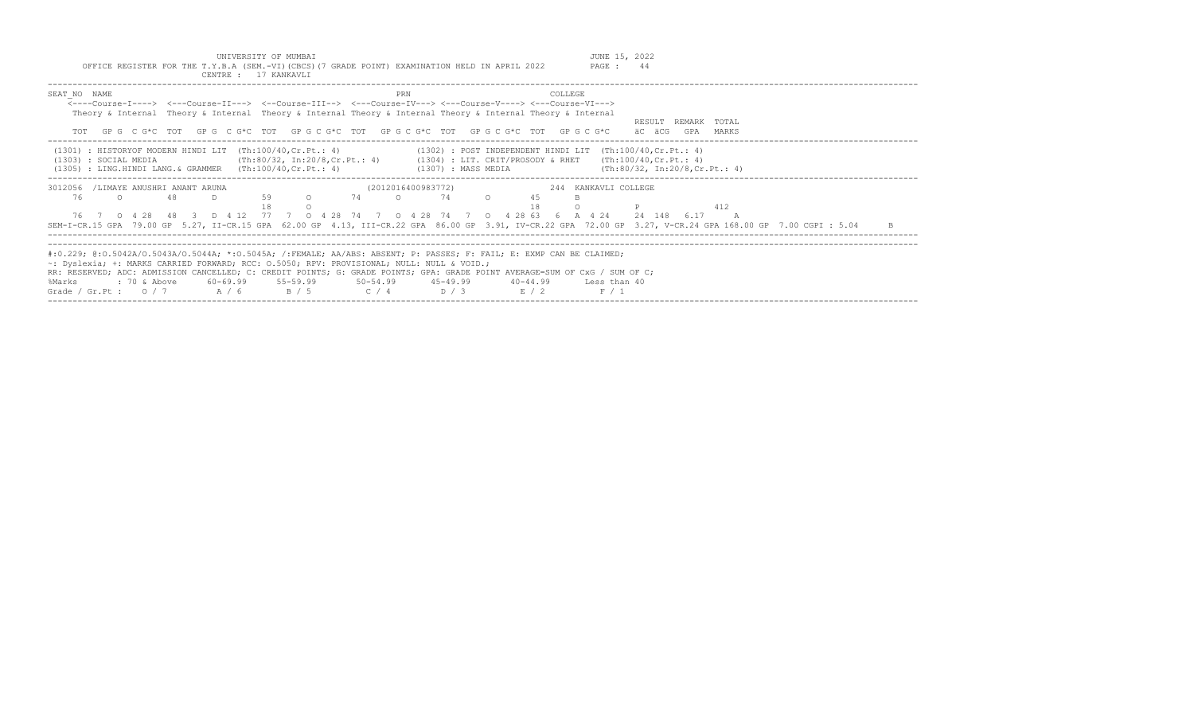UNIVERSITY OF MUMBAI

OFFICE REGISTER FOR THE T.Y.B.A (SEM.-VI)(CBCS)(7 GRADE POINT) EXAMINATION HELD IN APRIL 2022

CENTRE : 17 KANKAVLI

JUNE 15, 2022

```
SEAT_NO  NAME                                              PRN                         COLLEGE
    <----Course-I----> <---Course-II---> <--Course-III--> <---Course-IV---> <---Course-V----> <---Course-VI--->
    Theory & Internal  Theory & Internal  Theory & Internal Theory & Internal Theory & Internal Theory & Internal
                                                                                                          RESULT  REMARK  TOTAL
    TOT   GP G  C G*C  TOT   GP G  C G*C  TOT   GP G C G*C  TOT   GP G C G*C  TOT   GP G C G*C  TOT   GP G C G*C     äC  äCG   GPA   MARKS
```

```
(1301) : HISTORYOF MODERN HINDI LIT  (Th:100/40,Cr.Pt.: 4)              (1302) : POST INDEPENDENT HINDI LIT  (Th:100/40,Cr.Pt.: 4)
(1303) : SOCIAL MEDIA                (Th:80/32, In:20/8,Cr.Pt.: 4)      (1304) : LIT. CRIT/PROSODY & RHET    (Th:100/40,Cr.Pt.: 4)
(1305) : LING.HINDI LANG.& GRAMMER   (Th:100/40,Cr.Pt.: 4)              (1307) : MASS MEDIA                  (Th:80/32, In:20/8,Cr.Pt.: 4)
```

```
3012056  /LIMAYE ANUSHRI ANANT ARUNA                        (2012016400983772)              244  KANKAVLI COLLEGE
    76      O       48      D       59      O       74      O       74      O       45      B
                                    18      O                                       18      O          P                412
    76  7  O 4 28   48  3  D 4 12   77  7  O 4 28  74  7  O 4 28  74  7  O  4 28 63  6  A  4 24     24  148  6.17    A
SEM-I-CR.15 GPA  79.00 GP  5.27, II-CR.15 GPA  62.00 GP  4.13, III-CR.22 GPA  86.00 GP  3.91, IV-CR.22 GPA  72.00 GP  3.27, V-CR.24 GPA 168.00 GP  7.00 CGPI : 5.04     B
```

#:0.229; @:O.5042A/O.5043A/O.5044A; *:O.5045A; /:FEMALE; AA/ABS: ABSENT; P: PASSES; F: FAIL; E: EXMP CAN BE CLAIMED;
~: Dyslexia; +: MARKS CARRIED FORWARD; RCC: O.5050; RPV: PROVISIONAL; NULL: NULL & VOID.;
RR: RESERVED; ADC: ADMISSION CANCELLED; C: CREDIT POINTS; G: GRADE POINTS; GPA: GRADE POINT AVERAGE=SUM OF CxG / SUM OF C;

| %Marks | : 70 & Above | 60-69.99 | 55-59.99 | 50-54.99 | 45-49.99 | 40-44.99 | Less than 40 |
|---|---|---|---|---|---|---|---|
| Grade / Gr.Pt : | O / 7 | A / 6 | B / 5 | C / 4 | D / 3 | E / 2 | F / 1 |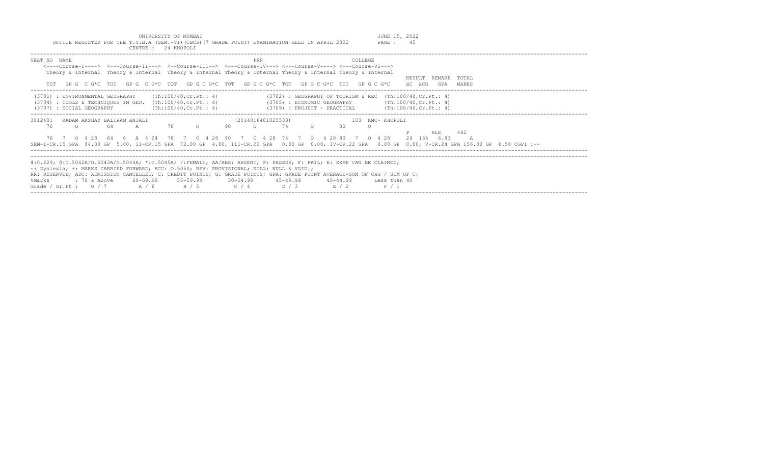UNIVERSITY OF MUMBAI

OFFICE REGISTER FOR THE T.Y.B.A (SEM.-VI)(CBCS)(7 GRADE POINT) EXAMINATION HELD IN APRIL 2022

CENTRE : 24 KHOPOLI

JUNE 15, 2022

```
SEAT_NO  NAME                                              PRN                          COLLEGE
    <----Course-I----> <---Course-II---> <--Course-III--> <---Course-IV---> <---Course-V----> <---Course-VI--->
    Theory & Internal  Theory & Internal  Theory & Internal Theory & Internal Theory & Internal Theory & Internal
                                                                                                               RESULT  REMARK  TOTAL
    TOT   GP G  C G*C  TOT   GP G  C G*C  TOT   GP G C G*C  TOT   GP G C G*C  TOT   GP G C G*C  TOT   GP G C G*C    äC  äCG   GPA   MARKS
```

```
(3701) : ENVIRONMENTAL GEOGRAPHY     (Th:100/40,Cr.Pt.: 4)        (3702) : GEOGRAPHY OF TOURISM & REC  (Th:100/40,Cr.Pt.: 4)
(3704) : TOOLS & TECHNIQUES IN GEO.  (Th:100/40,Cr.Pt.: 4)        (3705) : ECONOMIC GEOGRAPHY          (Th:100/40,Cr.Pt.: 4)
(3707) : SOCIAL GEOGRAPHY            (Th:100/40,Cr.Pt.: 4)        (3709) : PROJECT - PRACTICAL         (Th:100/40,Cr.Pt.: 4)
```

```
3012401  KADAM AKSHAY BALIRAM ANJALI                     (2014016401025533)           103  KMC- KHOPOLI
    76     O      64     A      78     O      90     O      74     O      80     O
                                                                                                               P      RLE     462
    76  7  O 4 28   64  6  A 4 24   78  7  O 4 28  90  7  O 4 28  74  7  O  4 28 80  7  O 4 28    24  164  6.83    A
SEM-I-CR.15 GPA  84.00 GP  5.60, II-CR.15 GPA  72.00 GP  4.80, III-CR.22 GPA   0.00 GP  0.00, IV-CR.22 GPA   0.00 GP  0.00, V-CR.24 GPA 156.00 GP  6.50 CGPI :--
```

```
#:0.229; @:O.5042A/O.5043A/O.5044A; *:O.5045A; /:FEMALE; AA/ABS: ABSENT; P: PASSES; F: FAIL; E: EXMP CAN BE CLAIMED;
~: Dyslexia; +: MARKS CARRIED FORWARD; RCC: O.5050; RPV: PROVISIONAL; NULL: NULL & VOID.;
RR: RESERVED; ADC: ADMISSION CANCELLED; C: CREDIT POINTS; G: GRADE POINTS; GPA: GRADE POINT AVERAGE=SUM OF CxG / SUM OF C;
%Marks        : 70 & Above     60-69.99      55-59.99       50-54.99      45-49.99       40-44.99      Less than 40
Grade / Gr.Pt :   O / 7          A / 6         B / 5          C / 4         D / 3          E / 2          F / 1
```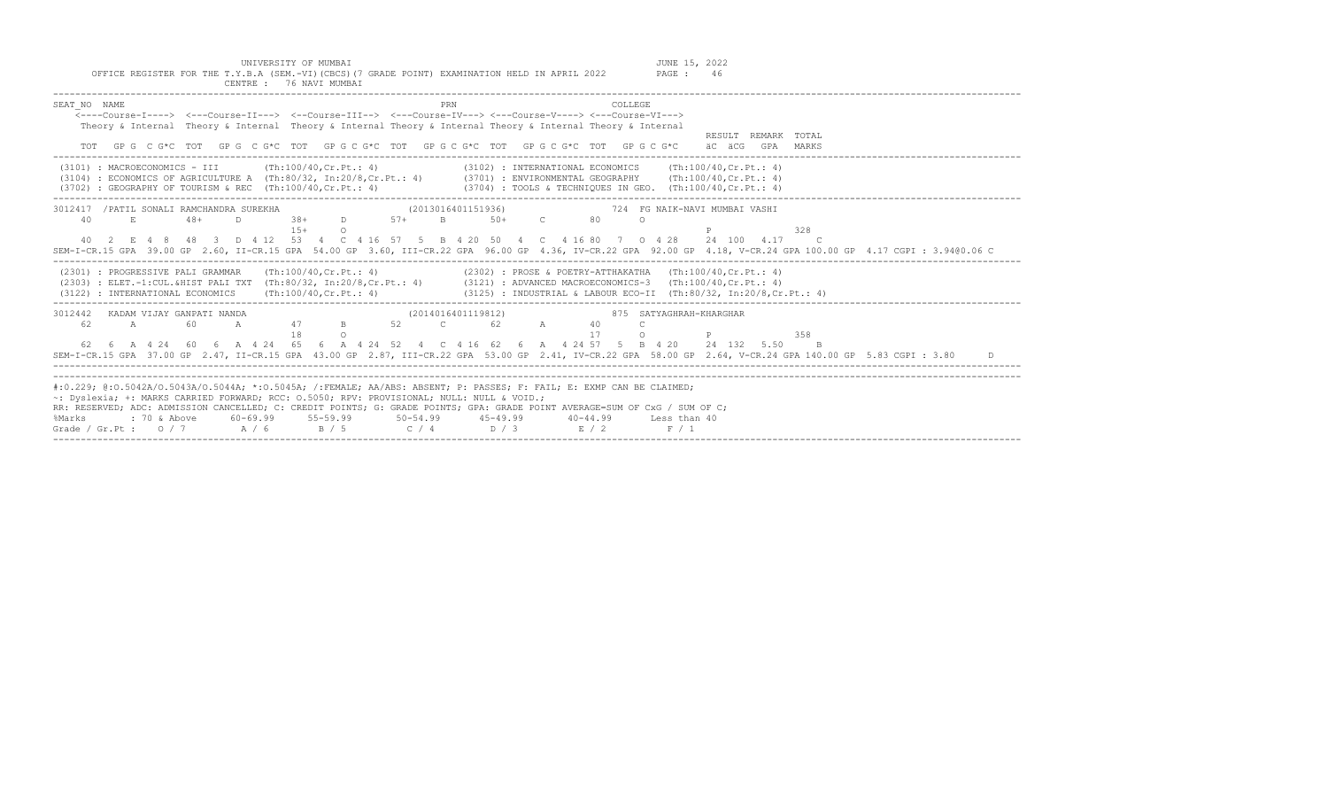UNIVERSITY OF MUMBAI
JUNE 15, 2022

OFFICE REGISTER FOR THE T.Y.B.A (SEM.-VI)(CBCS)(7 GRADE POINT) EXAMINATION HELD IN APRIL 2022

CENTRE : 76 NAVI MUMBAI

```
SEAT_NO  NAME                                              PRN                              COLLEGE
    <----Course-I----> <---Course-II---> <--Course-III--> <---Course-IV---> <---Course-V----> <---Course-VI--->
    Theory & Internal  Theory & Internal  Theory & Internal Theory & Internal Theory & Internal Theory & Internal
                                                                                                              RESULT  REMARK  TOTAL
    TOT  GP G  C G*C  TOT  GP G  C G*C  TOT  GP G C G*C  TOT  GP G C G*C  TOT  GP G C G*C  TOT  GP G C G*C    äC  äCG  GPA  MARKS
```

```
(3101) : MACROECONOMICS - III       (Th:100/40,Cr.Pt.: 4)              (3102) : INTERNATIONAL ECONOMICS     (Th:100/40,Cr.Pt.: 4)
(3104) : ECONOMICS OF AGRICULTURE A  (Th:80/32, In:20/8,Cr.Pt.: 4)      (3701) : ENVIRONMENTAL GEOGRAPHY     (Th:100/40,Cr.Pt.: 4)
(3702) : GEOGRAPHY OF TOURISM & REC  (Th:100/40,Cr.Pt.: 4)              (3704) : TOOLS & TECHNIQUES IN GEO.  (Th:100/40,Cr.Pt.: 4)
```

```
3012417  /PATIL SONALI RAMCHANDRA SUREKHA                  (2013016401151936)              724  FG NAIK-NAVI MUMBAI VASHI
    40      E       48+     D        38+     D       57+     B       50+     C       80      O
                                     15+     O                                                              P              328
    40  2  E 4 8   48  3  D 4 12   53  4  C 4 16 57  5  B 4 20  50  4  C  4 16 80  7  O 4 28    24  100  4.17     C
SEM-I-CR.15 GPA  39.00 GP 2.60, II-CR.15 GPA  54.00 GP 3.60, III-CR.22 GPA  96.00 GP 4.36, IV-CR.22 GPA  92.00 GP  4.18, V-CR.24 GPA 100.00 GP  4.17 CGPI : 3.94@0.06 C
```

```
(2301) : PROGRESSIVE PALI GRAMMAR   (Th:100/40,Cr.Pt.: 4)              (2302) : PROSE & POETRY-ATTHAKATHA   (Th:100/40,Cr.Pt.: 4)
(2303) : ELET.-1:CUL.&HIST PALI TXT  (Th:80/32, In:20/8,Cr.Pt.: 4)      (3121) : ADVANCED MACROECONOMICS-3   (Th:100/40,Cr.Pt.: 4)
(3122) : INTERNATIONAL ECONOMICS     (Th:100/40,Cr.Pt.: 4)              (3125) : INDUSTRIAL & LABOUR ECO-II  (Th:80/32, In:20/8,Cr.Pt.: 4)
```

```
3012442   KADAM VIJAY GANPATI NANDA                        (2014016401119812)              875  SATYAGHRAH-KHARGHAR
    62      A       60      A        47      B       52      C       62      A       40      C
                                     18      O                                       17      O              P              358
    62  6  A 4 24   60  6  A 4 24   65  6  A 4 24 52  4  C 4 16  62  6  A  4 24 57  5  B 4 20    24  132  5.50     B
SEM-I-CR.15 GPA  37.00 GP 2.47, II-CR.15 GPA  43.00 GP 2.87, III-CR.22 GPA  53.00 GP 2.41, IV-CR.22 GPA  58.00 GP  2.64, V-CR.24 GPA 140.00 GP  5.83 CGPI : 3.80     D
```

#:0.229; @:O.5042A/O.5043A/O.5044A; *:O.5045A; /:FEMALE; AA/ABS: ABSENT; P: PASSES; F: FAIL; E: EXMP CAN BE CLAIMED;
~: Dyslexia; +: MARKS CARRIED FORWARD; RCC: O.5050; RPV: PROVISIONAL; NULL: NULL & VOID.;
RR: RESERVED; ADC: ADMISSION CANCELLED; C: CREDIT POINTS; G: GRADE POINTS; GPA: GRADE POINT AVERAGE=SUM OF CxG / SUM OF C;

| %Marks | : 70 & Above | 60-69.99 | 55-59.99 | 50-54.99 | 45-49.99 | 40-44.99 | Less than 40 |
|---|---|---|---|---|---|---|---|
| Grade / Gr.Pt : | O / 7 | A / 6 | B / 5 | C / 4 | D / 3 | E / 2 | F / 1 |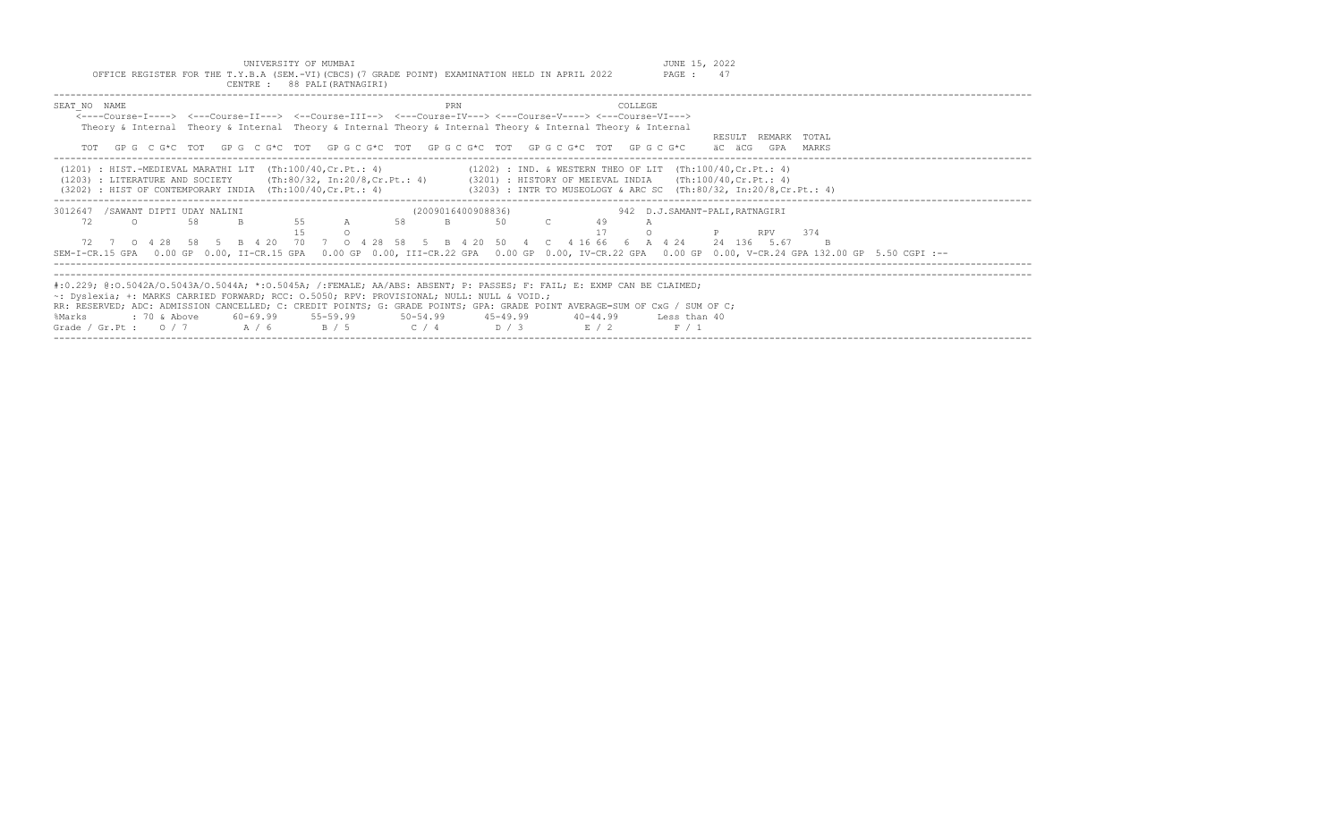UNIVERSITY OF MUMBAI

OFFICE REGISTER FOR THE T.Y.B.A (SEM.-VI)(CBCS)(7 GRADE POINT) EXAMINATION HELD IN APRIL 2022

CENTRE : 88 PALI(RATNAGIRI)

JUNE 15, 2022

PAGE : 47

```
SEAT_NO  NAME                                                  PRN                          COLLEGE
    <----Course-I----> <---Course-II---> <--Course-III--> <---Course-IV---> <---Course-V----> <---Course-VI--->
    Theory & Internal  Theory & Internal Theory & Internal Theory & Internal Theory & Internal Theory & Internal
                                                                                                               RESULT  REMARK  TOTAL
    TOT  GP G  C G*C  TOT  GP G  C G*C  TOT  GP G C G*C  TOT  GP G C G*C  TOT  GP G C G*C  TOT  GP G C G*C     äC  äCG   GPA   MARKS
```

```
(1201) : HIST.-MEDIEVAL MARATHI LIT  (Th:100/40,Cr.Pt.: 4)            (1202) : IND. & WESTERN THEO OF LIT  (Th:100/40,Cr.Pt.: 4)
(1203) : LITERATURE AND SOCIETY      (Th:80/32, In:20/8,Cr.Pt.: 4)    (3201) : HISTORY OF MEIEVAL INDIA    (Th:100/40,Cr.Pt.: 4)
(3202) : HIST OF CONTEMPORARY INDIA  (Th:100/40,Cr.Pt.: 4)            (3203) : INTR TO MUSEOLOGY & ARC SC  (Th:80/32, In:20/8,Cr.Pt.: 4)
```

```
3012647  /SAWANT DIPTI UDAY NALINI                      (2009016400908836)              942  D.J.SAMANT-PALI,RATNAGIRI
    72      O       58      B       55      A       58      B       50      C       49      A
                                    15      O                                       17      O           P       RPV    374
    72  7  O  4 28  58  5  B  4 20  70  7  O  4 28  58  5  B  4 20  50  4  C  4 16 66  6  A  4 24    24  136  5.67    B
SEM-I-CR.15 GPA  0.00 GP 0.00, II-CR.15 GPA  0.00 GP 0.00, III-CR.22 GPA  0.00 GP 0.00, IV-CR.22 GPA  0.00 GP 0.00, V-CR.24 GPA 132.00 GP  5.50 CGPI :--
```

```
#:O.229; @:O.5042A/O.5043A/O.5044A; *:O.5045A; /:FEMALE; AA/ABS: ABSENT; P: PASSES; F: FAIL; E: EXMP CAN BE CLAIMED;
~: Dyslexia; +: MARKS CARRIED FORWARD; RCC: O.5050; RPV: PROVISIONAL; NULL: NULL & VOID.;
RR: RESERVED; ADC: ADMISSION CANCELLED; C: CREDIT POINTS; G: GRADE POINTS; GPA: GRADE POINT AVERAGE=SUM OF CxG / SUM OF C;
%Marks        : 70 & Above     60-69.99     55-59.99      50-54.99      45-49.99      40-44.99      Less than 40
Grade / Gr.Pt :   O / 7          A / 6        B / 5         C / 4         D / 3         E / 2          F / 1
```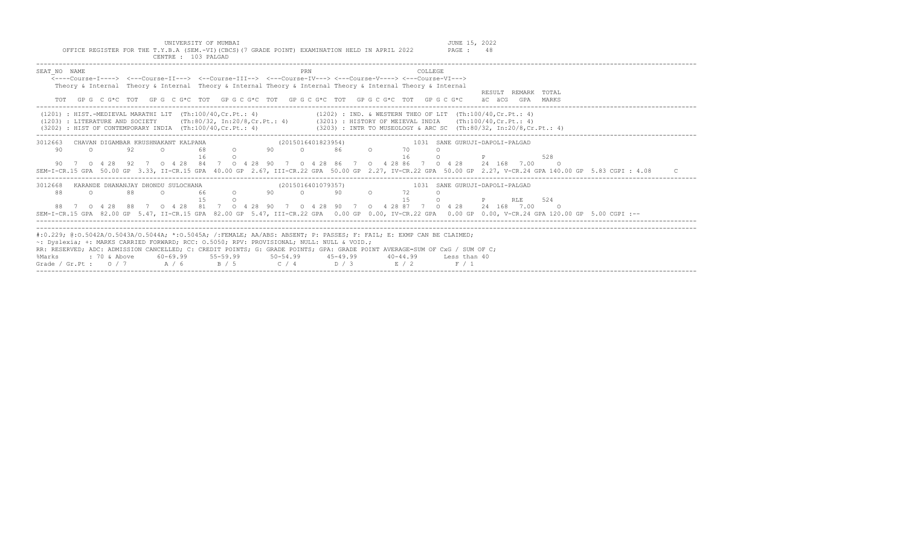UNIVERSITY OF MUMBAI
JUNE 15, 2022

OFFICE REGISTER FOR THE T.Y.B.A (SEM.-VI)(CBCS)(7 GRADE POINT) EXAMINATION HELD IN APRIL 2022
PAGE : 48

CENTRE : 103 PALGAD

```
SEAT_NO  NAME                                              PRN                          COLLEGE
    <----Course-I----> <---Course-II---> <--Course-III--> <---Course-IV---> <---Course-V----> <---Course-VI--->
    Theory & Internal  Theory & Internal  Theory & Internal Theory & Internal Theory & Internal Theory & Internal
                                                                                                                   RESULT  REMARK  TOTAL
    TOT  GP G  C G*C  TOT  GP G  C G*C  TOT  GP G C G*C  TOT  GP G C G*C  TOT  GP G C G*C  TOT  GP G C G*C     äC  äCG  GPA  MARKS
```

(1201) : HIST.-MEDIEVAL MARATHI LIT (Th:100/40,Cr.Pt.: 4)
(1202) : IND. & WESTERN THEO OF LIT (Th:100/40,Cr.Pt.: 4)
(1203) : LITERATURE AND SOCIETY (Th:80/32, In:20/8,Cr.Pt.: 4)
(3201) : HISTORY OF MEIEVAL INDIA (Th:100/40,Cr.Pt.: 4)
(3202) : HIST OF CONTEMPORARY INDIA (Th:100/40,Cr.Pt.: 4)
(3203) : INTR TO MUSEOLOGY & ARC SC (Th:80/32, In:20/8,Cr.Pt.: 4)

```
3012663  CHAVAN DIGAMBAR KRUSHNAKANT KALPANA          (2015016401823954)          1031  SANE GURUJI-DAPOLI-PALGAD
    90     O      92     O      68     O      90     O      86     O      70     O
                                16     O                                  16     O          P              528
    90  7  O 4 28  92  7  O 4 28  84  7  O 4 28  90  7  O 4 28  86  7  O  4 28 86  7  O 4 28    24  168  7.00    O
SEM-I-CR.15 GPA  50.00 GP  3.33, II-CR.15 GPA  40.00 GP  2.67, III-CR.22 GPA  50.00 GP  2.27, IV-CR.22 GPA  50.00 GP  2.27, V-CR.24 GPA 140.00 GP  5.83 CGPI : 4.08    C

3012668  KARANDE DHANANJAY DHONDU SULOCHANA           (2015016401079357)          1031  SANE GURUJI-DAPOLI-PALGAD
    88     O      88     O      66     O      90     O      90     O      72     O
                                15     O                                  15     O          P      RLE    524
    88  7  O 4 28  88  7  O 4 28  81  7  O 4 28  90  7  O 4 28  90  7  O  4 28 87  7  O 4 28    24  168  7.00    O
SEM-I-CR.15 GPA  82.00 GP  5.47, II-CR.15 GPA  82.00 GP  5.47, III-CR.22 GPA   0.00 GP  0.00, IV-CR.22 GPA   0.00 GP  0.00, V-CR.24 GPA 120.00 GP  5.00 CGPI :--
```

#:0.229; @:O.5042A/O.5043A/O.5044A; *:O.5045A; /:FEMALE; AA/ABS: ABSENT; P: PASSES; F: FAIL; E: EXMP CAN BE CLAIMED;
~: Dyslexia; +: MARKS CARRIED FORWARD; RCC: O.5050; RPV: PROVISIONAL; NULL: NULL & VOID.;
RR: RESERVED; ADC: ADMISSION CANCELLED; C: CREDIT POINTS; G: GRADE POINTS; GPA: GRADE POINT AVERAGE=SUM OF CxG / SUM OF C;

| %Marks | : 70 & Above | 60-69.99 | 55-59.99 | 50-54.99 | 45-49.99 | 40-44.99 | Less than 40 |
|---|---|---|---|---|---|---|---|
| Grade / Gr.Pt : | O / 7 | A / 6 | B / 5 | C / 4 | D / 3 | E / 2 | F / 1 |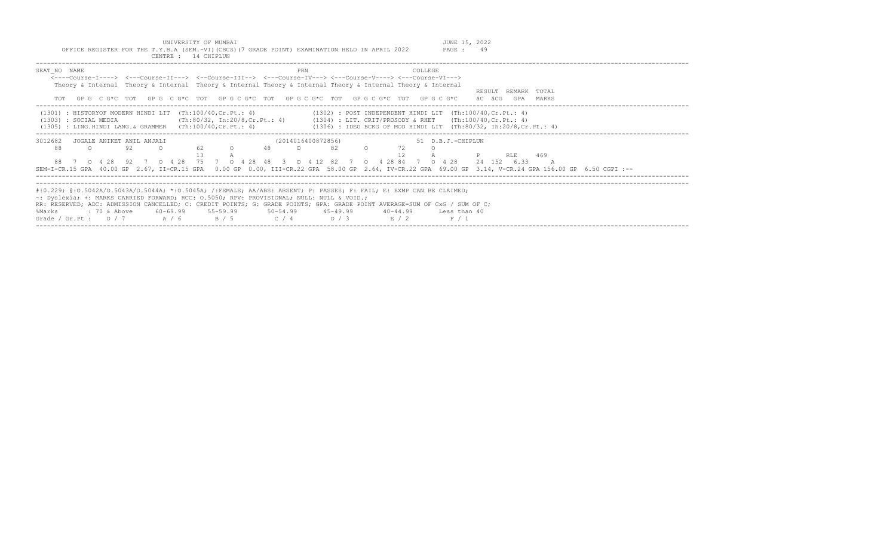UNIVERSITY OF MUMBAI

OFFICE REGISTER FOR THE T.Y.B.A (SEM.-VI)(CBCS)(7 GRADE POINT) EXAMINATION HELD IN APRIL 2022

CENTRE : 14 CHIPLUN

JUNE 15, 2022

```
SEAT_NO  NAME                                              PRN                          COLLEGE
    <----Course-I----> <---Course-II---> <--Course-III--> <---Course-IV---> <---Course-V----> <---Course-VI--->
    Theory & Internal  Theory & Internal  Theory & Internal Theory & Internal Theory & Internal Theory & Internal
                                                                                                                  RESULT  REMARK  TOTAL
    TOT   GP G  C G*C  TOT   GP G  C G*C  TOT   GP G C G*C  TOT   GP G C G*C  TOT   GP G C G*C  TOT   GP G C G*C     äC  äCG   GPA    MARKS
```

```
(1301) : HISTORYOF MODERN HINDI LIT  (Th:100/40,Cr.Pt.: 4)              (1302) : POST INDEPENDENT HINDI LIT  (Th:100/40,Cr.Pt.: 4)
(1303) : SOCIAL MEDIA               (Th:80/32, In:20/8,Cr.Pt.: 4)       (1304) : LIT. CRIT/PROSODY & RHET    (Th:100/40,Cr.Pt.: 4)
(1305) : LING.HINDI LANG.& GRAMMER  (Th:100/40,Cr.Pt.: 4)               (1306) : IDEO BCKG OF MOD HINDI LIT  (Th:80/32, In:20/8,Cr.Pt.: 4)
```

```
3012682  JOGALE ANIKET ANIL ANJALI                   (2014016400872856)                 51 D.B.J.-CHIPLUN
    88      O       92      O       62      O       48      D       82      O       72      O
                                    13      A                                       12      A           P      RLE     469
    88  7  O 4 28  92  7  O 4 28  75  7  O 4 28  48  3  D 4 12  82  7  O  4 28 84  7  O 4 28    24  152  6.33     A
SEM-I-CR.15 GPA  40.00 GP  2.67, II-CR.15 GPA  0.00 GP 0.00, III-CR.22 GPA  58.00 GP  2.64, IV-CR.22 GPA  69.00 GP  3.14, V-CR.24 GPA 156.00 GP  6.50 CGPI :--
```

#:O.229; @:O.5042A/O.5043A/O.5044A; *:O.5045A; /:FEMALE; AA/ABS: ABSENT; P: PASSES; F: FAIL; E: EXMP CAN BE CLAIMED;
~: Dyslexia; +: MARKS CARRIED FORWARD; RCC: O.5050; RPV: PROVISIONAL; NULL: NULL & VOID.;
RR: RESERVED; ADC: ADMISSION CANCELLED; C: CREDIT POINTS; G: GRADE POINTS; GPA: GRADE POINT AVERAGE=SUM OF CxG / SUM OF C;

| %Marks | : 70 & Above | 60-69.99 | 55-59.99 | 50-54.99 | 45-49.99 | 40-44.99 | Less than 40 |
|---|---|---|---|---|---|---|---|
| Grade / Gr.Pt : | O / 7 | A / 6 | B / 5 | C / 4 | D / 3 | E / 2 | F / 1 |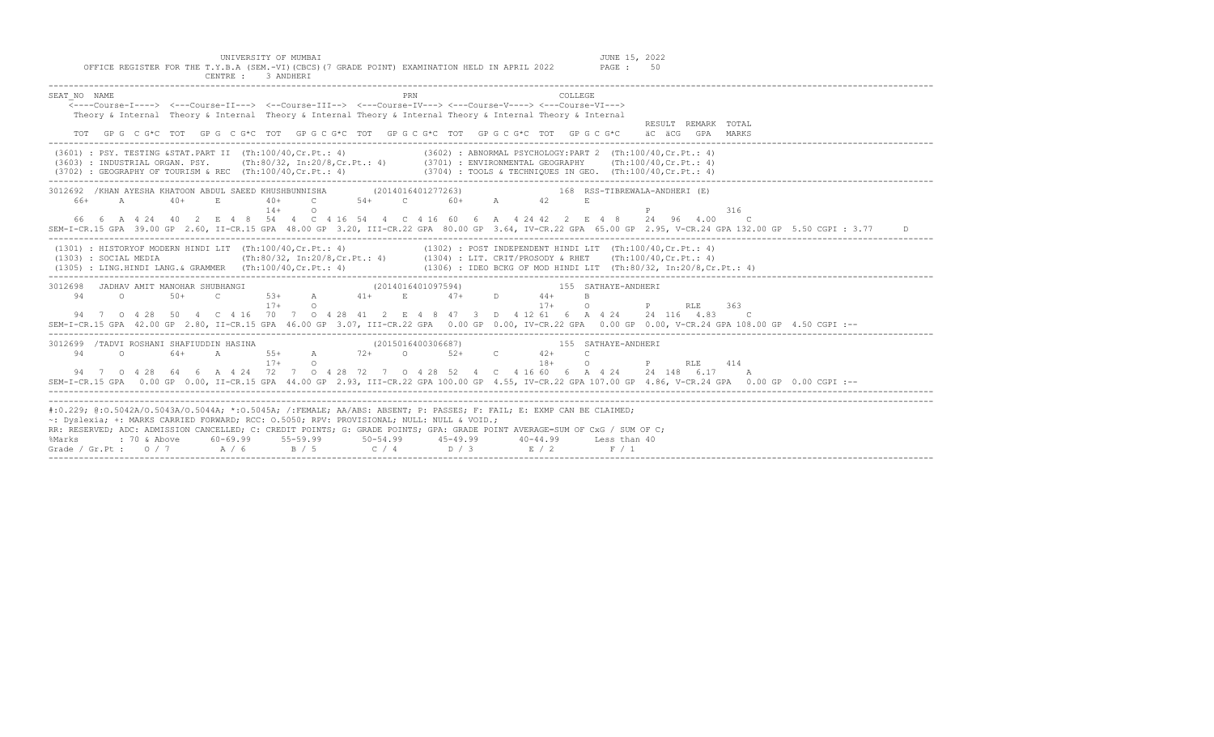UNIVERSITY OF MUMBAI

OFFICE REGISTER FOR THE T.Y.B.A (SEM.-VI)(CBCS)(7 GRADE POINT) EXAMINATION HELD IN APRIL 2022

CENTRE : 3 ANDHERI

JUNE 15, 2022

```
SEAT_NO  NAME                                                    PRN                          COLLEGE
    <----Course-I----> <---Course-II---> <--Course-III--> <---Course-IV---> <---Course-V----> <---Course-VI--->
    Theory & Internal  Theory & Internal  Theory & Internal Theory & Internal Theory & Internal Theory & Internal
                                                                                                              RESULT  REMARK  TOTAL
    TOT  GP G  C G*C  TOT  GP G  C G*C  TOT  GP G C G*C  TOT  GP G C G*C  TOT  GP G C G*C  TOT  GP G C G*C    äC  äCG  GPA  MARKS
------------------------------------------------------------------------------------------------------------------------------------
 (3601) : PSY. TESTING &STAT.PART II  (Th:100/40,Cr.Pt.: 4)              (3602) : ABNORMAL PSYCHOLOGY:PART 2  (Th:100/40,Cr.Pt.: 4)
 (3603) : INDUSTRIAL ORGAN. PSY.      (Th:80/32, In:20/8,Cr.Pt.: 4)      (3701) : ENVIRONMENTAL GEOGRAPHY     (Th:100/40,Cr.Pt.: 4)
 (3702) : GEOGRAPHY OF TOURISM & REC  (Th:100/40,Cr.Pt.: 4)              (3704) : TOOLS & TECHNIQUES IN GEO.  (Th:100/40,Cr.Pt.: 4)
------------------------------------------------------------------------------------------------------------------------------------
3012692 /KHAN AYESHA KHATOON ABDUL SAEED KHUSHBUNNISHA        (2014016401277263)              168 RSS-TIBREWALA-ANDHERI (E)
    66+    A       40+     E        40+    C       54+    C       60+    A       42      E
                                    14+    O                                                              P                  316
    66  6  A 4 24  40  2  E 4 8  54  4  C 4 16 54  4  C 4 16 60  6  A  4 24 42  2  E 4 8    24  96  4.00    C
SEM-I-CR.15 GPA  39.00 GP 2.60, II-CR.15 GPA  48.00 GP 3.20, III-CR.22 GPA  80.00 GP 3.64, IV-CR.22 GPA  65.00 GP  2.95, V-CR.24 GPA 132.00 GP  5.50 CGPI : 3.77     D
------------------------------------------------------------------------------------------------------------------------------------
 (1301) : HISTORYOF MODERN HINDI LIT  (Th:100/40,Cr.Pt.: 4)              (1302) : POST INDEPENDENT HINDI LIT  (Th:100/40,Cr.Pt.: 4)
 (1303) : SOCIAL MEDIA                (Th:80/32, In:20/8,Cr.Pt.: 4)      (1304) : LIT. CRIT/PROSODY & RHET    (Th:100/40,Cr.Pt.: 4)
 (1305) : LING.HINDI LANG.& GRAMMER   (Th:100/40,Cr.Pt.: 4)              (1306) : IDEO BCKG OF MOD HINDI LIT  (Th:80/32, In:20/8,Cr.Pt.: 4)
------------------------------------------------------------------------------------------------------------------------------------
3012698   JADHAV AMIT MANOHAR SHUBHANGI                       (2014016401097594)              155 SATHAYE-ANDHERI
    94      O       50+     C       53+    A       41+    E       47+    D       44+     B
                                    17+    O                                     17+     O        P     RLE     363
    94  7  O 4 28  50  4  C 4 16  70  7  O 4 28 41  2  E 4 8  47  3  D  4 12 61  6  A 4 24    24 116  4.83    C
SEM-I-CR.15 GPA  42.00 GP 2.80, II-CR.15 GPA  46.00 GP 3.07, III-CR.22 GPA   0.00 GP 0.00, IV-CR.22 GPA   0.00 GP  0.00, V-CR.24 GPA 108.00 GP  4.50 CGPI :--
------------------------------------------------------------------------------------------------------------------------------------
3012699 /TADVI ROSHANI SHAFIUDDIN HASINA                      (2015016400306687)              155 SATHAYE-ANDHERI
    94      O       64+     A       55+    A       72+    O       52+    C       42+     C
                                    17+    O                                     18+     O        P     RLE     414
    94  7  O 4 28  64  6  A 4 24  72  7  O 4 28 72  7  O 4 28 52  4  C  4 16 60  6  A 4 24    24 148  6.17    A
SEM-I-CR.15 GPA   0.00 GP 0.00, II-CR.15 GPA  44.00 GP 2.93, III-CR.22 GPA 100.00 GP 4.55, IV-CR.22 GPA 107.00 GP  4.86, V-CR.24 GPA   0.00 GP  0.00 CGPI :--
------------------------------------------------------------------------------------------------------------------------------------
```

#:0.229; @:O.5042A/O.5043A/O.5044A; *:O.5045A; /:FEMALE; AA/ABS: ABSENT; P: PASSES; F: FAIL; E: EXMP CAN BE CLAIMED;
~: Dyslexia; +: MARKS CARRIED FORWARD; RCC: O.5050; RPV: PROVISIONAL; NULL: NULL & VOID.;
RR: RESERVED; ADC: ADMISSION CANCELLED; C: CREDIT POINTS; G: GRADE POINTS; GPA: GRADE POINT AVERAGE=SUM OF CxG / SUM OF C;

| %Marks | : 70 & Above | 60-69.99 | 55-59.99 | 50-54.99 | 45-49.99 | 40-44.99 | Less than 40 |
|---|---|---|---|---|---|---|---|
| Grade / Gr.Pt : | O / 7 | A / 6 | B / 5 | C / 4 | D / 3 | E / 2 | F / 1 |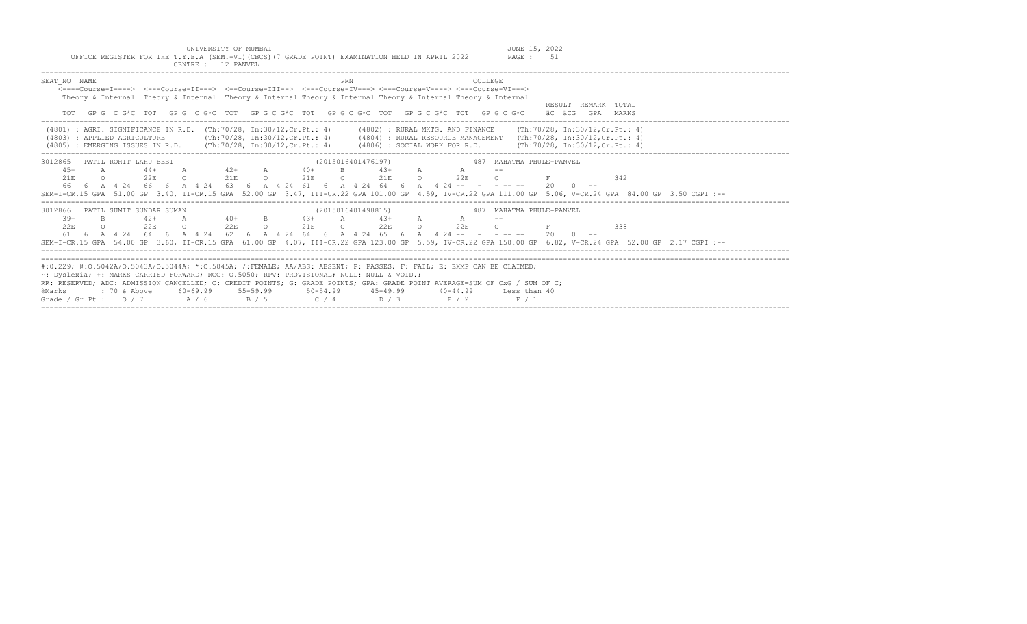UNIVERSITY OF MUMBAI

OFFICE REGISTER FOR THE T.Y.B.A (SEM.-VI)(CBCS)(7 GRADE POINT) EXAMINATION HELD IN APRIL 2022

CENTRE : 12 PANVEL

JUNE 15, 2022

```
SEAT_NO  NAME                                                  PRN                        COLLEGE
    <----Course-I----> <---Course-II---> <--Course-III--> <---Course-IV---> <---Course-V----> <---Course-VI--->
    Theory & Internal  Theory & Internal  Theory & Internal Theory & Internal Theory & Internal Theory & Internal
                                                                                                                RESULT  REMARK  TOTAL
    TOT   GP G  C G*C  TOT   GP G  C G*C  TOT   GP G C G*C  TOT   GP G C G*C  TOT   GP G C G*C  TOT   GP G C G*C     äC  äCG   GPA   MARKS
```

(4801) : AGRI. SIGNIFICANCE IN R.D. (Th:70/28, In:30/12,Cr.Pt.: 4)
(4802) : RURAL MKTG. AND FINANCE (Th:70/28, In:30/12,Cr.Pt.: 4)
(4803) : APPLIED AGRICULTURE (Th:70/28, In:30/12,Cr.Pt.: 4)
(4804) : RURAL RESOURCE MANAGEMENT (Th:70/28, In:30/12,Cr.Pt.: 4)
(4805) : EMERGING ISSUES IN R.D. (Th:70/28, In:30/12,Cr.Pt.: 4)
(4806) : SOCIAL WORK FOR R.D. (Th:70/28, In:30/12,Cr.Pt.: 4)

```
3012865   PATIL ROHIT LAHU BEBI                           (2015016401476197)              487  MAHATMA PHULE-PANVEL
    45+      A        44+      A        42+      A       40+      B       43+      A        A       --
    21E      O        22E      O        21E      O       21E      O       21E      O       22E      O          F              342
    66  6  A  4 24   66  6  A  4 24   63  6  A  4 24  61  6  A  4 24  64  6  A  4 24 --  -  - -- --     20   0  --
SEM-I-CR.15 GPA  51.00 GP  3.40, II-CR.15 GPA  52.00 GP  3.47, III-CR.22 GPA 101.00 GP  4.59, IV-CR.22 GPA 111.00 GP  5.06, V-CR.24 GPA  84.00 GP  3.50 CGPI :--
```

```
3012866   PATIL SUMIT SUNDAR SUMAN                        (2015016401498815)              487  MAHATMA PHULE-PANVEL
    39+      B        42+      A        40+      B       43+      A       43+      A        A       --
    22E      O        22E      O        22E      O       21E      O       22E      O       22E      O          F              338
    61  6  A  4 24   64  6  A  4 24   62  6  A  4 24  64  6  A  4 24  65  6  A  4 24 --  -  - -- --     20   0  --
SEM-I-CR.15 GPA  54.00 GP  3.60, II-CR.15 GPA  61.00 GP  4.07, III-CR.22 GPA 123.00 GP  5.59, IV-CR.22 GPA 150.00 GP  6.82, V-CR.24 GPA  52.00 GP  2.17 CGPI :--
```

#:0.229; @:O.5042A/O.5043A/O.5044A; *:O.5045A; /:FEMALE; AA/ABS: ABSENT; P: PASSES; F: FAIL; E: EXMP CAN BE CLAIMED;
~: Dyslexia; +: MARKS CARRIED FORWARD; RCC: O.5050; RPV: PROVISIONAL; NULL: NULL & VOID.;
RR: RESERVED; ADC: ADMISSION CANCELLED; C: CREDIT POINTS; G: GRADE POINTS; GPA: GRADE POINT AVERAGE=SUM OF CxG / SUM OF C;

| %Marks | : 70 & Above | 60-69.99 | 55-59.99 | 50-54.99 | 45-49.99 | 40-44.99 | Less than 40 |
|---|---|---|---|---|---|---|---|
| Grade / Gr.Pt : | O / 7 | A / 6 | B / 5 | C / 4 | D / 3 | E / 2 | F / 1 |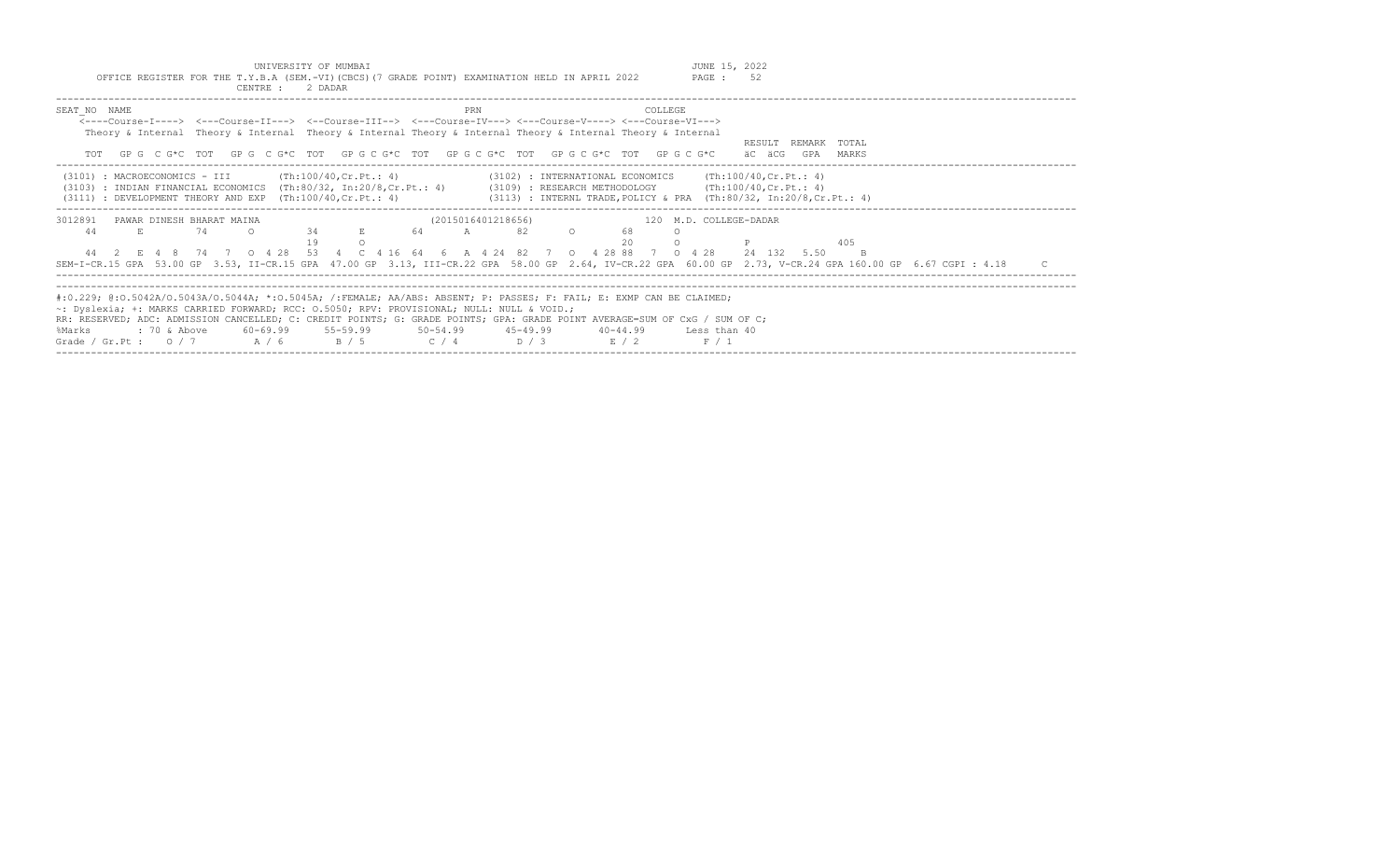UNIVERSITY OF MUMBAI

OFFICE REGISTER FOR THE T.Y.B.A (SEM.-VI)(CBCS)(7 GRADE POINT) EXAMINATION HELD IN APRIL 2022

CENTRE : 2 DADAR

JUNE 15, 2022

PAGE : 52

```
SEAT_NO  NAME                                                        PRN                        COLLEGE
    <----Course-I----> <---Course-II---> <--Course-III--> <---Course-IV---> <---Course-V----> <---Course-VI--->
    Theory & Internal  Theory & Internal  Theory & Internal Theory & Internal Theory & Internal Theory & Internal
                                                                                                                  RESULT  REMARK  TOTAL
    TOT   GP G  C G*C  TOT   GP G  C G*C  TOT   GP G C G*C  TOT   GP G C G*C  TOT   GP G C G*C  TOT   GP G C G*C    äC  äCG   GPA   MARKS
```

```
(3101) : MACROECONOMICS - III        (Th:100/40,Cr.Pt.: 4)              (3102) : INTERNATIONAL ECONOMICS     (Th:100/40,Cr.Pt.: 4)
(3103) : INDIAN FINANCIAL ECONOMICS  (Th:80/32, In:20/8,Cr.Pt.: 4)      (3109) : RESEARCH METHODOLOGY         (Th:100/40,Cr.Pt.: 4)
(3111) : DEVELOPMENT THEORY AND EXP  (Th:100/40,Cr.Pt.: 4)              (3113) : INTERNL TRADE,POLICY & PRA  (Th:80/32, In:20/8,Cr.Pt.: 4)
```

```
3012891   PAWAR DINESH BHARAT MAINA                       (2015016401218656)                 120  M.D. COLLEGE-DADAR
    44      E       74      O       34      E       64      A       82      O       68      O
                                    19      O                                       20      O          P              405
    44  2  E  4  8   74  7  O  4 28  53  4  C  4 16  64  6  A  4 24  82  7  O  4 28 88  7  O  4 28    24  132  5.50    B
SEM-I-CR.15 GPA  53.00 GP  3.53, II-CR.15 GPA  47.00 GP  3.13, III-CR.22 GPA  58.00 GP  2.64, IV-CR.22 GPA  60.00 GP  2.73, V-CR.24 GPA 160.00 GP  6.67 CGPI : 4.18     C
```

#:O.229; @:O.5042A/O.5043A/O.5044A; *:O.5045A; /:FEMALE; AA/ABS: ABSENT; P: PASSES; F: FAIL; E: EXMP CAN BE CLAIMED;
~: Dyslexia; +: MARKS CARRIED FORWARD; RCC: O.5050; RPV: PROVISIONAL; NULL: NULL & VOID.;
RR: RESERVED; ADC: ADMISSION CANCELLED; C: CREDIT POINTS; G: GRADE POINTS; GPA: GRADE POINT AVERAGE=SUM OF CxG / SUM OF C;

| %Marks | : 70 & Above | 60-69.99 | 55-59.99 | 50-54.99 | 45-49.99 | 40-44.99 | Less than 40 |
|---|---|---|---|---|---|---|---|
| Grade / Gr.Pt : | O / 7 | A / 6 | B / 5 | C / 4 | D / 3 | E / 2 | F / 1 |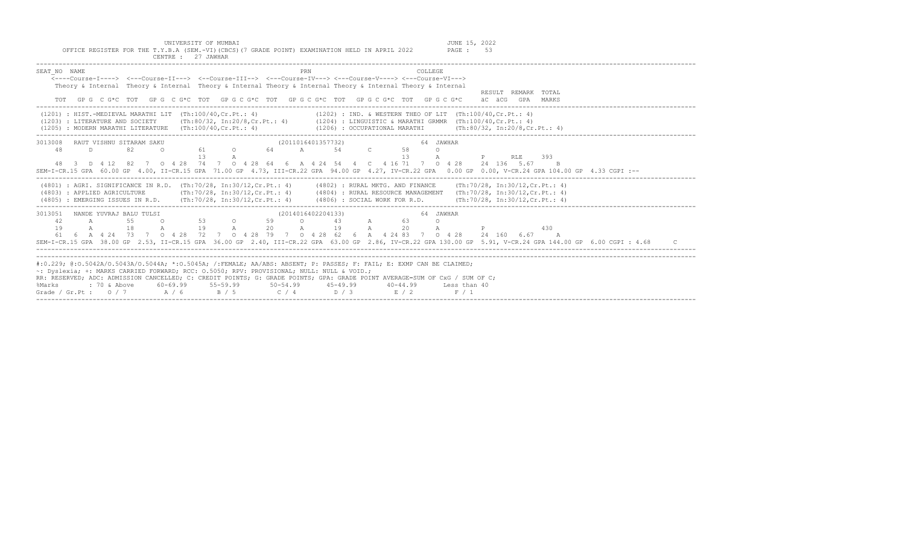UNIVERSITY OF MUMBAI

OFFICE REGISTER FOR THE T.Y.B.A (SEM.-VI)(CBCS)(7 GRADE POINT) EXAMINATION HELD IN APRIL 2022

JUNE 15, 2022

CENTRE : 27 JAWHAR

```
SEAT_NO  NAME                                                    PRN                              COLLEGE
    <----Course-I----> <---Course-II---> <--Course-III--> <---Course-IV---> <---Course-V----> <---Course-VI--->
    Theory & Internal  Theory & Internal  Theory & Internal Theory & Internal Theory & Internal Theory & Internal
                                                                                                              RESULT  REMARK  TOTAL
    TOT  GP G  C G*C  TOT  GP G  C G*C  TOT  GP G C G*C  TOT  GP G C G*C  TOT  GP G C G*C  TOT  GP G C G*C    äC äCG  GPA  MARKS
-----------------------------------------------------------------------------------------------------------------------------------
 (1201) : HIST.-MEDIEVAL MARATHI LIT  (Th:100/40,Cr.Pt.: 4)              (1202) : IND. & WESTERN THEO OF LIT  (Th:100/40,Cr.Pt.: 4)
 (1203) : LITERATURE AND SOCIETY      (Th:80/32, In:20/8,Cr.Pt.: 4)      (1204) : LINGUISTIC & MARATHI GRMMR  (Th:100/40,Cr.Pt.: 4)
 (1205) : MODERN MARATHI LITERATURE   (Th:100/40,Cr.Pt.: 4)              (1206) : OCCUPATIONAL MARATHI        (Th:80/32, In:20/8,Cr.Pt.: 4)
-----------------------------------------------------------------------------------------------------------------------------------
3013008   RAUT VISHNU SITARAM SAKU                          (2011016401357732)                  64  JAWHAR
    48     D      82     O       61     O      64     A      54     C       58     O
                                 13     A                                    13     A          P      RLE    393
    48  3  D  4 12  82  7  O  4 28  74  7  O  4 28  64  6  A  4 24  54  4  C  4 16 71  7  O  4 28    24  136  5.67    B
SEM-I-CR.15 GPA  60.00 GP  4.00, II-CR.15 GPA  71.00 GP  4.73, III-CR.22 GPA  94.00 GP  4.27, IV-CR.22 GPA   0.00 GP  0.00, V-CR.24 GPA 104.00 GP  4.33 CGPI :--
-----------------------------------------------------------------------------------------------------------------------------------
 (4801) : AGRI. SIGNIFICANCE IN R.D.  (Th:70/28, In:30/12,Cr.Pt.: 4)     (4802) : RURAL MKTG. AND FINANCE     (Th:70/28, In:30/12,Cr.Pt.: 4)
 (4803) : APPLIED AGRICULTURE         (Th:70/28, In:30/12,Cr.Pt.: 4)     (4804) : RURAL RESOURCE MANAGEMENT   (Th:70/28, In:30/12,Cr.Pt.: 4)
 (4805) : EMERGING ISSUES IN R.D.     (Th:70/28, In:30/12,Cr.Pt.: 4)     (4806) : SOCIAL WORK FOR R.D.        (Th:70/28, In:30/12,Cr.Pt.: 4)
-----------------------------------------------------------------------------------------------------------------------------------
3013051   NANDE YUVRAJ BALU TULSI                           (2014016402204133)                  64  JAWHAR
    42     A      55     O       53     O      59     O      43     A       63     O
    19     A      18     A       19     A      20     A      19     A       20     A           P              430
    61  6  A  4 24  73  7  O  4 28  72  7  O  4 28  79  7  O  4 28  62  6  A  4 24 83  7  O  4 28    24  160  6.67    A
SEM-I-CR.15 GPA  38.00 GP  2.53, II-CR.15 GPA  36.00 GP  2.40, III-CR.22 GPA  63.00 GP  2.86, IV-CR.22 GPA 130.00 GP  5.91, V-CR.24 GPA 144.00 GP  6.00 CGPI : 4.68     C
-----------------------------------------------------------------------------------------------------------------------------------
```

#:0.229; @:O.5042A/O.5043A/O.5044A; *:O.5045A; /:FEMALE; AA/ABS: ABSENT; P: PASSES; F: FAIL; E: EXMP CAN BE CLAIMED;
~: Dyslexia; +: MARKS CARRIED FORWARD; RCC: O.5050; RPV: PROVISIONAL; NULL: NULL & VOID.;
RR: RESERVED; ADC: ADMISSION CANCELLED; C: CREDIT POINTS; G: GRADE POINTS; GPA: GRADE POINT AVERAGE=SUM OF CxG / SUM OF C;

| %Marks | : 70 & Above | 60-69.99 | 55-59.99 | 50-54.99 | 45-49.99 | 40-44.99 | Less than 40 |
|---|---|---|---|---|---|---|---|
| Grade / Gr.Pt : | O / 7 | A / 6 | B / 5 | C / 4 | D / 3 | E / 2 | F / 1 |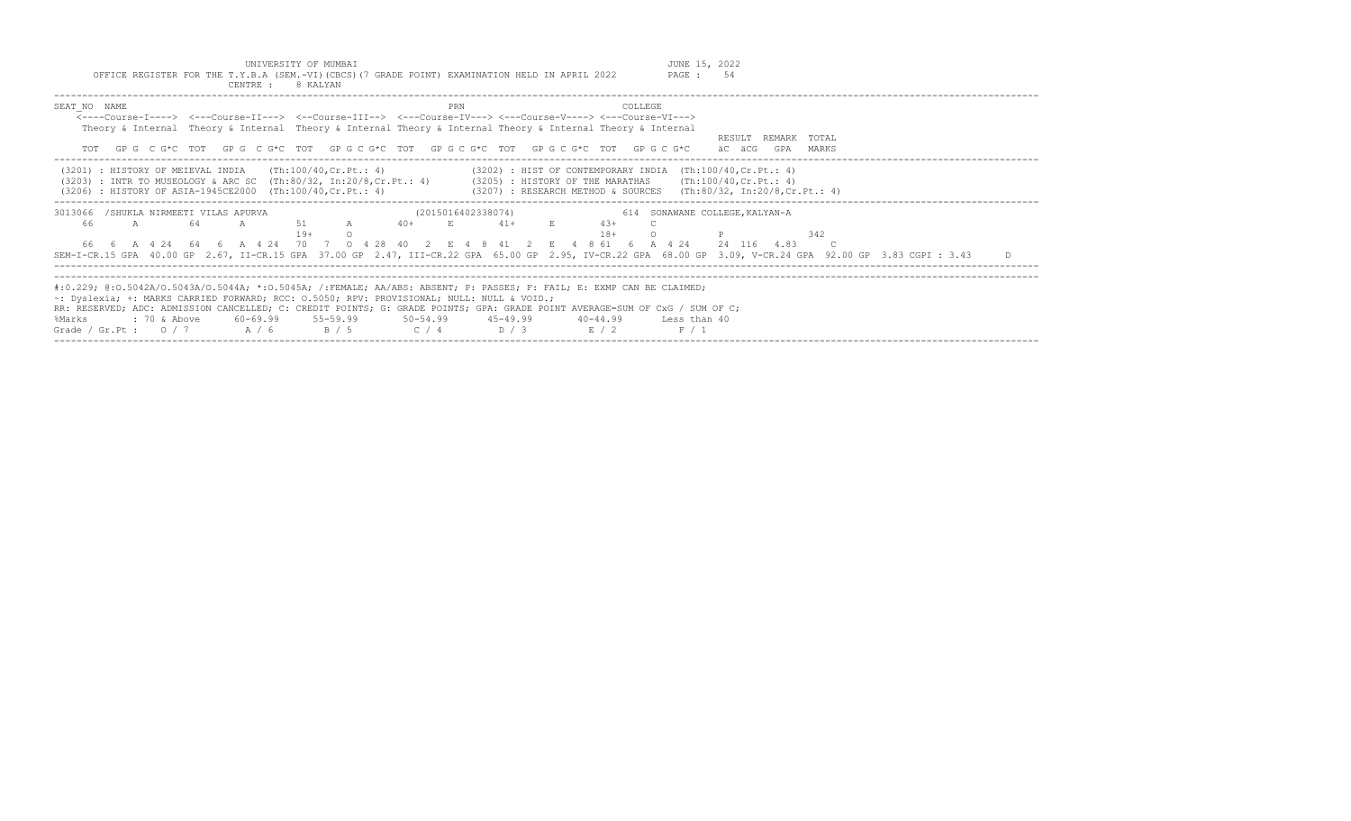UNIVERSITY OF MUMBAI
OFFICE REGISTER FOR THE T.Y.B.A (SEM.-VI)(CBCS)(7 GRADE POINT) EXAMINATION HELD IN APRIL 2022
CENTRE : 8 KALYAN

JUNE 15, 2022

```
SEAT_NO  NAME                                                   PRN                          COLLEGE
    <----Course-I----> <---Course-II---> <--Course-III--> <---Course-IV---> <---Course-V----> <---Course-VI--->
    Theory & Internal  Theory & Internal  Theory & Internal Theory & Internal Theory & Internal Theory & Internal
                                                                                                        RESULT  REMARK  TOTAL
    TOT   GP G  C G*C  TOT   GP G  C G*C  TOT   GP G C G*C  TOT   GP G C G*C  TOT   GP G C G*C  TOT   GP G C G*C     äC  äCG   GPA   MARKS
```

(3201) : HISTORY OF MEIEVAL INDIA (Th:100/40,Cr.Pt.: 4)
(3202) : HIST OF CONTEMPORARY INDIA (Th:100/40,Cr.Pt.: 4)
(3203) : INTR TO MUSEOLOGY & ARC SC (Th:80/32, In:20/8,Cr.Pt.: 4)
(3205) : HISTORY OF THE MARATHAS (Th:100/40,Cr.Pt.: 4)
(3206) : HISTORY OF ASIA-1945CE2000 (Th:100/40,Cr.Pt.: 4)
(3207) : RESEARCH METHOD & SOURCES (Th:80/32, In:20/8,Cr.Pt.: 4)

```
3013066  /SHUKLA NIRMEETI VILAS APURVA                  (2015016402338074)             614  SONAWANE COLLEGE,KALYAN-A
     66      A       64      A       51      A       40+     E       41+     E       43+     C
                                     19+     O                                       18+     O          P              342
     66  6  A 4 24   64  6  A 4 24   70  7  O 4 28  40  2  E 4  8  41  2  E  4  8 61  6  A 4 24    24  116  4.83    C
SEM-I-CR.15 GPA  40.00 GP  2.67, II-CR.15 GPA  37.00 GP  2.47, III-CR.22 GPA  65.00 GP  2.95, IV-CR.22 GPA  68.00 GP  3.09, V-CR.24 GPA  92.00 GP  3.83 CGPI : 3.43     D
```

#:0.229; @:O.5042A/O.5043A/O.5044A; *:O.5045A; /:FEMALE; AA/ABS: ABSENT; P: PASSES; F: FAIL; E: EXMP CAN BE CLAIMED;
~: Dyslexia; +: MARKS CARRIED FORWARD; RCC: O.5050; RPV: PROVISIONAL; NULL: NULL & VOID.;
RR: RESERVED; ADC: ADMISSION CANCELLED; C: CREDIT POINTS; G: GRADE POINTS; GPA: GRADE POINT AVERAGE=SUM OF CxG / SUM OF C;

| %Marks | : 70 & Above | 60-69.99 | 55-59.99 | 50-54.99 | 45-49.99 | 40-44.99 | Less than 40 |
|---|---|---|---|---|---|---|---|
| Grade / Gr.Pt : | O / 7 | A / 6 | B / 5 | C / 4 | D / 3 | E / 2 | F / 1 |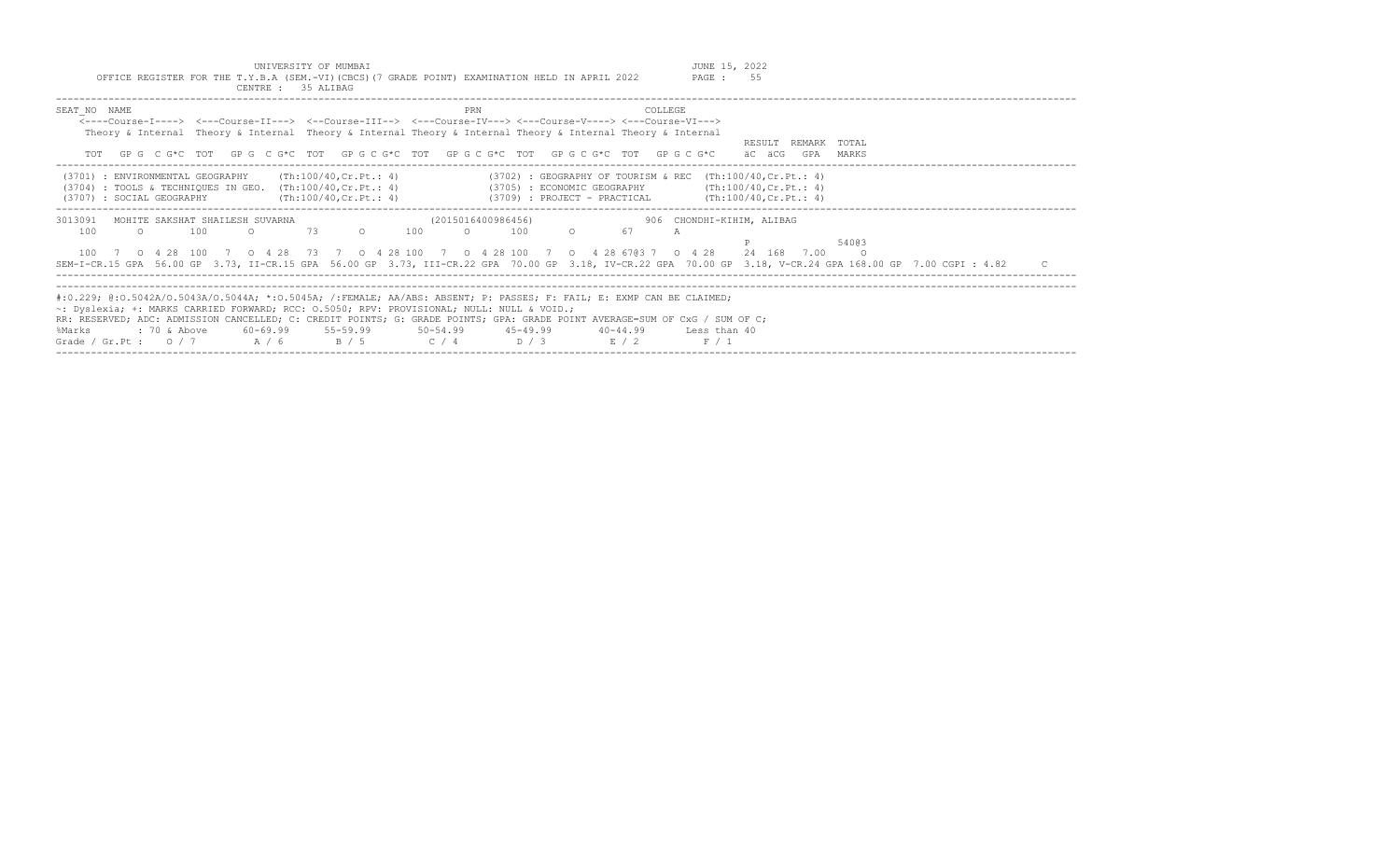UNIVERSITY OF MUMBAI

OFFICE REGISTER FOR THE T.Y.B.A (SEM.-VI)(CBCS)(7 GRADE POINT) EXAMINATION HELD IN APRIL 2022

CENTRE : 35 ALIBAG

JUNE 15, 2022

PAGE : 55

```
SEAT_NO  NAME                                              PRN                           COLLEGE
    <----Course-I----> <---Course-II---> <--Course-III--> <---Course-IV---> <---Course-V----> <---Course-VI--->
    Theory & Internal  Theory & Internal  Theory & Internal Theory & Internal Theory & Internal Theory & Internal
                                                                                                              RESULT  REMARK  TOTAL
    TOT   GP G  C G*C  TOT   GP G  C G*C  TOT   GP G C G*C  TOT   GP G C G*C  TOT   GP G C G*C  TOT   GP G C G*C    äC  äCG   GPA   MARKS
```

```
(3701) : ENVIRONMENTAL GEOGRAPHY     (Th:100/40,Cr.Pt.: 4)            (3702) : GEOGRAPHY OF TOURISM & REC  (Th:100/40,Cr.Pt.: 4)
(3704) : TOOLS & TECHNIQUES IN GEO.  (Th:100/40,Cr.Pt.: 4)            (3705) : ECONOMIC GEOGRAPHY          (Th:100/40,Cr.Pt.: 4)
(3707) : SOCIAL GEOGRAPHY            (Th:100/40,Cr.Pt.: 4)            (3709) : PROJECT - PRACTICAL         (Th:100/40,Cr.Pt.: 4)
```

```
3013091  MOHITE SAKSHAT SHAILESH SUVARNA                 (2015016400986456)          906  CHONDHI-KIHIM, ALIBAG
   100     O      100     O      73     O      100     O      100     O      67     A
                                                                                                              P                540@3
   100  7  O 4 28  100  7  O 4 28  73  7  O 4 28 100  7  O 4 28 100  7  O  4 28 67@3 7  O 4 28    24  168  7.00    O
SEM-I-CR.15 GPA  56.00 GP  3.73, II-CR.15 GPA  56.00 GP  3.73, III-CR.22 GPA  70.00 GP  3.18, IV-CR.22 GPA  70.00 GP  3.18, V-CR.24 GPA 168.00 GP  7.00 CGPI : 4.82     C
```

```
#:0.229; @:O.5042A/O.5043A/O.5044A; *:O.5045A; /:FEMALE; AA/ABS: ABSENT; P: PASSES; F: FAIL; E: EXMP CAN BE CLAIMED;
~: Dyslexia; +: MARKS CARRIED FORWARD; RCC: O.5050; RPV: PROVISIONAL; NULL: NULL & VOID.;
RR: RESERVED; ADC: ADMISSION CANCELLED; C: CREDIT POINTS; G: GRADE POINTS; GPA: GRADE POINT AVERAGE=SUM OF CxG / SUM OF C;
%Marks        : 70 & Above     60-69.99     55-59.99     50-54.99     45-49.99     40-44.99     Less than 40
Grade / Gr.Pt :   O / 7          A / 6        B / 5        C / 4        D / 3        E / 2        F / 1
```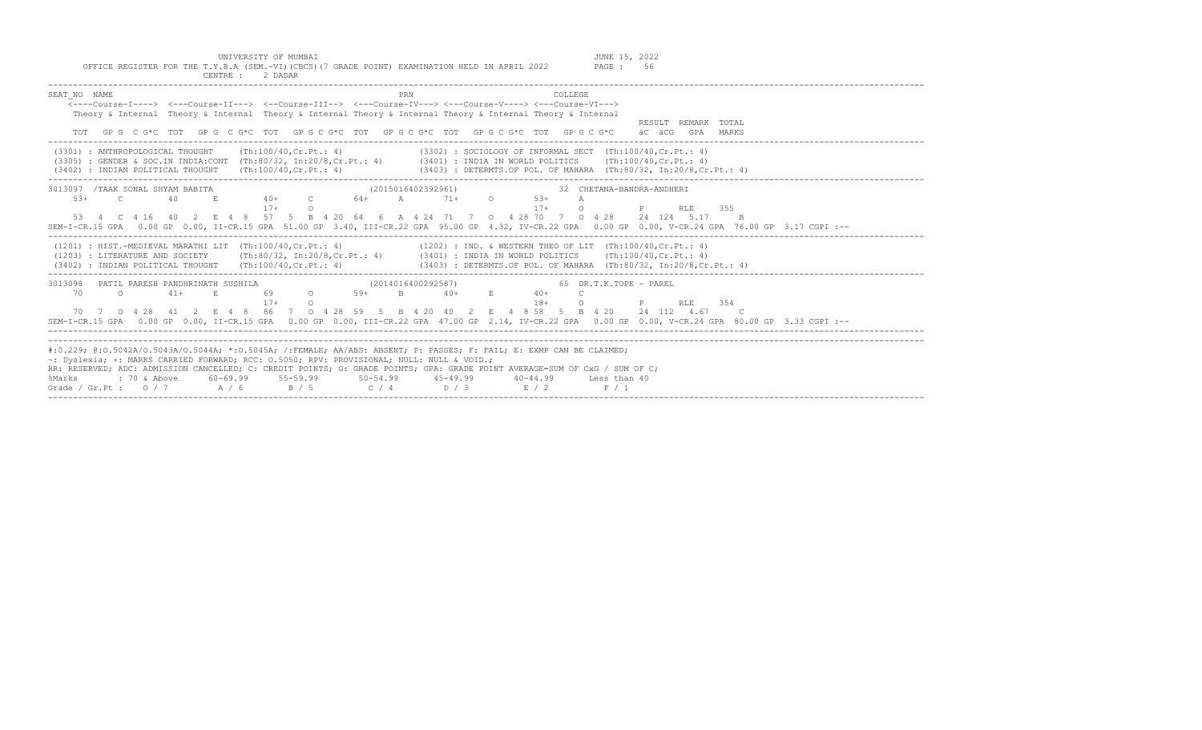UNIVERSITY OF MUMBAI

OFFICE REGISTER FOR THE T.Y.B.A (SEM.-VI)(CBCS)(7 GRADE POINT) EXAMINATION HELD IN APRIL 2022

JUNE 15, 2022

CENTRE : 2 DADAR

```
SEAT_NO  NAME                                                          PRN                               COLLEGE
    <----Course-I----> <---Course-II---> <--Course-III--> <---Course-IV---> <---Course-V----> <---Course-VI--->
    Theory & Internal  Theory & Internal  Theory & Internal Theory & Internal Theory & Internal Theory & Internal
                                                                                                                 RESULT  REMARK  TOTAL
    TOT   GP G  C G*C  TOT   GP G  C G*C  TOT   GP G C G*C  TOT   GP G C G*C  TOT   GP G C G*C  TOT   GP G C G*C    äC  äCG   GPA   MARKS
-------------------------------------------------------------------------------------------------------------------------------------------
 (3301) : ANTHROPOLOGICAL THOUGHT     (Th:100/40,Cr.Pt.: 4)              (3302) : SOCIOLOGY OF INFORMAL SECT  (Th:100/40,Cr.Pt.: 4)
 (3305) : GENDER & SOC.IN INDIA:CONT  (Th:80/32, In:20/8,Cr.Pt.: 4)      (3401) : INDIA IN WORLD POLITICS     (Th:100/40,Cr.Pt.: 4)
 (3402) : INDIAN POLITICAL THOUGHT    (Th:100/40,Cr.Pt.: 4)              (3403) : DETERMTS.OF POL. OF MAHARA  (Th:80/32, In:20/8,Cr.Pt.: 4)
-------------------------------------------------------------------------------------------------------------------------------------------
3013097 /TAAK SONAL SHYAM BABITA                          (2015016402392961)               32  CHETANA-BANDRA-ANDHERI
     53+     C        40      E        40+     C       64+     A       71+     O       53+     A
                                       17+     O                                       17+     O          P      RLE     355
     53  4  C 4 16   40  2  E 4  8   57  5  B 4 20  64  6  A 4 24  71  7  O  4 28 70  7  O 4 28    24  124  5.17     B
SEM-I-CR.15 GPA  0.00 GP 0.00, II-CR.15 GPA  51.00 GP 3.40, III-CR.22 GPA  95.00 GP 4.32, IV-CR.22 GPA  0.00 GP 0.00, V-CR.24 GPA  76.00 GP 3.17 CGPI :--
-------------------------------------------------------------------------------------------------------------------------------------------
 (1201) : HIST.-MEDIEVAL MARATHI LIT  (Th:100/40,Cr.Pt.: 4)              (1202) : IND. & WESTERN THEO OF LIT  (Th:100/40,Cr.Pt.: 4)
 (1203) : LITERATURE AND SOCIETY      (Th:80/32, In:20/8,Cr.Pt.: 4)      (3401) : INDIA IN WORLD POLITICS     (Th:100/40,Cr.Pt.: 4)
 (3402) : INDIAN POLITICAL THOUGHT    (Th:100/40,Cr.Pt.: 4)              (3403) : DETERMTS.OF POL. OF MAHARA  (Th:80/32, In:20/8,Cr.Pt.: 4)
-------------------------------------------------------------------------------------------------------------------------------------------
3013098   PATIL PARESH PANDHRINATH SUSHILA                (2014016400292587)               65  DR.T.K.TOPE - PAREL
     70      O       41+      E        69      O       59+     B       40+     E       40+     C
                                       17+     O                                       18+     O          P      RLE     354
     70  7  O 4 28   41  2  E 4  8   86  7  O 4 28  59  5  B 4 20  40  2  E  4  8 58  5  B 4 20    24  112  4.67     C
SEM-I-CR.15 GPA  0.00 GP 0.00, II-CR.15 GPA  0.00 GP 0.00, III-CR.22 GPA  47.00 GP 2.14, IV-CR.22 GPA  0.00 GP 0.00, V-CR.24 GPA  80.00 GP 3.33 CGPI :--
-------------------------------------------------------------------------------------------------------------------------------------------
```

#:0.229; @:O.5042A/O.5043A/O.5044A; *:O.5045A; /:FEMALE; AA/ABS: ABSENT; P: PASSES; F: FAIL; E: EXMP CAN BE CLAIMED;
~: Dyslexia; +: MARKS CARRIED FORWARD; RCC: O.5050; RPV: PROVISIONAL; NULL: NULL & VOID.;
RR: RESERVED; ADC: ADMISSION CANCELLED; C: CREDIT POINTS; G: GRADE POINTS; GPA: GRADE POINT AVERAGE=SUM OF CxG / SUM OF C;

| %Marks | 70 & Above | 60-69.99 | 55-59.99 | 50-54.99 | 45-49.99 | 40-44.99 | Less than 40 |
|---|---|---|---|---|---|---|---|
| Grade / Gr.Pt : | O / 7 | A / 6 | B / 5 | C / 4 | D / 3 | E / 2 | F / 1 |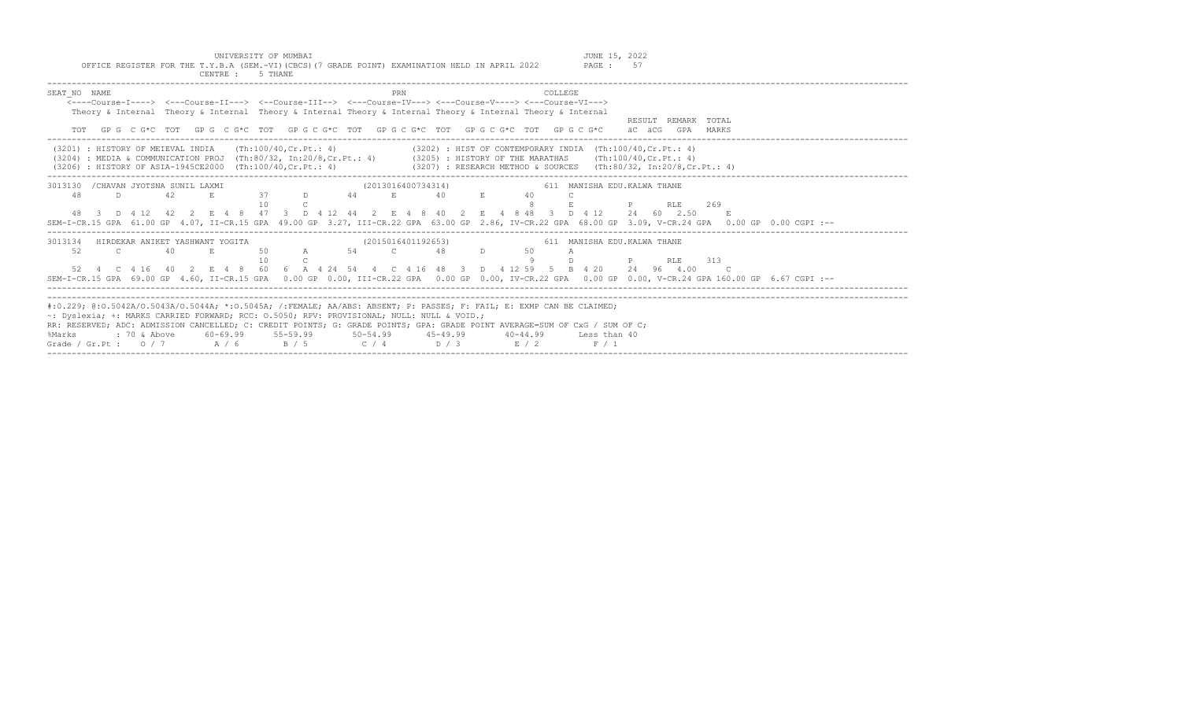UNIVERSITY OF MUMBAI
JUNE 15, 2022

OFFICE REGISTER FOR THE T.Y.B.A (SEM.-VI)(CBCS)(7 GRADE POINT) EXAMINATION HELD IN APRIL 2022 PAGE : 57

CENTRE : 5 THANE

```
SEAT_NO  NAME                                              PRN                                COLLEGE
    <----Course-I----> <---Course-II---> <--Course-III--> <---Course-IV---> <---Course-V----> <---Course-VI--->
    Theory & Internal  Theory & Internal  Theory & Internal Theory & Internal Theory & Internal Theory & Internal
                                                                                                                 RESULT  REMARK  TOTAL
    TOT  GP G  C G*C  TOT  GP G  C G*C  TOT  GP G C G*C  TOT  GP G C G*C  TOT  GP G C G*C  TOT  GP G C G*C     äC  äCG  GPA  MARKS
```

```
(3201) : HISTORY OF MEIEVAL INDIA    (Th:100/40,Cr.Pt.: 4)              (3202) : HIST OF CONTEMPORARY INDIA  (Th:100/40,Cr.Pt.: 4)
(3204) : MEDIA & COMMUNICATION PROJ  (Th:80/32, In:20/8,Cr.Pt.: 4)      (3205) : HISTORY OF THE MARATHAS     (Th:100/40,Cr.Pt.: 4)
(3206) : HISTORY OF ASIA-1945CE2000  (Th:100/40,Cr.Pt.: 4)              (3207) : RESEARCH METHOD & SOURCES   (Th:80/32, In:20/8,Cr.Pt.: 4)
```

```
3013130  /CHAVAN JYOTSNA SUNIL LAXMI                      (2013016400734314)                 611  MANISHA EDU.KALWA THANE
    48      D       42      E       37      D       44      E       40      E       40      C
                                    10      C                                        8      E          P      RLE    269
    48  3  D  4 12  42  2  E  4  8  47  3  D  4 12  44  2  E  4  8  40  2  E  4  8  48  3  D  4 12    24  60  2.50    E
SEM-I-CR.15 GPA  61.00 GP  4.07, II-CR.15 GPA  49.00 GP  3.27, III-CR.22 GPA  63.00 GP  2.86, IV-CR.22 GPA  68.00 GP  3.09, V-CR.24 GPA   0.00 GP  0.00 CGPI :--
```

```
3013134  HIRDEKAR ANIKET YASHWANT YOGITA                  (2015016401192653)                 611  MANISHA EDU.KALWA THANE
    52      C       40      E       50      A       54      C       48      D       50      A
                                    10      C                                        9      D          P      RLE    313
    52  4  C  4 16  40  2  E  4  8  60  6  A  4 24  54  4  C  4 16  48  3  D  4 12  59  5  B  4 20    24  96  4.00    C
SEM-I-CR.15 GPA  69.00 GP  4.60, II-CR.15 GPA   0.00 GP  0.00, III-CR.22 GPA   0.00 GP  0.00, IV-CR.22 GPA   0.00 GP  0.00, V-CR.24 GPA 160.00 GP  6.67 CGPI :--
```

#:0.229; @:O.5042A/O.5043A/O.5044A; *:O.5045A; /:FEMALE; AA/ABS: ABSENT; P: PASSES; F: FAIL; E: EXMP CAN BE CLAIMED;
~: Dyslexia; +: MARKS CARRIED FORWARD; RCC: O.5050; RPV: PROVISIONAL; NULL: NULL & VOID.;
RR: RESERVED; ADC: ADMISSION CANCELLED; C: CREDIT POINTS; G: GRADE POINTS; GPA: GRADE POINT AVERAGE=SUM OF CxG / SUM OF C;

| %Marks | : 70 & Above | 60-69.99 | 55-59.99 | 50-54.99 | 45-49.99 | 40-44.99 | Less than 40 |
|---|---|---|---|---|---|---|---|
| Grade / Gr.Pt : | O / 7 | A / 6 | B / 5 | C / 4 | D / 3 | E / 2 | F / 1 |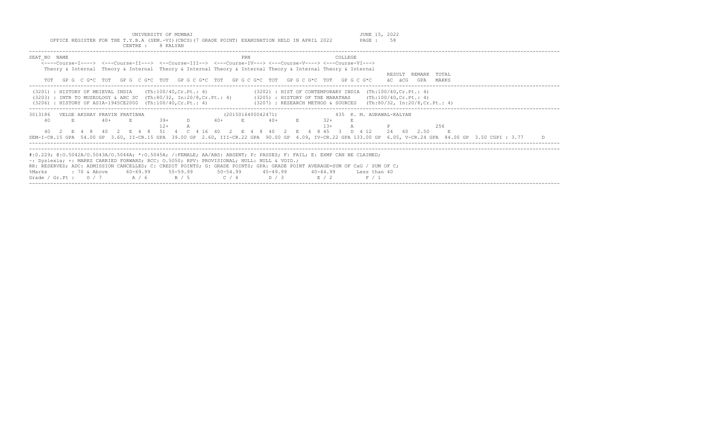UNIVERSITY OF MUMBAI

OFFICE REGISTER FOR THE T.Y.B.A (SEM.-VI)(CBCS)(7 GRADE POINT) EXAMINATION HELD IN APRIL 2022

CENTRE : 8 KALYAN

JUNE 15, 2022

PAGE : 58

```
SEAT_NO  NAME                                                  PRN                              COLLEGE
    <----Course-I----> <---Course-II---> <--Course-III--> <---Course-IV---> <---Course-V----> <---Course-VI--->
    Theory & Internal  Theory & Internal  Theory & Internal Theory & Internal Theory & Internal Theory & Internal
                                                                                                              RESULT  REMARK  TOTAL
    TOT   GP G  C G*C  TOT   GP G  C G*C  TOT   GP G C G*C  TOT   GP G C G*C  TOT   GP G C G*C  TOT   GP G C G*C     äC  äCG   GPA   MARKS
```

(3201) : HISTORY OF MEIEVAL INDIA (Th:100/40,Cr.Pt.: 4)
(3202) : HIST OF CONTEMPORARY INDIA (Th:100/40,Cr.Pt.: 4)
(3203) : INTR TO MUSEOLOGY & ARC SC (Th:80/32, In:20/8,Cr.Pt.: 4)
(3205) : HISTORY OF THE MARATHAS (Th:100/40,Cr.Pt.: 4)
(3206) : HISTORY OF ASIA-1945CE2000 (Th:100/40,Cr.Pt.: 4)
(3207) : RESEARCH METHOD & SOURCES (Th:80/32, In:20/8,Cr.Pt.: 4)

```
3013186  VELGE AKSHAY PRAVIN PRATIBHA                    (2015016400042471)                435 K. M. AGRAWAL-KALYAN
   40      E        40+     E        39+     D        40+     E        40+     E        32+     E
                                     12+     A                                          13+     A          P               256
   40  2   E  4  8   40  2   E  4  8   51  4   C  4 16  40  2   E  4  8  40  2   E  4  8 45  3   D  4 12     24   60   2.50     E
SEM-I-CR.15 GPA  54.00 GP  3.60, II-CR.15 GPA  39.00 GP  2.60, III-CR.22 GPA  90.00 GP  4.09, IV-CR.22 GPA 133.00 GP  6.05, V-CR.24 GPA  84.00 GP  3.50 CGPI : 3.77     D
```

#:0.229; @:O.5042A/O.5043A/O.5044A; *:O.5045A; /:FEMALE; AA/ABS: ABSENT; P: PASSES; F: FAIL; E: EXMP CAN BE CLAIMED;
~: Dyslexia; +: MARKS CARRIED FORWARD; RCC: O.5050; RPV: PROVISIONAL; NULL: NULL & VOID.;
RR: RESERVED; ADC: ADMISSION CANCELLED; C: CREDIT POINTS; G: GRADE POINTS; GPA: GRADE POINT AVERAGE=SUM OF CxG / SUM OF C;

| %Marks | : 70 & Above | 60-69.99 | 55-59.99 | 50-54.99 | 45-49.99 | 40-44.99 | Less than 40 |
|---|---|---|---|---|---|---|---|
| Grade / Gr.Pt : | O / 7 | A / 6 | B / 5 | C / 4 | D / 3 | E / 2 | F / 1 |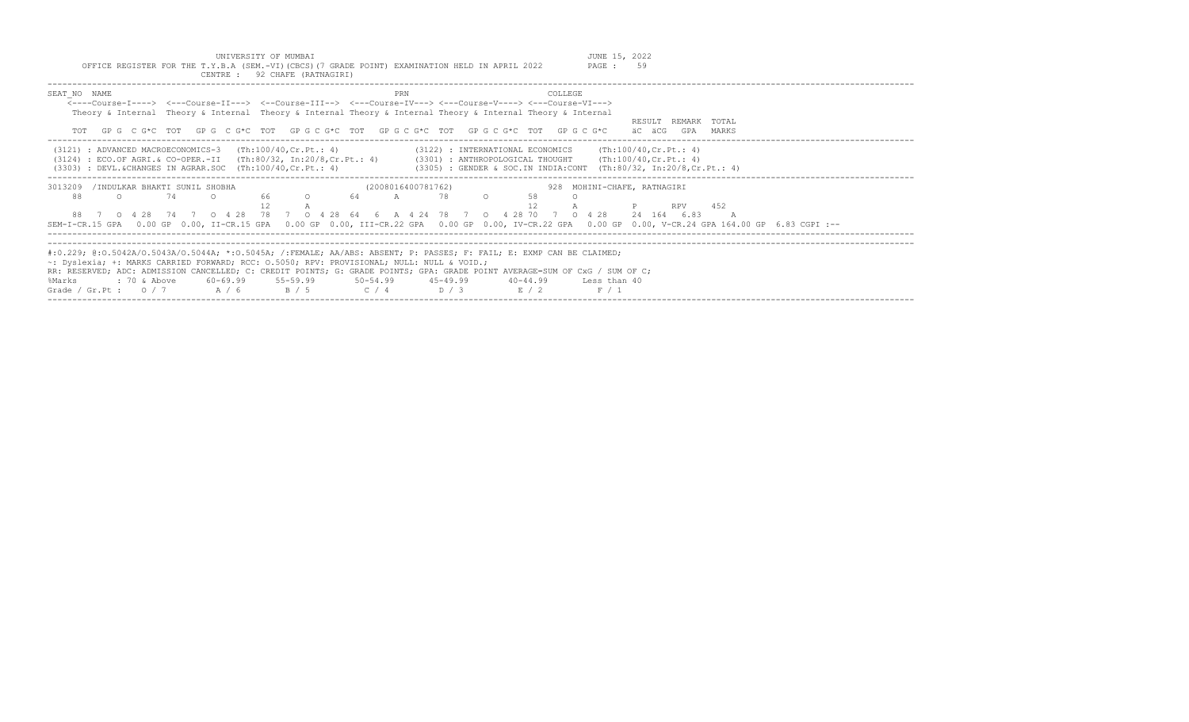UNIVERSITY OF MUMBAI

OFFICE REGISTER FOR THE T.Y.B.A (SEM.-VI)(CBCS)(7 GRADE POINT) EXAMINATION HELD IN APRIL 2022

CENTRE : 92 CHAFE (RATNAGIRI)

JUNE 15, 2022

```
SEAT_NO  NAME                                                    PRN                           COLLEGE
    <----Course-I----> <---Course-II---> <--Course-III--> <---Course-IV---> <---Course-V----> <---Course-VI--->
    Theory & Internal  Theory & Internal  Theory & Internal Theory & Internal Theory & Internal Theory & Internal
                                                                                                                RESULT  REMARK  TOTAL
    TOT  GP G  C G*C  TOT  GP G  C G*C  TOT  GP G C G*C  TOT  GP G C G*C  TOT  GP G C G*C  TOT  GP G C G*C    äC  äCG  GPA   MARKS
```

```
(3121) : ADVANCED MACROECONOMICS-3   (Th:100/40,Cr.Pt.: 4)              (3122) : INTERNATIONAL ECONOMICS     (Th:100/40,Cr.Pt.: 4)
(3124) : ECO.OF AGRI.& CO-OPER.-II   (Th:80/32, In:20/8,Cr.Pt.: 4)      (3301) : ANTHROPOLOGICAL THOUGHT     (Th:100/40,Cr.Pt.: 4)
(3303) : DEVL.&CHANGES IN AGRAR.SOC  (Th:100/40,Cr.Pt.: 4)              (3305) : GENDER & SOC.IN INDIA:CONT  (Th:80/32, In:20/8,Cr.Pt.: 4)
```

```
3013209  /INDULKAR BHAKTI SUNIL SHOBHA                      (2008016400781762)                 928  MOHINI-CHAFE, RATNAGIRI
    88      O       74      O       66      O       64      A       78      O       58      O
                                    12      A                                       12      A            P       RPV     452
    88  7  O 4 28  74  7  O 4 28  78  7  O 4 28 64  6  A 4 24  78  7  O  4 28 70  7  O 4 28     24  164  6.83     A
SEM-I-CR.15 GPA  0.00 GP 0.00, II-CR.15 GPA  0.00 GP 0.00, III-CR.22 GPA  0.00 GP 0.00, IV-CR.22 GPA  0.00 GP 0.00, V-CR.24 GPA 164.00 GP  6.83 CGPI :--
```

#:O.229; @:O.5042A/O.5043A/O.5044A; *:O.5045A; /:FEMALE; AA/ABS: ABSENT; P: PASSES; F: FAIL; E: EXMP CAN BE CLAIMED;
~: Dyslexia; +: MARKS CARRIED FORWARD; RCC: O.5050; RPV: PROVISIONAL; NULL: NULL & VOID.;
RR: RESERVED; ADC: ADMISSION CANCELLED; C: CREDIT POINTS; G: GRADE POINTS; GPA: GRADE POINT AVERAGE=SUM OF CxG / SUM OF C;

| %Marks | : 70 & Above | 60-69.99 | 55-59.99 | 50-54.99 | 45-49.99 | 40-44.99 | Less than 40 |
| --- | --- | --- | --- | --- | --- | --- | --- |
| Grade / Gr.Pt : | O / 7 | A / 6 | B / 5 | C / 4 | D / 3 | E / 2 | F / 1 |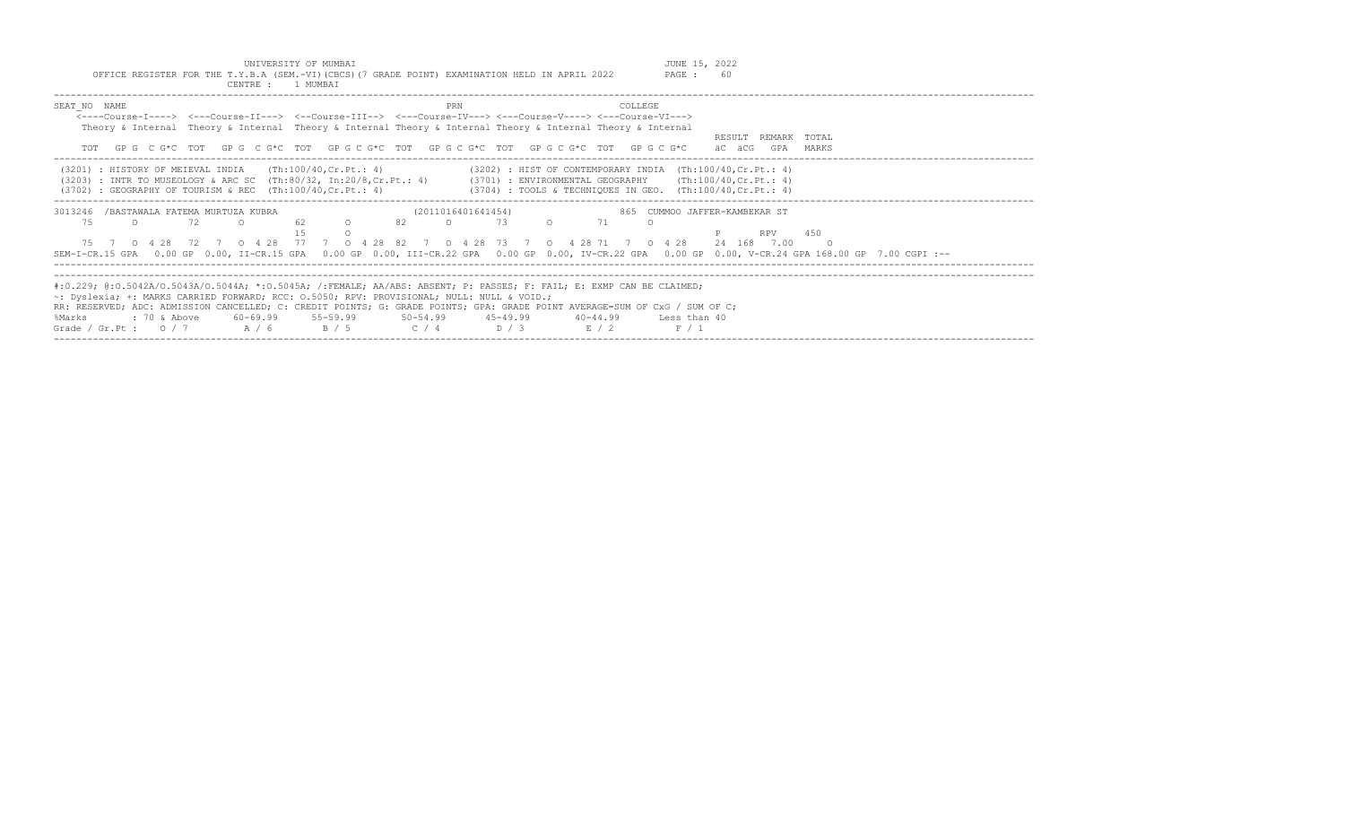UNIVERSITY OF MUMBAI

OFFICE REGISTER FOR THE T.Y.B.A (SEM.-VI)(CBCS)(7 GRADE POINT) EXAMINATION HELD IN APRIL 2022

CENTRE : 1 MUMBAI

JUNE 15, 2022

PAGE : 60

```
SEAT_NO  NAME                                                          PRN                          COLLEGE
    <----Course-I----> <---Course-II---> <--Course-III--> <---Course-IV---> <---Course-V----> <---Course-VI--->
    Theory & Internal  Theory & Internal  Theory & Internal Theory & Internal Theory & Internal Theory & Internal
                                                                                                              RESULT  REMARK  TOTAL
    TOT   GP G  C G*C  TOT   GP G  C G*C  TOT   GP G C G*C  TOT   GP G C G*C  TOT   GP G C G*C  TOT   GP G C G*C    äC  äCG   GPA   MARKS
```

(3201) : HISTORY OF MEIEVAL INDIA (Th:100/40,Cr.Pt.: 4)
(3202) : HIST OF CONTEMPORARY INDIA (Th:100/40,Cr.Pt.: 4)
(3203) : INTR TO MUSEOLOGY & ARC SC (Th:80/32, In:20/8,Cr.Pt.: 4)
(3701) : ENVIRONMENTAL GEOGRAPHY (Th:100/40,Cr.Pt.: 4)
(3702) : GEOGRAPHY OF TOURISM & REC (Th:100/40,Cr.Pt.: 4)
(3704) : TOOLS & TECHNIQUES IN GEO. (Th:100/40,Cr.Pt.: 4)

```
3013246 /BASTAWALA FATEMA MURTUZA KUBRA                  (2011016401641454)                  865  CUMMOO JAFFER-KAMBEKAR ST
    75      O       72      O       62      O       82      O       73      O       71      O
                                    15      O                                                                  P       RPV     450
    75  7  O 4 28   72  7  O 4 28   77  7  O 4 28  82  7  O 4 28  73  7  O  4 28 71  7  O 4 28     24  168  7.00     O
SEM-I-CR.15 GPA  0.00 GP 0.00, II-CR.15 GPA  0.00 GP 0.00, III-CR.22 GPA  0.00 GP 0.00, IV-CR.22 GPA  0.00 GP 0.00, V-CR.24 GPA 168.00 GP 7.00 CGPI :--
```

#:0.229; @:O.5042A/O.5043A/O.5044A; *:O.5045A; /:FEMALE; AA/ABS: ABSENT; P: PASSES; F: FAIL; E: EXMP CAN BE CLAIMED;
~: Dyslexia; +: MARKS CARRIED FORWARD; RCC: O.5050; RPV: PROVISIONAL; NULL: NULL & VOID.;
RR: RESERVED; ADC: ADMISSION CANCELLED; C: CREDIT POINTS; G: GRADE POINTS; GPA: GRADE POINT AVERAGE=SUM OF CxG / SUM OF C;

| %Marks | : 70 & Above | 60-69.99 | 55-59.99 | 50-54.99 | 45-49.99 | 40-44.99 | Less than 40 |
|---|---|---|---|---|---|---|---|
| Grade / Gr.Pt : | O / 7 | A / 6 | B / 5 | C / 4 | D / 3 | E / 2 | F / 1 |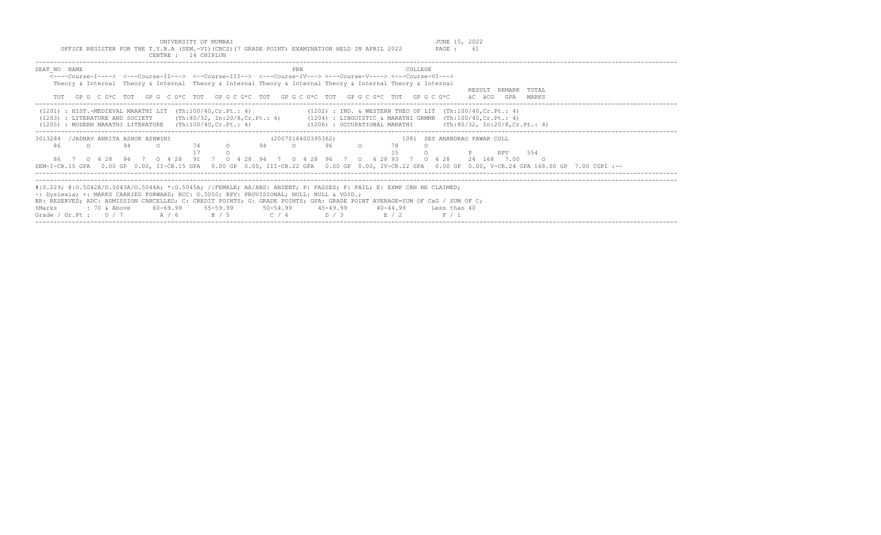UNIVERSITY OF MUMBAI

OFFICE REGISTER FOR THE T.Y.B.A (SEM.-VI)(CBCS)(7 GRADE POINT) EXAMINATION HELD IN APRIL 2022

CENTRE : 14 CHIPLUN

JUNE 15, 2022

PAGE : 61

```
SEAT_NO  NAME                                                  PRN                        COLLEGE
    <----Course-I----> <---Course-II---> <--Course-III--> <---Course-IV---> <---Course-V----> <---Course-VI--->
    Theory & Internal  Theory & Internal  Theory & Internal Theory & Internal Theory & Internal Theory & Internal
                                                                                                              RESULT  REMARK  TOTAL
    TOT  GP G  C G*C  TOT  GP G  C G*C  TOT  GP G C G*C  TOT  GP G C G*C  TOT  GP G C G*C  TOT  GP G C G*C     äC  äCG   GPA   MARKS
```

(1201) : HIST.-MEDIEVAL MARATHI LIT (Th:100/40,Cr.Pt.: 4)
(1202) : IND. & WESTERN THEO OF LIT (Th:100/40,Cr.Pt.: 4)
(1203) : LITERATURE AND SOCIETY (Th:80/32, In:20/8,Cr.Pt.: 4)
(1204) : LINGUISTIC & MARATHI GRMMR (Th:100/40,Cr.Pt.: 4)
(1205) : MODERN MARATHI LITERATURE (Th:100/40,Cr.Pt.: 4)
(1206) : OCCUPATIONAL MARATHI (Th:80/32, In:20/8,Cr.Pt.: 4)

```
3013284  /JADHAV ANKITA ASHOK ASHWINI                    (2007016400395362)            1081  SES ANANDRAO PAWAR COLL
    86      O       94      O       74      O       94      O       96      O       78      O
                                    17      O                                       15      O          P      RPV     554
    86  7  O  4 28   94  7  O  4 28   91  7  O  4 28  94  7  O  4 28  96  7  O  4 28 93  7  O  4 28    24  168  7.00     O
SEM-I-CR.15 GPA  0.00 GP 0.00, II-CR.15 GPA  0.00 GP 0.00, III-CR.22 GPA  0.00 GP 0.00, IV-CR.22 GPA  0.00 GP 0.00, V-CR.24 GPA 168.00 GP  7.00 CGPI :--
```

#:0.229; @:O.5042A/O.5043A/O.5044A; *:O.5045A; /:FEMALE; AA/ABS: ABSENT; P: PASSES; F: FAIL; E: EXMP CAN BE CLAIMED;
~: Dyslexia; +: MARKS CARRIED FORWARD; RCC: O.5050; RPV: PROVISIONAL; NULL: NULL & VOID.;
RR: RESERVED; ADC: ADMISSION CANCELLED; C: CREDIT POINTS; G: GRADE POINTS; GPA: GRADE POINT AVERAGE=SUM OF CxG / SUM OF C;

| %Marks | : 70 & Above | 60-69.99 | 55-59.99 | 50-54.99 | 45-49.99 | 40-44.99 | Less than 40 |
|---|---|---|---|---|---|---|---|
| Grade / Gr.Pt : | O / 7 | A / 6 | B / 5 | C / 4 | D / 3 | E / 2 | F / 1 |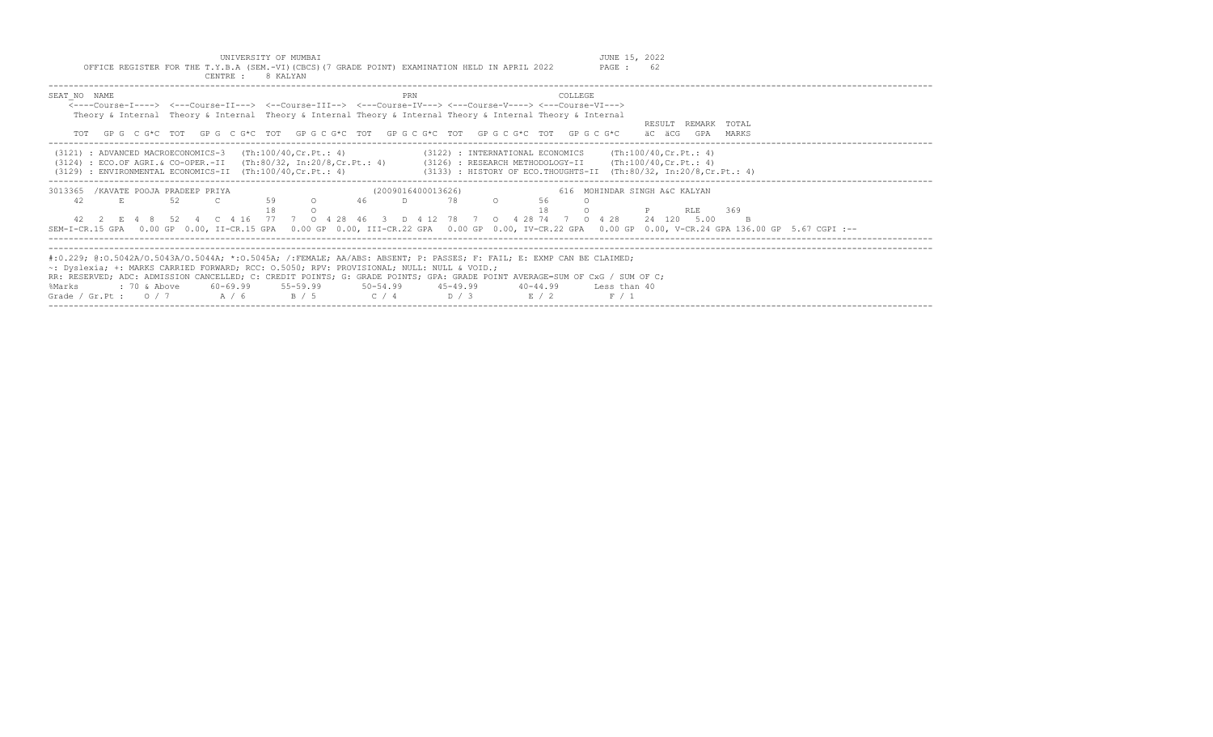UNIVERSITY OF MUMBAI

OFFICE REGISTER FOR THE T.Y.B.A (SEM.-VI)(CBCS)(7 GRADE POINT) EXAMINATION HELD IN APRIL 2022

JUNE 15, 2022

PAGE : 62

CENTRE : 8 KALYAN

```
SEAT_NO  NAME                                                    PRN                       COLLEGE
    <----Course-I----> <---Course-II---> <--Course-III--> <---Course-IV---> <---Course-V----> <---Course-VI--->
    Theory & Internal  Theory & Internal  Theory & Internal Theory & Internal Theory & Internal Theory & Internal
                                                                                                              RESULT  REMARK  TOTAL
    TOT   GP G  C G*C  TOT   GP G  C G*C  TOT   GP G C G*C  TOT   GP G C G*C  TOT   GP G C G*C  TOT   GP G C G*C    äC  äCG   GPA   MARKS
```

(3121) : ADVANCED MACROECONOMICS-3 (Th:100/40,Cr.Pt.: 4)
(3122) : INTERNATIONAL ECONOMICS (Th:100/40,Cr.Pt.: 4)
(3124) : ECO.OF AGRI.& CO-OPER.-II (Th:80/32, In:20/8,Cr.Pt.: 4)
(3126) : RESEARCH METHODOLOGY-II (Th:100/40,Cr.Pt.: 4)
(3129) : ENVIRONMENTAL ECONOMICS-II (Th:100/40,Cr.Pt.: 4)
(3133) : HISTORY OF ECO.THOUGHTS-II (Th:80/32, In:20/8,Cr.Pt.: 4)

```
3013365  /KAVATE POOJA PRADEEP PRIYA                      (2009016400013626)             616  MOHINDAR SINGH A&C KALYAN
    42     E       52     C       59     O       46     D       78     O       56     O
                                  18     O                                    18     O            P      RLE     369
    42  2  E  4  8   52  4  C  4 16   77  7  O  4 28  46  3  D  4 12  78  7  O  4 28  74  7  O  4 28    24  120  5.00     B
SEM-I-CR.15 GPA  0.00 GP 0.00, II-CR.15 GPA  0.00 GP 0.00, III-CR.22 GPA  0.00 GP 0.00, IV-CR.22 GPA  0.00 GP 0.00, V-CR.24 GPA 136.00 GP  5.67 CGPI :--
```

#:0.229; @:O.5042A/O.5043A/O.5044A; *:O.5045A; /:FEMALE; AA/ABS: ABSENT; P: PASSES; F: FAIL; E: EXMP CAN BE CLAIMED;
~: Dyslexia; +: MARKS CARRIED FORWARD; RCC: O.5050; RPV: PROVISIONAL; NULL: NULL & VOID.;
RR: RESERVED; ADC: ADMISSION CANCELLED; C: CREDIT POINTS; G: GRADE POINTS; GPA: GRADE POINT AVERAGE=SUM OF CxG / SUM OF C;

| %Marks | : 70 & Above | 60-69.99 | 55-59.99 | 50-54.99 | 45-49.99 | 40-44.99 | Less than 40 |
|---|---|---|---|---|---|---|---|
| Grade / Gr.Pt : | O / 7 | A / 6 | B / 5 | C / 4 | D / 3 | E / 2 | F / 1 |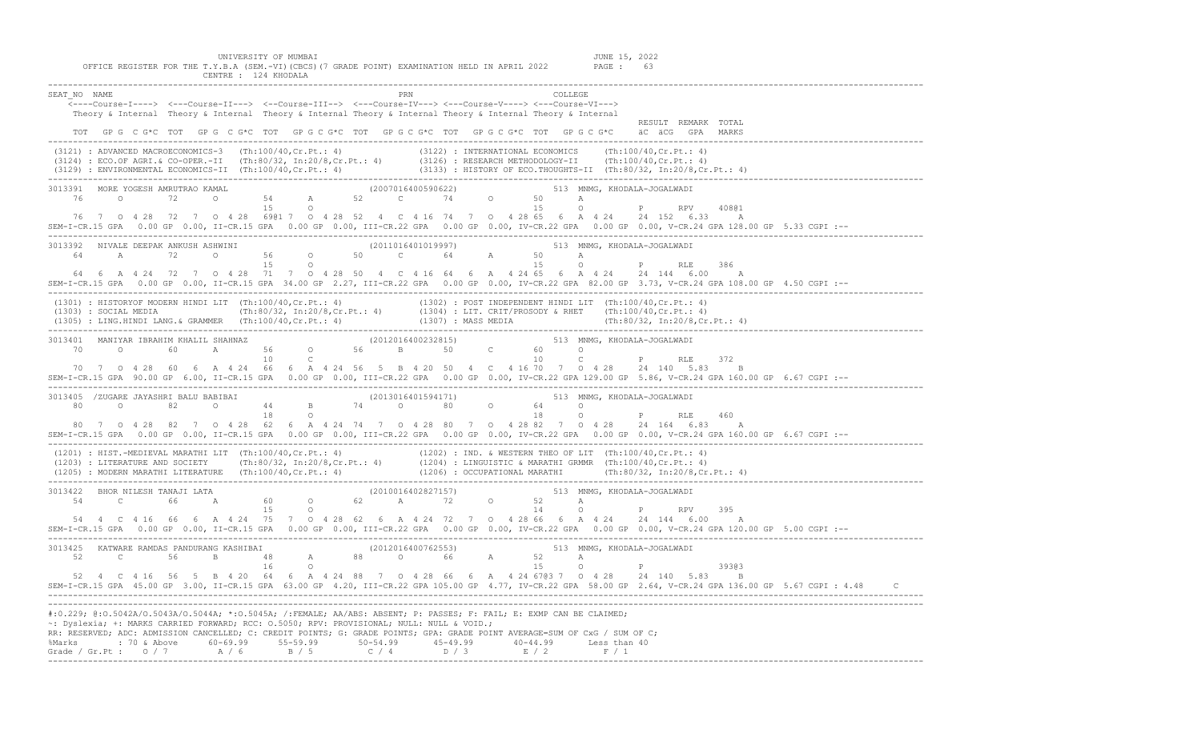UNIVERSITY OF MUMBAI — JUNE 15, 2022

OFFICE REGISTER FOR THE T.Y.B.A (SEM.-VI)(CBCS)(7 GRADE POINT) EXAMINATION HELD IN APRIL 2022 — PAGE : 63

CENTRE : 124 KHODALA

```
SEAT_NO  NAME                                                          PRN                                  COLLEGE
   <----Course-I----> <---Course-II---> <--Course-III--> <---Course-IV---> <---Course-V----> <---Course-VI--->
   Theory & Internal  Theory & Internal  Theory & Internal Theory & Internal Theory & Internal Theory & Internal
                                                                                                                RESULT  REMARK  TOTAL
   TOT  GP G  C G*C  TOT  GP G  C G*C  TOT  GP G C G*C  TOT  GP G C G*C  TOT  GP G C G*C  TOT  GP G C G*C    äC  äCG  GPA  MARKS
```

```
(3121) : ADVANCED MACROECONOMICS-3   (Th:100/40,Cr.Pt.: 4)              (3122) : INTERNATIONAL ECONOMICS     (Th:100/40,Cr.Pt.: 4)
(3124) : ECO.OF AGRI.& CO-OPER.-II   (Th:80/32, In:20/8,Cr.Pt.: 4)      (3126) : RESEARCH METHODOLOGY-II     (Th:100/40,Cr.Pt.: 4)
(3129) : ENVIRONMENTAL ECONOMICS-II  (Th:100/40,Cr.Pt.: 4)              (3133) : HISTORY OF ECO.THOUGHTS-II  (Th:80/32, In:20/8,Cr.Pt.: 4)
```

```
3013391  MORE YOGESH AMRUTRAO KAMAL                   (2007016400590622)                 513  MNMG, KHODALA-JOGALWADI
   76     O      72     O      54     A      52     C      74     O      50     A
                               15     O                                  15     O          P      RPV    408@1
   76  7  O 4 28  72  7  O 4 28  69@1 7  O 4 28  52  4  C 4 16  74  7  O 4 28 65  6  A 4 24   24  152  6.33    A
SEM-I-CR.15 GPA  0.00 GP 0.00, II-CR.15 GPA  0.00 GP 0.00, III-CR.22 GPA  0.00 GP 0.00, IV-CR.22 GPA  0.00 GP 0.00, V-CR.24 GPA 128.00 GP  5.33 CGPI :--
```

```
3013392  NIVALE DEEPAK ANKUSH ASHWINI                 (2011016401019997)                 513  MNMG, KHODALA-JOGALWADI
   64     A      72     O      56     O      50     C      64     A      50     A
                               15     O                                  15     O          P      RLE    386
   64  6  A 4 24  72  7  O 4 28  71  7  O 4 28 50  4  C 4 16 64  6  A 4 24 65  6  A 4 24   24  144  6.00    A
SEM-I-CR.15 GPA  0.00 GP 0.00, II-CR.15 GPA 34.00 GP 2.27, III-CR.22 GPA  0.00 GP 0.00, IV-CR.22 GPA 82.00 GP  3.73, V-CR.24 GPA 108.00 GP  4.50 CGPI :--
```

```
(1301) : HISTORYOF MODERN HINDI LIT  (Th:100/40,Cr.Pt.: 4)              (1302) : POST INDEPENDENT HINDI LIT  (Th:100/40,Cr.Pt.: 4)
(1303) : SOCIAL MEDIA                (Th:80/32, In:20/8,Cr.Pt.: 4)      (1304) : LIT. CRIT/PROSODY & RHET    (Th:100/40,Cr.Pt.: 4)
(1305) : LING.HINDI LANG.& GRAMMER   (Th:100/40,Cr.Pt.: 4)              (1307) : MASS MEDIA                  (Th:80/32, In:20/8,Cr.Pt.: 4)
```

```
3013401  MANIYAR IBRAHIM KHALIL SHAHNAZ               (2012016400232815)                 513  MNMG, KHODALA-JOGALWADI
   70     O      60     A      56     O      56     B      50     C      60     O
                               10     C                                  10     C          P      RLE    372
   70  7  O 4 28  60  6  A 4 24  66  6  A 4 24 56  5  B 4 20 50  4  C 4 16 70  7  O 4 28   24  140  5.83    B
SEM-I-CR.15 GPA 90.00 GP 6.00, II-CR.15 GPA  0.00 GP 0.00, III-CR.22 GPA  0.00 GP 0.00, IV-CR.22 GPA 129.00 GP  5.86, V-CR.24 GPA 160.00 GP  6.67 CGPI :--
```

```
3013405  /ZUGARE JAYASHRI BALU BABIBAI                (2013016401594171)                 513  MNMG, KHODALA-JOGALWADI
   80     O      82     O      44     B      74     O      80     O      64     O
                               18     O                                  18     O          P      RLE    460
   80  7  O 4 28  82  7  O 4 28  62  6  A 4 24 74  7  O 4 28 80  7  O 4 28 82  7  O 4 28   24  164  6.83    A
SEM-I-CR.15 GPA  0.00 GP 0.00, II-CR.15 GPA  0.00 GP 0.00, III-CR.22 GPA  0.00 GP 0.00, IV-CR.22 GPA  0.00 GP 0.00, V-CR.24 GPA 160.00 GP  6.67 CGPI :--
```

```
(1201) : HIST.-MEDIEVAL MARATHI LIT  (Th:100/40,Cr.Pt.: 4)              (1202) : IND. & WESTERN THEO OF LIT  (Th:100/40,Cr.Pt.: 4)
(1203) : LITERATURE AND SOCIETY      (Th:80/32, In:20/8,Cr.Pt.: 4)      (1204) : LINGUISTIC & MARATHI GRMMR  (Th:100/40,Cr.Pt.: 4)
(1205) : MODERN MARATHI LITERATURE   (Th:100/40,Cr.Pt.: 4)              (1206) : OCCUPATIONAL MARATHI        (Th:80/32, In:20/8,Cr.Pt.: 4)
```

```
3013422  BHOR NILESH TANAJI LATA                      (2010016402827157)                 513  MNMG, KHODALA-JOGALWADI
   54     C      66     A      60     O      62     A      72     O      52     A
                               15     O                                  14     O          P      RPV    395
   54  4  C 4 16  66  6  A 4 24  75  7  O 4 28 62  6  A 4 24 72  7  O 4 28 66  6  A 4 24   24  144  6.00    A
SEM-I-CR.15 GPA  0.00 GP 0.00, II-CR.15 GPA  0.00 GP 0.00, III-CR.22 GPA  0.00 GP 0.00, IV-CR.22 GPA  0.00 GP 0.00, V-CR.24 GPA 120.00 GP  5.00 CGPI :--
```

```
3013425  KATWARE RAMDAS PANDURANG KASHIBAI            (2012016400762553)                 513  MNMG, KHODALA-JOGALWADI
   52     C      56     B      48     A      88     O      66     A      52     A
                               16     O                                  15     O          P             393@3
   52  4  C 4 16  56  5  B 4 20  64  6  A 4 24 88  7  O 4 28 66  6  A 4 24 67@3 7  O 4 28   24  140  5.83    B
SEM-I-CR.15 GPA 45.00 GP 3.00, II-CR.15 GPA 63.00 GP 4.20, III-CR.22 GPA 105.00 GP 4.77, IV-CR.22 GPA 58.00 GP  2.64, V-CR.24 GPA 136.00 GP  5.67 CGPI : 4.48     C
```

#:O.229; @:O.5042A/O.5043A/O.5044A; *:O.5045A; /:FEMALE; AA/ABS: ABSENT; P: PASSES; F: FAIL; E: EXMP CAN BE CLAIMED;
~: Dyslexia; +: MARKS CARRIED FORWARD; RCC: O.5050; RPV: PROVISIONAL; NULL: NULL & VOID.;
RR: RESERVED; ADC: ADMISSION CANCELLED; C: CREDIT POINTS; G: GRADE POINTS; GPA: GRADE POINT AVERAGE=SUM OF CxG / SUM OF C;

| %Marks | 70 & Above | 60-69.99 | 55-59.99 | 50-54.99 | 45-49.99 | 40-44.99 | Less than 40 |
|---|---|---|---|---|---|---|---|
| Grade / Gr.Pt : | O / 7 | A / 6 | B / 5 | C / 4 | D / 3 | E / 2 | F / 1 |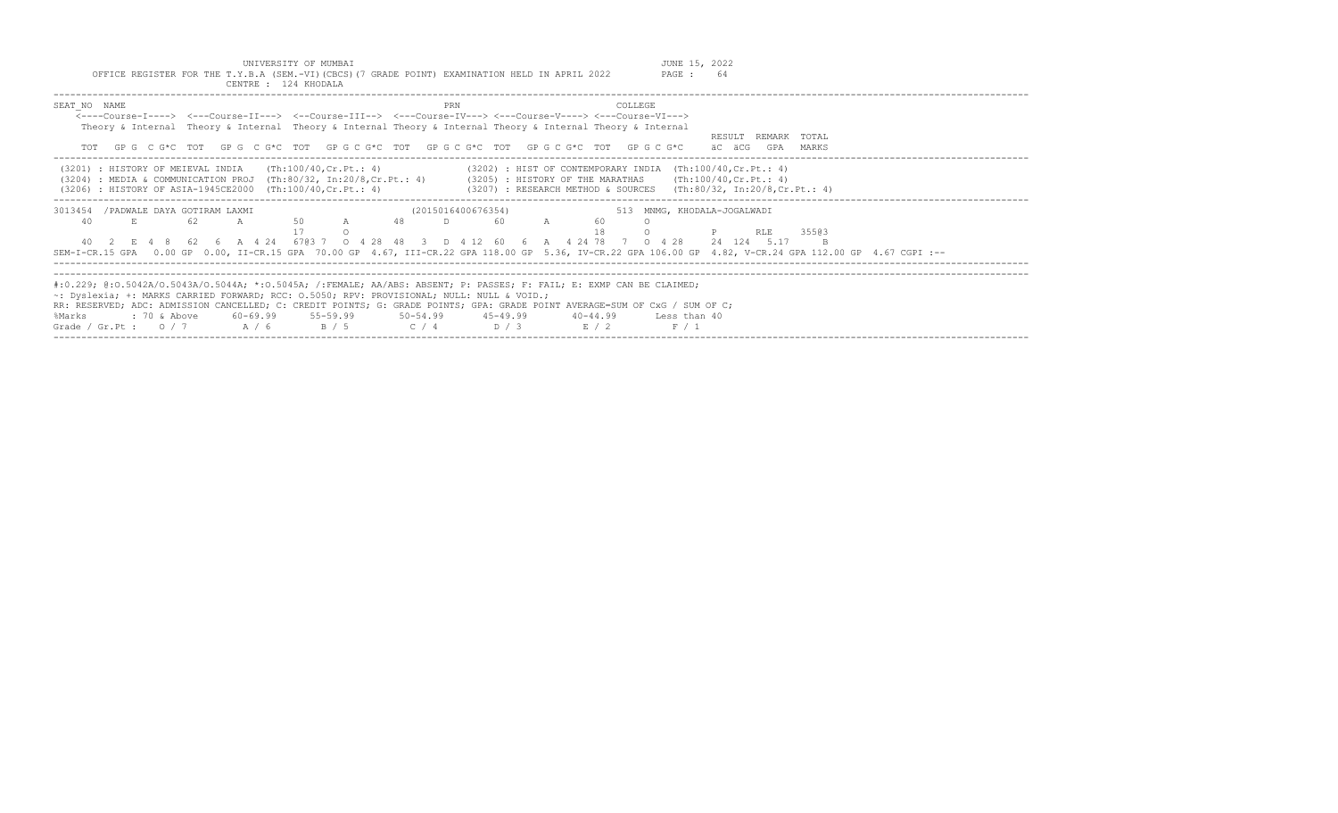UNIVERSITY OF MUMBAI

JUNE 15, 2022

OFFICE REGISTER FOR THE T.Y.B.A (SEM.-VI)(CBCS)(7 GRADE POINT) EXAMINATION HELD IN APRIL 2022

PAGE : 64

CENTRE : 124 KHODALA

```
SEAT_NO  NAME                                                   PRN                         COLLEGE
    <----Course-I----> <---Course-II---> <--Course-III--> <---Course-IV---> <---Course-V----> <---Course-VI--->
    Theory & Internal  Theory & Internal  Theory & Internal Theory & Internal Theory & Internal Theory & Internal
                                                                                                               RESULT  REMARK  TOTAL
    TOT   GP G  C G*C  TOT   GP G  C G*C  TOT   GP G C G*C  TOT   GP G C G*C  TOT   GP G C G*C  TOT   GP G C G*C     äC  äCG   GPA   MARKS
```

```
(3201) : HISTORY OF MEIEVAL INDIA    (Th:100/40,Cr.Pt.: 4)              (3202) : HIST OF CONTEMPORARY INDIA  (Th:100/40,Cr.Pt.: 4)
(3204) : MEDIA & COMMUNICATION PROJ  (Th:80/32, In:20/8,Cr.Pt.: 4)       (3205) : HISTORY OF THE MARATHAS     (Th:100/40,Cr.Pt.: 4)
(3206) : HISTORY OF ASIA-1945CE2000  (Th:100/40,Cr.Pt.: 4)              (3207) : RESEARCH METHOD & SOURCES   (Th:80/32, In:20/8,Cr.Pt.: 4)
```

```
3013454  /PADWALE DAYA GOTIRAM LAXMI                    (2015016400676354)                513  MNMG, KHODALA-JOGALWADI
    40       E        62       A        50       A       48       D       60       A       60       O
                                        17       O                                        18       O           P       RLE     355@3
    40  2  E  4  8   62   6   A  4 24   67@3 7   O  4 28  48   3   D  4 12  60   6   A   4 24 78   7   O  4 28     24  124   5.17      B
SEM-I-CR.15 GPA   0.00 GP  0.00, II-CR.15 GPA  70.00 GP  4.67, III-CR.22 GPA 118.00 GP  5.36, IV-CR.22 GPA 106.00 GP  4.82, V-CR.24 GPA 112.00 GP  4.67 CGPI :--
```

#:O.229; @:O.5042A/O.5043A/O.5044A; *:O.5045A; /:FEMALE; AA/ABS: ABSENT; P: PASSES; F: FAIL; E: EXMP CAN BE CLAIMED;
~: Dyslexia; +: MARKS CARRIED FORWARD; RCC: O.5050; RPV: PROVISIONAL; NULL: NULL & VOID.;
RR: RESERVED; ADC: ADMISSION CANCELLED; C: CREDIT POINTS; G: GRADE POINTS; GPA: GRADE POINT AVERAGE=SUM OF CxG / SUM OF C;

| %Marks | : 70 & Above | 60-69.99 | 55-59.99 | 50-54.99 | 45-49.99 | 40-44.99 | Less than 40 |
|---|---|---|---|---|---|---|---|
| Grade / Gr.Pt : | O / 7 | A / 6 | B / 5 | C / 4 | D / 3 | E / 2 | F / 1 |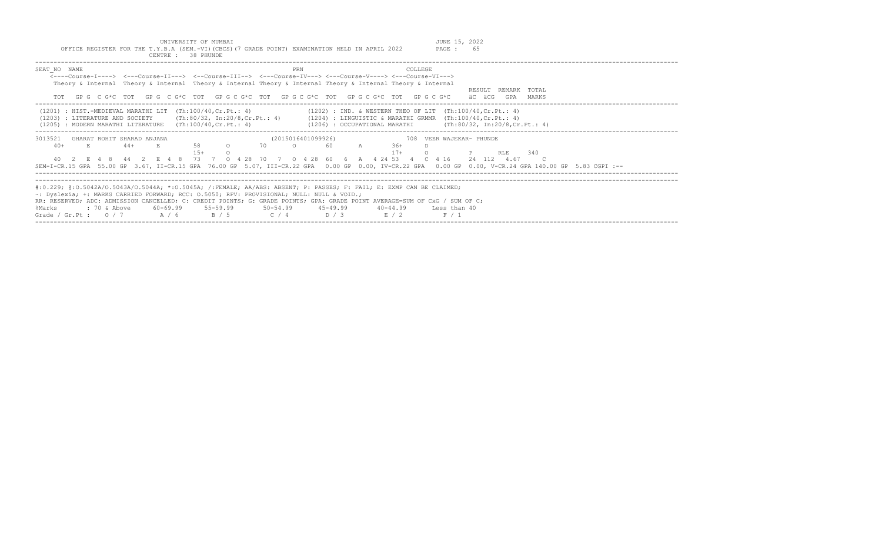UNIVERSITY OF MUMBAI

OFFICE REGISTER FOR THE T.Y.B.A (SEM.-VI)(CBCS)(7 GRADE POINT) EXAMINATION HELD IN APRIL 2022

CENTRE : 38 PHUNDE

JUNE 15, 2022

```
SEAT_NO  NAME                                                  PRN                          COLLEGE
    <----Course-I----> <---Course-II---> <--Course-III--> <---Course-IV---> <---Course-V----> <---Course-VI--->
    Theory & Internal  Theory & Internal  Theory & Internal Theory & Internal Theory & Internal Theory & Internal
                                                                                                          RESULT  REMARK  TOTAL
    TOT   GP G  C G*C  TOT   GP G  C G*C  TOT   GP G C G*C  TOT   GP G C G*C  TOT   GP G C G*C  TOT   GP G C G*C     äC  äCG   GPA   MARKS
```

```
(1201) : HIST.-MEDIEVAL MARATHI LIT  (Th:100/40,Cr.Pt.: 4)              (1202) : IND. & WESTERN THEO OF LIT  (Th:100/40,Cr.Pt.: 4)
(1203) : LITERATURE AND SOCIETY      (Th:80/32, In:20/8,Cr.Pt.: 4)      (1204) : LINGUISTIC & MARATHI GRMMR  (Th:100/40,Cr.Pt.: 4)
(1205) : MODERN MARATHI LITERATURE   (Th:100/40,Cr.Pt.: 4)              (1206) : OCCUPATIONAL MARATHI        (Th:80/32, In:20/8,Cr.Pt.: 4)
```

```
3013521   GHARAT ROHIT SHARAD ANJANA                         (2015016401099926)                708  VEER WAJEKAR- PHUNDE
    40+      E        44+      E        58      O       70      O       60      A       36+     D
                                        15+     O                                       17+     O           P       RLE     340
    40  2  E  4  8    44  2  E  4  8   73  7  O  4 28  70  7  O  4 28  60  6  A  4 24 53  4  C  4 16    24  112  4.67     C
SEM-I-CR.15 GPA  55.00 GP  3.67, II-CR.15 GPA  76.00 GP  5.07, III-CR.22 GPA   0.00 GP  0.00, IV-CR.22 GPA   0.00 GP  0.00, V-CR.24 GPA 140.00 GP  5.83 CGPI :--
```

#:0.229; @:O.5042A/O.5043A/O.5044A; *:O.5045A; /:FEMALE; AA/ABS: ABSENT; P: PASSES; F: FAIL; E: EXMP CAN BE CLAIMED;
~: Dyslexia; +: MARKS CARRIED FORWARD; RCC: O.5050; RPV: PROVISIONAL; NULL: NULL & VOID.;
RR: RESERVED; ADC: ADMISSION CANCELLED; C: CREDIT POINTS; G: GRADE POINTS; GPA: GRADE POINT AVERAGE=SUM OF CxG / SUM OF C;

| %Marks | : 70 & Above | 60-69.99 | 55-59.99 | 50-54.99 | 45-49.99 | 40-44.99 | Less than 40 |
|---|---|---|---|---|---|---|---|
| Grade / Gr.Pt : | O / 7 | A / 6 | B / 5 | C / 4 | D / 3 | E / 2 | F / 1 |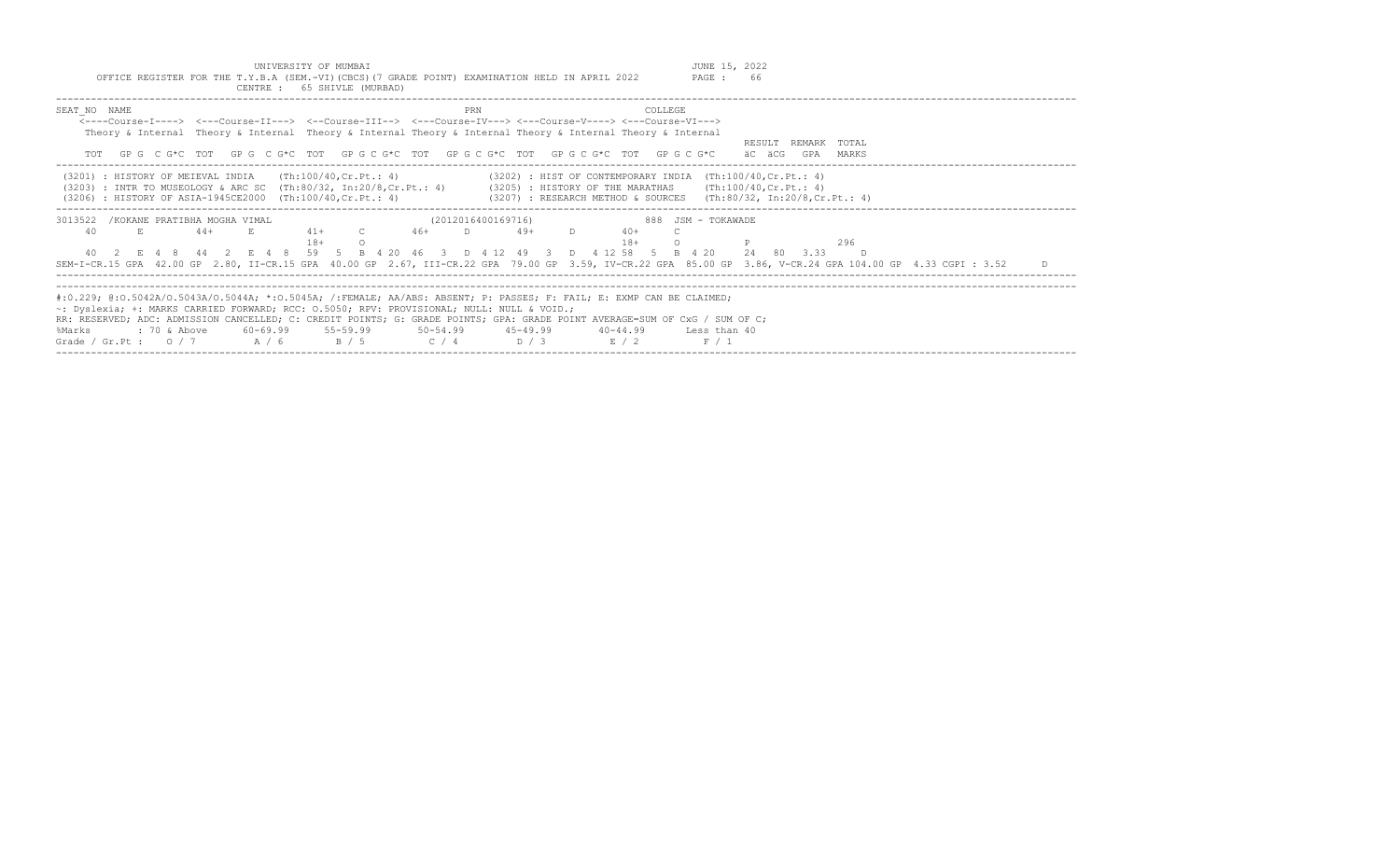UNIVERSITY OF MUMBAI

JUNE 15, 2022

OFFICE REGISTER FOR THE T.Y.B.A (SEM.-VI)(CBCS)(7 GRADE POINT) EXAMINATION HELD IN APRIL 2022

CENTRE : 65 SHIVLE (MURBAD)

```
SEAT_NO  NAME                                                  PRN                          COLLEGE
    <----Course-I----> <---Course-II---> <--Course-III--> <---Course-IV---> <---Course-V----> <---Course-VI--->
    Theory & Internal  Theory & Internal  Theory & Internal Theory & Internal Theory & Internal Theory & Internal
                                                                                                              RESULT  REMARK  TOTAL
    TOT   GP G  C G*C  TOT   GP G  C G*C  TOT   GP G C G*C  TOT   GP G C G*C  TOT   GP G C G*C  TOT   GP G C G*C     äC  äCG   GPA   MARKS
```

(3201) : HISTORY OF MEIEVAL INDIA (Th:100/40,Cr.Pt.: 4)
(3202) : HIST OF CONTEMPORARY INDIA (Th:100/40,Cr.Pt.: 4)
(3203) : INTR TO MUSEOLOGY & ARC SC (Th:80/32, In:20/8,Cr.Pt.: 4)
(3205) : HISTORY OF THE MARATHAS (Th:100/40,Cr.Pt.: 4)
(3206) : HISTORY OF ASIA-1945CE2000 (Th:100/40,Cr.Pt.: 4)
(3207) : RESEARCH METHOD & SOURCES (Th:80/32, In:20/8,Cr.Pt.: 4)

```
3013522  /KOKANE PRATIBHA MOGHA VIMAL                  (2012016400169716)            888  JSM - TOKAWADE
    40     E        44+     E        41+     C       46+     D       49+     D       40+     C
                                     18+     O                                       18+     O            P                296
    40  2  E  4  8   44  2  E  4  8   59  5  B  4 20  46  3  D  4 12  49  3  D  4 12 58  5  B  4 20     24  80  3.33     D
SEM-I-CR.15 GPA  42.00 GP  2.80, II-CR.15 GPA  40.00 GP  2.67, III-CR.22 GPA  79.00 GP  3.59, IV-CR.22 GPA  85.00 GP  3.86, V-CR.24 GPA 104.00 GP  4.33 CGPI : 3.52     D
```

#:O.229; @:O.5042A/O.5043A/O.5044A; *:O.5045A; /:FEMALE; AA/ABS: ABSENT; P: PASSES; F: FAIL; E: EXMP CAN BE CLAIMED;
~: Dyslexia; +: MARKS CARRIED FORWARD; RCC: O.5050; RPV: PROVISIONAL; NULL: NULL & VOID.;
RR: RESERVED; ADC: ADMISSION CANCELLED; C: CREDIT POINTS; G: GRADE POINTS; GPA: GRADE POINT AVERAGE=SUM OF CxG / SUM OF C;

| %Marks | : 70 & Above | 60-69.99 | 55-59.99 | 50-54.99 | 45-49.99 | 40-44.99 | Less than 40 |
|---|---|---|---|---|---|---|---|
| Grade / Gr.Pt : | O / 7 | A / 6 | B / 5 | C / 4 | D / 3 | E / 2 | F / 1 |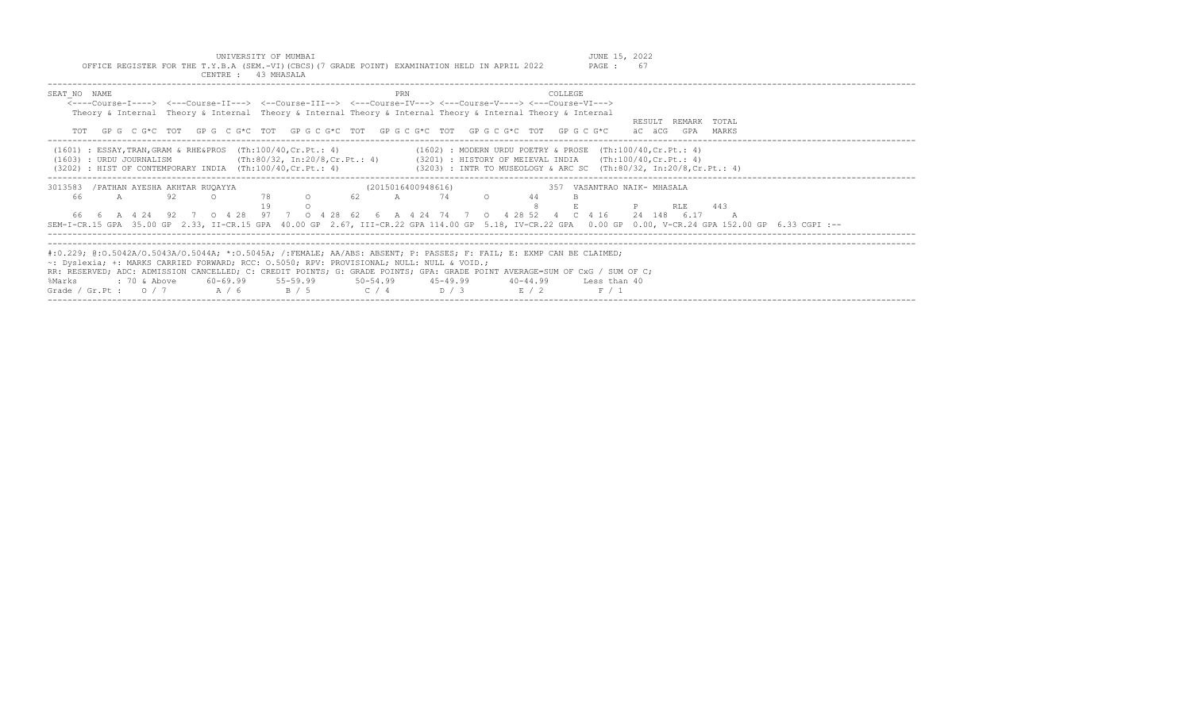UNIVERSITY OF MUMBAI

JUNE 15, 2022

OFFICE REGISTER FOR THE T.Y.B.A (SEM.-VI)(CBCS)(7 GRADE POINT) EXAMINATION HELD IN APRIL 2022

PAGE : 67

CENTRE : 43 MHASALA

```
SEAT_NO  NAME                                              PRN                          COLLEGE
    <----Course-I----> <---Course-II---> <--Course-III--> <---Course-IV---> <---Course-V----> <---Course-VI--->
    Theory & Internal  Theory & Internal  Theory & Internal Theory & Internal Theory & Internal Theory & Internal
                                                                                                           RESULT  REMARK  TOTAL
    TOT   GP G  C G*C  TOT   GP G  C G*C  TOT   GP G C G*C  TOT   GP G C G*C  TOT   GP G C G*C  TOT   GP G C G*C     äC  äCG   GPA   MARKS
```

```
(1601) : ESSAY,TRAN,GRAM & RHE&PROS  (Th:100/40,Cr.Pt.: 4)              (1602) : MODERN URDU POETRY & PROSE  (Th:100/40,Cr.Pt.: 4)
(1603) : URDU JOURNALISM             (Th:80/32, In:20/8,Cr.Pt.: 4)      (3201) : HISTORY OF MEIEVAL INDIA    (Th:100/40,Cr.Pt.: 4)
(3202) : HIST OF CONTEMPORARY INDIA  (Th:100/40,Cr.Pt.: 4)              (3203) : INTR TO MUSEOLOGY & ARC SC  (Th:80/32, In:20/8,Cr.Pt.: 4)
```

```
3013583  /PATHAN AYESHA AKHTAR RUQAYYA                    (2015016400948616)            357  VASANTRAO NAIK- MHASALA
    66      A       92      O       78      O       62      A       74      O       44      B
                                    19      O                                       8       E          P       RLE     443
    66  6  A 4 24   92  7  O 4 28   97  7  O 4 28  62  6  A 4 24  74  7  O  4 28 52  4  C  4 16    24  148  6.17     A
SEM-I-CR.15 GPA  35.00 GP  2.33, II-CR.15 GPA  40.00 GP  2.67, III-CR.22 GPA 114.00 GP  5.18, IV-CR.22 GPA   0.00 GP  0.00, V-CR.24 GPA 152.00 GP  6.33 CGPI :--
```

#:O.229; @:O.5042A/O.5043A/O.5044A; *:O.5045A; /:FEMALE; AA/ABS: ABSENT; P: PASSES; F: FAIL; E: EXMP CAN BE CLAIMED;
~: Dyslexia; +: MARKS CARRIED FORWARD; RCC: O.5050; RPV: PROVISIONAL; NULL: NULL & VOID.;
RR: RESERVED; ADC: ADMISSION CANCELLED; C: CREDIT POINTS; G: GRADE POINTS; GPA: GRADE POINT AVERAGE=SUM OF CxG / SUM OF C;

| %Marks | : 70 & Above | 60-69.99 | 55-59.99 | 50-54.99 | 45-49.99 | 40-44.99 | Less than 40 |
|---|---|---|---|---|---|---|---|
| Grade / Gr.Pt : | O / 7 | A / 6 | B / 5 | C / 4 | D / 3 | E / 2 | F / 1 |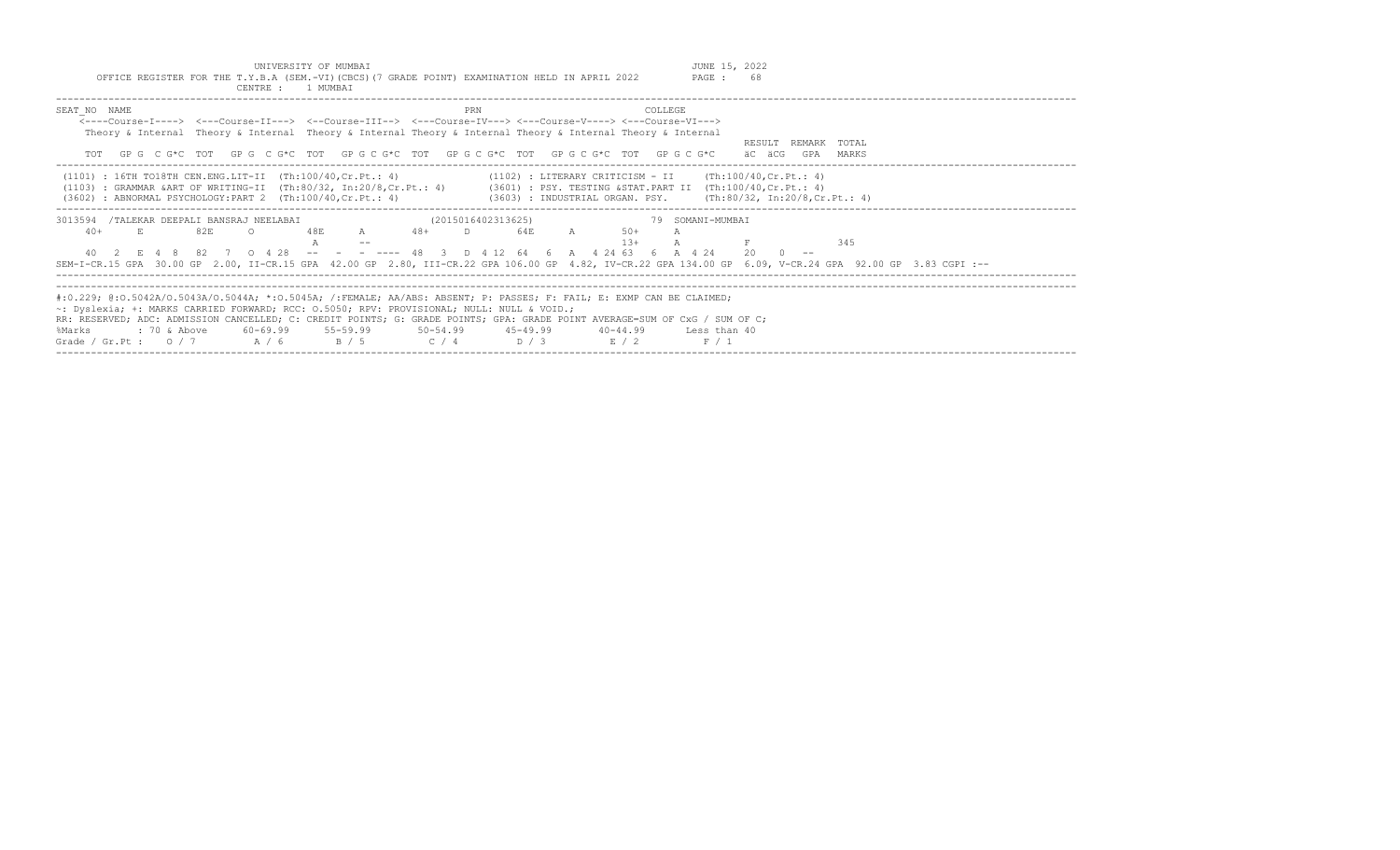UNIVERSITY OF MUMBAI

JUNE 15, 2022

OFFICE REGISTER FOR THE T.Y.B.A (SEM.-VI)(CBCS)(7 GRADE POINT) EXAMINATION HELD IN APRIL 2022

PAGE : 68

CENTRE : 1 MUMBAI

```
SEAT_NO  NAME                                                   PRN                         COLLEGE
    <----Course-I----> <---Course-II---> <--Course-III--> <---Course-IV---> <---Course-V----> <---Course-VI--->
    Theory & Internal  Theory & Internal  Theory & Internal Theory & Internal Theory & Internal Theory & Internal
                                                                                                          RESULT  REMARK  TOTAL
    TOT   GP G  C G*C  TOT   GP G  C G*C  TOT   GP G C G*C  TOT   GP G C G*C  TOT   GP G C G*C  TOT   GP G C G*C     äC  äCG   GPA   MARKS
```

```
(1101) : 16TH TO18TH CEN.ENG.LIT-II  (Th:100/40,Cr.Pt.: 4)              (1102) : LITERARY CRITICISM - II     (Th:100/40,Cr.Pt.: 4)
(1103) : GRAMMAR &ART OF WRITING-II  (Th:80/32, In:20/8,Cr.Pt.: 4)       (3601) : PSY. TESTING &STAT.PART II  (Th:100/40,Cr.Pt.: 4)
(3602) : ABNORMAL PSYCHOLOGY:PART 2  (Th:100/40,Cr.Pt.: 4)              (3603) : INDUSTRIAL ORGAN. PSY.      (Th:80/32, In:20/8,Cr.Pt.: 4)
```

```
3013594 /TALEKAR DEEPALI BANSRAJ NEELABAI                   (2015016402313625)                  79 SOMANI-MUMBAI
    40+    E       82E     O        48E     A       48+     D       64E     A       50+     A
                                    A       --                                      13+     A          F              345
    40  2  E  4  8   82  7  O  4 28  --  -  -  ----  48  3  D  4 12  64  6  A  4 24 63  6  A  4 24    20   0  --
SEM-I-CR.15 GPA  30.00 GP  2.00, II-CR.15 GPA  42.00 GP  2.80, III-CR.22 GPA 106.00 GP  4.82, IV-CR.22 GPA 134.00 GP  6.09, V-CR.24 GPA  92.00 GP  3.83 CGPI :--
```

#:0.229; @:O.5042A/O.5043A/O.5044A; *:O.5045A; /:FEMALE; AA/ABS: ABSENT; P: PASSES; F: FAIL; E: EXMP CAN BE CLAIMED;
~: Dyslexia; +: MARKS CARRIED FORWARD; RCC: O.5050; RPV: PROVISIONAL; NULL: NULL & VOID.;
RR: RESERVED; ADC: ADMISSION CANCELLED; C: CREDIT POINTS; G: GRADE POINTS; GPA: GRADE POINT AVERAGE=SUM OF CxG / SUM OF C;

| %Marks | : 70 & Above | 60-69.99 | 55-59.99 | 50-54.99 | 45-49.99 | 40-44.99 | Less than 40 |
|---|---|---|---|---|---|---|---|
| Grade / Gr.Pt : | O / 7 | A / 6 | B / 5 | C / 4 | D / 3 | E / 2 | F / 1 |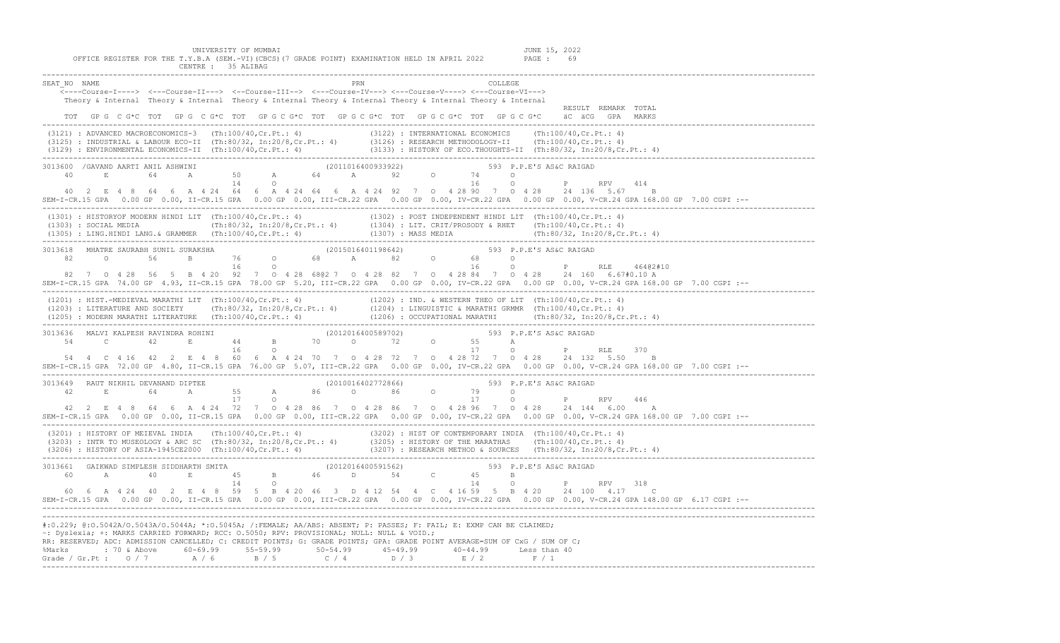UNIVERSITY OF MUMBAI
JUNE 15, 2022

OFFICE REGISTER FOR THE T.Y.B.A (SEM.-VI)(CBCS)(7 GRADE POINT) EXAMINATION HELD IN APRIL 2022
PAGE : 69

CENTRE : 35 ALIBAG

```
SEAT_NO  NAME                                                          PRN                                  COLLEGE
    <----Course-I----> <---Course-II---> <--Course-III--> <---Course-IV---> <---Course-V----> <---Course-VI--->
    Theory & Internal  Theory & Internal  Theory & Internal Theory & Internal Theory & Internal Theory & Internal
                                                                                                                   RESULT  REMARK  TOTAL
    TOT  GP G  C G*C  TOT  GP G  C G*C  TOT  GP G C G*C  TOT  GP G C G*C  TOT  GP G C G*C  TOT  GP G C G*C    äC äCG  GPA   MARKS
--------------------------------------------------------------------------------------------------------------------------------------------
 (3121) : ADVANCED MACROECONOMICS-3   (Th:100/40,Cr.Pt.: 4)              (3122) : INTERNATIONAL ECONOMICS     (Th:100/40,Cr.Pt.: 4)
 (3125) : INDUSTRIAL & LABOUR ECO-II  (Th:80/32, In:20/8,Cr.Pt.: 4)       (3126) : RESEARCH METHODOLOGY-II     (Th:100/40,Cr.Pt.: 4)
 (3129) : ENVIRONMENTAL ECONOMICS-II  (Th:100/40,Cr.Pt.: 4)              (3133) : HISTORY OF ECO.THOUGHTS-II  (Th:80/32, In:20/8,Cr.Pt.: 4)
--------------------------------------------------------------------------------------------------------------------------------------------
3013600 /GAVAND AARTI ANIL ASHWINI                              (2011016400933922)               593 P.E'S AS&C RAIGAD
    40      E       64      A        50      A       64      A       92      O       74      O
                                     14      O                                       16      O         P      RPV     414
    40  2  E  4  8   64  6  A  4 24  64  6  A  4 24  64  6  A  4 24  92  7  O  4 28 90  7  O  4 28    24  136  5.67     B
SEM-I-CR.15 GPA  0.00 GP 0.00, II-CR.15 GPA  0.00 GP 0.00, III-CR.22 GPA  0.00 GP 0.00, IV-CR.22 GPA  0.00 GP 0.00, V-CR.24 GPA 168.00 GP 7.00 CGPI :--
--------------------------------------------------------------------------------------------------------------------------------------------
 (1301) : HISTORYOF MODERN HINDI LIT  (Th:100/40,Cr.Pt.: 4)              (1302) : POST INDEPENDENT HINDI LIT  (Th:100/40,Cr.Pt.: 4)
 (1303) : SOCIAL MEDIA               (Th:80/32, In:20/8,Cr.Pt.: 4)       (1304) : LIT. CRIT/PROSODY & RHET    (Th:100/40,Cr.Pt.: 4)
 (1305) : LING.HINDI LANG.& GRAMMER  (Th:100/40,Cr.Pt.: 4)              (1307) : MASS MEDIA                  (Th:80/32, In:20/8,Cr.Pt.: 4)
--------------------------------------------------------------------------------------------------------------------------------------------
3013618  MHATRE SAURABH SUNIL SURAKSHA                          (2015016401198642)               593 P.E'S AS&C RAIGAD
    82      O       56      B        76      O       68      A       82      O       68      O
                                     16      O                                       16      O         P      RLE     464@2#10
    82  7  O  4 28   56  5  B  4 20  92  7  O  4 28  68@2 7  O  4 28  82  7  O  4 28 84  7  O  4 28    24  160  6.67#0.10 A
SEM-I-CR.15 GPA  74.00 GP 4.93, II-CR.15 GPA  78.00 GP 5.20, III-CR.22 GPA  0.00 GP 0.00, IV-CR.22 GPA  0.00 GP 0.00, V-CR.24 GPA 168.00 GP 7.00 CGPI :--
--------------------------------------------------------------------------------------------------------------------------------------------
 (1201) : HIST.-MEDIEVAL MARATHI LIT  (Th:100/40,Cr.Pt.: 4)              (1202) : IND. & WESTERN THEO OF LIT  (Th:100/40,Cr.Pt.: 4)
 (1203) : LITERATURE AND SOCIETY      (Th:80/32, In:20/8,Cr.Pt.: 4)       (1204) : LINGUISTIC & MARATHI GRMMR  (Th:100/40,Cr.Pt.: 4)
 (1205) : MODERN MARATHI LITERATURE   (Th:100/40,Cr.Pt.: 4)              (1206) : OCCUPATIONAL MARATHI        (Th:80/32, In:20/8,Cr.Pt.: 4)
--------------------------------------------------------------------------------------------------------------------------------------------
3013636  MALVI KALPESH RAVINDRA ROHINI                          (2012016400589702)               593 P.E'S AS&C RAIGAD
    54      C       42      E        44      B       70      O       72      O       55      A
                                     16      O                                       17      O         P      RLE     370
    54  4  C  4 16   42  2  E  4  8  60  6  A  4 24  70  7  O  4 28  72  7  O  4 28 72  7  O  4 28    24  132  5.50     B
SEM-I-CR.15 GPA  72.00 GP 4.80, II-CR.15 GPA  76.00 GP 5.07, III-CR.22 GPA  0.00 GP 0.00, IV-CR.22 GPA  0.00 GP 0.00, V-CR.24 GPA 168.00 GP 7.00 CGPI :--
--------------------------------------------------------------------------------------------------------------------------------------------
3013649  RAUT NIKHIL DEVANAND DIPTEE                            (2010016402772866)               593 P.E'S AS&C RAIGAD
    42      E       64      A        55      A       86      O       86      O       79      O
                                     17      O                                       17      O         P      RPV     446
    42  2  E  4  8   64  6  A  4 24  72  7  O  4 28  86  7  O  4 28  86  7  O  4 28 96  7  O  4 28    24  144  6.00     A
SEM-I-CR.15 GPA  0.00 GP 0.00, II-CR.15 GPA  0.00 GP 0.00, III-CR.22 GPA  0.00 GP 0.00, IV-CR.22 GPA  0.00 GP 0.00, V-CR.24 GPA 168.00 GP 7.00 CGPI :--
--------------------------------------------------------------------------------------------------------------------------------------------
 (3201) : HISTORY OF MEIEVAL INDIA    (Th:100/40,Cr.Pt.: 4)              (3202) : HIST OF CONTEMPORARY INDIA  (Th:100/40,Cr.Pt.: 4)
 (3203) : INTR TO MUSEOLOGY & ARC SC  (Th:80/32, In:20/8,Cr.Pt.: 4)       (3205) : HISTORY OF THE MARATHAS     (Th:100/40,Cr.Pt.: 4)
 (3206) : HISTORY OF ASIA-1945CE2000  (Th:100/40,Cr.Pt.: 4)              (3207) : RESEARCH METHOD & SOURCES   (Th:80/32, In:20/8,Cr.Pt.: 4)
--------------------------------------------------------------------------------------------------------------------------------------------
3013661  GAIKWAD SIMPLESH SIDDHARTH SMITA                       (2012016400591562)               593 P.E'S AS&C RAIGAD
    60      A       40      E        45      B       46      D       54      C       45      B
                                     14      O                                       14      O         P      RPV     318
    60  6  A  4 24   40  2  E  4  8  59  5  B  4 20  46  3  D  4 12  54  4  C  4 16 59  5  B  4 20    24  100  4.17     C
SEM-I-CR.15 GPA  0.00 GP 0.00, II-CR.15 GPA  0.00 GP 0.00, III-CR.22 GPA  0.00 GP 0.00, IV-CR.22 GPA  0.00 GP 0.00, V-CR.24 GPA 148.00 GP 6.17 CGPI :--
--------------------------------------------------------------------------------------------------------------------------------------------
#:0.229; @:O.5042A/O.5043A/O.5044A; *:O.5045A; /:FEMALE; AA/ABS: ABSENT; P: PASSES; F: FAIL; E: EXMP CAN BE CLAIMED;
~: Dyslexia; +: MARKS CARRIED FORWARD; RCC: O.5050; RPV: PROVISIONAL; NULL: NULL & VOID.;
RR: RESERVED; ADC: ADMISSION CANCELLED; C: CREDIT POINTS; G: GRADE POINTS; GPA: GRADE POINT AVERAGE=SUM OF CxG / SUM OF C;
%Marks        : 70 & Above     60-69.99     55-59.99       50-54.99       45-49.99       40-44.99       Less than 40
Grade / Gr.Pt :    O / 7         A / 6        B / 5          C / 4          D / 3          E / 2          F / 1
```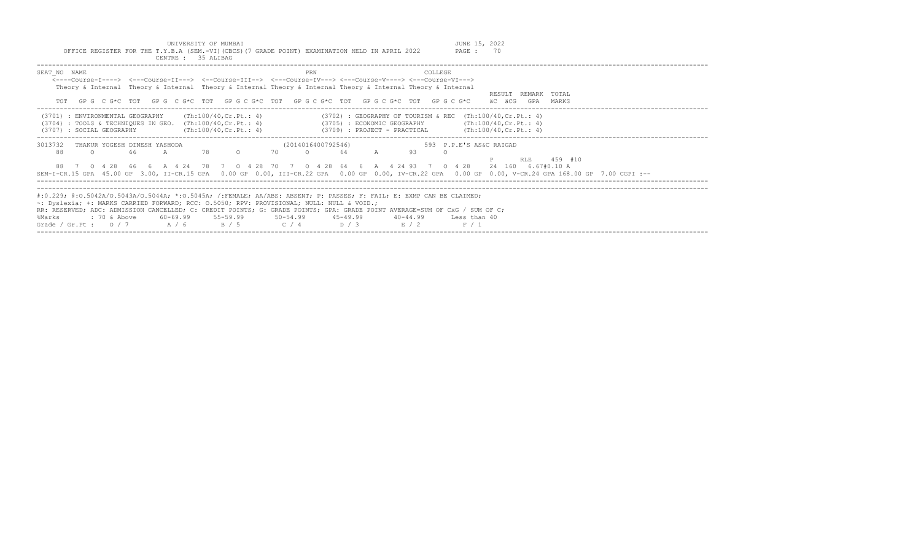UNIVERSITY OF MUMBAI

OFFICE REGISTER FOR THE T.Y.B.A (SEM.-VI)(CBCS)(7 GRADE POINT) EXAMINATION HELD IN APRIL 2022

CENTRE : 35 ALIBAG

JUNE 15, 2022

PAGE : 70

```
SEAT_NO  NAME                                                        PRN                                COLLEGE
    <----Course-I----> <---Course-II---> <--Course-III--> <---Course-IV---> <---Course-V----> <---Course-VI--->
    Theory & Internal  Theory & Internal  Theory & Internal Theory & Internal Theory & Internal Theory & Internal
                                                                                                                   RESULT  REMARK  TOTAL
    TOT  GP G  C G*C  TOT  GP G  C G*C  TOT  GP G C G*C  TOT  GP G C G*C  TOT  GP G C G*C  TOT  GP G C G*C     äC  äCG   GPA   MARKS
```

```
(3701) : ENVIRONMENTAL GEOGRAPHY      (Th:100/40,Cr.Pt.: 4)              (3702) : GEOGRAPHY OF TOURISM & REC  (Th:100/40,Cr.Pt.: 4)
(3704) : TOOLS & TECHNIQUES IN GEO.  (Th:100/40,Cr.Pt.: 4)              (3705) : ECONOMIC GEOGRAPHY          (Th:100/40,Cr.Pt.: 4)
(3707) : SOCIAL GEOGRAPHY             (Th:100/40,Cr.Pt.: 4)              (3709) : PROJECT - PRACTICAL         (Th:100/40,Cr.Pt.: 4)
```

```
3013732  THAKUR YOGESH DINESH YASHODA                    (2014016400792546)                 593 P.E.'S AS&C RAIGAD
    88      O       66      A       78      O       70      O       64      A       93      O
                                                                                                                  P       RLE     459 #10
    88  7  O 4 28  66  6  A 4 24  78  7  O 4 28  70  7  O 4 28  64  6  A  4 24 93  7  O 4 28    24  160  6.67#0.10 A
SEM-I-CR.15 GPA  45.00 GP  3.00, II-CR.15 GPA   0.00 GP  0.00, III-CR.22 GPA   0.00 GP  0.00, IV-CR.22 GPA   0.00 GP  0.00, V-CR.24 GPA 168.00 GP  7.00 CGPI :--
```

#:0.229; @:O.5042A/O.5043A/O.5044A; *:O.5045A; /:FEMALE; AA/ABS: ABSENT; P: PASSES; F: FAIL; E: EXMP CAN BE CLAIMED;
~: Dyslexia; +: MARKS CARRIED FORWARD; RCC: O.5050; RPV: PROVISIONAL; NULL: NULL & VOID.;
RR: RESERVED; ADC: ADMISSION CANCELLED; C: CREDIT POINTS; G: GRADE POINTS; GPA: GRADE POINT AVERAGE=SUM OF CxG / SUM OF C;

| %Marks | : 70 & Above | 60-69.99 | 55-59.99 | 50-54.99 | 45-49.99 | 40-44.99 | Less than 40 |
|---|---|---|---|---|---|---|---|
| Grade / Gr.Pt : | O / 7 | A / 6 | B / 5 | C / 4 | D / 3 | E / 2 | F / 1 |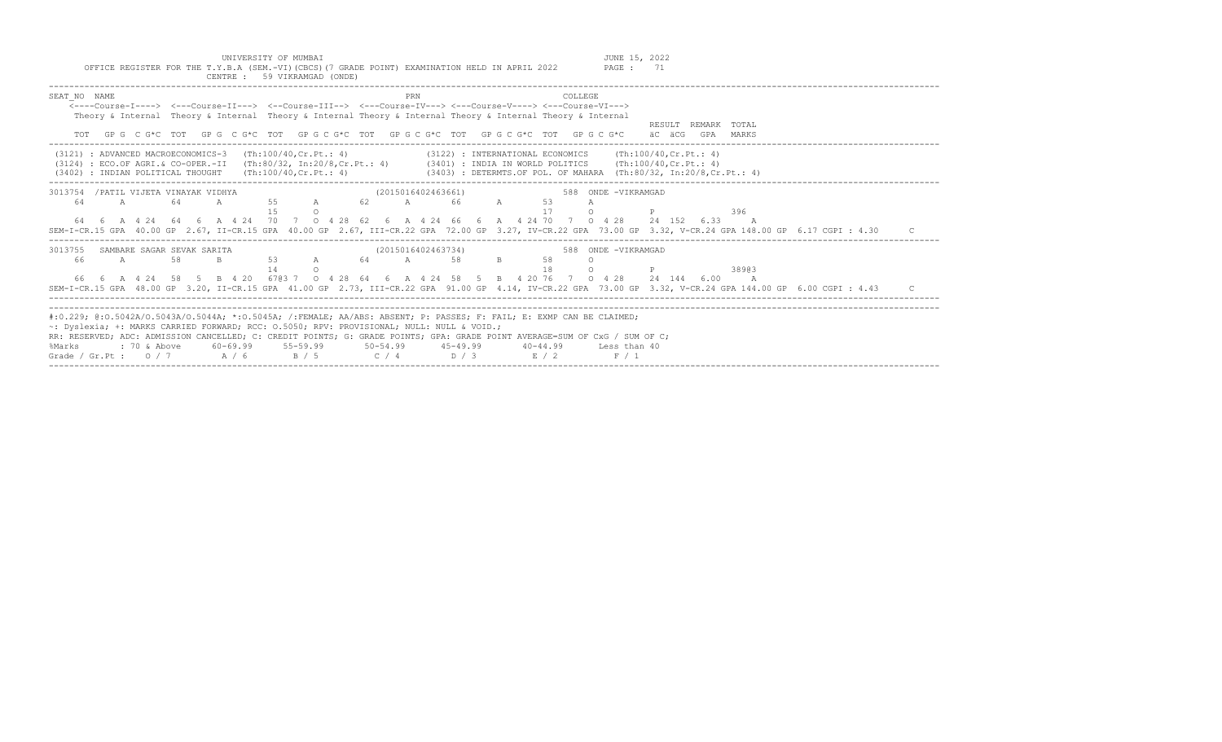UNIVERSITY OF MUMBAI
JUNE 15, 2022

OFFICE REGISTER FOR THE T.Y.B.A (SEM.-VI)(CBCS)(7 GRADE POINT) EXAMINATION HELD IN APRIL 2022

CENTRE : 59 VIKRAMGAD (ONDE)

```
SEAT_NO  NAME                                                    PRN                              COLLEGE
    <----Course-I----> <---Course-II---> <--Course-III--> <---Course-IV---> <---Course-V----> <---Course-VI--->
    Theory & Internal  Theory & Internal  Theory & Internal Theory & Internal Theory & Internal Theory & Internal
                                                                                                                  RESULT  REMARK  TOTAL
    TOT   GP G  C G*C  TOT   GP G  C G*C  TOT   GP G C G*C  TOT   GP G C G*C  TOT   GP G C G*C  TOT   GP G C G*C     äC  äCG   GPA   MARKS
```

```
(3121) : ADVANCED MACROECONOMICS-3   (Th:100/40,Cr.Pt.: 4)              (3122) : INTERNATIONAL ECONOMICS     (Th:100/40,Cr.Pt.: 4)
(3124) : ECO.OF AGRI.& CO-OPER.-II   (Th:80/32, In:20/8,Cr.Pt.: 4)      (3401) : INDIA IN WORLD POLITICS     (Th:100/40,Cr.Pt.: 4)
(3402) : INDIAN POLITICAL THOUGHT    (Th:100/40,Cr.Pt.: 4)              (3403) : DETERMTS.OF POL. OF MAHARA  (Th:80/32, In:20/8,Cr.Pt.: 4)
```

```
3013754  /PATIL VIJETA VINAYAK VIDHYA                        (2015016402463661)               588  ONDE -VIKRAMGAD
    64      A        64      A        55      A        62      A        66      A        53      A
                                      15      O                                          17      O         P            396
    64  6  A  4 24  64  6  A  4 24  70  7  O  4 28  62  6  A  4 24  66  6  A  4 24  70  7  O  4 28    24  152  6.33     A
SEM-I-CR.15 GPA  40.00 GP  2.67, II-CR.15 GPA  40.00 GP  2.67, III-CR.22 GPA  72.00 GP  3.27, IV-CR.22 GPA  73.00 GP  3.32, V-CR.24 GPA 148.00 GP  6.17 CGPI : 4.30     C
```

```
3013755  SAMBARE SAGAR SEVAK SARITA                          (2015016402463734)               588  ONDE -VIKRAMGAD
    66      A        58      B        53      A        64      A        58      B        58      O
                                      14      O                                          18      O         P            389@3
    66  6  A  4 24  58  5  B  4 20  67@3 7  O  4 28  64  6  A  4 24  58  5  B  4 20 76  7  O  4 28    24  144  6.00     A
SEM-I-CR.15 GPA  48.00 GP  3.20, II-CR.15 GPA  41.00 GP  2.73, III-CR.22 GPA  91.00 GP  4.14, IV-CR.22 GPA  73.00 GP  3.32, V-CR.24 GPA 144.00 GP  6.00 CGPI : 4.43     C
```

```
#:0.229; @:O.5042A/O.5043A/O.5044A; *:O.5045A; /:FEMALE; AA/ABS: ABSENT; P: PASSES; F: FAIL; E: EXMP CAN BE CLAIMED;
~: Dyslexia; +: MARKS CARRIED FORWARD; RCC: O.5050; RPV: PROVISIONAL; NULL: NULL & VOID.;
RR: RESERVED; ADC: ADMISSION CANCELLED; C: CREDIT POINTS; G: GRADE POINTS; GPA: GRADE POINT AVERAGE=SUM OF CxG / SUM OF C;
%Marks        : 70 & Above     60-69.99     55-59.99      50-54.99      45-49.99      40-44.99      Less than 40
Grade / Gr.Pt :   O / 7          A / 6        B / 5         C / 4         D / 3         E / 2          F / 1
```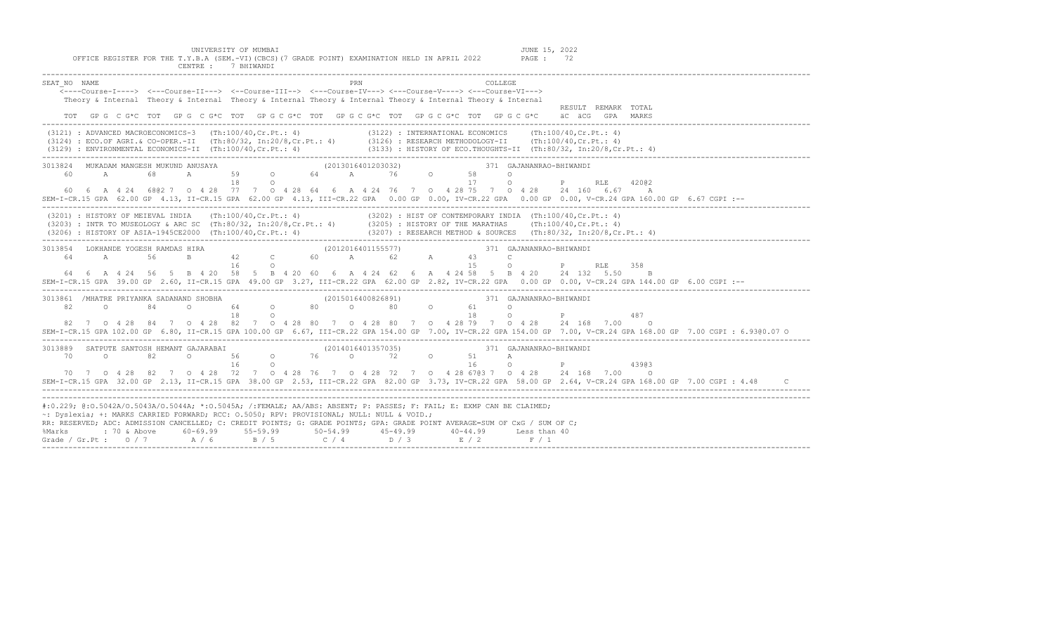UNIVERSITY OF MUMBAI  JUNE 15, 2022

OFFICE REGISTER FOR THE T.Y.B.A (SEM.-VI)(CBCS)(7 GRADE POINT) EXAMINATION HELD IN APRIL 2022  PAGE : 72

CENTRE : 7 BHIWANDI

```
SEAT_NO  NAME                                                         PRN                                COLLEGE
    <----Course-I----> <---Course-II---> <--Course-III--> <---Course-IV---> <---Course-V----> <---Course-VI--->
    Theory & Internal  Theory & Internal  Theory & Internal Theory & Internal Theory & Internal Theory & Internal
                                                                                                                  RESULT  REMARK  TOTAL
    TOT  GP G  C G*C  TOT  GP G  C G*C  TOT  GP G C G*C  TOT  GP G C G*C  TOT  GP G C G*C  TOT  GP G C G*C    äC  äCG   GPA   MARKS
--------------------------------------------------------------------------------------------------------------------------------------
 (3121) : ADVANCED MACROECONOMICS-3  (Th:100/40,Cr.Pt.: 4)            (3122) : INTERNATIONAL ECONOMICS     (Th:100/40,Cr.Pt.: 4)
 (3124) : ECO.OF AGRI.& CO-OPER.-II  (Th:80/32, In:20/8,Cr.Pt.: 4)    (3126) : RESEARCH METHODOLOGY-II     (Th:100/40,Cr.Pt.: 4)
 (3129) : ENVIRONMENTAL ECONOMICS-II (Th:100/40,Cr.Pt.: 4)            (3133) : HISTORY OF ECO.THOUGHTS-II  (Th:80/32, In:20/8,Cr.Pt.: 4)
--------------------------------------------------------------------------------------------------------------------------------------
3013824   MUKADAM MANGESH MUKUND ANUSAYA                       (2013016401203032)             371  GAJANANRAO-BHIWANDI
    60      A       68      A       59      O       64      A       76      O       58      O
                                    18      O                                       17      O          P      RLE     420@2
    60  6  A  4 24  68@2 7  O 4 28  77  7  O 4 28  64  6  A  4 24  76  7  O  4 28 75  7  O  4 28    24  160  6.67     A
SEM-I-CR.15 GPA  62.00 GP  4.13, II-CR.15 GPA  62.00 GP  4.13, III-CR.22 GPA  0.00 GP  0.00, IV-CR.22 GPA  0.00 GP  0.00, V-CR.24 GPA 160.00 GP  6.67 CGPI :--
--------------------------------------------------------------------------------------------------------------------------------------
 (3201) : HISTORY OF MEIEVAL INDIA   (Th:100/40,Cr.Pt.: 4)            (3202) : HIST OF CONTEMPORARY INDIA  (Th:100/40,Cr.Pt.: 4)
 (3203) : INTR TO MUSEOLOGY & ARC SC (Th:80/32, In:20/8,Cr.Pt.: 4)    (3205) : HISTORY OF THE MARATHAS     (Th:100/40,Cr.Pt.: 4)
 (3206) : HISTORY OF ASIA-1945CE2000 (Th:100/40,Cr.Pt.: 4)            (3207) : RESEARCH METHOD & SOURCES   (Th:80/32, In:20/8,Cr.Pt.: 4)
--------------------------------------------------------------------------------------------------------------------------------------
3013854   LOKHANDE YOGESH RAMDAS HIRA                          (2012016401155577)             371  GAJANANRAO-BHIWANDI
    64      A       56      B       42      C       60      A       62      A       43      C
                                    16      O                                       15      O          P      RLE     358
    64  6  A  4 24  56  5  B  4 20  58  5  B  4 20  60  6  A  4 24  62  6  A  4 24 58  5  B  4 20    24  132  5.50     B
SEM-I-CR.15 GPA  39.00 GP  2.60, II-CR.15 GPA  49.00 GP  3.27, III-CR.22 GPA  62.00 GP  2.82, IV-CR.22 GPA  0.00 GP  0.00, V-CR.24 GPA 144.00 GP  6.00 CGPI :--
--------------------------------------------------------------------------------------------------------------------------------------
3013861  /MHATRE PRIYANKA SADANAND SHOBHA                      (2015016400826891)             371  GAJANANRAO-BHIWANDI
    82      O       84      O       64      O       80      O       80      O       61      O
                                    18      O                                       18      O          P              487
    82  7  O  4 28  84  7  O  4 28  82  7  O  4 28  80  7  O  4 28  80  7  O  4 28 79  7  O  4 28    24  168  7.00     O
SEM-I-CR.15 GPA 102.00 GP  6.80, II-CR.15 GPA 100.00 GP  6.67, III-CR.22 GPA 154.00 GP  7.00, IV-CR.22 GPA 154.00 GP  7.00, V-CR.24 GPA 168.00 GP  7.00 CGPI : 6.93@0.07 O
--------------------------------------------------------------------------------------------------------------------------------------
3013889   SATPUTE SANTOSH HEMANT GAJARABAI                     (2014016401357035)             371  GAJANANRAO-BHIWANDI
    70      O       82      O       56      O       76      O       72      O       51      A
                                    16      O                                       16      O          P              439@3
    70  7  O  4 28  82  7  O  4 28  72  7  O  4 28  76  7  O  4 28  72  7  O  4 28 67@3 7  O  4 28    24  168  7.00     O
SEM-I-CR.15 GPA  32.00 GP  2.13, II-CR.15 GPA  38.00 GP  2.53, III-CR.22 GPA  82.00 GP  3.73, IV-CR.22 GPA  58.00 GP  2.64, V-CR.24 GPA 168.00 GP  7.00 CGPI : 4.48     C
--------------------------------------------------------------------------------------------------------------------------------------
#:0.229; @:O.5042A/O.5043A/O.5044A; *:O.5045A; /:FEMALE; AA/ABS: ABSENT; P: PASSES; F: FAIL; E: EXMP CAN BE CLAIMED;
~: Dyslexia; +: MARKS CARRIED FORWARD; RCC: O.5050; RPV: PROVISIONAL; NULL: NULL & VOID.;
RR: RESERVED; ADC: ADMISSION CANCELLED; C: CREDIT POINTS; G: GRADE POINTS; GPA: GRADE POINT AVERAGE=SUM OF CxG / SUM OF C;
%Marks      : 70 & Above    60-69.99     55-59.99      50-54.99      45-49.99      40-44.99      Less than 40
Grade / Gr.Pt :  O / 7        A / 6        B / 5         C / 4         D / 3         E / 2          F / 1
```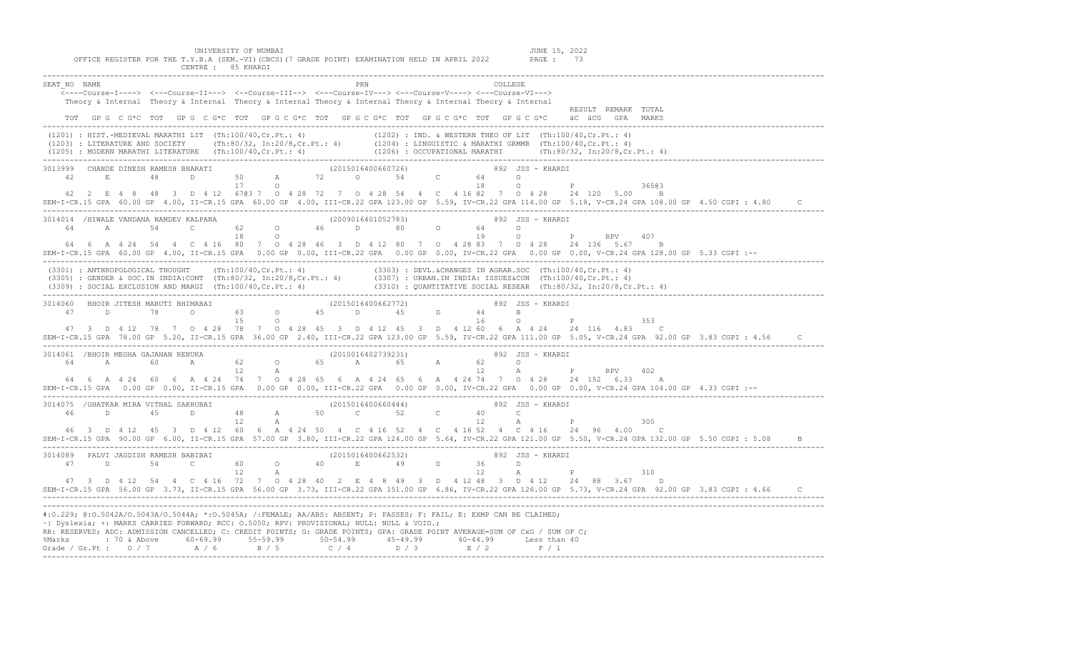UNIVERSITY OF MUMBAI

OFFICE REGISTER FOR THE T.Y.B.A (SEM.-VI)(CBCS)(7 GRADE POINT) EXAMINATION HELD IN APRIL 2022

CENTRE : 85 KHARDI

JUNE 15, 2022

```
SEAT_NO  NAME                                                    PRN                              COLLEGE
    <----Course-I----> <---Course-II---> <--Course-III--> <---Course-IV---> <---Course-V----> <---Course-VI--->
    Theory & Internal  Theory & Internal  Theory & Internal Theory & Internal Theory & Internal Theory & Internal
                                                                                                                  RESULT  REMARK  TOTAL
    TOT  GP G  C G*C  TOT  GP G  C G*C  TOT  GP G C G*C  TOT  GP G C G*C  TOT  GP G C G*C  TOT  GP G C G*C    äC  äCG  GPA   MARKS
-----------------------------------------------------------------------------------------------------------------------------------------
 (1201) : HIST.-MEDIEVAL MARATHI LIT  (Th:100/40,Cr.Pt.: 4)              (1202) : IND. & WESTERN THEO OF LIT  (Th:100/40,Cr.Pt.: 4)
 (1203) : LITERATURE AND SOCIETY      (Th:80/32, In:20/8,Cr.Pt.: 4)      (1204) : LINGUISTIC & MARATHI GRMMR  (Th:100/40,Cr.Pt.: 4)
 (1205) : MODERN MARATHI LITERATURE   (Th:100/40,Cr.Pt.: 4)              (1206) : OCCUPATIONAL MARATHI        (Th:80/32, In:20/8,Cr.Pt.: 4)
-----------------------------------------------------------------------------------------------------------------------------------------
3013999  CHANDE DINESH RAMESH BHARATI                            (2015016400660726)               892  JSS - KHARDI
    42      E       48      D        50      A       72      O       54      C        64      O
                                     17      O                                        18      O         P               365@3
    42  2  E 4 8   48  3  D 4 12   67@3 7  O 4 28  72  7  O 4 28  54  4  C 4 16 82  7  O 4 28    24  120  5.00    B
SEM-I-CR.15 GPA  60.00 GP 4.00, II-CR.15 GPA  60.00 GP 4.00, III-CR.22 GPA 123.00 GP 5.59, IV-CR.22 GPA 114.00 GP  5.18, V-CR.24 GPA 108.00 GP  4.50 CGPI : 4.80     C
-----------------------------------------------------------------------------------------------------------------------------------------
3014014  /HIWALE VANDANA NAMDEV KALPANA                          (2009016401052783)               892  JSS - KHARDI
    64      A       54      C        62      O       46      D       80      O        64      O
                                     18      O                                        19      O         P      RPV    407
    64  6  A 4 24  54  4  C 4 16  80  7  O 4 28  46  3  D 4 12  80  7  O  4 28 83  7  O 4 28    24  136  5.67    B
SEM-I-CR.15 GPA  60.00 GP 4.00, II-CR.15 GPA   0.00 GP 0.00, III-CR.22 GPA   0.00 GP 0.00, IV-CR.22 GPA   0.00 GP  0.00, V-CR.24 GPA 128.00 GP  5.33 CGPI :--
-----------------------------------------------------------------------------------------------------------------------------------------
 (3301) : ANTHROPOLOGICAL THOUGHT     (Th:100/40,Cr.Pt.: 4)              (3303) : DEVL.&CHANGES IN AGRAR.SOC  (Th:100/40,Cr.Pt.: 4)
 (3305) : GENDER & SOC.IN INDIA:CONT  (Th:80/32, In:20/8,Cr.Pt.: 4)      (3307) : URBAN.IN INDIA: ISSUES&CON  (Th:100/40,Cr.Pt.: 4)
 (3309) : SOCIAL EXCLUSION AND MARGI  (Th:100/40,Cr.Pt.: 4)              (3310) : QUANTITATIVE SOCIAL RESEAR  (Th:80/32, In:20/8,Cr.Pt.: 4)
-----------------------------------------------------------------------------------------------------------------------------------------
3014060  BHOIR JITESH MARUTI BHIMABAI                            (2015016400662772)               892  JSS - KHARDI
    47      D       78      O        63      O       45      D       45      D        44      B
                                     15      O                                        16      O         P               353
    47  3  D 4 12  78  7  O 4 28  78  7  O 4 28  45  3  D 4 12  45  3  D  4 12 60  6  A 4 24    24  116  4.83    C
SEM-I-CR.15 GPA  78.00 GP 5.20, II-CR.15 GPA  36.00 GP 2.40, III-CR.22 GPA 123.00 GP 5.59, IV-CR.22 GPA 111.00 GP  5.05, V-CR.24 GPA  92.00 GP  3.83 CGPI : 4.56     C
-----------------------------------------------------------------------------------------------------------------------------------------
3014061  /BHOIR MEGHA GAJANAN RENUKA                             (2010016402739231)               892  JSS - KHARDI
    64      A       60      A        62      O       65      A       65      A        62      O
                                     12      A                                        12      A         P      RPV    402
    64  6  A 4 24  60  6  A 4 24  74  7  O 4 28  65  6  A 4 24  65  6  A  4 24 74  7  O 4 28    24  152  6.33    A
SEM-I-CR.15 GPA   0.00 GP 0.00, II-CR.15 GPA   0.00 GP 0.00, III-CR.22 GPA   0.00 GP 0.00, IV-CR.22 GPA   0.00 GP  0.00, V-CR.24 GPA 104.00 GP  4.33 CGPI :--
-----------------------------------------------------------------------------------------------------------------------------------------
3014075  /GHATKAR MIRA VITHAL SAKHUBAI                           (2015016400660444)               892  JSS - KHARDI
    46      D       45      D        48      A       50      C       52      C        40      C
                                     12      A                                        12      A         P               305
    46  3  D 4 12  45  3  D 4 12  60  6  A 4 24  50  4  C 4 16  52  4  C  4 16 52  4  C 4 16    24   96  4.00    C
SEM-I-CR.15 GPA  90.00 GP 6.00, II-CR.15 GPA  57.00 GP 3.80, III-CR.22 GPA 124.00 GP 5.64, IV-CR.22 GPA 121.00 GP  5.50, V-CR.24 GPA 132.00 GP  5.50 CGPI : 5.08     B
-----------------------------------------------------------------------------------------------------------------------------------------
3014089  PALVI JAGDISH RAMESH BABIBAI                            (2015016400662532)               892  JSS - KHARDI
    47      D       54      C        60      O       40      E       49      D        36      D
                                     12      A                                        12      A         P               310
    47  3  D 4 12  54  4  C 4 16  72  7  O 4 28  40  2  E 4 8   49  3  D  4 12 48  3  D 4 12    24   88  3.67    D
SEM-I-CR.15 GPA  56.00 GP 3.73, II-CR.15 GPA  56.00 GP 3.73, III-CR.22 GPA 151.00 GP 6.86, IV-CR.22 GPA 126.00 GP  5.73, V-CR.24 GPA  92.00 GP  3.83 CGPI : 4.66     C
-----------------------------------------------------------------------------------------------------------------------------------------
```

#:0.229; @:O.5042A/O.5043A/O.5044A; *:O.5045A; /:FEMALE; AA/ABS: ABSENT; P: PASSES; F: FAIL; E: EXMP CAN BE CLAIMED;
~: Dyslexia; +: MARKS CARRIED FORWARD; RCC: O.5050; RPV: PROVISIONAL; NULL: NULL & VOID.;
RR: RESERVED; ADC: ADMISSION CANCELLED; C: CREDIT POINTS; G: GRADE POINTS; GPA: GRADE POINT AVERAGE=SUM OF CxG / SUM OF C;

| %Marks | : 70 & Above | 60-69.99 | 55-59.99 | 50-54.99 | 45-49.99 | 40-44.99 | Less than 40 |
|---|---|---|---|---|---|---|---|
| Grade / Gr.Pt : | O / 7 | A / 6 | B / 5 | C / 4 | D / 3 | E / 2 | F / 1 |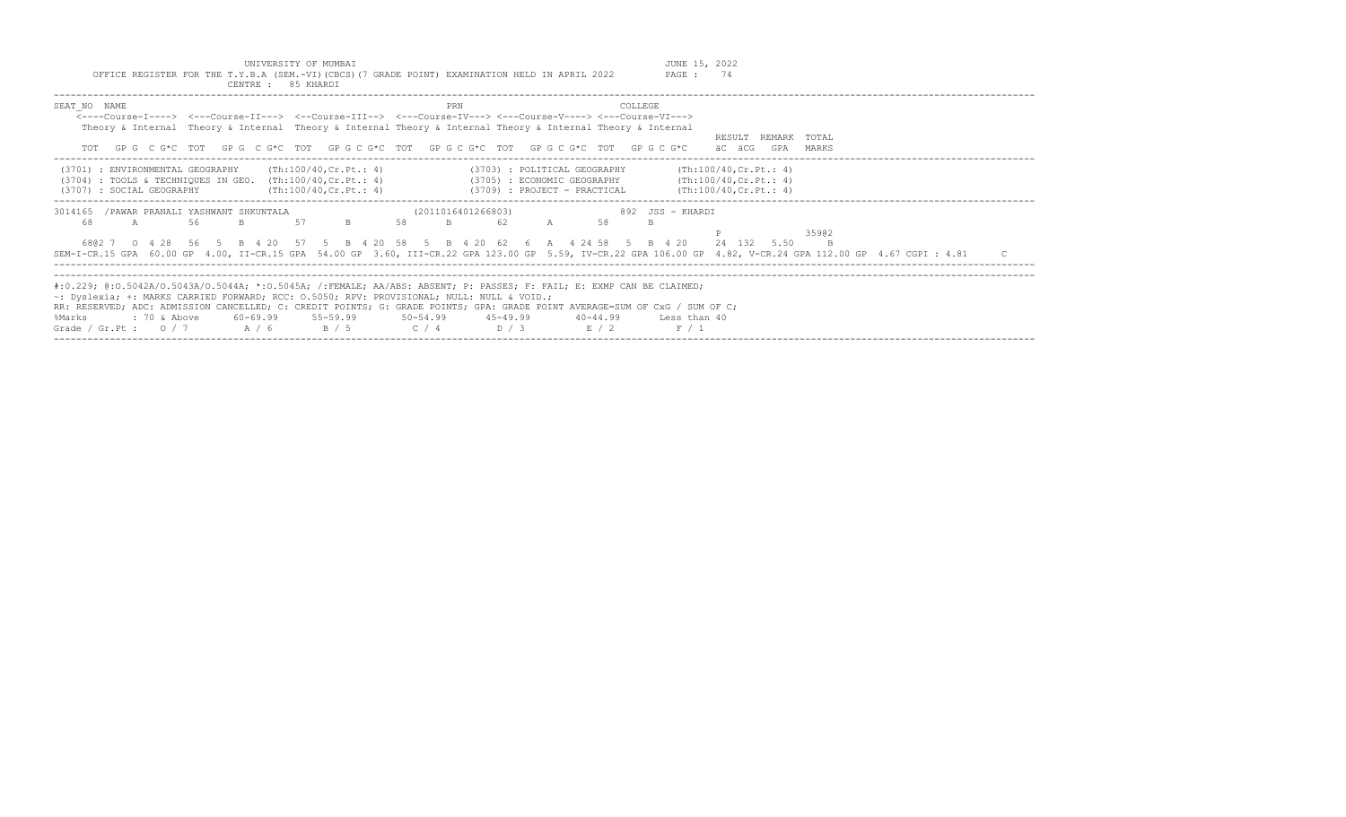UNIVERSITY OF MUMBAI

OFFICE REGISTER FOR THE T.Y.B.A (SEM.-VI)(CBCS)(7 GRADE POINT) EXAMINATION HELD IN APRIL 2022

CENTRE : 85 KHARDI

JUNE 15, 2022

PAGE : 74

```
SEAT_NO  NAME                                                    PRN                          COLLEGE
    <----Course-I----> <---Course-II---> <--Course-III--> <---Course-IV---> <---Course-V----> <---Course-VI--->
    Theory & Internal  Theory & Internal  Theory & Internal Theory & Internal Theory & Internal Theory & Internal
                                                                                                              RESULT  REMARK  TOTAL
    TOT  GP G  C G*C  TOT  GP G  C G*C  TOT  GP G C G*C  TOT  GP G C G*C  TOT  GP G C G*C  TOT  GP G C G*C    äC  äCG   GPA   MARKS
```

```
(3701) : ENVIRONMENTAL GEOGRAPHY     (Th:100/40,Cr.Pt.: 4)          (3703) : POLITICAL GEOGRAPHY        (Th:100/40,Cr.Pt.: 4)
(3704) : TOOLS & TECHNIQUES IN GEO.  (Th:100/40,Cr.Pt.: 4)          (3705) : ECONOMIC GEOGRAPHY         (Th:100/40,Cr.Pt.: 4)
(3707) : SOCIAL GEOGRAPHY            (Th:100/40,Cr.Pt.: 4)          (3709) : PROJECT - PRACTICAL        (Th:100/40,Cr.Pt.: 4)
```

```
3014165  /PAWAR PRANALI YASHWANT SHKUNTALA                 (2011016401266803)              892  JSS - KHARDI
    68      A      56      B      57      B      58      B      62      A      58      B
                                                                                                         P                   359@2
    68@2 7  O 4 28  56  5  B 4 20  57  5  B 4 20  58  5  B 4 20  62  6  A  4 24 58  5  B 4 20    24  132  5.50     B
SEM-I-CR.15 GPA  60.00 GP  4.00, II-CR.15 GPA  54.00 GP  3.60, III-CR.22 GPA 123.00 GP  5.59, IV-CR.22 GPA 106.00 GP  4.82, V-CR.24 GPA 112.00 GP  4.67 CGPI : 4.81     C
```

```
#:O.229; @:O.5042A/O.5043A/O.5044A; *:O.5045A; /:FEMALE; AA/ABS: ABSENT; P: PASSES; F: FAIL; E: EXMP CAN BE CLAIMED;
~: Dyslexia; +: MARKS CARRIED FORWARD; RCC: O.5050; RPV: PROVISIONAL; NULL: NULL & VOID.;
RR: RESERVED; ADC: ADMISSION CANCELLED; C: CREDIT POINTS; G: GRADE POINTS; GPA: GRADE POINT AVERAGE=SUM OF CxG / SUM OF C;
%Marks        : 70 & Above     60-69.99     55-59.99     50-54.99     45-49.99     40-44.99     Less than 40
Grade / Gr.Pt :   O / 7         A / 6        B / 5        C / 4        D / 3        E / 2         F / 1
```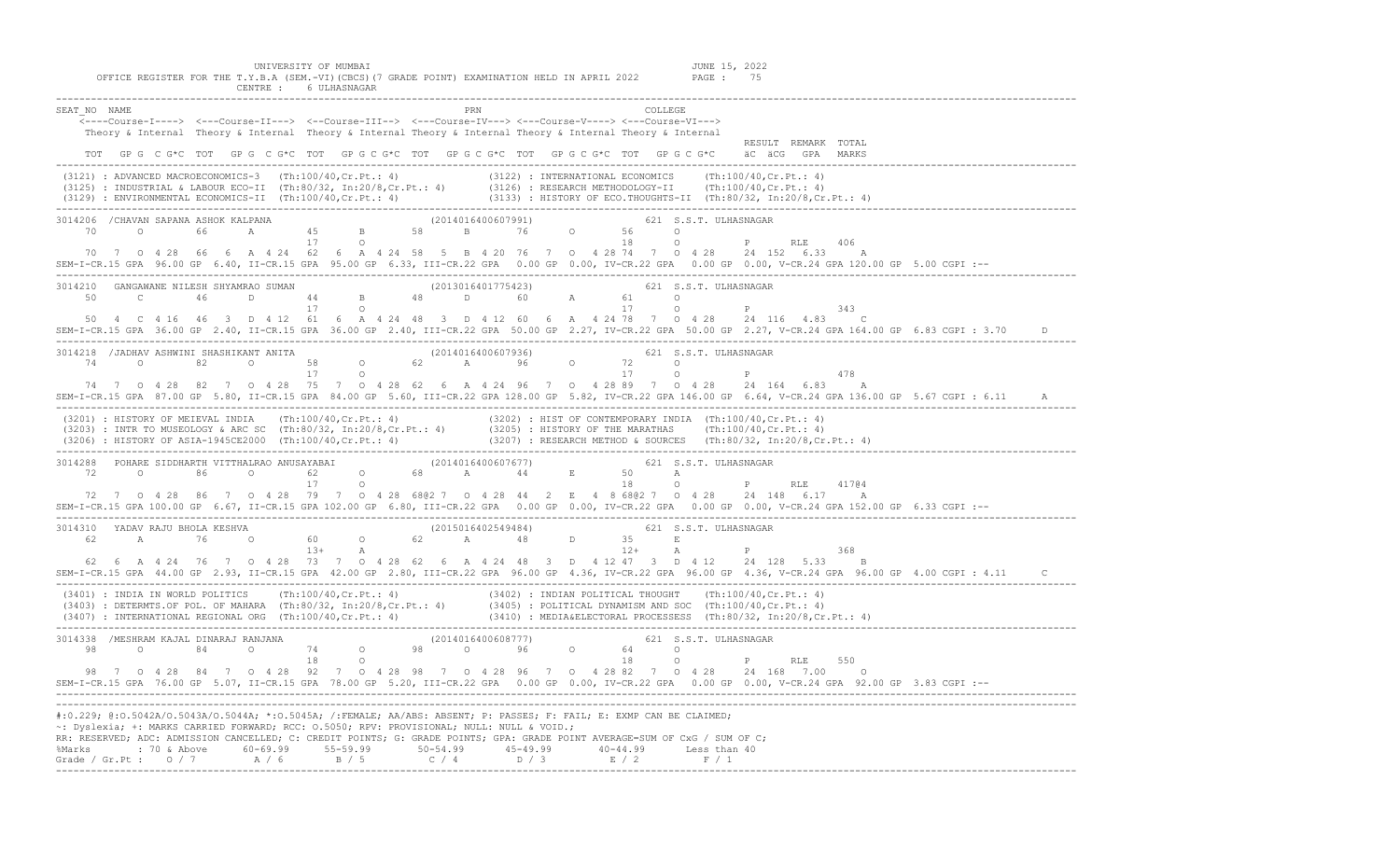UNIVERSITY OF MUMBAI

OFFICE REGISTER FOR THE T.Y.B.A (SEM.-VI)(CBCS)(7 GRADE POINT) EXAMINATION HELD IN APRIL 2022

CENTRE : 6 ULHASNAGAR

JUNE 15, 2022

```
SEAT_NO  NAME                                                    PRN                           COLLEGE
    <----Course-I----> <---Course-II---> <--Course-III--> <---Course-IV---> <---Course-V----> <---Course-VI--->
    Theory & Internal  Theory & Internal  Theory & Internal Theory & Internal Theory & Internal Theory & Internal
                                                                                                              RESULT  REMARK  TOTAL
    TOT  GP G  C G*C  TOT  GP G  C G*C  TOT  GP G C G*C  TOT  GP G C G*C  TOT  GP G C G*C  TOT  GP G C G*C    äC  äCG  GPA  MARKS
----------------------------------------------------------------------------------------------------------------------------------------
 (3121) : ADVANCED MACROECONOMICS-3   (Th:100/40,Cr.Pt.: 4)              (3122) : INTERNATIONAL ECONOMICS     (Th:100/40,Cr.Pt.: 4)
 (3125) : INDUSTRIAL & LABOUR ECO-II  (Th:80/32, In:20/8,Cr.Pt.: 4)      (3126) : RESEARCH METHODOLOGY-II     (Th:100/40,Cr.Pt.: 4)
 (3129) : ENVIRONMENTAL ECONOMICS-II  (Th:100/40,Cr.Pt.: 4)              (3133) : HISTORY OF ECO.THOUGHTS-II  (Th:80/32, In:20/8,Cr.Pt.: 4)
----------------------------------------------------------------------------------------------------------------------------------------
3014206 /CHAVAN SAPANA ASHOK KALPANA                         (2014016400607991)              621 S.S.T. ULHASNAGAR
    70      O      66      A       45      B       58      B       76      O       56      O
                                   17      O                                       18      O          P     RLE     406
    70  7  O 4 28  66  6  A 4 24  62  6  A 4 24  58  5  B 4 20  76  7  O 4 28 74  7  O 4 28    24  152  6.33     A
SEM-I-CR.15 GPA 96.00 GP 6.40, II-CR.15 GPA 95.00 GP 6.33, III-CR.22 GPA  0.00 GP 0.00, IV-CR.22 GPA  0.00 GP 0.00, V-CR.24 GPA 120.00 GP  5.00 CGPI :--
----------------------------------------------------------------------------------------------------------------------------------------
3014210  GANGAWANE NILESH SHYAMRAO SUMAN                      (2013016401775423)              621 S.S.T. ULHASNAGAR
    50      C      46      D       44      B       48      D       60      A       61      O
                                   17      O                                       17      O          P             343
    50  4  C 4 16  46  3  D 4 12  61  6  A 4 24 48  3  D 4 12 60  6  A 4 24 78  7  O 4 28    24  116  4.83     C
SEM-I-CR.15 GPA 36.00 GP 2.40, II-CR.15 GPA 36.00 GP 2.40, III-CR.22 GPA 50.00 GP 2.27, IV-CR.22 GPA 50.00 GP 2.27, V-CR.24 GPA 164.00 GP 6.83 CGPI : 3.70     D
----------------------------------------------------------------------------------------------------------------------------------------
3014218 /JADHAV ASHWINI SHASHIKANT ANITA                     (2014016400607936)              621 S.S.T. ULHASNAGAR
    74      O      82      O       58      O       62      A       96      O       72      O
                                   17      O                                       17      O          P             478
    74  7  O 4 28  82  7  O 4 28  75  7  O 4 28  62  6  A 4 24  96  7  O 4 28 89  7  O 4 28    24  164  6.83     A
SEM-I-CR.15 GPA 87.00 GP 5.80, II-CR.15 GPA 84.00 GP 5.60, III-CR.22 GPA 128.00 GP 5.82, IV-CR.22 GPA 146.00 GP 6.64, V-CR.24 GPA 136.00 GP 5.67 CGPI : 6.11     A
----------------------------------------------------------------------------------------------------------------------------------------
 (3201) : HISTORY OF MEIEVAL INDIA    (Th:100/40,Cr.Pt.: 4)              (3202) : HIST OF CONTEMPORARY INDIA  (Th:100/40,Cr.Pt.: 4)
 (3203) : INTR TO MUSEOLOGY & ARC SC  (Th:80/32, In:20/8,Cr.Pt.: 4)      (3205) : HISTORY OF THE MARATHAS     (Th:100/40,Cr.Pt.: 4)
 (3206) : HISTORY OF ASIA-1945CE2000  (Th:100/40,Cr.Pt.: 4)              (3207) : RESEARCH METHOD & SOURCES   (Th:80/32, In:20/8,Cr.Pt.: 4)
----------------------------------------------------------------------------------------------------------------------------------------
3014288  POHARE SIDDHARTH VITTHALRAO ANUSAYABAI               (2014016400607677)              621 S.S.T. ULHASNAGAR
    72      O      86      O       62      O       68      A       44      E       50      A
                                   17      O                                       18      O          P     RLE     417@4
    72  7  O 4 28  86  7  O 4 28  79  7  O 4 28  68@2 7  O 4 28  44  2  E  4  8 68@2 7  O 4 28    24  148  6.17     A
SEM-I-CR.15 GPA 100.00 GP 6.67, II-CR.15 GPA 102.00 GP 6.80, III-CR.22 GPA  0.00 GP 0.00, IV-CR.22 GPA  0.00 GP 0.00, V-CR.24 GPA 152.00 GP  6.33 CGPI :--
----------------------------------------------------------------------------------------------------------------------------------------
3014310  YADAV RAJU BHOLA KESHVA                              (2015016402549484)              621 S.S.T. ULHASNAGAR
    62      A      76      O       60      O       62      A       48      D       35      E
                                   13+     A                                       12+     A          P             368
    62  6  A 4 24  76  7  O 4 28  73  7  O 4 28  62  6  A 4 24  48  3  D  4 12 47  3  D 4 12    24  128  5.33     B
SEM-I-CR.15 GPA 44.00 GP 2.93, II-CR.15 GPA 42.00 GP 2.80, III-CR.22 GPA 96.00 GP 4.36, IV-CR.22 GPA 96.00 GP 4.36, V-CR.24 GPA 96.00 GP 4.00 CGPI : 4.11     C
----------------------------------------------------------------------------------------------------------------------------------------
 (3401) : INDIA IN WORLD POLITICS     (Th:100/40,Cr.Pt.: 4)              (3402) : INDIAN POLITICAL THOUGHT    (Th:100/40,Cr.Pt.: 4)
 (3403) : DETERMTS.OF POL. OF MAHARA  (Th:80/32, In:20/8,Cr.Pt.: 4)      (3405) : POLITICAL DYNAMISM AND SOC  (Th:100/40,Cr.Pt.: 4)
 (3407) : INTERNATIONAL REGIONAL ORG  (Th:100/40,Cr.Pt.: 4)              (3410) : MEDIA&ELECTORAL PROCESSESS  (Th:80/32, In:20/8,Cr.Pt.: 4)
----------------------------------------------------------------------------------------------------------------------------------------
3014338 /MESHRAM KAJAL DINARAJ RANJANA                       (2014016400608777)              621 S.S.T. ULHASNAGAR
    98      O      84      O       74      O       98      O       96      O       64      O
                                   18      O                                       18      O          P     RLE     550
    98  7  O 4 28  84  7  O 4 28  92  7  O 4 28  98  7  O 4 28  96  7  O 4 28 82  7  O 4 28    24  168  7.00     O
SEM-I-CR.15 GPA 76.00 GP 5.07, II-CR.15 GPA 78.00 GP 5.20, III-CR.22 GPA  0.00 GP 0.00, IV-CR.22 GPA  0.00 GP 0.00, V-CR.24 GPA 92.00 GP  3.83 CGPI :--
----------------------------------------------------------------------------------------------------------------------------------------
#:0.229; @:O.5042A/O.5043A/O.5044A; *:O.5045A; /:FEMALE; AA/ABS: ABSENT; P: PASSES; F: FAIL; E: EXMP CAN BE CLAIMED;
~: Dyslexia; +: MARKS CARRIED FORWARD; RCC: O.5050; RPV: PROVISIONAL; NULL: NULL & VOID.;
RR: RESERVED; ADC: ADMISSION CANCELLED; C: CREDIT POINTS; G: GRADE POINTS; GPA: GRADE POINT AVERAGE=SUM OF CxG / SUM OF C;
%Marks        : 70 & Above      60-69.99      55-59.99       50-54.99       45-49.99       40-44.99       Less than 40
Grade / Gr.Pt :    O / 7         A / 6         B / 5          C / 4          D / 3          E / 2          F / 1
```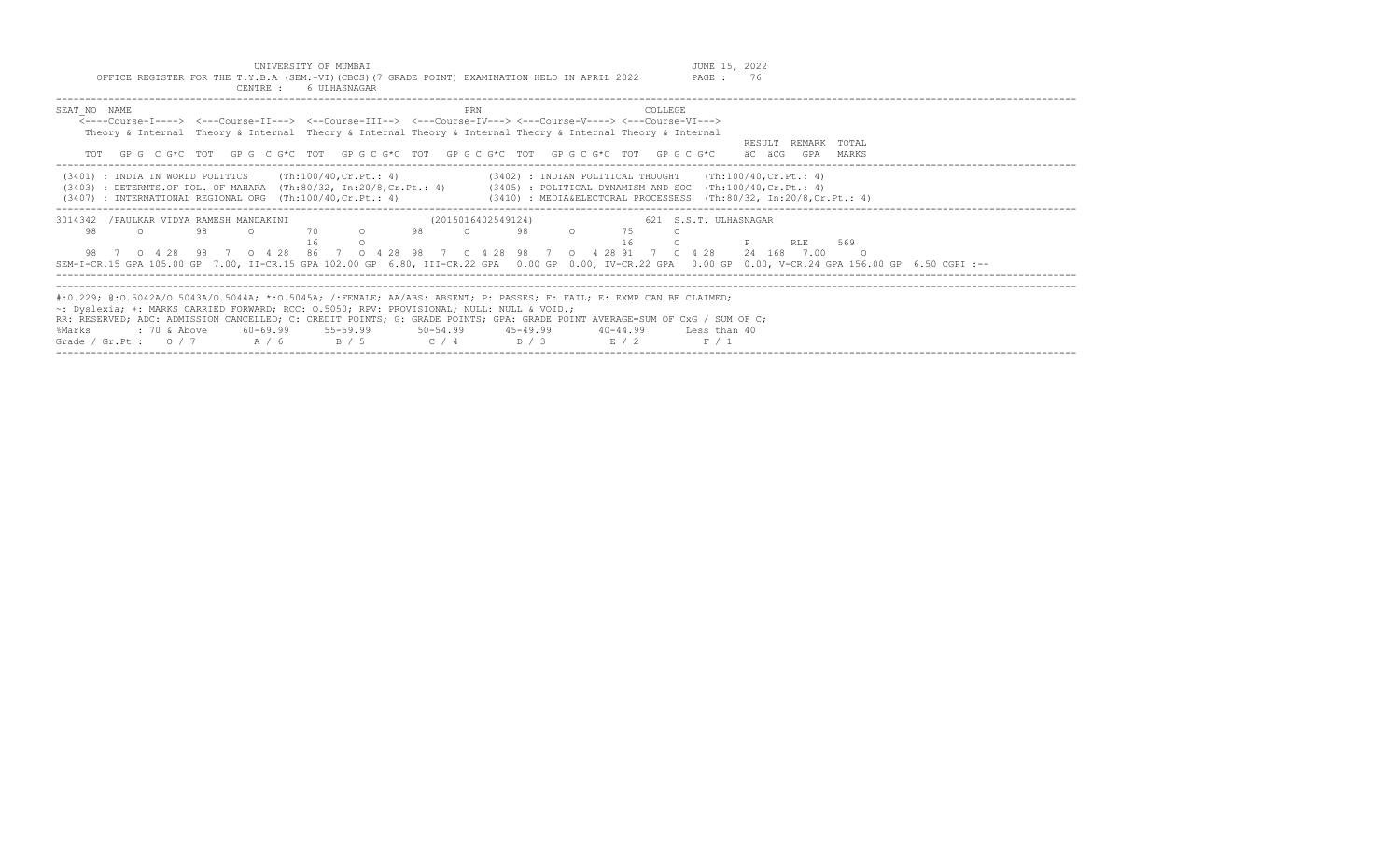UNIVERSITY OF MUMBAI

OFFICE REGISTER FOR THE T.Y.B.A (SEM.-VI)(CBCS)(7 GRADE POINT) EXAMINATION HELD IN APRIL 2022

CENTRE : 6 ULHASNAGAR

JUNE 15, 2022

```
SEAT_NO  NAME                                                    PRN                          COLLEGE
    <----Course-I----> <---Course-II---> <--Course-III--> <---Course-IV---> <---Course-V----> <---Course-VI--->
    Theory & Internal  Theory & Internal  Theory & Internal Theory & Internal Theory & Internal Theory & Internal
                                                                                                                   RESULT  REMARK  TOTAL
    TOT  GP G  C G*C  TOT  GP G  C G*C  TOT  GP G C G*C  TOT  GP G C G*C  TOT  GP G C G*C  TOT  GP G C G*C     äC äCG  GPA   MARKS
```

(3401) : INDIA IN WORLD POLITICS (Th:100/40,Cr.Pt.: 4)
(3402) : INDIAN POLITICAL THOUGHT (Th:100/40,Cr.Pt.: 4)
(3403) : DETERMTS.OF POL. OF MAHARA (Th:80/32, In:20/8,Cr.Pt.: 4)
(3405) : POLITICAL DYNAMISM AND SOC (Th:100/40,Cr.Pt.: 4)
(3407) : INTERNATIONAL REGIONAL ORG (Th:100/40,Cr.Pt.: 4)
(3410) : MEDIA&ELECTORAL PROCESSESS (Th:80/32, In:20/8,Cr.Pt.: 4)

```
3014342  /PAULKAR VIDYA RAMESH MANDAKINI              (2015016402549124)              621 S.S.T. ULHASNAGAR
    98    O      98    O      70    O      98    O      98    O      75    O
                              16    O                                 16    O          P     RLE    569
    98  7  O 4 28  98  7  O 4 28  86  7  O 4 28  98  7  O 4 28  98  7  O 4 28 91  7  O 4 28    24  168  7.00    O
SEM-I-CR.15 GPA 105.00 GP 7.00, II-CR.15 GPA 102.00 GP 6.80, III-CR.22 GPA 0.00 GP 0.00, IV-CR.22 GPA 0.00 GP 0.00, V-CR.24 GPA 156.00 GP 6.50 CGPI :--
```

#:O.229; @:O.5042A/O.5043A/O.5044A; *:O.5045A; /:FEMALE; AA/ABS: ABSENT; P: PASSES; F: FAIL; E: EXMP CAN BE CLAIMED;
~: Dyslexia; +: MARKS CARRIED FORWARD; RCC: O.5050; RPV: PROVISIONAL; NULL: NULL & VOID.;
RR: RESERVED; ADC: ADMISSION CANCELLED; C: CREDIT POINTS; G: GRADE POINTS; GPA: GRADE POINT AVERAGE=SUM OF CxG / SUM OF C;

| %Marks | : 70 & Above | 60-69.99 | 55-59.99 | 50-54.99 | 45-49.99 | 40-44.99 | Less than 40 |
|---|---|---|---|---|---|---|---|
| Grade / Gr.Pt : | O / 7 | A / 6 | B / 5 | C / 4 | D / 3 | E / 2 | F / 1 |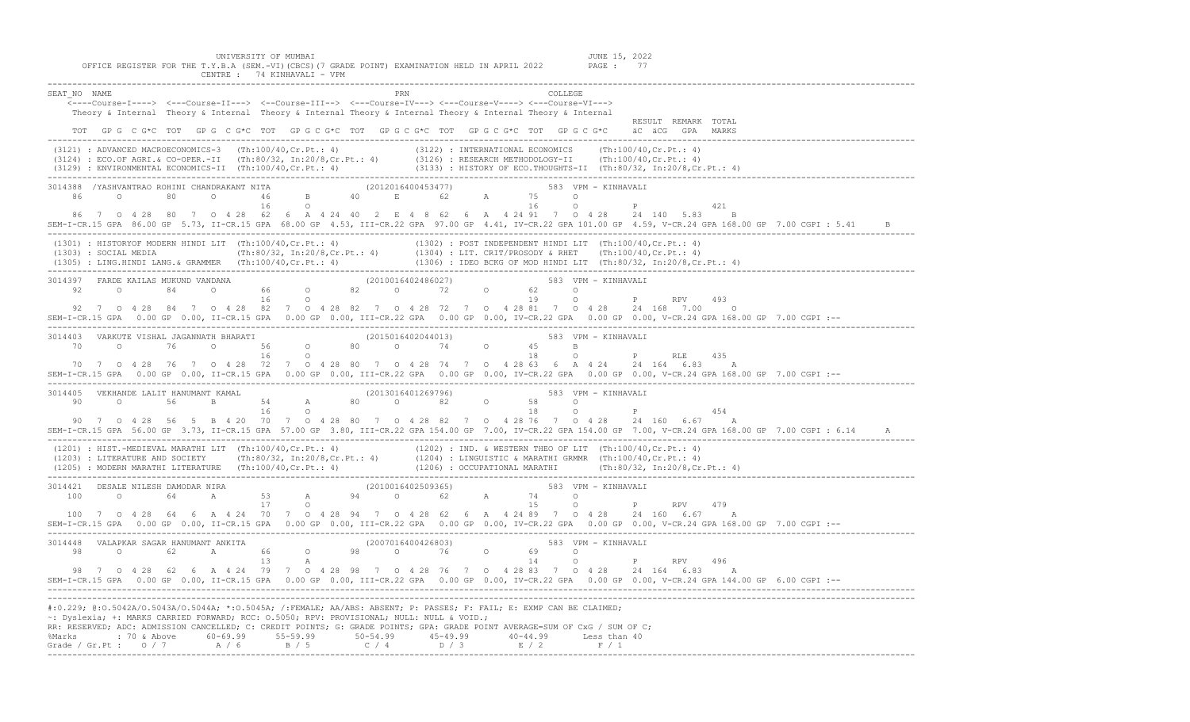UNIVERSITY OF MUMBAI

OFFICE REGISTER FOR THE T.Y.B.A (SEM.-VI)(CBCS)(7 GRADE POINT) EXAMINATION HELD IN APRIL 2022

CENTRE : 74 KINHAVALI - VPM

JUNE 15, 2022

PAGE : 77

```
SEAT_NO  NAME                                                        PRN                                COLLEGE
    <----Course-I----> <---Course-II---> <--Course-III--> <---Course-IV---> <---Course-V----> <---Course-VI--->
    Theory & Internal  Theory & Internal  Theory & Internal Theory & Internal Theory & Internal Theory & Internal
                                                                                                              RESULT  REMARK  TOTAL
    TOT   GP G  C G*C  TOT   GP G  C G*C  TOT   GP G C G*C  TOT   GP G C G*C  TOT   GP G C G*C  TOT   GP G C G*C     äC  äCG   GPA   MARKS
-----------------------------------------------------------------------------------------------------------------------------------------
 (3121) : ADVANCED MACROECONOMICS-3   (Th:100/40,Cr.Pt.: 4)              (3122) : INTERNATIONAL ECONOMICS     (Th:100/40,Cr.Pt.: 4)
 (3124) : ECO.OF AGRI.& CO-OPER.-II   (Th:80/32, In:20/8,Cr.Pt.: 4)      (3126) : RESEARCH METHODOLOGY-II     (Th:100/40,Cr.Pt.: 4)
 (3129) : ENVIRONMENTAL ECONOMICS-II  (Th:100/40,Cr.Pt.: 4)              (3133) : HISTORY OF ECO.THOUGHTS-II  (Th:80/32, In:20/8,Cr.Pt.: 4)
-----------------------------------------------------------------------------------------------------------------------------------------
3014388 /YASHVANTRAO ROHINI CHANDRAKANT NITA              (2012016400453477)              583  VPM - KINHAVALI
    86      O       80      O       46      B       40      E       62      A       75      O
                                    16      O                                       16      O           P              421
    86  7   O  4 28   80  7   O  4 28   62  6   A  4 24  40   2  E  4  8  62   6  A  4 24 91   7  O  4 28    24  140  5.83     B
SEM-I-CR.15 GPA  86.00 GP  5.73, II-CR.15 GPA  68.00 GP  4.53, III-CR.22 GPA  97.00 GP  4.41, IV-CR.22 GPA 101.00 GP  4.59, V-CR.24 GPA 168.00 GP  7.00 CGPI : 5.41     B
-----------------------------------------------------------------------------------------------------------------------------------------
 (1301) : HISTORYOF MODERN HINDI LIT  (Th:100/40,Cr.Pt.: 4)              (1302) : POST INDEPENDENT HINDI LIT  (Th:100/40,Cr.Pt.: 4)
 (1303) : SOCIAL MEDIA                (Th:80/32, In:20/8,Cr.Pt.: 4)      (1304) : LIT. CRIT/PROSODY & RHET    (Th:100/40,Cr.Pt.: 4)
 (1305) : LING.HINDI LANG.& GRAMMER   (Th:100/40,Cr.Pt.: 4)              (1306) : IDEO BCKG OF MOD HINDI LIT  (Th:80/32, In:20/8,Cr.Pt.: 4)
-----------------------------------------------------------------------------------------------------------------------------------------
3014397  FARDE KAILAS MUKUND VANDANA                      (2010016402486027)              583  VPM - KINHAVALI
    92      O       84      O       66      O       82      O       72      O       62      O
                                    16      O                                       19      O           P     RPV      493
    92  7   O  4 28   84  7   O  4 28   82  7   O  4 28  82   7  O  4 28  72   7  O  4 28 81   7  O  4 28    24  168  7.00     O
SEM-I-CR.15 GPA   0.00 GP  0.00, II-CR.15 GPA   0.00 GP  0.00, III-CR.22 GPA   0.00 GP  0.00, IV-CR.22 GPA   0.00 GP  0.00, V-CR.24 GPA 168.00 GP  7.00 CGPI :--
-----------------------------------------------------------------------------------------------------------------------------------------
3014403  VARKUTE VISHAL JAGANNATH BHARATI                  (2015016402044013)              583  VPM - KINHAVALI
    70      O       76      O       56      O       80      O       74      O       45      B
                                    16      O                                       18      O           P     RLE      435
    70  7   O  4 28   76  7   O  4 28   72  7   O  4 28  80   7  O  4 28  74   7  O  4 28 63   6  A  4 24    24  164  6.83     A
SEM-I-CR.15 GPA   0.00 GP  0.00, II-CR.15 GPA   0.00 GP  0.00, III-CR.22 GPA   0.00 GP  0.00, IV-CR.22 GPA   0.00 GP  0.00, V-CR.24 GPA 168.00 GP  7.00 CGPI :--
-----------------------------------------------------------------------------------------------------------------------------------------
3014405  VEKHANDE LALIT HANUMANT KAMAL                     (2013016401269796)              583  VPM - KINHAVALI
    90      O       56      B       54      A       80      O       82      O       58      O
                                    16      O                                       18      O           P              454
    90  7   O  4 28   56  5   B  4 20   70  7   O  4 28  80   7  O  4 28  82   7  O  4 28 76   7  O  4 28    24  160  6.67     A
SEM-I-CR.15 GPA  56.00 GP  3.73, II-CR.15 GPA  57.00 GP  3.80, III-CR.22 GPA 154.00 GP  7.00, IV-CR.22 GPA 154.00 GP  7.00, V-CR.24 GPA 168.00 GP  7.00 CGPI : 6.14     A
-----------------------------------------------------------------------------------------------------------------------------------------
 (1201) : HIST.-MEDIEVAL MARATHI LIT  (Th:100/40,Cr.Pt.: 4)              (1202) : IND. & WESTERN THEO OF LIT  (Th:100/40,Cr.Pt.: 4)
 (1203) : LITERATURE AND SOCIETY      (Th:80/32, In:20/8,Cr.Pt.: 4)      (1204) : LINGUISTIC & MARATHI GRMMR  (Th:100/40,Cr.Pt.: 4)
 (1205) : MODERN MARATHI LITERATURE   (Th:100/40,Cr.Pt.: 4)              (1206) : OCCUPATIONAL MARATHI        (Th:80/32, In:20/8,Cr.Pt.: 4)
-----------------------------------------------------------------------------------------------------------------------------------------
3014421  DESALE NILESH DAMODAR NIRA                        (2010016402509365)              583  VPM - KINHAVALI
   100      O       64      A       53      A       94      O       62      A       74      O
                                    17      O                                       15      O           P     RPV      479
   100  7   O  4 28   64  6   A  4 24   70  7   O  4 28  94   7  O  4 28  62   6  A  4 24 89   7  O  4 28    24  160  6.67     A
SEM-I-CR.15 GPA   0.00 GP  0.00, II-CR.15 GPA   0.00 GP  0.00, III-CR.22 GPA   0.00 GP  0.00, IV-CR.22 GPA   0.00 GP  0.00, V-CR.24 GPA 168.00 GP  7.00 CGPI :--
-----------------------------------------------------------------------------------------------------------------------------------------
3014448  VALAPKAR SAGAR HANUMANT ANKITA                    (2007016400426803)              583  VPM - KINHAVALI
    98      O       62      A       66      O       98      O       76      O       69      O
                                    13      A                                       14      O           P     RPV      496
    98  7   O  4 28   62  6   A  4 24   79  7   O  4 28  98   7  O  4 28  76   7  O  4 28 83   7  O  4 28    24  164  6.83     A
SEM-I-CR.15 GPA   0.00 GP  0.00, II-CR.15 GPA   0.00 GP  0.00, III-CR.22 GPA   0.00 GP  0.00, IV-CR.22 GPA   0.00 GP  0.00, V-CR.24 GPA 144.00 GP  6.00 CGPI :--
-----------------------------------------------------------------------------------------------------------------------------------------
```

#:0.229; @:O.5042A/O.5043A/O.5044A; *:O.5045A; /:FEMALE; AA/ABS: ABSENT; P: PASSES; F: FAIL; E: EXMP CAN BE CLAIMED;
~: Dyslexia; +: MARKS CARRIED FORWARD; RCC: O.5050; RPV: PROVISIONAL; NULL: NULL & VOID.;
RR: RESERVED; ADC: ADMISSION CANCELLED; C: CREDIT POINTS; G: GRADE POINTS; GPA: GRADE POINT AVERAGE=SUM OF CxG / SUM OF C;

| %Marks | 70 & Above | 60-69.99 | 55-59.99 | 50-54.99 | 45-49.99 | 40-44.99 | Less than 40 |
|---|---|---|---|---|---|---|---|
| Grade / Gr.Pt : | O / 7 | A / 6 | B / 5 | C / 4 | D / 3 | E / 2 | F / 1 |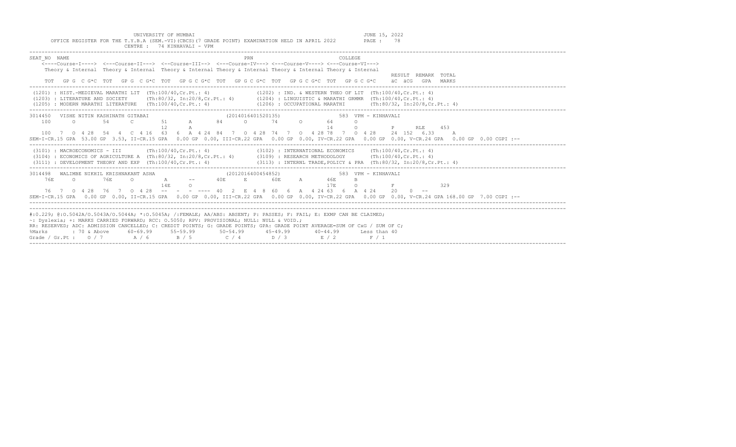UNIVERSITY OF MUMBAI

OFFICE REGISTER FOR THE T.Y.B.A (SEM.-VI)(CBCS)(7 GRADE POINT) EXAMINATION HELD IN APRIL 2022

CENTRE : 74 KINHAVALI - VPM

JUNE 15, 2022

```
SEAT_NO  NAME                                              PRN                              COLLEGE
    <----Course-I----> <---Course-II---> <--Course-III--> <---Course-IV---> <---Course-V----> <---Course-VI--->
    Theory & Internal  Theory & Internal  Theory & Internal Theory & Internal Theory & Internal Theory & Internal
                                                                                                              RESULT  REMARK  TOTAL
    TOT  GP G  C G*C  TOT  GP G  C G*C  TOT  GP G C G*C  TOT  GP G C G*C  TOT  GP G C G*C  TOT  GP G C G*C      äC  äCG  GPA  MARKS
--------------------------------------------------------------------------------------------------------------------------------------
 (1201) : HIST.-MEDIEVAL MARATHI LIT  (Th:100/40,Cr.Pt.: 4)              (1202) : IND. & WESTERN THEO OF LIT  (Th:100/40,Cr.Pt.: 4)
 (1203) : LITERATURE AND SOCIETY      (Th:80/32, In:20/8,Cr.Pt.: 4)      (1204) : LINGUISTIC & MARATHI GRMMR  (Th:100/40,Cr.Pt.: 4)
 (1205) : MODERN MARATHI LITERATURE   (Th:100/40,Cr.Pt.: 4)              (1206) : OCCUPATIONAL MARATHI        (Th:80/32, In:20/8,Cr.Pt.: 4)
--------------------------------------------------------------------------------------------------------------------------------------
3014450   VISHE NITIN KASHINATH GITABAI                      (2014016401520135)                583  VPM - KINHAVALI
   100       O        54       C        51       A        84       O        74       O        64       O
                                        12       A                                            14       O          P      RLE    453
   100  7  O 4 28  54  4  C 4 16  63  6  A 4 24 84  7  O 4 28 74  7  O  4 28 78  7  O 4 28    24  152  6.33     A
SEM-I-CR.15 GPA  53.00 GP 3.53, II-CR.15 GPA  0.00 GP 0.00, III-CR.22 GPA  0.00 GP 0.00, IV-CR.22 GPA  0.00 GP 0.00, V-CR.24 GPA  0.00 GP 0.00 CGPI :--
--------------------------------------------------------------------------------------------------------------------------------------
 (3101) : MACROECONOMICS - III        (Th:100/40,Cr.Pt.: 4)              (3102) : INTERNATIONAL ECONOMICS     (Th:100/40,Cr.Pt.: 4)
 (3104) : ECONOMICS OF AGRICULTURE A  (Th:80/32, In:20/8,Cr.Pt.: 4)      (3109) : RESEARCH METHODOLOGY        (Th:100/40,Cr.Pt.: 4)
 (3111) : DEVELOPMENT THEORY AND EXP  (Th:100/40,Cr.Pt.: 4)              (3113) : INTERNL TRADE,POLICY & PRA  (Th:80/32, In:20/8,Cr.Pt.: 4)
--------------------------------------------------------------------------------------------------------------------------------------
3014498   WALIMBE NIKHIL KRISHNAKANT ASHA                    (2012016400454852)                583  VPM - KINHAVALI
    76E      O       76E      O        A       --       40E      E       60E      A       46E      B
                                        14E      O                                            17E      O          F             329
    76  7  O 4 28  76  7  O 4 28  --   -  - ----  40  2  E 4  8  60  6  A  4 24 63  6  A 4 24    20   0  --
SEM-I-CR.15 GPA  0.00 GP 0.00, II-CR.15 GPA  0.00 GP 0.00, III-CR.22 GPA  0.00 GP 0.00, IV-CR.22 GPA  0.00 GP 0.00, V-CR.24 GPA 168.00 GP 7.00 CGPI :--
--------------------------------------------------------------------------------------------------------------------------------------
#:0.229; @:O.5042A/O.5043A/O.5044A; *:O.5045A; /:FEMALE; AA/ABS: ABSENT; P: PASSES; F: FAIL; E: EXMP CAN BE CLAIMED;
~: Dyslexia; +: MARKS CARRIED FORWARD; RCC: O.5050; RPV: PROVISIONAL; NULL: NULL & VOID.;
RR: RESERVED; ADC: ADMISSION CANCELLED; C: CREDIT POINTS; G: GRADE POINTS; GPA: GRADE POINT AVERAGE=SUM OF CxG / SUM OF C;
%Marks        : 70 & Above     60-69.99      55-59.99       50-54.99       45-49.99       40-44.99       Less than 40
Grade / Gr.Pt :   O / 7          A / 6         B / 5          C / 4          D / 3          E / 2          F / 1
--------------------------------------------------------------------------------------------------------------------------------------
```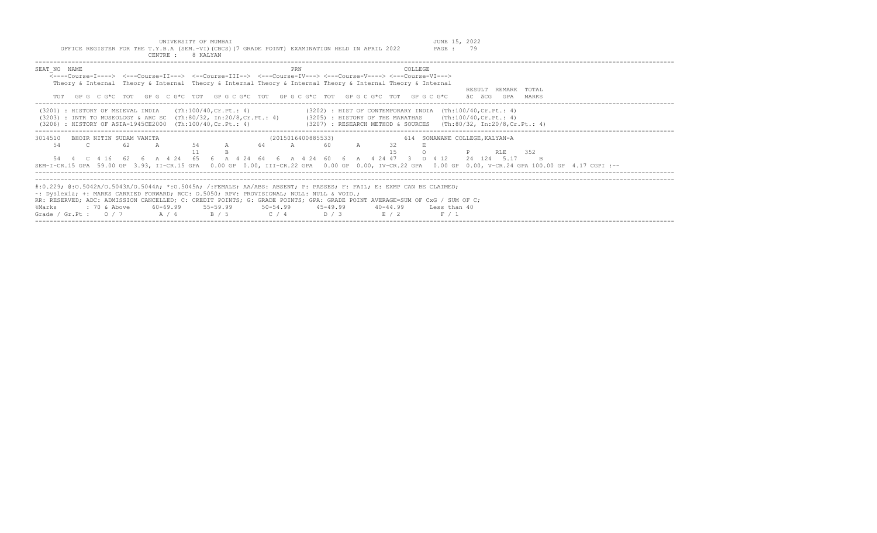UNIVERSITY OF MUMBAI

OFFICE REGISTER FOR THE T.Y.B.A (SEM.-VI)(CBCS)(7 GRADE POINT) EXAMINATION HELD IN APRIL 2022

CENTRE : 8 KALYAN

JUNE 15, 2022

```
SEAT_NO  NAME                                                  PRN                          COLLEGE
    <----Course-I----> <---Course-II---> <--Course-III--> <---Course-IV---> <---Course-V----> <---Course-VI--->
    Theory & Internal  Theory & Internal  Theory & Internal Theory & Internal Theory & Internal Theory & Internal
                                                                                                          RESULT  REMARK  TOTAL
    TOT   GP G  C G*C  TOT   GP G  C G*C  TOT   GP G C G*C  TOT   GP G C G*C  TOT   GP G C G*C  TOT   GP G C G*C    äC  äCG   GPA   MARKS
```

(3201) : HISTORY OF MEIEVAL INDIA (Th:100/40,Cr.Pt.: 4)
(3202) : HIST OF CONTEMPORARY INDIA (Th:100/40,Cr.Pt.: 4)
(3203) : INTR TO MUSEOLOGY & ARC SC (Th:80/32, In:20/8,Cr.Pt.: 4)
(3205) : HISTORY OF THE MARATHAS (Th:100/40,Cr.Pt.: 4)
(3206) : HISTORY OF ASIA-1945CE2000 (Th:100/40,Cr.Pt.: 4)
(3207) : RESEARCH METHOD & SOURCES (Th:80/32, In:20/8,Cr.Pt.: 4)

```
3014510   BHOIR NITIN SUDAM VANITA                        (2015016400885533)            614  SONAWANE COLLEGE,KALYAN-A
    54      C      62      A       54      A       64      A       60      A       32      E
                                   11      B                                       15      O           P       RLE     352
    54  4  C  4 16   62  6  A  4 24   65  6  A  4 24  64  6  A  4 24  60  6  A  4 24 47  3  D  4 12    24  124  5.17     B
SEM-I-CR.15 GPA  59.00 GP  3.93, II-CR.15 GPA   0.00 GP  0.00, III-CR.22 GPA   0.00 GP  0.00, IV-CR.22 GPA   0.00 GP  0.00, V-CR.24 GPA 100.00 GP  4.17 CGPI :--
```

#:O.229; @:O.5042A/O.5043A/O.5044A; *:O.5045A; /:FEMALE; AA/ABS: ABSENT; P: PASSES; F: FAIL; E: EXMP CAN BE CLAIMED;
~: Dyslexia; +: MARKS CARRIED FORWARD; RCC: O.5050; RPV: PROVISIONAL; NULL: NULL & VOID.;
RR: RESERVED; ADC: ADMISSION CANCELLED; C: CREDIT POINTS; G: GRADE POINTS; GPA: GRADE POINT AVERAGE=SUM OF CxG / SUM OF C;

| %Marks | : 70 & Above | 60-69.99 | 55-59.99 | 50-54.99 | 45-49.99 | 40-44.99 | Less than 40 |
|---|---|---|---|---|---|---|---|
| Grade / Gr.Pt : | O / 7 | A / 6 | B / 5 | C / 4 | D / 3 | E / 2 | F / 1 |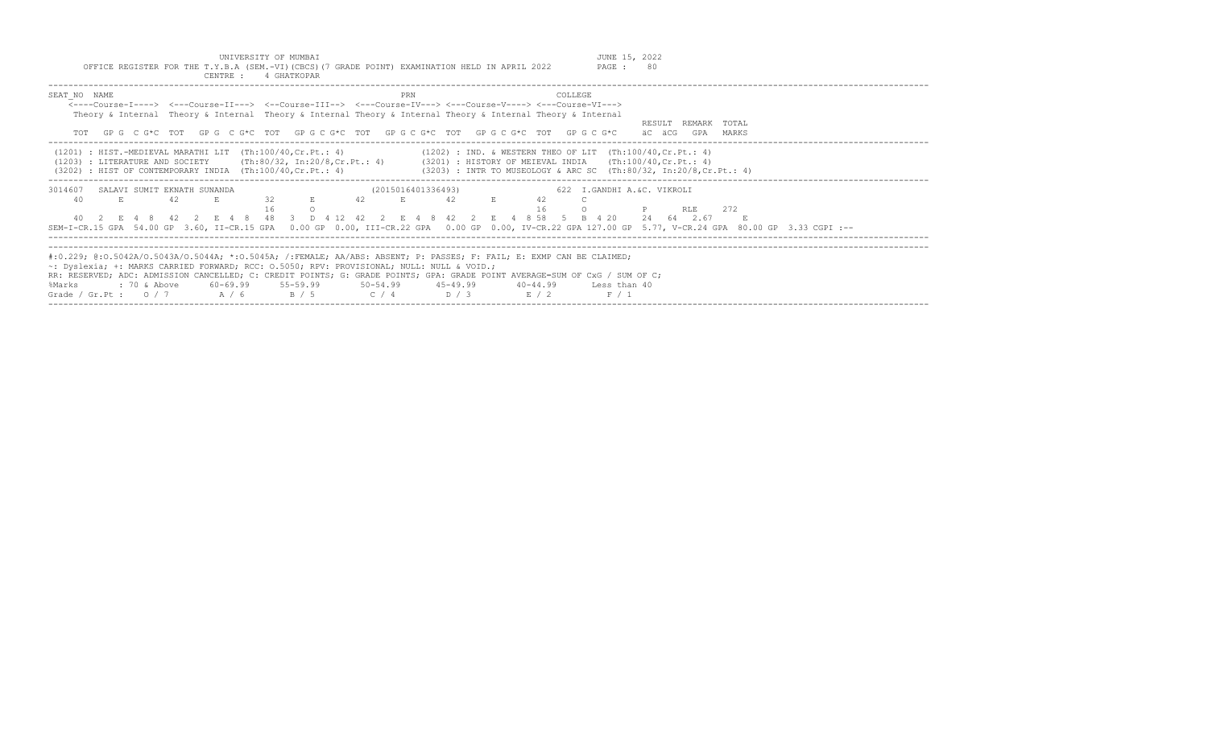UNIVERSITY OF MUMBAI
OFFICE REGISTER FOR THE T.Y.B.A (SEM.-VI)(CBCS)(7 GRADE POINT) EXAMINATION HELD IN APRIL 2022
CENTRE : 4 GHATKOPAR

JUNE 15, 2022
PAGE : 80

```
SEAT_NO  NAME                                                    PRN                         COLLEGE
    <----Course-I----> <---Course-II---> <--Course-III--> <---Course-IV---> <---Course-V----> <---Course-VI--->
    Theory & Internal  Theory & Internal Theory & Internal Theory & Internal Theory & Internal Theory & Internal
                                                                                                           RESULT  REMARK  TOTAL
    TOT  GP G  C G*C  TOT  GP G  C G*C  TOT  GP G C G*C  TOT  GP G C G*C  TOT  GP G C G*C  TOT  GP G C G*C    äC  äCG  GPA   MARKS
```

```
(1201) : HIST.-MEDIEVAL MARATHI LIT  (Th:100/40,Cr.Pt.: 4)              (1202) : IND. & WESTERN THEO OF LIT  (Th:100/40,Cr.Pt.: 4)
(1203) : LITERATURE AND SOCIETY      (Th:80/32, In:20/8,Cr.Pt.: 4)      (3201) : HISTORY OF MEIEVAL INDIA    (Th:100/40,Cr.Pt.: 4)
(3202) : HIST OF CONTEMPORARY INDIA  (Th:100/40,Cr.Pt.: 4)              (3203) : INTR TO MUSEOLOGY & ARC SC  (Th:80/32, In:20/8,Cr.Pt.: 4)
```

```
3014607   SALAVI SUMIT EKNATH SUNANDA                    (2015016401336493)                622 I.GANDHI A.&C. VIKROLI
   40      E        42      E        32      E       42      E        42      E        42      C
                                     16      O                                         16      O          P      RLE     272
   40  2  E  4  8   42  2  E  4  8   48  3  D  4 12  42  2  E  4  8  42  2  E  4  8 58  5  B  4 20    24  64  2.67     E
SEM-I-CR.15 GPA  54.00 GP  3.60, II-CR.15 GPA   0.00 GP  0.00, III-CR.22 GPA   0.00 GP  0.00, IV-CR.22 GPA 127.00 GP  5.77, V-CR.24 GPA  80.00 GP  3.33 CGPI :--
```

```
#:O.229; @:O.5042A/O.5043A/O.5044A; *:O.5045A; /:FEMALE; AA/ABS: ABSENT; P: PASSES; F: FAIL; E: EXMP CAN BE CLAIMED;
~: Dyslexia; +: MARKS CARRIED FORWARD; RCC: O.5050; RPV: PROVISIONAL; NULL: NULL & VOID.;
RR: RESERVED; ADC: ADMISSION CANCELLED; C: CREDIT POINTS; G: GRADE POINTS; GPA: GRADE POINT AVERAGE=SUM OF CxG / SUM OF C;
%Marks        : 70 & Above      60-69.99      55-59.99       50-54.99       45-49.99       40-44.99       Less than 40
Grade / Gr.Pt :   O / 7          A / 6         B / 5          C / 4          D / 3          E / 2           F / 1
```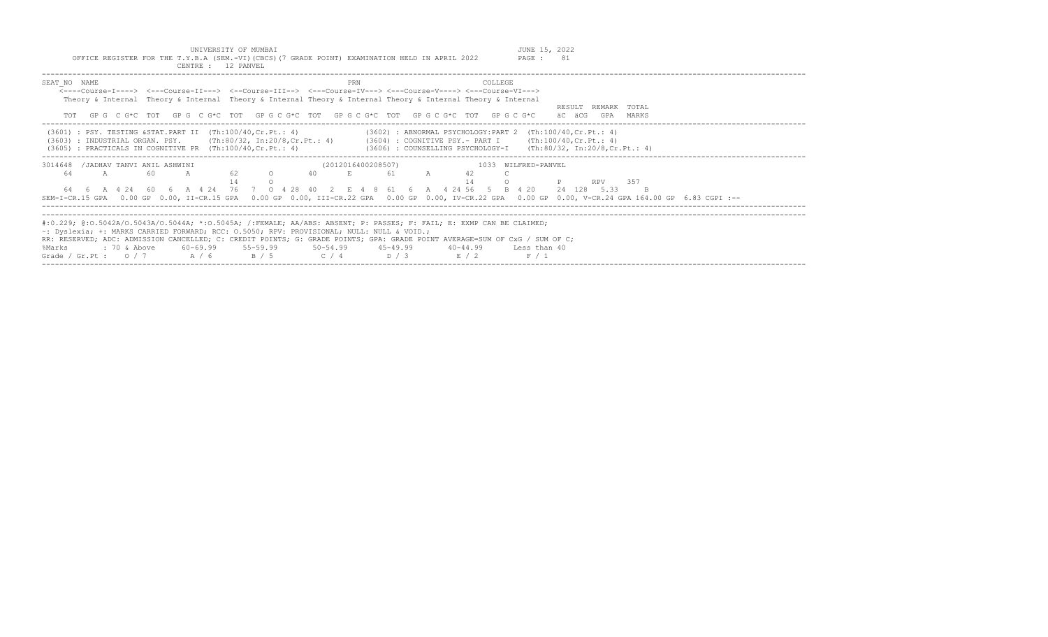UNIVERSITY OF MUMBAI

OFFICE REGISTER FOR THE T.Y.B.A (SEM.-VI)(CBCS)(7 GRADE POINT) EXAMINATION HELD IN APRIL 2022

CENTRE : 12 PANVEL

JUNE 15, 2022

PAGE : 81

```
SEAT_NO  NAME                                                   PRN                         COLLEGE
    <----Course-I----> <---Course-II---> <--Course-III--> <---Course-IV---> <---Course-V----> <---Course-VI--->
    Theory & Internal  Theory & Internal  Theory & Internal Theory & Internal Theory & Internal Theory & Internal
                                                                                                        RESULT  REMARK  TOTAL
    TOT  GP G  C G*C  TOT  GP G  C G*C  TOT  GP G C G*C  TOT  GP G C G*C  TOT  GP G C G*C  TOT  GP G C G*C    äC äCG  GPA  MARKS
```

(3601) : PSY. TESTING &STAT.PART II (Th:100/40,Cr.Pt.: 4)
(3602) : ABNORMAL PSYCHOLOGY:PART 2 (Th:100/40,Cr.Pt.: 4)
(3603) : INDUSTRIAL ORGAN. PSY. (Th:80/32, In:20/8,Cr.Pt.: 4)
(3604) : COGNITIVE PSY.- PART I (Th:100/40,Cr.Pt.: 4)
(3605) : PRACTICALS IN COGNITIVE PR (Th:100/40,Cr.Pt.: 4)
(3606) : COUNSELLING PSYCHOLOGY-I (Th:80/32, In:20/8,Cr.Pt.: 4)

```
3014648  /JADHAV TANVI ANIL ASHWINI                          (2012016400208507)           1033  WILFRED-PANVEL
    64      A       60      A       62      O       40      E       61      A       42      C
                                    14      O                                       14      O          P      RPV    357
    64  6  A  4 24  60  6  A  4 24  76  7  O  4 28  40  2  E  4  8  61  6  A  4 24 56  5  B  4 20    24  128  5.33    B
SEM-I-CR.15 GPA  0.00 GP 0.00, II-CR.15 GPA  0.00 GP 0.00, III-CR.22 GPA  0.00 GP 0.00, IV-CR.22 GPA  0.00 GP 0.00, V-CR.24 GPA 164.00 GP  6.83 CGPI :--
```

#:0.229; @:O.5042A/O.5043A/O.5044A; *:O.5045A; /:FEMALE; AA/ABS: ABSENT; P: PASSES; F: FAIL; E: EXMP CAN BE CLAIMED;
~: Dyslexia; +: MARKS CARRIED FORWARD; RCC: O.5050; RPV: PROVISIONAL; NULL: NULL & VOID.;
RR: RESERVED; ADC: ADMISSION CANCELLED; C: CREDIT POINTS; G: GRADE POINTS; GPA: GRADE POINT AVERAGE=SUM OF CxG / SUM OF C;

| %Marks | : 70 & Above | 60-69.99 | 55-59.99 | 50-54.99 | 45-49.99 | 40-44.99 | Less than 40 |
|---|---|---|---|---|---|---|---|
| Grade / Gr.Pt : | O / 7 | A / 6 | B / 5 | C / 4 | D / 3 | E / 2 | F / 1 |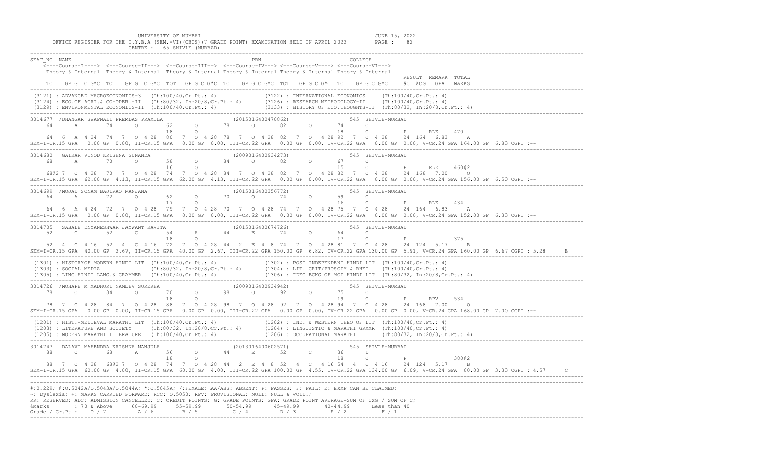UNIVERSITY OF MUMBAI
JUNE 15, 2022

OFFICE REGISTER FOR THE T.Y.B.A (SEM.-VI)(CBCS)(7 GRADE POINT) EXAMINATION HELD IN APRIL 2022

CENTRE : 65 SHIVLE (MURBAD)

```
SEAT_NO  NAME                                              PRN                          COLLEGE
    <----Course-I----> <---Course-II---> <--Course-III--> <---Course-IV---> <---Course-V----> <---Course-VI--->
    Theory & Internal  Theory & Internal Theory & Internal Theory & Internal Theory & Internal Theory & Internal
                                                                                                          RESULT  REMARK  TOTAL
    TOT  GP G  C G*C  TOT  GP G  C G*C  TOT  GP G C G*C  TOT  GP G C G*C  TOT  GP G C G*C  TOT  GP G C G*C    äC  äCG  GPA  MARKS
```

(3121) : ADVANCED MACROECONOMICS-3 (Th:100/40,Cr.Pt.: 4) (3122) : INTERNATIONAL ECONOMICS (Th:100/40,Cr.Pt.: 4)
(3124) : ECO.OF AGRI.& CO-OPER.-II (Th:80/32, In:20/8,Cr.Pt.: 4) (3126) : RESEARCH METHODOLOGY-II (Th:100/40,Cr.Pt.: 4)
(3129) : ENVIRONMENTAL ECONOMICS-II (Th:100/40,Cr.Pt.: 4) (3133) : HISTORY OF ECO.THOUGHTS-II (Th:80/32, In:20/8,Cr.Pt.: 4)

```
3014677 /DHANGAR SWAPNALI PREMDAS PRAMILA            (2015016400470862)          545 SHIVLE-MURBAD
    64     A     74     O     62     O     78     O     82     O     74     O
                              18     O                              18     O          P     RLE    470
    64  6  A 4 24  74  7  O 4 28  80  7  O 4 28 78  7  O 4 28 82  7  O 4 28 92  7  O 4 28   24 164  6.83    A
SEM-I-CR.15 GPA  0.00 GP 0.00, II-CR.15 GPA  0.00 GP 0.00, III-CR.22 GPA  0.00 GP 0.00, IV-CR.22 GPA  0.00 GP 0.00, V-CR.24 GPA 164.00 GP 6.83 CGPI :--

3014680  GAIKAR VINOD KRISHNA SUNANDA                (2009016400934273)          545 SHIVLE-MURBAD
    68     A     70     O     58     O     84     O     82     O     67     O
                              16     O                              15     O          P     RLE    460@2
    68@2 7  O 4 28  70  7  O 4 28  74  7  O 4 28 84  7  O 4 28 82  7  O 4 28 82  7  O 4 28   24 168  7.00    O
SEM-I-CR.15 GPA 62.00 GP 4.13, II-CR.15 GPA 62.00 GP 4.13, III-CR.22 GPA  0.00 GP 0.00, IV-CR.22 GPA  0.00 GP 0.00, V-CR.24 GPA 156.00 GP 6.50 CGPI :--

3014699 /MOJAD SONAM BAJIRAO RANJANA                 (2015016400356772)          545 SHIVLE-MURBAD
    64     A     72     O     62     O     70     O     74     O     59     O
                              17     O                              16     O          P     RLE    434
    64  6  A 4 24  72  7  O 4 28  79  7  O 4 28 70  7  O 4 28 74  7  O 4 28 75  7  O 4 28   24 164  6.83    A
SEM-I-CR.15 GPA  0.00 GP 0.00, II-CR.15 GPA  0.00 GP 0.00, III-CR.22 GPA  0.00 GP 0.00, IV-CR.22 GPA  0.00 GP 0.00, V-CR.24 GPA 152.00 GP 6.33 CGPI :--

3014705  SABALE DNYANESHWAR JAYWANT KAVITA           (2015016400674726)          545 SHIVLE-MURBAD
    52     C     52     C     54     A     44     E     74     O     64     O
                              18     O                              17     O          P            375
    52  4  C 4 16  52  4  C 4 16  72  7  O 4 28 44  2  E 4  8 74  7  O 4 28 81  7  O 4 28   24 124  5.17    B
SEM-I-CR.15 GPA 40.00 GP 2.67, II-CR.15 GPA 40.00 GP 2.67, III-CR.22 GPA 150.00 GP 6.82, IV-CR.22 GPA 130.00 GP 5.91, V-CR.24 GPA 160.00 GP 6.67 CGPI : 5.28     B
```

(1301) : HISTORYOF MODERN HINDI LIT (Th:100/40,Cr.Pt.: 4) (1302) : POST INDEPENDENT HINDI LIT (Th:100/40,Cr.Pt.: 4)
(1303) : SOCIAL MEDIA (Th:80/32, In:20/8,Cr.Pt.: 4) (1304) : LIT. CRIT/PROSODY & RHET (Th:100/40,Cr.Pt.: 4)
(1305) : LING.HINDI LANG.& GRAMMER (Th:100/40,Cr.Pt.: 4) (1306) : IDEO BCKG OF MOD HINDI LIT (Th:80/32, In:20/8,Cr.Pt.: 4)

```
3014726 /MOHAPE M MADHURI NAMDEV SUREKHA             (2009016400934942)          545 SHIVLE-MURBAD
    78     O     84     O     70     O     98     O     92     O     75     O
                              18     O                              19     O          P     RPV    534
    78  7  O 4 28  84  7  O 4 28  88  7  O 4 28 98  7  O 4 28 92  7  O 4 28 94  7  O 4 28   24 168  7.00    O
SEM-I-CR.15 GPA  0.00 GP 0.00, II-CR.15 GPA  0.00 GP 0.00, III-CR.22 GPA  0.00 GP 0.00, IV-CR.22 GPA  0.00 GP 0.00, V-CR.24 GPA 168.00 GP 7.00 CGPI :--
```

(1201) : HIST.-MEDIEVAL MARATHI LIT (Th:100/40,Cr.Pt.: 4) (1202) : IND. & WESTERN THEO OF LIT (Th:100/40,Cr.Pt.: 4)
(1203) : LITERATURE AND SOCIETY (Th:80/32, In:20/8,Cr.Pt.: 4) (1204) : LINGUISTIC & MARATHI GRMMR (Th:100/40,Cr.Pt.: 4)
(1205) : MODERN MARATHI LITERATURE (Th:100/40,Cr.Pt.: 4) (1206) : OCCUPATIONAL MARATHI (Th:80/32, In:20/8,Cr.Pt.: 4)

```
3014747  DALAVI MAHENDRA KRISHNA MANJULA             (2013016400602571)          545 SHIVLE-MURBAD
    88     O     68     A     56     O     44     E     52     C     36     D
                              18     O                              18     O          P            380@2
    88  7  O 4 28  68@2 7  O 4 28  74  7  O 4 28 44  2  E 4  8 52  4  C 4 16 54  4  C 4 16   24 124  5.17    B
SEM-I-CR.15 GPA 60.00 GP 4.00, II-CR.15 GPA 60.00 GP 4.00, III-CR.22 GPA 100.00 GP 4.55, IV-CR.22 GPA 134.00 GP 6.09, V-CR.24 GPA  80.00 GP 3.33 CGPI : 4.57     C
```

#:0.229; @:O.5042A/O.5043A/O.5044A; *:O.5045A; /:FEMALE; AA/ABS: ABSENT; P: PASSES; F: FAIL; E: EXMP CAN BE CLAIMED;
~: Dyslexia; +: MARKS CARRIED FORWARD; RCC: O.5050; RPV: PROVISIONAL; NULL: NULL & VOID.;
RR: RESERVED; ADC: ADMISSION CANCELLED; C: CREDIT POINTS; G: GRADE POINTS; GPA: GRADE POINT AVERAGE=SUM OF CxG / SUM OF C;

| %Marks | 70 & Above | 60-69.99 | 55-59.99 | 50-54.99 | 45-49.99 | 40-44.99 | Less than 40 |
|---|---|---|---|---|---|---|---|
| Grade / Gr.Pt : | O / 7 | A / 6 | B / 5 | C / 4 | D / 3 | E / 2 | F / 1 |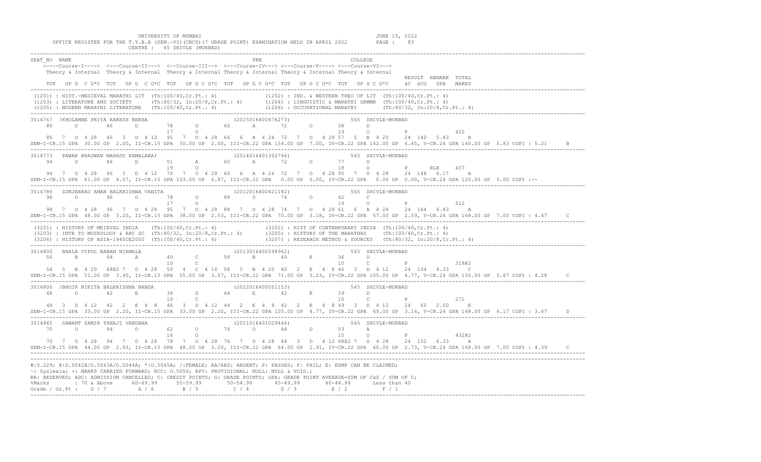UNIVERSITY OF MUMBAI

OFFICE REGISTER FOR THE T.Y.B.A (SEM.-VI)(CBCS)(7 GRADE POINT) EXAMINATION HELD IN APRIL 2022

CENTRE : 65 SHIVLE (MURBAD)

JUNE 15, 2022

PAGE : 83

```
SEAT_NO  NAME                                                  PRN                               COLLEGE
    <----Course-I----> <---Course-II---> <--Course-III--> <---Course-IV---> <---Course-V----> <---Course-VI--->
    Theory & Internal  Theory & Internal  Theory & Internal Theory & Internal Theory & Internal Theory & Internal
                                                                                                                 RESULT  REMARK  TOTAL
    TOT  GP G  C G*C  TOT  GP G  C G*C  TOT  GP G C G*C  TOT  GP G C G*C  TOT  GP G C G*C  TOT  GP G C G*C     äC  äCG  GPA   MARKS
------------------------------------------------------------------------------------------------------------------------------------------
 (1201) : HIST.-MEDIEVAL MARATHI LIT  (Th:100/40,Cr.Pt.: 4)              (1202) : IND. & WESTERN THEO OF LIT  (Th:100/40,Cr.Pt.: 4)
 (1203) : LITERATURE AND SOCIETY      (Th:80/32, In:20/8,Cr.Pt.: 4)       (1204) : LINGUISTIC & MARATHI GRMMR  (Th:100/40,Cr.Pt.: 4)
 (1205) : MODERN MARATHI LITERATURE   (Th:100/40,Cr.Pt.: 4)              (1206) : OCCUPATIONAL MARATHI        (Th:80/32, In:20/8,Cr.Pt.: 4)
------------------------------------------------------------------------------------------------------------------------------------------
3014767  /KHOLAMBE PRIYA RAKESH REKHA                      (2015016400676273)                 545 SHIVLE-MURBAD
    86     O      46      D       78      O      66      A      72      O      38      D
                                  17      O                                     19      O              P              422
    86  7  O 4 28  46  3  D 4 12  95  7  O 4 28  66  6  A 4 24  72  7  O  4 28 57  5  B  4 20   24  140  5.83    B
SEM-I-CR.15 GPA  30.00 GP  2.00, II-CR.15 GPA  30.00 GP  2.00, III-CR.22 GPA 154.00 GP  7.00, IV-CR.22 GPA 142.00 GP  6.45, V-CR.24 GPA 140.00 GP  5.83 CGPI : 5.21     B
------------------------------------------------------------------------------------------------------------------------------------------
3014773  PAWAR BHAGWAN MAHADU KAMALABAI                     (2014016401302746)                 545 SHIVLE-MURBAD
    94     O      46      D       51      A      60      A      72      O      77      O
                                  19      O                                     18      O              P      RLE     437
    94  7  O 4 28  46  3  D 4 12  70  7  O 4 28  60  6  A 4 24  72  7  O  4 28 95  7  O  4 28   24  148  6.17    A
SEM-I-CR.15 GPA  61.00 GP  4.07, II-CR.15 GPA 103.00 GP  6.87, III-CR.22 GPA   0.00 GP  0.00, IV-CR.22 GPA   0.00 GP  0.00, V-CR.24 GPA 120.00 GP  5.00 CGPI :--
------------------------------------------------------------------------------------------------------------------------------------------
3014786  ZUNJARRAO AMAR BALKRISHNA VANITA                   (2012016400421182)                 545 SHIVLE-MURBAD
    98     O      96      O       78      O      88      O      74      O      42      C
                                  17      O                                     19      O              P              512
    98  7  O 4 28  96  7  O 4 28  95  7  O 4 28  88  7  O 4 28  74  7  O  4 28 61  6  A  4 24   24  164  6.83    A
SEM-I-CR.15 GPA  48.00 GP  3.20, II-CR.15 GPA  38.00 GP  2.53, III-CR.22 GPA  70.00 GP  3.18, IV-CR.22 GPA  57.00 GP  2.59, V-CR.24 GPA 168.00 GP  7.00 CGPI : 4.47     C
------------------------------------------------------------------------------------------------------------------------------------------
 (3201) : HISTORY OF MEIEVAL INDIA    (Th:100/40,Cr.Pt.: 4)              (3202) : HIST OF CONTEMPORARY INDIA  (Th:100/40,Cr.Pt.: 4)
 (3203) : INTR TO MUSEOLOGY & ARC SC  (Th:80/32, In:20/8,Cr.Pt.: 4)       (3205) : HISTORY OF THE MARATHAS     (Th:100/40,Cr.Pt.: 4)
 (3206) : HISTORY OF ASIA-1945CE2000  (Th:100/40,Cr.Pt.: 4)              (3207) : RESEARCH METHOD & SOURCES   (Th:80/32, In:20/8,Cr.Pt.: 4)
------------------------------------------------------------------------------------------------------------------------------------------
3014800  BHALA VIPUL BABAN NIRMALA                          (2013016400598942)                 545 SHIVLE-MURBAD
    56     B      68      A       40      C      58      B      40      E      36      D
                                  10      C                                     10      C              P              318@2
    56  5  B 4 20  68@2 7  O 4 28  50  4  C 4 16  58  5  B 4 20  40  2  E  4 8 46  3  D  4 12   24  104  4.33    C
SEM-I-CR.15 GPA  51.00 GP  3.40, II-CR.15 GPA  55.00 GP  3.67, III-CR.22 GPA  71.00 GP  3.23, IV-CR.22 GPA 105.00 GP  4.77, V-CR.24 GPA 136.00 GP  5.67 CGPI : 4.28     C
------------------------------------------------------------------------------------------------------------------------------------------
3014806  /BHOIR NIKITA BALKRISHNA NANDA                     (2012016400051153)                 545 SHIVLE-MURBAD
    48     D      42      E       36      D      44      E      42      E      39      D
                                  10      C                                     10      C              P              271
    48  3  D 4 12  42  2  E 4 8  46  3  D 4 12  44  2  E 4 8  42  2  E  4 8 49  3  D  4 12   24   60  2.50    E
SEM-I-CR.15 GPA  33.00 GP  2.20, II-CR.15 GPA  33.00 GP  2.20, III-CR.22 GPA 105.00 GP  4.77, IV-CR.22 GPA  69.00 GP  3.14, V-CR.24 GPA 148.00 GP  6.17 CGPI : 3.67     D
------------------------------------------------------------------------------------------------------------------------------------------
3014865  SAWANT SAMIR TANAJI VANDANA                        (2011016401029446)                 545 SHIVLE-MURBAD
    70     O      94      O       62      O      76      O      46      D      53      A
                                  16      O                                     15      O              P              432@2
    70  7  O 4 28  94  7  O 4 28  78  7  O 4 28  76  7  O 4 28  46  3  D  4 12 68@2 7  O  4 28   24  152  6.33    A
SEM-I-CR.15 GPA  44.00 GP  2.93, II-CR.15 GPA  48.00 GP  3.20, III-CR.22 GPA  64.00 GP  2.91, IV-CR.22 GPA  60.00 GP  2.73, V-CR.24 GPA 168.00 GP  7.00 CGPI : 4.39     C
------------------------------------------------------------------------------------------------------------------------------------------
```

#:O.229; @:O.5042A/O.5043A/O.5044A; *:O.5045A; /:FEMALE; AA/ABS: ABSENT; P: PASSES; F: FAIL; E: EXMP CAN BE CLAIMED;
~: Dyslexia; +: MARKS CARRIED FORWARD; RCC: O.5050; RPV: PROVISIONAL; NULL: NULL & VOID.;
RR: RESERVED; ADC: ADMISSION CANCELLED; C: CREDIT POINTS; G: GRADE POINTS; GPA: GRADE POINT AVERAGE=SUM OF CxG / SUM OF C;

| %Marks | : 70 & Above | 60-69.99 | 55-59.99 | 50-54.99 | 45-49.99 | 40-44.99 | Less than 40 |
|---|---|---|---|---|---|---|---|
| Grade / Gr.Pt : | O / 7 | A / 6 | B / 5 | C / 4 | D / 3 | E / 2 | F / 1 |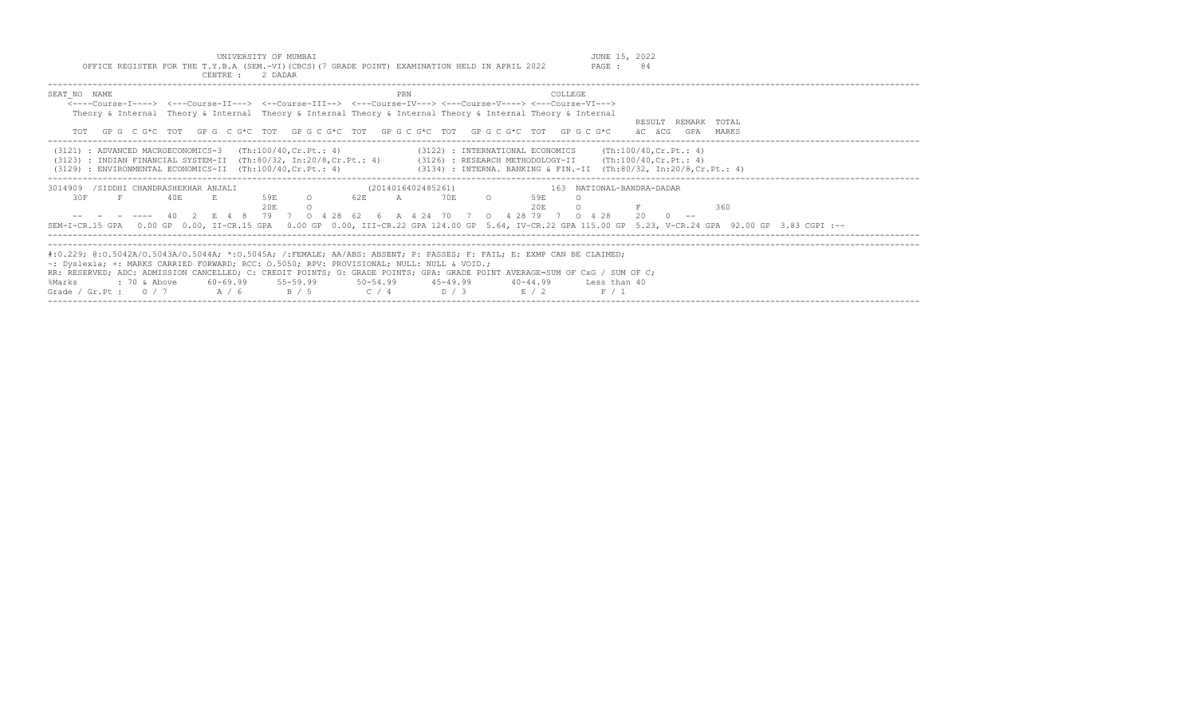UNIVERSITY OF MUMBAI

OFFICE REGISTER FOR THE T.Y.B.A (SEM.-VI)(CBCS)(7 GRADE POINT) EXAMINATION HELD IN APRIL 2022

CENTRE : 2 DADAR

JUNE 15, 2022

```
SEAT_NO  NAME                                                          PRN                        COLLEGE
    <----Course-I----> <---Course-II---> <--Course-III--> <---Course-IV---> <---Course-V----> <---Course-VI--->
    Theory & Internal  Theory & Internal  Theory & Internal Theory & Internal Theory & Internal Theory & Internal
                                                                                                                  RESULT  REMARK  TOTAL
    TOT  GP G  C G*C  TOT  GP G  C G*C  TOT  GP G C G*C  TOT  GP G C G*C  TOT  GP G C G*C  TOT  GP G C G*C     äC  äCG  GPA  MARKS
```

```
(3121) : ADVANCED MACROECONOMICS-3   (Th:100/40,Cr.Pt.: 4)              (3122) : INTERNATIONAL ECONOMICS     (Th:100/40,Cr.Pt.: 4)
(3123) : INDIAN FINANCIAL SYSTEM-II  (Th:80/32, In:20/8,Cr.Pt.: 4)      (3126) : RESEARCH METHODOLOGY-II     (Th:100/40,Cr.Pt.: 4)
(3129) : ENVIRONMENTAL ECONOMICS-II  (Th:100/40,Cr.Pt.: 4)              (3134) : INTERNA. BANKING & FIN.-II  (Th:80/32, In:20/8,Cr.Pt.: 4)
```

```
3014909  /SIDDHI CHANDRASHEKHAR ANJALI                    (2014016402485261)                 163  NATIONAL-BANDRA-DADAR
    30F     F       40E     E       59E     O       62E     A       70E     O       59E     O
                                    20E     O                                       20E     O           F              360
    --  -  -  ----  40   2  E  4  8  79   7  O  4 28  62   6  A  4 24  70   7  O  4 28 79   7  O  4 28    20   0  --
SEM-I-CR.15 GPA  0.00 GP 0.00, II-CR.15 GPA  0.00 GP 0.00, III-CR.22 GPA 124.00 GP 5.64, IV-CR.22 GPA 115.00 GP 5.23, V-CR.24 GPA 92.00 GP 3.83 CGPI :--
```

#:0.229; @:O.5042A/O.5043A/O.5044A; *:O.5045A; /:FEMALE; AA/ABS: ABSENT; P: PASSES; F: FAIL; E: EXMP CAN BE CLAIMED;
~: Dyslexia; +: MARKS CARRIED FORWARD; RCC: O.5050; RPV: PROVISIONAL; NULL: NULL & VOID.;
RR: RESERVED; ADC: ADMISSION CANCELLED; C: CREDIT POINTS; G: GRADE POINTS; GPA: GRADE POINT AVERAGE=SUM OF CxG / SUM OF C;

| %Marks | : 70 & Above | 60-69.99 | 55-59.99 | 50-54.99 | 45-49.99 | 40-44.99 | Less than 40 |
|---|---|---|---|---|---|---|---|
| Grade / Gr.Pt : | O / 7 | A / 6 | B / 5 | C / 4 | D / 3 | E / 2 | F / 1 |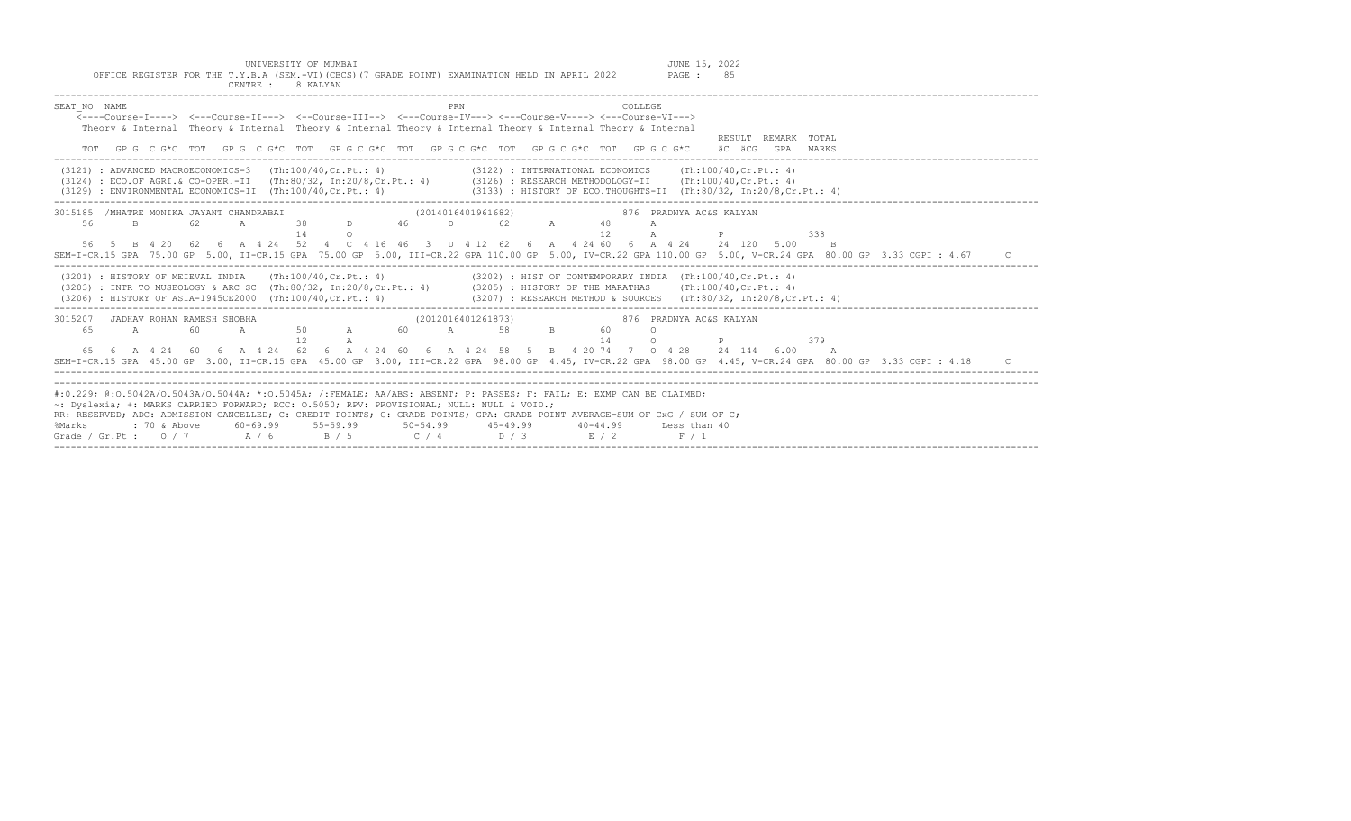UNIVERSITY OF MUMBAI

OFFICE REGISTER FOR THE T.Y.B.A (SEM.-VI)(CBCS)(7 GRADE POINT) EXAMINATION HELD IN APRIL 2022

CENTRE : 8 KALYAN

JUNE 15, 2022

PAGE : 85

```
SEAT_NO NAME                                              PRN                             COLLEGE
    <----Course-I----> <---Course-II---> <--Course-III--> <---Course-IV---> <---Course-V----> <---Course-VI--->
    Theory & Internal  Theory & Internal  Theory & Internal Theory & Internal Theory & Internal Theory & Internal
                                                                                                                  RESULT  REMARK  TOTAL
    TOT  GP G  C G*C  TOT  GP G  C G*C  TOT  GP G C G*C  TOT  GP G C G*C  TOT  GP G C G*C  TOT  GP G C G*C    äC  äCG  GPA  MARKS
```

```
(3121) : ADVANCED MACROECONOMICS-3   (Th:100/40,Cr.Pt.: 4)              (3122) : INTERNATIONAL ECONOMICS     (Th:100/40,Cr.Pt.: 4)
(3124) : ECO.OF AGRI.& CO-OPER.-II   (Th:80/32, In:20/8,Cr.Pt.: 4)      (3126) : RESEARCH METHODOLOGY-II     (Th:100/40,Cr.Pt.: 4)
(3129) : ENVIRONMENTAL ECONOMICS-II  (Th:100/40,Cr.Pt.: 4)              (3133) : HISTORY OF ECO.THOUGHTS-II  (Th:80/32, In:20/8,Cr.Pt.: 4)
```

```
3015185 /MHATRE MONIKA JAYANT CHANDRABAI                    (2014016401961682)               876 PRADNYA AC&S KALYAN
    56      B       62      A       38      D       46      D       62      A       48      A
                                    14      O                                       12      A           P               338
    56  5  B 4 20  62  6  A 4 24  52  4  C 4 16  46  3  D 4 12  62  6  A  4 24 60  6  A 4 24    24  120  5.00     B
SEM-I-CR.15 GPA  75.00 GP  5.00, II-CR.15 GPA  75.00 GP  5.00, III-CR.22 GPA 110.00 GP  5.00, IV-CR.22 GPA 110.00 GP  5.00, V-CR.24 GPA  80.00 GP  3.33 CGPI : 4.67     C
```

```
(3201) : HISTORY OF MEIEVAL INDIA    (Th:100/40,Cr.Pt.: 4)              (3202) : HIST OF CONTEMPORARY INDIA  (Th:100/40,Cr.Pt.: 4)
(3203) : INTR TO MUSEOLOGY & ARC SC  (Th:80/32, In:20/8,Cr.Pt.: 4)      (3205) : HISTORY OF THE MARATHAS     (Th:100/40,Cr.Pt.: 4)
(3206) : HISTORY OF ASIA-1945CE2000  (Th:100/40,Cr.Pt.: 4)              (3207) : RESEARCH METHOD & SOURCES   (Th:80/32, In:20/8,Cr.Pt.: 4)
```

```
3015207  JADHAV ROHAN RAMESH SHOBHA                         (2012016401261873)               876 PRADNYA AC&S KALYAN
    65      A       60      A       50      A       60      A       58      B       60      O
                                    12      A                                       14      O           P               379
    65  6  A 4 24  60  6  A 4 24  62  6  A 4 24  60  6  A 4 24  58  5  B  4 20 74  7  O 4 28    24  144  6.00     A
SEM-I-CR.15 GPA  45.00 GP  3.00, II-CR.15 GPA  45.00 GP  3.00, III-CR.22 GPA  98.00 GP  4.45, IV-CR.22 GPA  98.00 GP  4.45, V-CR.24 GPA  80.00 GP  3.33 CGPI : 4.18     C
```

#:O.229; @:O.5042A/O.5043A/O.5044A; *:O.5045A; /:FEMALE; AA/ABS: ABSENT; P: PASSES; F: FAIL; E: EXMP CAN BE CLAIMED;
~: Dyslexia; +: MARKS CARRIED FORWARD; RCC: O.5050; RPV: PROVISIONAL; NULL: NULL & VOID.;
RR: RESERVED; ADC: ADMISSION CANCELLED; C: CREDIT POINTS; G: GRADE POINTS; GPA: GRADE POINT AVERAGE=SUM OF CxG / SUM OF C;

| %Marks | : 70 & Above | 60-69.99 | 55-59.99 | 50-54.99 | 45-49.99 | 40-44.99 | Less than 40 |
|---|---|---|---|---|---|---|---|
| Grade / Gr.Pt : | O / 7 | A / 6 | B / 5 | C / 4 | D / 3 | E / 2 | F / 1 |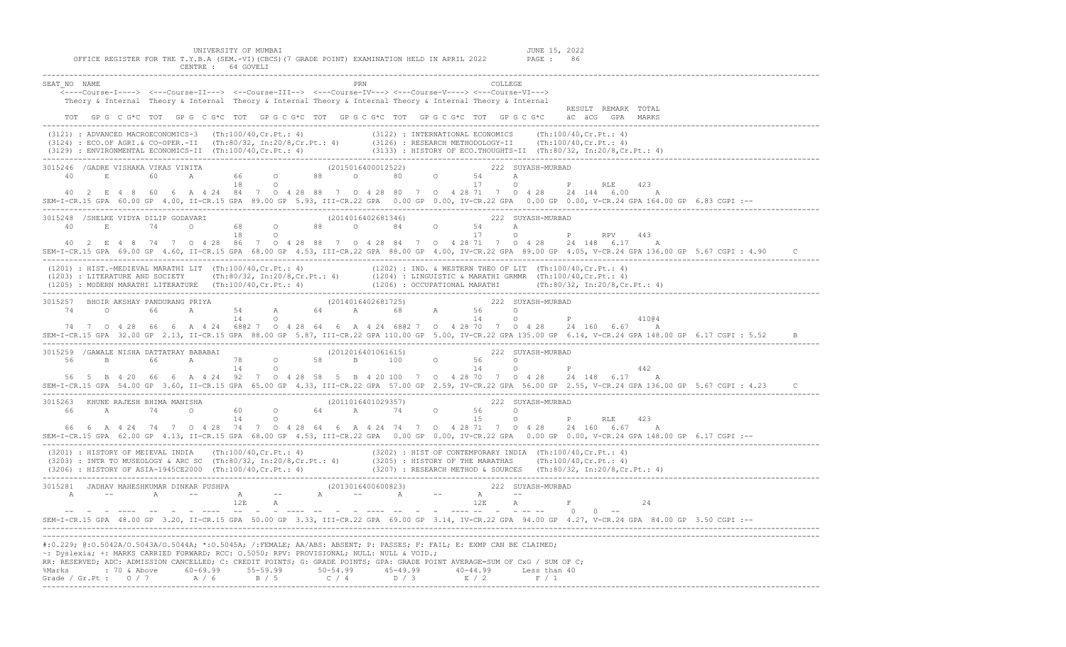UNIVERSITY OF MUMBAI — JUNE 15, 2022

OFFICE REGISTER FOR THE T.Y.B.A (SEM.-VI)(CBCS)(7 GRADE POINT) EXAMINATION HELD IN APRIL 2022 — PAGE : 86

CENTRE : 64 GOVELI

```
SEAT_NO  NAME                                                   PRN                              COLLEGE
    <----Course-I----> <---Course-II---> <--Course-III--> <---Course-IV---> <---Course-V----> <---Course-VI--->
    Theory & Internal  Theory & Internal  Theory & Internal Theory & Internal Theory & Internal Theory & Internal
                                                                                                              RESULT  REMARK  TOTAL
    TOT  GP G  C G*C  TOT  GP G  C G*C  TOT  GP G C G*C  TOT  GP G C G*C  TOT  GP G C G*C  TOT  GP G C G*C    äC  äCG  GPA  MARKS
```

(3121) : ADVANCED MACROECONOMICS-3 (Th:100/40,Cr.Pt.: 4)
(3122) : INTERNATIONAL ECONOMICS (Th:100/40,Cr.Pt.: 4)
(3124) : ECO.OF AGRI.& CO-OPER.-II (Th:80/32, In:20/8,Cr.Pt.: 4)
(3126) : RESEARCH METHODOLOGY-II (Th:100/40,Cr.Pt.: 4)
(3129) : ENVIRONMENTAL ECONOMICS-II (Th:100/40,Cr.Pt.: 4)
(3133) : HISTORY OF ECO.THOUGHTS-II (Th:80/32, In:20/8,Cr.Pt.: 4)

```
3015246 /GADRE VISHAKA VIKAS VINITA                     (2015016400012522)               222 SUYASH-MURBAD
    40      E      60      A       66      O       88      O       80      O       54      A
                                   18      O                                       17      O          P     RLE    423
    40  2  E 4 8   60  6  A 4 24   84  7  O 4 28  88  7  O 4 28  80  7  O 4 28 71  7  O 4 28    24 144  6.00      A
SEM-I-CR.15 GPA 60.00 GP 4.00, II-CR.15 GPA 89.00 GP 5.93, III-CR.22 GPA 0.00 GP 0.00, IV-CR.22 GPA 0.00 GP 0.00, V-CR.24 GPA 164.00 GP 6.83 CGPI :--

3015248 /SHELKE VIDYA DILIP GODAVARI                    (2014016402681346)               222 SUYASH-MURBAD
    40      E      74      O       68      O       88      O       84      O       54      A
                                   18      O                                       17      O          P     RPV    443
    40  2  E 4 8   74  7  O 4 28   86  7  O 4 28  88  7  O 4 28  84  7  O 4 28 71  7  O 4 28    24 148  6.17      A
SEM-I-CR.15 GPA 69.00 GP 4.60, II-CR.15 GPA 68.00 GP 4.53, III-CR.22 GPA 88.00 GP 4.00, IV-CR.22 GPA 89.00 GP 4.05, V-CR.24 GPA 136.00 GP 5.67 CGPI : 4.90    C
```

(1201) : HIST.-MEDIEVAL MARATHI LIT (Th:100/40,Cr.Pt.: 4)
(1202) : IND. & WESTERN THEO OF LIT (Th:100/40,Cr.Pt.: 4)
(1203) : LITERATURE AND SOCIETY (Th:80/32, In:20/8,Cr.Pt.: 4)
(1204) : LINGUISTIC & MARATHI GRMMR (Th:100/40,Cr.Pt.: 4)
(1205) : MODERN MARATHI LITERATURE (Th:100/40,Cr.Pt.: 4)
(1206) : OCCUPATIONAL MARATHI (Th:80/32, In:20/8,Cr.Pt.: 4)

```
3015257  BHOIR AKSHAY PANDURANG PRIYA                   (2014016402681725)               222 SUYASH-MURBAD
    74      O      66      A       54      A       64      A       68      A       56      O
                                   14      O                                       14      O          P            410@4
    74  7  O 4 28  66  6  A 4 24   68@2 7  O 4 28  64  6  A 4 24  68@2 7  O 4 28 70  7  O 4 28    24 160  6.67      A
SEM-I-CR.15 GPA 32.00 GP 2.13, II-CR.15 GPA 88.00 GP 5.87, III-CR.22 GPA 110.00 GP 5.00, IV-CR.22 GPA 135.00 GP 6.14, V-CR.24 GPA 148.00 GP 6.17 CGPI : 5.52    B

3015259 /GAWALE NISHA DATTATRAY BABABAI                 (2012016401061615)               222 SUYASH-MURBAD
    56      B      66      A       78      O       58      B      100      O       56      O
                                   14      O                                       14      O          P             442
    56  5  B 4 20  66  6  A 4 24   92  7  O 4 28  58  5  B 4 20 100  7  O 4 28 70  7  O 4 28    24 148  6.17      A
SEM-I-CR.15 GPA 54.00 GP 3.60, II-CR.15 GPA 65.00 GP 4.33, III-CR.22 GPA 57.00 GP 2.59, IV-CR.22 GPA 56.00 GP 2.55, V-CR.24 GPA 136.00 GP 5.67 CGPI : 4.23    C

3015263  KHUNE RAJESH BHIMA MANISHA                     (2011016401029357)               222 SUYASH-MURBAD
    66      A      74      O       60      O       64      A       74      O       56      O
                                   14      O                                       15      O          P     RLE    423
    66  6  A 4 24  74  7  O 4 28   74  7  O 4 28  64  6  A 4 24  74  7  O 4 28 71  7  O 4 28    24 160  6.67      A
SEM-I-CR.15 GPA 62.00 GP 4.13, II-CR.15 GPA 68.00 GP 4.53, III-CR.22 GPA 0.00 GP 0.00, IV-CR.22 GPA 0.00 GP 0.00, V-CR.24 GPA 148.00 GP 6.17 CGPI :--
```

(3201) : HISTORY OF MEIEVAL INDIA (Th:100/40,Cr.Pt.: 4)
(3202) : HIST OF CONTEMPORARY INDIA (Th:100/40,Cr.Pt.: 4)
(3203) : INTR TO MUSEOLOGY & ARC SC (Th:80/32, In:20/8,Cr.Pt.: 4)
(3205) : HISTORY OF THE MARATHAS (Th:100/40,Cr.Pt.: 4)
(3206) : HISTORY OF ASIA-1945CE2000 (Th:100/40,Cr.Pt.: 4)
(3207) : RESEARCH METHOD & SOURCES (Th:80/32, In:20/8,Cr.Pt.: 4)

```
3015281  JADHAV MAHESHKUMAR DINKAR PUSHPA               (2013016400600823)               222 SUYASH-MURBAD
    A      --      A      --       A      --       A      --       A      --       A      --
                                  12E      A                                      12E      A          F              24
    --  -  - ----  --  -  - ----   --  -  - ----  --  -  - ----  --  -  - ---- --  -  - -- --     0   0  --
SEM-I-CR.15 GPA 48.00 GP 3.20, II-CR.15 GPA 50.00 GP 3.33, III-CR.22 GPA 69.00 GP 3.14, IV-CR.22 GPA 94.00 GP 4.27, V-CR.24 GPA 84.00 GP 3.50 CGPI :--
```

#:0.229; @:O.5042A/O.5043A/O.5044A; *:O.5045A; /:FEMALE; AA/ABS: ABSENT; P: PASSES; F: FAIL; E: EXMP CAN BE CLAIMED;
~: Dyslexia; +: MARKS CARRIED FORWARD; RCC: O.5050; RPV: PROVISIONAL; NULL: NULL & VOID.;
RR: RESERVED; ADC: ADMISSION CANCELLED; C: CREDIT POINTS; G: GRADE POINTS; GPA: GRADE POINT AVERAGE=SUM OF CxG / SUM OF C;

| %Marks | 70 & Above | 60-69.99 | 55-59.99 | 50-54.99 | 45-49.99 | 40-44.99 | Less than 40 |
|---|---|---|---|---|---|---|---|
| Grade / Gr.Pt : | O / 7 | A / 6 | B / 5 | C / 4 | D / 3 | E / 2 | F / 1 |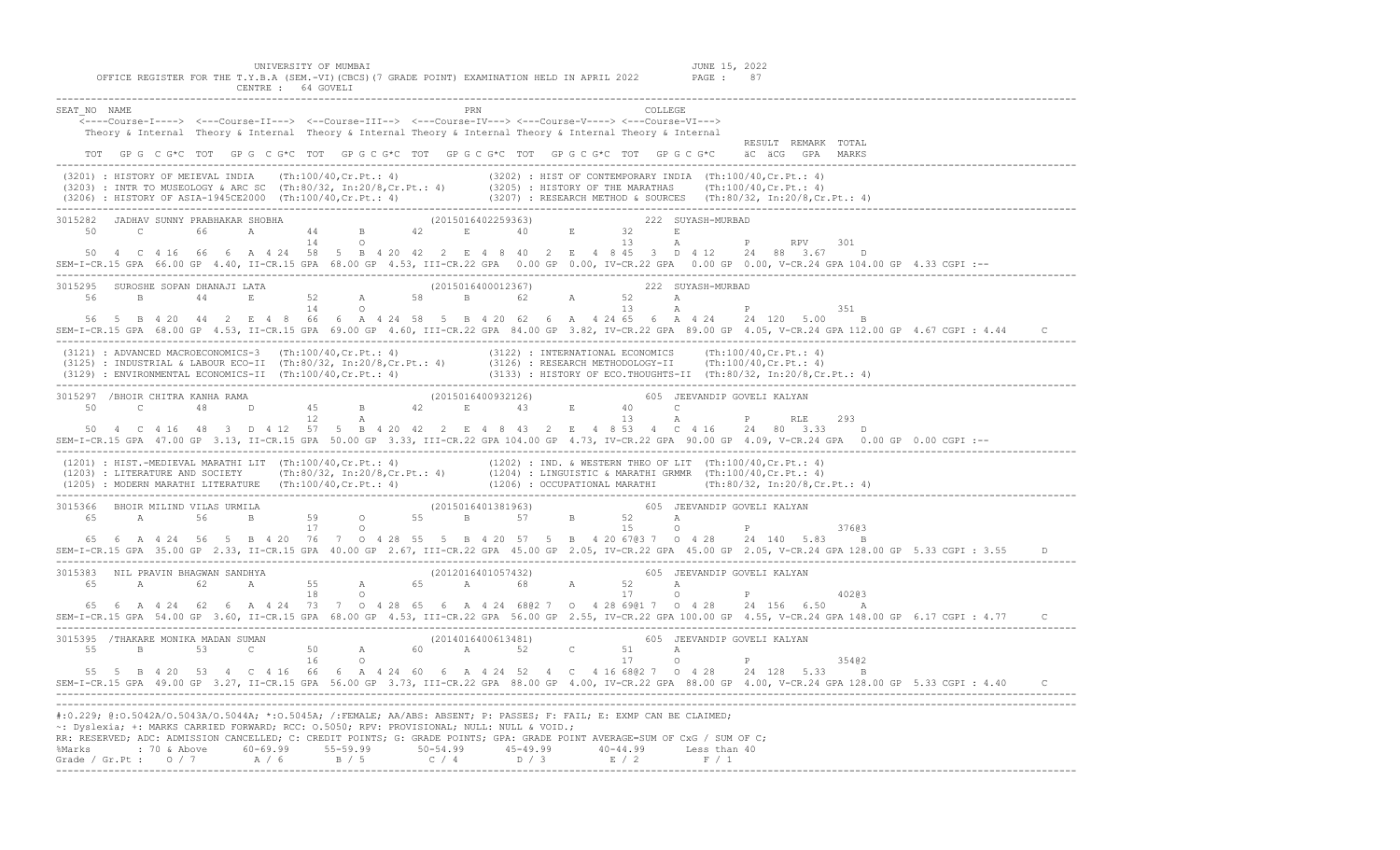UNIVERSITY OF MUMBAI — JUNE 15, 2022

OFFICE REGISTER FOR THE T.Y.B.A (SEM.-VI)(CBCS)(7 GRADE POINT) EXAMINATION HELD IN APRIL 2022 — PAGE : 87

CENTRE : 64 GOVELI

```
SEAT_NO  NAME                                                          PRN                              COLLEGE
    <----Course-I----> <---Course-II---> <--Course-III--> <---Course-IV---> <---Course-V----> <---Course-VI--->
    Theory & Internal  Theory & Internal  Theory & Internal Theory & Internal Theory & Internal Theory & Internal
                                                                                                               RESULT  REMARK  TOTAL
    TOT   GP G  C G*C  TOT   GP G  C G*C  TOT   GP G C G*C  TOT   GP G C G*C  TOT   GP G C G*C  TOT   GP G C G*C     äC  äCG   GPA   MARKS

 (3201) : HISTORY OF MEIEVAL INDIA    (Th:100/40,Cr.Pt.: 4)              (3202) : HIST OF CONTEMPORARY INDIA  (Th:100/40,Cr.Pt.: 4)
 (3203) : INTR TO MUSEOLOGY & ARC SC  (Th:80/32, In:20/8,Cr.Pt.: 4)      (3205) : HISTORY OF THE MARATHAS     (Th:100/40,Cr.Pt.: 4)
 (3206) : HISTORY OF ASIA-1945CE2000  (Th:100/40,Cr.Pt.: 4)              (3207) : RESEARCH METHOD & SOURCES   (Th:80/32, In:20/8,Cr.Pt.: 4)

3015282  JADHAV SUNNY PRABHAKAR SHOBHA                    (2015016402259363)                222 SUYASH-MURBAD
    50      C       66      A       44      B       42      E       40      E       32      E
                                    14      O                                       13      A           P       RPV     301
    50  4  C 4 16  66  6  A 4 24  58  5  B 4 20 42  2  E 4 8  40  2  E  4  8 45  3  D  4 12    24  88  3.67     D
SEM-I-CR.15 GPA 66.00 GP 4.40, II-CR.15 GPA 68.00 GP 4.53, III-CR.22 GPA  0.00 GP 0.00, IV-CR.22 GPA  0.00 GP 0.00, V-CR.24 GPA 104.00 GP 4.33 CGPI :--

3015295  SUROSHE SOPAN DHANAJI LATA                       (2015016400012367)                222 SUYASH-MURBAD
    56      B       44      E       52      A       58      B       62      A       52      A
                                    14      O                                       13      A           P               351
    56  5  B 4 20  44  2  E 4 8   66  6  A 4 24 58  5  B 4 20 62  6  A 4 24 65  6  A  4 24    24  120  5.00    B
SEM-I-CR.15 GPA 68.00 GP 4.53, II-CR.15 GPA 69.00 GP 4.60, III-CR.22 GPA 84.00 GP 3.82, IV-CR.22 GPA 89.00 GP 4.05, V-CR.24 GPA 112.00 GP 4.67 CGPI : 4.44     C

 (3121) : ADVANCED MACROECONOMICS-3   (Th:100/40,Cr.Pt.: 4)              (3122) : INTERNATIONAL ECONOMICS     (Th:100/40,Cr.Pt.: 4)
 (3125) : INDUSTRIAL & LABOUR ECO-II  (Th:80/32, In:20/8,Cr.Pt.: 4)      (3126) : RESEARCH METHODOLOGY-II     (Th:100/40,Cr.Pt.: 4)
 (3129) : ENVIRONMENTAL ECONOMICS-II  (Th:100/40,Cr.Pt.: 4)              (3133) : HISTORY OF ECO.THOUGHTS-II  (Th:80/32, In:20/8,Cr.Pt.: 4)

3015297  /BHOIR CHITRA KANHA RAMA                         (2015016400932126)                605 JEEVANDIP GOVELI KALYAN
    50      C       48      D       45      B       42      E       43      E       40      C
                                    12      A                                       13      A           P       RLE     293
    50  4  C 4 16  48  3  D 4 12  57  5  B 4 20 42  2  E 4 8  43  2  E  4  8 53  4  C  4 16    24  80  3.33     D
SEM-I-CR.15 GPA 47.00 GP 3.13, II-CR.15 GPA 50.00 GP 3.33, III-CR.22 GPA 104.00 GP 4.73, IV-CR.22 GPA 90.00 GP 4.09, V-CR.24 GPA  0.00 GP 0.00 CGPI :--

 (1201) : HIST.-MEDIEVAL MARATHI LIT  (Th:100/40,Cr.Pt.: 4)              (1202) : IND. & WESTERN THEO OF LIT  (Th:100/40,Cr.Pt.: 4)
 (1203) : LITERATURE AND SOCIETY      (Th:80/32, In:20/8,Cr.Pt.: 4)      (1204) : LINGUISTIC & MARATHI GRMMR  (Th:100/40,Cr.Pt.: 4)
 (1205) : MODERN MARATHI LITERATURE   (Th:100/40,Cr.Pt.: 4)              (1206) : OCCUPATIONAL MARATHI        (Th:80/32, In:20/8,Cr.Pt.: 4)

3015366  BHOIR MILIND VILAS URMILA                        (2015016401381963)                605 JEEVANDIP GOVELI KALYAN
    65      A       56      B       59      O       55      B       57      B       52      A
                                    17      O                                       15      O           P               376@3
    65  6  A 4 24  56  5  B 4 20  76  7  O 4 28 55  5  B 4 20 57  5  B  4 20 67@3 7  O  4 28    24  140  5.83    B
SEM-I-CR.15 GPA 35.00 GP 2.33, II-CR.15 GPA 40.00 GP 2.67, III-CR.22 GPA 45.00 GP 2.05, IV-CR.22 GPA 45.00 GP 2.05, V-CR.24 GPA 128.00 GP 5.33 CGPI : 3.55     D

3015383  NIL PRAVIN BHAGWAN SANDHYA                       (2012016401057432)                605 JEEVANDIP GOVELI KALYAN
    65      A       62      A       55      A       65      A       68      A       52      A
                                    18      O                                       17      O           P               402@3
    65  6  A 4 24  62  6  A 4 24  73  7  O 4 28 65  6  A 4 24 68@2 7  O  4 28 69@1 7  O  4 28    24  156  6.50    A
SEM-I-CR.15 GPA 54.00 GP 3.60, II-CR.15 GPA 68.00 GP 4.53, III-CR.22 GPA 56.00 GP 2.55, IV-CR.22 GPA 100.00 GP 4.55, V-CR.24 GPA 148.00 GP 6.17 CGPI : 4.77     C

3015395  /THAKARE MONIKA MADAN SUMAN                      (2014016400613481)                605 JEEVANDIP GOVELI KALYAN
    55      B       53      C       50      A       60      A       52      C       51      A
                                    16      O                                       17      O           P               354@2
    55  5  B 4 20  53  4  C 4 16  66  6  A 4 24 60  6  A 4 24 52  4  C  4 16 68@2 7  O  4 28    24  128  5.33    B
SEM-I-CR.15 GPA 49.00 GP 3.27, II-CR.15 GPA 56.00 GP 3.73, III-CR.22 GPA 88.00 GP 4.00, IV-CR.22 GPA 88.00 GP 4.00, V-CR.24 GPA 128.00 GP 5.33 CGPI : 4.40     C
```

#:0.229; @:O.5042A/O.5043A/O.5044A; *:O.5045A; /:FEMALE; AA/ABS: ABSENT; P: PASSES; F: FAIL; E: EXMP CAN BE CLAIMED;
~: Dyslexia; +: MARKS CARRIED FORWARD; RCC: O.5050; RPV: PROVISIONAL; NULL: NULL & VOID.;
RR: RESERVED; ADC: ADMISSION CANCELLED; C: CREDIT POINTS; G: GRADE POINTS; GPA: GRADE POINT AVERAGE=SUM OF CxG / SUM OF C;

| %Marks | 70 & Above | 60-69.99 | 55-59.99 | 50-54.99 | 45-49.99 | 40-44.99 | Less than 40 |
|---|---|---|---|---|---|---|---|
| Grade / Gr.Pt : | O / 7 | A / 6 | B / 5 | C / 4 | D / 3 | E / 2 | F / 1 |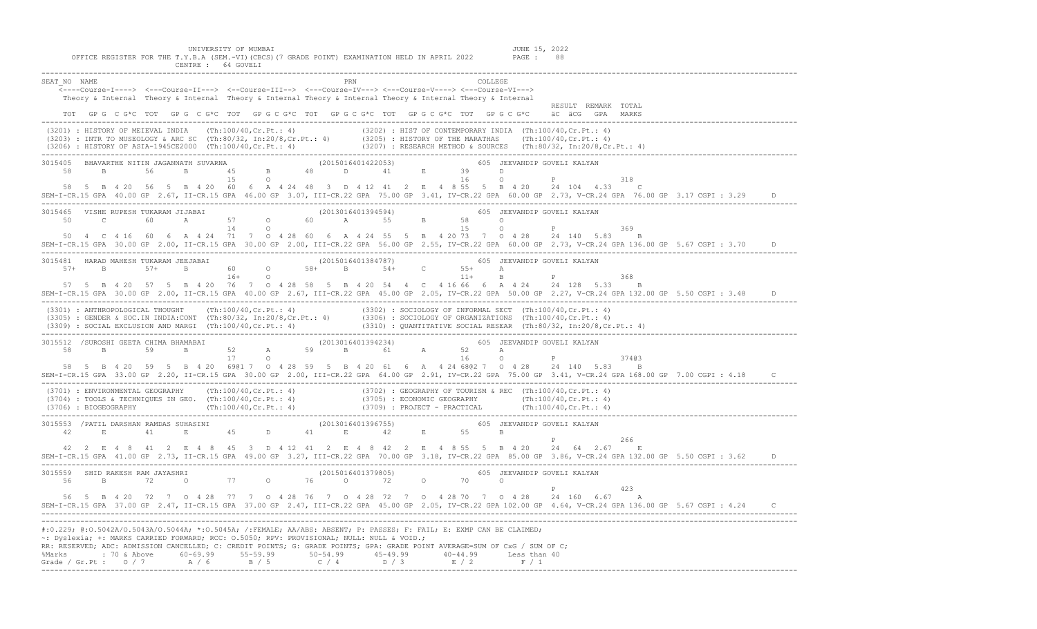UNIVERSITY OF MUMBAI

OFFICE REGISTER FOR THE T.Y.B.A (SEM.-VI)(CBCS)(7 GRADE POINT) EXAMINATION HELD IN APRIL 2022

JUNE 15, 2022

CENTRE : 64 GOVELI

```
SEAT_NO  NAME                                              PRN                           COLLEGE
    <----Course-I----> <---Course-II---> <--Course-III--> <---Course-IV---> <---Course-V----> <---Course-VI--->
    Theory & Internal  Theory & Internal  Theory & Internal Theory & Internal Theory & Internal Theory & Internal
                                                                                                               RESULT  REMARK  TOTAL
    TOT   GP G  C G*C  TOT   GP G  C G*C  TOT   GP G C G*C  TOT   GP G C G*C  TOT   GP G C G*C  TOT   GP G C G*C    äC  äCG   GPA   MARKS
------------------------------------------------------------------------------------------------------------------------------------------
 (3201) : HISTORY OF MEIEVAL INDIA    (Th:100/40,Cr.Pt.: 4)              (3202) : HIST OF CONTEMPORARY INDIA  (Th:100/40,Cr.Pt.: 4)
 (3203) : INTR TO MUSEOLOGY & ARC SC  (Th:80/32, In:20/8,Cr.Pt.: 4)      (3205) : HISTORY OF THE MARATHAS     (Th:100/40,Cr.Pt.: 4)
 (3206) : HISTORY OF ASIA-1945CE2000  (Th:100/40,Cr.Pt.: 4)              (3207) : RESEARCH METHOD & SOURCES   (Th:80/32, In:20/8,Cr.Pt.: 4)
------------------------------------------------------------------------------------------------------------------------------------------
3015405  BHAVARTHE NITIN JAGANNATH SUVARNA             (2015016401422053)             605  JEEVANDIP GOVELI KALYAN
    58      B       56      B        45       B       48      D        41       E        39       D
                                     15       O                                          16       O          P                318
    58  5   B  4 20  56  5   B  4 20  60   6  A  4 24  48   3  D  4 12  41   2  E  4  8 55  5   B  4 20     24  104   4.33      C
SEM-I-CR.15 GPA  40.00 GP  2.67, II-CR.15 GPA  46.00 GP  3.07, III-CR.22 GPA  75.00 GP  3.41, IV-CR.22 GPA  60.00 GP  2.73, V-CR.24 GPA  76.00 GP  3.17 CGPI : 3.29     D
------------------------------------------------------------------------------------------------------------------------------------------
3015465  VISHE RUPESH TUKARAM JIJABAI                  (2013016401394594)             605  JEEVANDIP GOVELI KALYAN
    50      C       60      A        57       O       60      A        55       B        58       O
                                     14       O                                          15       O          P                369
    50  4   C  4 16  60  6   A  4 24  71   7  O  4 28  60  6   A  4 24  55  5   B  4 20 73   7  O  4 28     24  140   5.83      B
SEM-I-CR.15 GPA  30.00 GP  2.00, II-CR.15 GPA  30.00 GP  2.00, III-CR.22 GPA  56.00 GP  2.55, IV-CR.22 GPA  60.00 GP  2.73, V-CR.24 GPA 136.00 GP  5.67 CGPI : 3.70     D
------------------------------------------------------------------------------------------------------------------------------------------
3015481  HARAD MAHESH TUKARAM JEEJABAI                 (2015016401384787)             605  JEEVANDIP GOVELI KALYAN
    57+     B       57+     B        60       O       58+     B        54+      C        55+      A
                                     16+      O                                          11+      B          P                368
    57  5   B  4 20  57  5   B  4 20  76   7  O  4 28  58  5   B  4 20  54  4   C  4 16 66   6  A  4 24     24  128   5.33      B
SEM-I-CR.15 GPA  30.00 GP  2.00, II-CR.15 GPA  40.00 GP  2.67, III-CR.22 GPA  45.00 GP  2.05, IV-CR.22 GPA  50.00 GP  2.27, V-CR.24 GPA 132.00 GP  5.50 CGPI : 3.48     D
------------------------------------------------------------------------------------------------------------------------------------------
 (3301) : ANTHROPOLOGICAL THOUGHT     (Th:100/40,Cr.Pt.: 4)              (3302) : SOCIOLOGY OF INFORMAL SECT  (Th:100/40,Cr.Pt.: 4)
 (3305) : GENDER & SOC.IN INDIA:CONT  (Th:80/32, In:20/8,Cr.Pt.: 4)      (3306) : SOCIOLOGY OF ORGANIZATIONS  (Th:100/40,Cr.Pt.: 4)
 (3309) : SOCIAL EXCLUSION AND MARGI  (Th:100/40,Cr.Pt.: 4)              (3310) : QUANTITATIVE SOCIAL RESEAR  (Th:80/32, In:20/8,Cr.Pt.: 4)
------------------------------------------------------------------------------------------------------------------------------------------
3015512  /SUROSHI GEETA CHIMA BHAMABAI                 (2013016401394234)             605  JEEVANDIP GOVELI KALYAN
    58      B       59      B        52       A       59      B        61       A        52       A
                                     17       O                                          16       O          P                374@3
    58  5   B  4 20  59  5   B  4 20  69@1 7  O  4 28  59  5   B  4 20  61  6   A  4 24 68@2 7  O  4 28     24  140   5.83      B
SEM-I-CR.15 GPA  33.00 GP  2.20, II-CR.15 GPA  30.00 GP  2.00, III-CR.22 GPA  64.00 GP  2.91, IV-CR.22 GPA  75.00 GP  3.41, V-CR.24 GPA 168.00 GP  7.00 CGPI : 4.18     C
------------------------------------------------------------------------------------------------------------------------------------------
 (3701) : ENVIRONMENTAL GEOGRAPHY     (Th:100/40,Cr.Pt.: 4)              (3702) : GEOGRAPHY OF TOURISM & REC  (Th:100/40,Cr.Pt.: 4)
 (3704) : TOOLS & TECHNIQUES IN GEO.  (Th:100/40,Cr.Pt.: 4)              (3705) : ECONOMIC GEOGRAPHY          (Th:100/40,Cr.Pt.: 4)
 (3706) : BIOGEOGRAPHY                (Th:100/40,Cr.Pt.: 4)              (3709) : PROJECT - PRACTICAL         (Th:100/40,Cr.Pt.: 4)
------------------------------------------------------------------------------------------------------------------------------------------
3015553  /PATIL DARSHAN RAMDAS SUHASINI                (2013016401396755)             605  JEEVANDIP GOVELI KALYAN
    42      E       41      E        45       D       41      E        42       E        55       B
                                                                                                             P                266
    42  2   E  4  8  41  2   E  4  8  45   3  D  4 12  41  2   E  4  8  42  2   E  4  8 55   5  B  4 20     24   64   2.67      E
SEM-I-CR.15 GPA  41.00 GP  2.73, II-CR.15 GPA  49.00 GP  3.27, III-CR.22 GPA  70.00 GP  3.18, IV-CR.22 GPA  85.00 GP  3.86, V-CR.24 GPA 132.00 GP  5.50 CGPI : 3.62     D
------------------------------------------------------------------------------------------------------------------------------------------
3015559  SHID RAKESH RAM JAYASHRI                      (2015016401379805)             605  JEEVANDIP GOVELI KALYAN
    56      B       72      O        77       O       76      O        72       O        70       O
                                                                                                             P                423
    56  5   B  4 20  72  7   O  4 28  77   7  O  4 28  76  7   O  4 28  72  7   O  4 28 70   7  O  4 28     24  160   6.67      A
SEM-I-CR.15 GPA  37.00 GP  2.47, II-CR.15 GPA  37.00 GP  2.47, III-CR.22 GPA  45.00 GP  2.05, IV-CR.22 GPA 102.00 GP  4.64, V-CR.24 GPA 136.00 GP  5.67 CGPI : 4.24     C
------------------------------------------------------------------------------------------------------------------------------------------
```

#:O.229; @:O.5042A/O.5043A/O.5044A; *:O.5045A; /:FEMALE; AA/ABS: ABSENT; P: PASSES; F: FAIL; E: EXMP CAN BE CLAIMED;
~: Dyslexia; +: MARKS CARRIED FORWARD; RCC: O.5050; RPV: PROVISIONAL; NULL: NULL & VOID.;
RR: RESERVED; ADC: ADMISSION CANCELLED; C: CREDIT POINTS; G: GRADE POINTS; GPA: GRADE POINT AVERAGE=SUM OF CxG / SUM OF C;

| %Marks | : 70 & Above | 60-69.99 | 55-59.99 | 50-54.99 | 45-49.99 | 40-44.99 | Less than 40 |
|---|---|---|---|---|---|---|---|
| Grade / Gr.Pt : | O / 7 | A / 6 | B / 5 | C / 4 | D / 3 | E / 2 | F / 1 |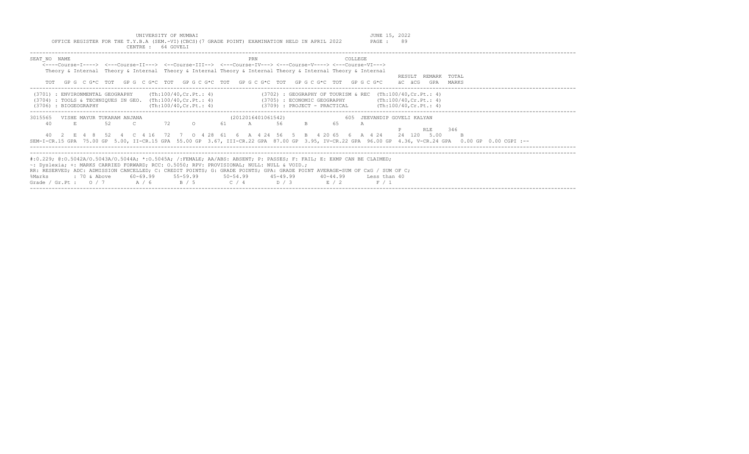UNIVERSITY OF MUMBAI
OFFICE REGISTER FOR THE T.Y.B.A (SEM.-VI)(CBCS)(7 GRADE POINT) EXAMINATION HELD IN APRIL 2022
CENTRE : 64 GOVELI

JUNE 15, 2022

| SEAT_NO | NAME | | PRN | COLLEGE |
|---|---|---|---|---|

```
    <----Course-I----> <---Course-II---> <--Course-III--> <---Course-IV---> <---Course-V----> <---Course-VI--->
    Theory & Internal  Theory & Internal  Theory & Internal Theory & Internal Theory & Internal Theory & Internal
                                                                                                              RESULT  REMARK  TOTAL
    TOT   GP G  C G*C  TOT   GP G  C G*C  TOT   GP G C G*C  TOT   GP G C G*C  TOT   GP G C G*C  TOT   GP G C G*C    äC  äCG   GPA   MARKS
```

(3701) : ENVIRONMENTAL GEOGRAPHY (Th:100/40,Cr.Pt.: 4)
(3702) : GEOGRAPHY OF TOURISM & REC (Th:100/40,Cr.Pt.: 4)
(3704) : TOOLS & TECHNIQUES IN GEO. (Th:100/40,Cr.Pt.: 4)
(3705) : ECONOMIC GEOGRAPHY (Th:100/40,Cr.Pt.: 4)
(3706) : BIOGEOGRAPHY (Th:100/40,Cr.Pt.: 4)
(3709) : PROJECT - PRACTICAL (Th:100/40,Cr.Pt.: 4)

```
3015565   VISHE MAYUR TUKARAM ANJANA                   (2012016401061542)                  605  JEEVANDIP GOVELI KALYAN
    40      E       52      C       72      O       61      A       56      B       65      A
                                                                                                              P       RLE     346
    40  2  E  4  8   52  4  C  4 16   72  7  O  4 28  61  6  A  4 24  56  5  B  4 20 65  6  A  4 24     24  120   5.00     B
SEM-I-CR.15 GPA  75.00 GP  5.00, II-CR.15 GPA  55.00 GP  3.67, III-CR.22 GPA  87.00 GP  3.95, IV-CR.22 GPA  96.00 GP  4.36, V-CR.24 GPA   0.00 GP  0.00 CGPI :--
```

#:0.229; @:O.5042A/O.5043A/O.5044A; *:O.5045A; /:FEMALE; AA/ABS: ABSENT; P: PASSES; F: FAIL; E: EXMP CAN BE CLAIMED;
~: Dyslexia; +: MARKS CARRIED FORWARD; RCC: O.5050; RPV: PROVISIONAL; NULL: NULL & VOID.;
RR: RESERVED; ADC: ADMISSION CANCELLED; C: CREDIT POINTS; G: GRADE POINTS; GPA: GRADE POINT AVERAGE=SUM OF CxG / SUM OF C;

| %Marks | : 70 & Above | 60-69.99 | 55-59.99 | 50-54.99 | 45-49.99 | 40-44.99 | Less than 40 |
|---|---|---|---|---|---|---|---|
| Grade / Gr.Pt : | O / 7 | A / 6 | B / 5 | C / 4 | D / 3 | E / 2 | F / 1 |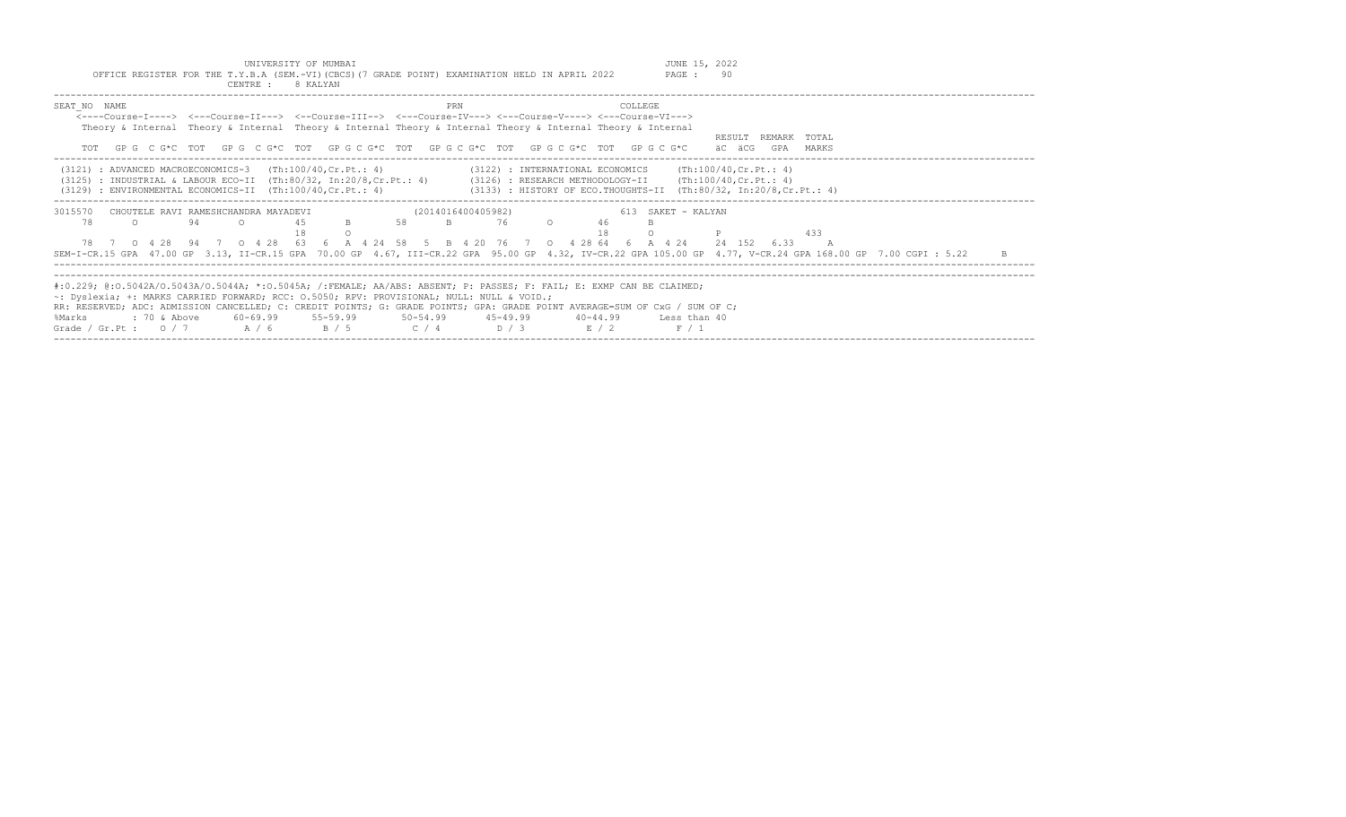UNIVERSITY OF MUMBAI

JUNE 15, 2022

OFFICE REGISTER FOR THE T.Y.B.A (SEM.-VI)(CBCS)(7 GRADE POINT) EXAMINATION HELD IN APRIL 2022

CENTRE : 8 KALYAN

```
SEAT_NO  NAME                                                    PRN                           COLLEGE
    <----Course-I----> <---Course-II---> <--Course-III--> <---Course-IV---> <---Course-V----> <---Course-VI--->
    Theory & Internal  Theory & Internal  Theory & Internal Theory & Internal Theory & Internal Theory & Internal
                                                                                                              RESULT  REMARK  TOTAL
    TOT  GP G  C G*C  TOT  GP G  C G*C  TOT  GP G C G*C  TOT  GP G C G*C  TOT  GP G C G*C  TOT  GP G C G*C   äC  äCG  GPA   MARKS
```

```
(3121) : ADVANCED MACROECONOMICS-3  (Th:100/40,Cr.Pt.: 4)              (3122) : INTERNATIONAL ECONOMICS     (Th:100/40,Cr.Pt.: 4)
(3125) : INDUSTRIAL & LABOUR ECO-II  (Th:80/32, In:20/8,Cr.Pt.: 4)     (3126) : RESEARCH METHODOLOGY-II     (Th:100/40,Cr.Pt.: 4)
(3129) : ENVIRONMENTAL ECONOMICS-II  (Th:100/40,Cr.Pt.: 4)             (3133) : HISTORY OF ECO.THOUGHTS-II  (Th:80/32, In:20/8,Cr.Pt.: 4)
```

```
3015570   CHOUTELE RAVI RAMESHCHANDRA MAYADEVI              (2014016400405982)              613  SAKET - KALYAN
    78      O       94      O       45      B       58      B       76      O       46      B
                                    18      O                                       18      O           P              433
    78  7  O  4 28   94  7  O  4 28   63  6  A  4 24  58  5  B  4 20  76  7  O  4 28 64  6  A  4 24    24  152  6.33    A
SEM-I-CR.15 GPA  47.00 GP  3.13, II-CR.15 GPA  70.00 GP  4.67, III-CR.22 GPA  95.00 GP  4.32, IV-CR.22 GPA 105.00 GP  4.77, V-CR.24 GPA 168.00 GP  7.00 CGPI : 5.22     B
```

```
#:O.229; @:O.5042A/O.5043A/O.5044A; *:O.5045A; /:FEMALE; AA/ABS: ABSENT; P: PASSES; F: FAIL; E: EXMP CAN BE CLAIMED;
~: Dyslexia; +: MARKS CARRIED FORWARD; RCC: O.5050; RPV: PROVISIONAL; NULL: NULL & VOID.;
RR: RESERVED; ADC: ADMISSION CANCELLED; C: CREDIT POINTS; G: GRADE POINTS; GPA: GRADE POINT AVERAGE=SUM OF CxG / SUM OF C;
%Marks        : 70 & Above     60-69.99      55-59.99      50-54.99      45-49.99      40-44.99      Less than 40
Grade / Gr.Pt :   O / 7          A / 6         B / 5         C / 4         D / 3         E / 2          F / 1
```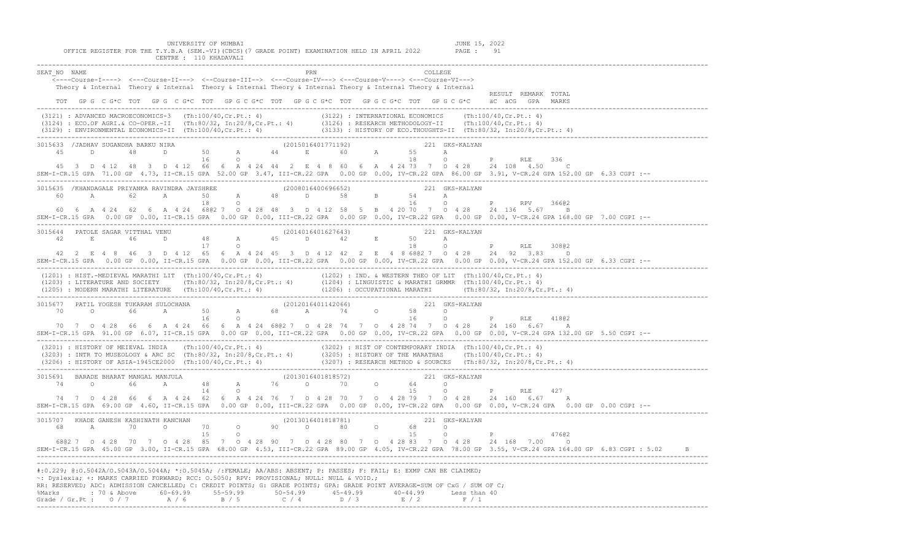UNIVERSITY OF MUMBAI — JUNE 15, 2022

OFFICE REGISTER FOR THE T.Y.B.A (SEM.-VI)(CBCS)(7 GRADE POINT) EXAMINATION HELD IN APRIL 2022 — PAGE : 91

CENTRE : 110 KHADAVALI

```
SEAT_NO  NAME                                              PRN                               COLLEGE
    <----Course-I----> <---Course-II---> <--Course-III--> <---Course-IV---> <---Course-V----> <---Course-VI--->
    Theory & Internal  Theory & Internal  Theory & Internal Theory & Internal Theory & Internal Theory & Internal
                                                                                                              RESULT  REMARK  TOTAL
    TOT   GP G  C G*C  TOT   GP G  C G*C  TOT   GP G C G*C  TOT   GP G C G*C  TOT   GP G C G*C  TOT   GP G C G*C    äC  äCG   GPA   MARKS
----------------------------------------------------------------------------------------------------------------------------------------
 (3121) : ADVANCED MACROECONOMICS-3   (Th:100/40,Cr.Pt.: 4)              (3122) : INTERNATIONAL ECONOMICS     (Th:100/40,Cr.Pt.: 4)
 (3124) : ECO.OF AGRI.& CO-OPER.-II   (Th:80/32, In:20/8,Cr.Pt.: 4)      (3126) : RESEARCH METHODOLOGY-II     (Th:100/40,Cr.Pt.: 4)
 (3129) : ENVIRONMENTAL ECONOMICS-II  (Th:100/40,Cr.Pt.: 4)              (3133) : HISTORY OF ECO.THOUGHTS-II  (Th:80/32, In:20/8,Cr.Pt.: 4)
----------------------------------------------------------------------------------------------------------------------------------------
3015633 /JADHAV SUGANDHA BARKU NIRA                       (2015016401771192)                 221 GKS-KALYAN
    45      D       48      D       50      A       44      E       60      A       55      A
                                    16      O                                       18      O         P      RLE     336
    45  3   D  4 12   48  3   D  4 12   66  6   A  4 24  44  2   E  4  8  60  6   A  4 24 73  7   O  4 28    24  108  4.50     C
SEM-I-CR.15 GPA  71.00 GP  4.73, II-CR.15 GPA  52.00 GP  3.47, III-CR.22 GPA   0.00 GP  0.00, IV-CR.22 GPA  86.00 GP  3.91, V-CR.24 GPA 152.00 GP  6.33 CGPI :--
----------------------------------------------------------------------------------------------------------------------------------------
3015635 /KHANDAGALE PRIYANKA RAVINDRA JAYSHREE             (2008016400696652)                 221 GKS-KALYAN
    60      A       62      A       50      A       48      D       58      B       54      A
                                    18      O                                       16      O         P      RPV     366@2
    60  6   A  4 24   62  6   A  4 24   68@2 7  O  4 28  48  3   D  4 12  58  5   B  4 20 70  7   O  4 28    24  136  5.67     B
SEM-I-CR.15 GPA   0.00 GP  0.00, II-CR.15 GPA   0.00 GP  0.00, III-CR.22 GPA   0.00 GP  0.00, IV-CR.22 GPA   0.00 GP  0.00, V-CR.24 GPA 168.00 GP  7.00 CGPI :--
----------------------------------------------------------------------------------------------------------------------------------------
3015644  PATOLE SAGAR VITTHAL VENU                         (2014016401627643)                 221 GKS-KALYAN
    42      E       46      D       48      A       45      D       42      E       50      A
                                    17      O                                       18      O         P      RLE     308@2
    42  2   E  4  8   46  3   D  4 12   65  6   A  4 24  45  3   D  4 12  42  2   E  4  8 68@2 7  O  4 28    24   92  3.83     D
SEM-I-CR.15 GPA   0.00 GP  0.00, II-CR.15 GPA   0.00 GP  0.00, III-CR.22 GPA   0.00 GP  0.00, IV-CR.22 GPA   0.00 GP  0.00, V-CR.24 GPA 152.00 GP  6.33 CGPI :--
----------------------------------------------------------------------------------------------------------------------------------------
 (1201) : HIST.-MEDIEVAL MARATHI LIT  (Th:100/40,Cr.Pt.: 4)              (1202) : IND. & WESTERN THEO OF LIT  (Th:100/40,Cr.Pt.: 4)
 (1203) : LITERATURE AND SOCIETY      (Th:80/32, In:20/8,Cr.Pt.: 4)      (1204) : LINGUISTIC & MARATHI GRMMR  (Th:100/40,Cr.Pt.: 4)
 (1205) : MODERN MARATHI LITERATURE   (Th:100/40,Cr.Pt.: 4)              (1206) : OCCUPATIONAL MARATHI        (Th:80/32, In:20/8,Cr.Pt.: 4)
----------------------------------------------------------------------------------------------------------------------------------------
3015677  PATIL YOGESH TUKARAM SULOCHANA                    (2012016401142066)                 221 GKS-KALYAN
    70      O       66      A       50      A       68      A       74      O       58      O
                                    16      O                                       16      O         P      RLE     418@2
    70  7   O  4 28   66  6   A  4 24   66  6   A  4 24  68@2 7  O  4 28  74  7   O  4 28 74  7   O  4 28    24  160  6.67     A
SEM-I-CR.15 GPA  91.00 GP  6.07, II-CR.15 GPA   0.00 GP  0.00, III-CR.22 GPA   0.00 GP  0.00, IV-CR.22 GPA   0.00 GP  0.00, V-CR.24 GPA 132.00 GP  5.50 CGPI :--
----------------------------------------------------------------------------------------------------------------------------------------
 (3201) : HISTORY OF MEIEVAL INDIA    (Th:100/40,Cr.Pt.: 4)              (3202) : HIST OF CONTEMPORARY INDIA  (Th:100/40,Cr.Pt.: 4)
 (3203) : INTR TO MUSEOLOGY & ARC SC  (Th:80/32, In:20/8,Cr.Pt.: 4)      (3205) : HISTORY OF THE MARATHAS     (Th:100/40,Cr.Pt.: 4)
 (3206) : HISTORY OF ASIA-1945CE2000  (Th:100/40,Cr.Pt.: 4)              (3207) : RESEARCH METHOD & SOURCES   (Th:80/32, In:20/8,Cr.Pt.: 4)
----------------------------------------------------------------------------------------------------------------------------------------
3015691  BARADE BHARAT MANGAL MANJULA                      (2013016401818572)                 221 GKS-KALYAN
    74      O       66      A       48      A       76      O       70      O       64      O
                                    14      O                                       15      O         P      RLE     427
    74  7   O  4 28   66  6   A  4 24   62  6   A  4 24  76  7   O  4 28  70  7   O  4 28 79  7   O  4 28    24  160  6.67     A
SEM-I-CR.15 GPA  69.00 GP  4.60, II-CR.15 GPA   0.00 GP  0.00, III-CR.22 GPA   0.00 GP  0.00, IV-CR.22 GPA   0.00 GP  0.00, V-CR.24 GPA   0.00 GP  0.00 CGPI :--
----------------------------------------------------------------------------------------------------------------------------------------
3015707  KHADE GANESH KASHINATH KANCHAN                    (2013016401818781)                 221 GKS-KALYAN
    68      A       70      O       70      O       90      O       80      O       68      O
                                    15      O                                       15      O         P              476@2
    68@2 7  O  4 28   70  7   O  4 28   85  7   O  4 28  90  7   O  4 28  80  7   O  4 28 83  7   O  4 28    24  168  7.00     O
SEM-I-CR.15 GPA  45.00 GP  3.00, II-CR.15 GPA  68.00 GP  4.53, III-CR.22 GPA  89.00 GP  4.05, IV-CR.22 GPA  78.00 GP  3.55, V-CR.24 GPA 164.00 GP  6.83 CGPI : 5.02     B
----------------------------------------------------------------------------------------------------------------------------------------
#:O.229; @:O.5042A/O.5043A/O.5044A; *:O.5045A; /:FEMALE; AA/ABS: ABSENT; P: PASSES; F: FAIL; E: EXMP CAN BE CLAIMED;
~: Dyslexia; +: MARKS CARRIED FORWARD; RCC: O.5050; RPV: PROVISIONAL; NULL: NULL & VOID.;
RR: RESERVED; ADC: ADMISSION CANCELLED; C: CREDIT POINTS; G: GRADE POINTS; GPA: GRADE POINT AVERAGE=SUM OF CxG / SUM OF C;
%Marks        : 70 & Above      60-69.99      55-59.99       50-54.99       45-49.99       40-44.99       Less than 40
Grade / Gr.Pt :    O / 7         A / 6         B / 5          C / 4          D / 3          E / 2          F / 1
```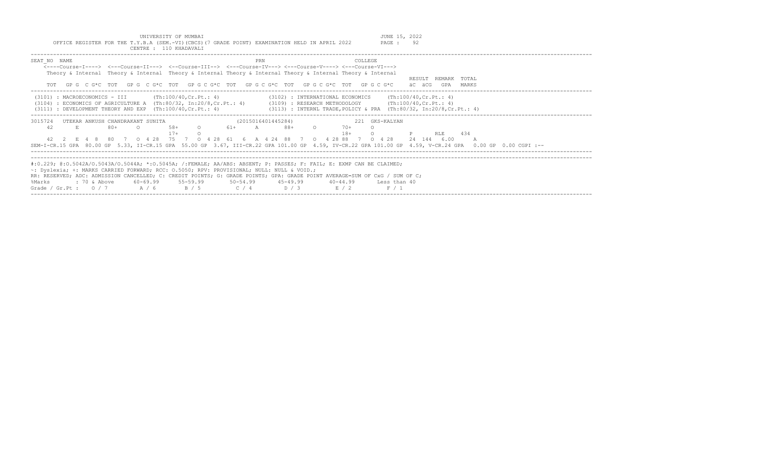UNIVERSITY OF MUMBAI
JUNE 15, 2022

OFFICE REGISTER FOR THE T.Y.B.A (SEM.-VI)(CBCS)(7 GRADE POINT) EXAMINATION HELD IN APRIL 2022 PAGE : 92

CENTRE : 110 KHADAVALI

```
SEAT_NO  NAME                                                  PRN                           COLLEGE
    <----Course-I----> <---Course-II---> <--Course-III--> <---Course-IV---> <---Course-V----> <---Course-VI--->
    Theory & Internal  Theory & Internal Theory & Internal Theory & Internal Theory & Internal Theory & Internal
                                                                                                                RESULT  REMARK  TOTAL
    TOT   GP G  C G*C  TOT   GP G  C G*C  TOT   GP G C G*C  TOT   GP G C G*C  TOT   GP G C G*C  TOT   GP G C G*C     äC  äCG   GPA   MARKS
```

```
(3101) : MACROECONOMICS - III        (Th:100/40,Cr.Pt.: 4)              (3102) : INTERNATIONAL ECONOMICS     (Th:100/40,Cr.Pt.: 4)
(3104) : ECONOMICS OF AGRICULTURE A  (Th:80/32, In:20/8,Cr.Pt.: 4)      (3109) : RESEARCH METHODOLOGY        (Th:100/40,Cr.Pt.: 4)
(3111) : DEVELOPMENT THEORY AND EXP  (Th:100/40,Cr.Pt.: 4)              (3113) : INTERNL TRADE,POLICY & PRA  (Th:80/32, In:20/8,Cr.Pt.: 4)
```

```
3015724  UTEKAR ANKUSH CHANDRAKANT SUNITA                    (2015016401445284)              221 GKS-KALYAN
    42      E        80+     O        58+     O       61+     A       88+     O       70+     O
                                      17+     O                                       18+     O          P      RLE     434
    42  2  E  4  8   80  7  O  4 28   75  7  O  4 28  61  6  A  4 24  88  7  O  4 28 88  7  O  4 28    24  144  6.00     A
SEM-I-CR.15 GPA  80.00 GP  5.33, II-CR.15 GPA  55.00 GP  3.67, III-CR.22 GPA 101.00 GP  4.59, IV-CR.22 GPA 101.00 GP  4.59, V-CR.24 GPA   0.00 GP  0.00 CGPI :--
```

#:O.229; @:O.5042A/O.5043A/O.5044A; *:O.5045A; /:FEMALE; AA/ABS: ABSENT; P: PASSES; F: FAIL; E: EXMP CAN BE CLAIMED;
~: Dyslexia; +: MARKS CARRIED FORWARD; RCC: O.5050; RPV: PROVISIONAL; NULL: NULL & VOID.;
RR: RESERVED; ADC: ADMISSION CANCELLED; C: CREDIT POINTS; G: GRADE POINTS; GPA: GRADE POINT AVERAGE=SUM OF CxG / SUM OF C;

| %Marks | : 70 & Above | 60-69.99 | 55-59.99 | 50-54.99 | 45-49.99 | 40-44.99 | Less than 40 |
|---|---|---|---|---|---|---|---|
| Grade / Gr.Pt : | O / 7 | A / 6 | B / 5 | C / 4 | D / 3 | E / 2 | F / 1 |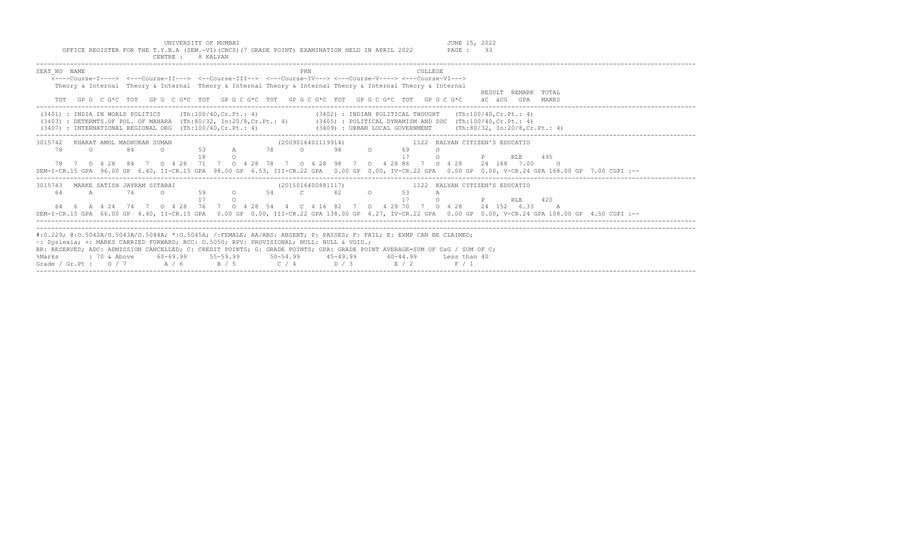UNIVERSITY OF MUMBAI
JUNE 15, 2022

OFFICE REGISTER FOR THE T.Y.B.A (SEM.-VI)(CBCS)(7 GRADE POINT) EXAMINATION HELD IN APRIL 2022

CENTRE : 8 KALYAN

```
SEAT_NO  NAME                                          PRN                              COLLEGE
   <----Course-I----> <---Course-II---> <--Course-III--> <---Course-IV---> <---Course-V----> <---Course-VI--->
   Theory & Internal  Theory & Internal  Theory & Internal Theory & Internal Theory & Internal Theory & Internal
                                                                                                    RESULT  REMARK  TOTAL
   TOT  GP G  C G*C  TOT  GP G  C G*C  TOT  GP G C G*C  TOT  GP G C G*C  TOT  GP G C G*C  TOT  GP G C G*C   äC  äCG  GPA  MARKS
```

```
(3401) : INDIA IN WORLD POLITICS     (Th:100/40,Cr.Pt.: 4)              (3402) : INDIAN POLITICAL THOUGHT    (Th:100/40,Cr.Pt.: 4)
(3403) : DETERMTS.OF POL. OF MAHARA  (Th:80/32, In:20/8,Cr.Pt.: 4)      (3405) : POLITICAL DYNAMISM AND SOC  (Th:100/40,Cr.Pt.: 4)
(3407) : INTERNATIONAL REGIONAL ORG  (Th:100/40,Cr.Pt.: 4)              (3409) : URBAN LOCAL GOVERNMENT      (Th:80/32, In:20/8,Cr.Pt.: 4)
```

```
3015742  KHARAT AMOL MADHUKAR SUMAN                (2009016401119914)               1122  KALYAN CITIZEN'S EDUCATIO
    78      O       84      O       53      A       78      O       98      O       69      O
                                    18      O                                       17      O          P       RLE     495
    78  7  O 4 28  84  7  O 4 28  71  7  O 4 28  78  7  O 4 28  98  7  O  4 28 86  7  O 4 28    24  168  7.00     O
SEM-I-CR.15 GPA  96.00 GP  6.40, II-CR.15 GPA  98.00 GP  6.53, III-CR.22 GPA   0.00 GP  0.00, IV-CR.22 GPA   0.00 GP  0.00, V-CR.24 GPA 168.00 GP  7.00 CGPI :--
```

```
3015743  MARKE SATISH JAYRAM SITABAI               (2015016400881117)               1122  KALYAN CITIZEN'S EDUCATIO
    64      A       74      O       59      O       54      C       82      O       53      A
                                    17      O                                       17      O          P       RLE     420
    64  6  A 4 24  74  7  O 4 28  76  7  O 4 28  54  4  C 4 16  82  7  O  4 28 70  7  O 4 28    24  152  6.33     A
SEM-I-CR.15 GPA  66.00 GP  4.40, II-CR.15 GPA   0.00 GP  0.00, III-CR.22 GPA 138.00 GP  6.27, IV-CR.22 GPA   0.00 GP  0.00, V-CR.24 GPA 108.00 GP  4.50 CGPI :--
```

#:0.229; @:O.5042A/O.5043A/O.5044A; *:O.5045A; /:FEMALE; AA/ABS: ABSENT; P: PASSES; F: FAIL; E: EXMP CAN BE CLAIMED;
~: Dyslexia; +: MARKS CARRIED FORWARD; RCC: O.5050; RPV: PROVISIONAL; NULL: NULL & VOID.;
RR: RESERVED; ADC: ADMISSION CANCELLED; C: CREDIT POINTS; G: GRADE POINTS; GPA: GRADE POINT AVERAGE=SUM OF CxG / SUM OF C;

| %Marks | : 70 & Above | 60-69.99 | 55-59.99 | 50-54.99 | 45-49.99 | 40-44.99 | Less than 40 |
|---|---|---|---|---|---|---|---|
| Grade / Gr.Pt : | O / 7 | A / 6 | B / 5 | C / 4 | D / 3 | E / 2 | F / 1 |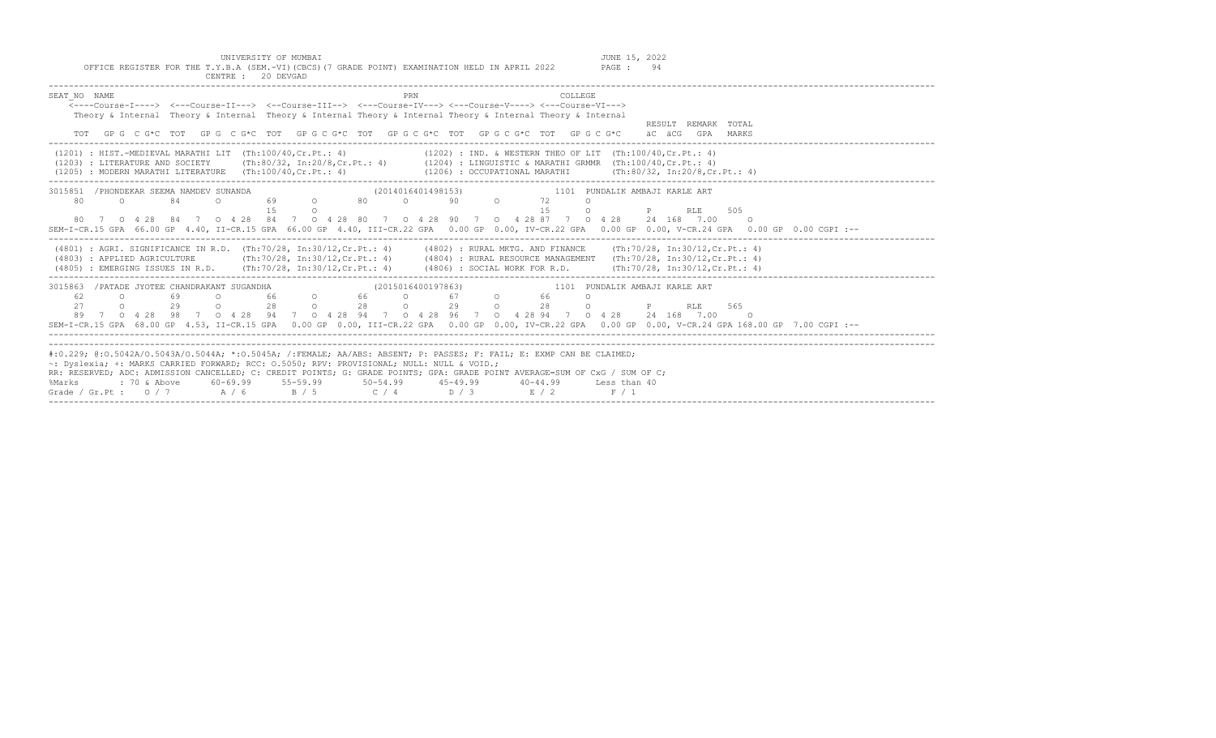UNIVERSITY OF MUMBAI
JUNE 15, 2022

OFFICE REGISTER FOR THE T.Y.B.A (SEM.-VI)(CBCS)(7 GRADE POINT) EXAMINATION HELD IN APRIL 2022

CENTRE : 20 DEVGAD

```
SEAT_NO  NAME                                                          PRN                           COLLEGE
    <----Course-I----> <---Course-II---> <--Course-III--> <---Course-IV---> <---Course-V----> <---Course-VI--->
    Theory & Internal  Theory & Internal  Theory & Internal Theory & Internal Theory & Internal Theory & Internal
                                                                                                                   RESULT  REMARK  TOTAL
    TOT   GP G  C G*C  TOT   GP G  C G*C  TOT   GP G C G*C  TOT   GP G C G*C  TOT   GP G C G*C  TOT   GP G C G*C    äC  äCG   GPA   MARKS
```

```
(1201) : HIST.-MEDIEVAL MARATHI LIT  (Th:100/40,Cr.Pt.: 4)              (1202) : IND. & WESTERN THEO OF LIT  (Th:100/40,Cr.Pt.: 4)
(1203) : LITERATURE AND SOCIETY      (Th:80/32, In:20/8,Cr.Pt.: 4)      (1204) : LINGUISTIC & MARATHI GRMMR  (Th:100/40,Cr.Pt.: 4)
(1205) : MODERN MARATHI LITERATURE   (Th:100/40,Cr.Pt.: 4)              (1206) : OCCUPATIONAL MARATHI        (Th:80/32, In:20/8,Cr.Pt.: 4)
```

```
3015851  /PHONDEKAR SEEMA NAMDEV SUNANDA                    (2014016401498153)              1101  PUNDALIK AMBAJI KARLE ART
    80      O       84      O       69      O       80      O       90      O       72      O
                                    15      O                                       15      O          P       RLE     505
    80  7  O 4 28  84  7  O 4 28  84  7  O 4 28  80  7  O 4 28  90  7  O  4 28 87  7  O 4 28    24  168  7.00     O
SEM-I-CR.15 GPA  66.00 GP 4.40, II-CR.15 GPA  66.00 GP 4.40, III-CR.22 GPA  0.00 GP 0.00, IV-CR.22 GPA  0.00 GP 0.00, V-CR.24 GPA  0.00 GP 0.00 CGPI :--
```

```
(4801) : AGRI. SIGNIFICANCE IN R.D.  (Th:70/28, In:30/12,Cr.Pt.: 4)     (4802) : RURAL MKTG. AND FINANCE     (Th:70/28, In:30/12,Cr.Pt.: 4)
(4803) : APPLIED AGRICULTURE         (Th:70/28, In:30/12,Cr.Pt.: 4)     (4804) : RURAL RESOURCE MANAGEMENT   (Th:70/28, In:30/12,Cr.Pt.: 4)
(4805) : EMERGING ISSUES IN R.D.     (Th:70/28, In:30/12,Cr.Pt.: 4)     (4806) : SOCIAL WORK FOR R.D.        (Th:70/28, In:30/12,Cr.Pt.: 4)
```

```
3015863  /PATADE JYOTEE CHANDRAKANT SUGANDHA                (2015016400197863)              1101  PUNDALIK AMBAJI KARLE ART
    62      O       69      O       66      O       66      O       67      O       66      O
    27      O       29      O       28      O       28      O       29      O       28      O          P       RLE     565
    89  7  O 4 28  98  7  O 4 28  94  7  O 4 28  94  7  O 4 28  96  7  O  4 28 94  7  O 4 28    24  168  7.00     O
SEM-I-CR.15 GPA  68.00 GP 4.53, II-CR.15 GPA  0.00 GP 0.00, III-CR.22 GPA  0.00 GP 0.00, IV-CR.22 GPA  0.00 GP 0.00, V-CR.24 GPA 168.00 GP 7.00 CGPI :--
```

#:0.229; @:O.5042A/O.5043A/O.5044A; *:O.5045A; /:FEMALE; AA/ABS: ABSENT; P: PASSES; F: FAIL; E: EXMP CAN BE CLAIMED;
~: Dyslexia; +: MARKS CARRIED FORWARD; RCC: O.5050; RPV: PROVISIONAL; NULL: NULL & VOID.;
RR: RESERVED; ADC: ADMISSION CANCELLED; C: CREDIT POINTS; G: GRADE POINTS; GPA: GRADE POINT AVERAGE=SUM OF CxG / SUM OF C;

| %Marks | : 70 & Above | 60-69.99 | 55-59.99 | 50-54.99 | 45-49.99 | 40-44.99 | Less than 40 |
|---|---|---|---|---|---|---|---|
| Grade / Gr.Pt : | O / 7 | A / 6 | B / 5 | C / 4 | D / 3 | E / 2 | F / 1 |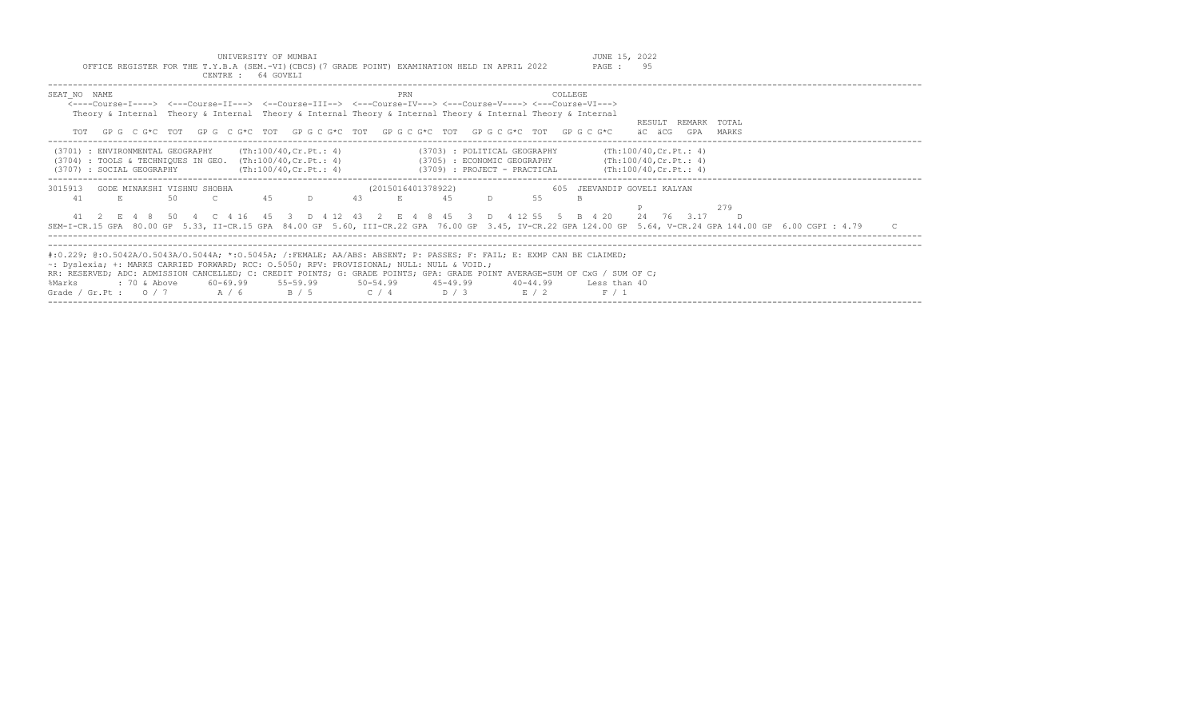UNIVERSITY OF MUMBAI
JUNE 15, 2022

OFFICE REGISTER FOR THE T.Y.B.A (SEM.-VI)(CBCS)(7 GRADE POINT) EXAMINATION HELD IN APRIL 2022
PAGE : 95

CENTRE : 64 GOVELI

```
SEAT_NO  NAME                                              PRN                          COLLEGE
    <----Course-I----> <---Course-II---> <--Course-III--> <---Course-IV---> <---Course-V----> <---Course-VI--->
    Theory & Internal  Theory & Internal  Theory & Internal Theory & Internal Theory & Internal Theory & Internal
                                                                                                              RESULT  REMARK  TOTAL
    TOT   GP G  C G*C  TOT   GP G  C G*C  TOT   GP G C G*C  TOT   GP G C G*C  TOT   GP G C G*C  TOT   GP G C G*C     äC  äCG   GPA   MARKS
```

```
(3701) : ENVIRONMENTAL GEOGRAPHY      (Th:100/40,Cr.Pt.: 4)          (3703) : POLITICAL GEOGRAPHY        (Th:100/40,Cr.Pt.: 4)
(3704) : TOOLS & TECHNIQUES IN GEO.   (Th:100/40,Cr.Pt.: 4)          (3705) : ECONOMIC GEOGRAPHY         (Th:100/40,Cr.Pt.: 4)
(3707) : SOCIAL GEOGRAPHY             (Th:100/40,Cr.Pt.: 4)          (3709) : PROJECT - PRACTICAL        (Th:100/40,Cr.Pt.: 4)
```

```
3015913   GODE MINAKSHI VISHNU SHOBHA                  (2015016401378922)              605  JEEVANDIP GOVELI KALYAN
    41      E      50      C       45      D       43      E       45      D       55      B
                                                                                                              P                   279
    41  2  E  4  8   50  4  C  4 16   45  3  D  4 12  43  2  E  4  8  45  3  D  4 12 55  5  B  4 20    24   76  3.17     D
SEM-I-CR.15 GPA  80.00 GP  5.33, II-CR.15 GPA  84.00 GP  5.60, III-CR.22 GPA  76.00 GP  3.45, IV-CR.22 GPA 124.00 GP  5.64, V-CR.24 GPA 144.00 GP  6.00 CGPI : 4.79     C
```

#:0.229; @:O.5042A/O.5043A/O.5044A; *:O.5045A; /:FEMALE; AA/ABS: ABSENT; P: PASSES; F: FAIL; E: EXMP CAN BE CLAIMED;
~: Dyslexia; +: MARKS CARRIED FORWARD; RCC: O.5050; RPV: PROVISIONAL; NULL: NULL & VOID.;
RR: RESERVED; ADC: ADMISSION CANCELLED; C: CREDIT POINTS; G: GRADE POINTS; GPA: GRADE POINT AVERAGE=SUM OF CxG / SUM OF C;

| %Marks | : 70 & Above | 60-69.99 | 55-59.99 | 50-54.99 | 45-49.99 | 40-44.99 | Less than 40 |
|---|---|---|---|---|---|---|---|
| Grade / Gr.Pt : | O / 7 | A / 6 | B / 5 | C / 4 | D / 3 | E / 2 | F / 1 |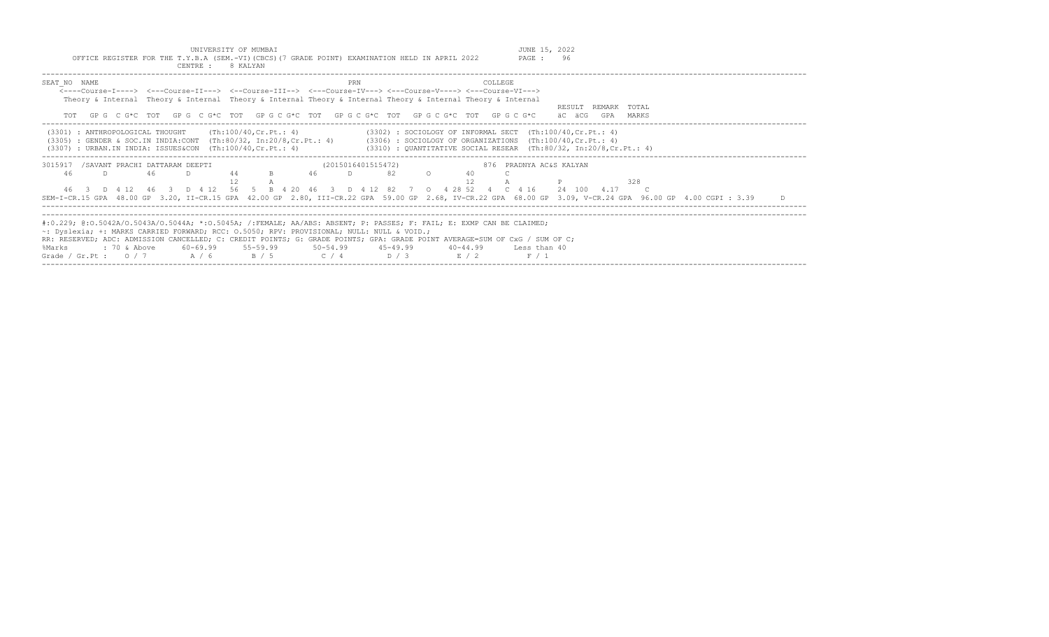UNIVERSITY OF MUMBAI
JUNE 15, 2022

OFFICE REGISTER FOR THE T.Y.B.A (SEM.-VI)(CBCS)(7 GRADE POINT) EXAMINATION HELD IN APRIL 2022
PAGE : 96

CENTRE : 8 KALYAN

```
SEAT_NO  NAME                                                   PRN                        COLLEGE
    <----Course-I----> <---Course-II---> <--Course-III--> <---Course-IV---> <---Course-V----> <---Course-VI--->
    Theory & Internal  Theory & Internal  Theory & Internal Theory & Internal Theory & Internal Theory & Internal
                                                                                                              RESULT  REMARK  TOTAL
    TOT   GP G  C G*C  TOT   GP G  C G*C  TOT   GP G C G*C  TOT   GP G C G*C  TOT   GP G C G*C  TOT   GP G C G*C     äC  äCG   GPA   MARKS
```

```
(3301) : ANTHROPOLOGICAL THOUGHT     (Th:100/40,Cr.Pt.: 4)             (3302) : SOCIOLOGY OF INFORMAL SECT  (Th:100/40,Cr.Pt.: 4)
(3305) : GENDER & SOC.IN INDIA:CONT  (Th:80/32, In:20/8,Cr.Pt.: 4)     (3306) : SOCIOLOGY OF ORGANIZATIONS  (Th:100/40,Cr.Pt.: 4)
(3307) : URBAN.IN INDIA: ISSUES&CON  (Th:100/40,Cr.Pt.: 4)             (3310) : QUANTITATIVE SOCIAL RESEAR  (Th:80/32, In:20/8,Cr.Pt.: 4)
```

```
3015917 /SAVANT PRACHI DATTARAM DEEPTI                    (2015016401515472)               876 PRADNYA AC&S KALYAN
    46      D        46      D        44      B       46      D        82      O       40      C
                                      12      A                                        12      A          P              328
    46  3  D 4 12   46  3  D 4 12   56  5  B 4 20  46  3  D 4 12  82  7  O  4 28 52  4  C  4 16    24  100  4.17     C
SEM-I-CR.15 GPA  48.00 GP  3.20, II-CR.15 GPA  42.00 GP  2.80, III-CR.22 GPA  59.00 GP  2.68, IV-CR.22 GPA  68.00 GP  3.09, V-CR.24 GPA  96.00 GP  4.00 CGPI : 3.39     D
```

#:O.229; @:O.5042A/O.5043A/O.5044A; *:O.5045A; /:FEMALE; AA/ABS: ABSENT; P: PASSES; F: FAIL; E: EXMP CAN BE CLAIMED;
~: Dyslexia; +: MARKS CARRIED FORWARD; RCC: O.5050; RPV: PROVISIONAL; NULL: NULL & VOID.;
RR: RESERVED; ADC: ADMISSION CANCELLED; C: CREDIT POINTS; G: GRADE POINTS; GPA: GRADE POINT AVERAGE=SUM OF CxG / SUM OF C;

| %Marks | : 70 & Above | 60-69.99 | 55-59.99 | 50-54.99 | 45-49.99 | 40-44.99 | Less than 40 |
|---|---|---|---|---|---|---|---|
| Grade / Gr.Pt : | O / 7 | A / 6 | B / 5 | C / 4 | D / 3 | E / 2 | F / 1 |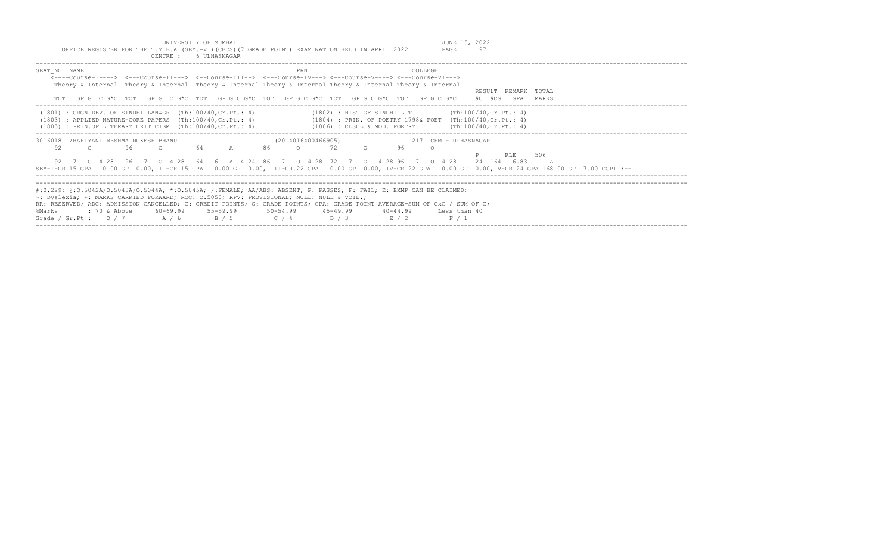UNIVERSITY OF MUMBAI

JUNE 15, 2022

OFFICE REGISTER FOR THE T.Y.B.A (SEM.-VI)(CBCS)(7 GRADE POINT) EXAMINATION HELD IN APRIL 2022

CENTRE : 6 ULHASNAGAR

```
SEAT_NO  NAME                                                       PRN                          COLLEGE
    <----Course-I----> <---Course-II---> <--Course-III--> <---Course-IV---> <---Course-V----> <---Course-VI--->
    Theory & Internal  Theory & Internal  Theory & Internal Theory & Internal Theory & Internal Theory & Internal
                                                                                                          RESULT  REMARK  TOTAL
    TOT   GP G  C G*C  TOT   GP G  C G*C  TOT   GP G C G*C  TOT   GP G C G*C  TOT   GP G C G*C  TOT   GP G C G*C     äC  äCG   GPA   MARKS
```

(1801) : ORGN DEV. OF SINDHI LAN&GR (Th:100/40,Cr.Pt.: 4)
(1802) : HIST OF SINDHI LIT. (Th:100/40,Cr.Pt.: 4)
(1803) : APPLIED NATURE-CORE PAPERS (Th:100/40,Cr.Pt.: 4)
(1804) : PRIN. OF POETRY 1798& POET (Th:100/40,Cr.Pt.: 4)
(1805) : PRIN.OF LITERARY CRITICISM (Th:100/40,Cr.Pt.: 4)
(1806) : CLSCL & MOD. POETRY (Th:100/40,Cr.Pt.: 4)

```
3016018  /HARIYANI RESHMA MUKESH BHANU                  (2014016400466905)              217  CHM - ULHASNAGAR
    92      O       96      O       64      A       86      O       72      O       96      O
                                                                                                          P       RLE     506
    92  7  O 4 28  96  7  O 4 28  64  6  A 4 24  86  7  O 4 28  72  7  O  4 28 96  7  O 4 28    24  164  6.83     A
SEM-I-CR.15 GPA  0.00 GP 0.00, II-CR.15 GPA  0.00 GP 0.00, III-CR.22 GPA  0.00 GP 0.00, IV-CR.22 GPA  0.00 GP 0.00, V-CR.24 GPA 168.00 GP 7.00 CGPI :--
```

#:O.229; @:O.5042A/O.5043A/O.5044A; *:O.5045A; /:FEMALE; AA/ABS: ABSENT; P: PASSES; F: FAIL; E: EXMP CAN BE CLAIMED;
~: Dyslexia; +: MARKS CARRIED FORWARD; RCC: O.5050; RPV: PROVISIONAL; NULL: NULL & VOID.;
RR: RESERVED; ADC: ADMISSION CANCELLED; C: CREDIT POINTS; G: GRADE POINTS; GPA: GRADE POINT AVERAGE=SUM OF CxG / SUM OF C;

| %Marks | : 70 & Above | 60-69.99 | 55-59.99 | 50-54.99 | 45-49.99 | 40-44.99 | Less than 40 |
|---|---|---|---|---|---|---|---|
| Grade / Gr.Pt : | O / 7 | A / 6 | B / 5 | C / 4 | D / 3 | E / 2 | F / 1 |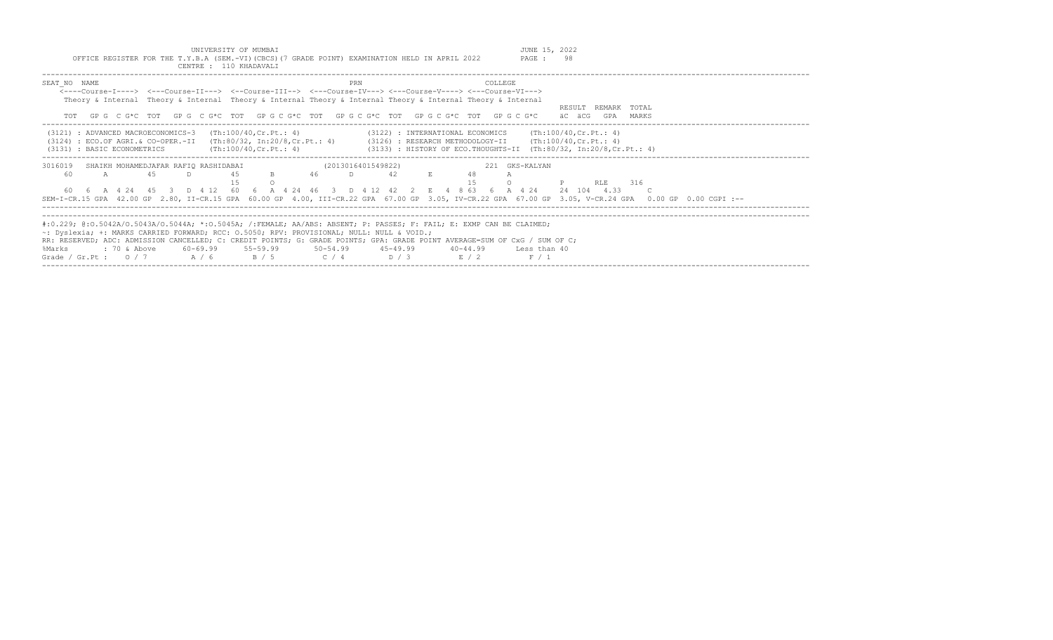UNIVERSITY OF MUMBAI

JUNE 15, 2022

OFFICE REGISTER FOR THE T.Y.B.A (SEM.-VI)(CBCS)(7 GRADE POINT) EXAMINATION HELD IN APRIL 2022

PAGE : 98

CENTRE : 110 KHADAVALI

```
SEAT_NO  NAME                                                  PRN                               COLLEGE
    <----Course-I----> <---Course-II---> <--Course-III--> <---Course-IV---> <---Course-V----> <---Course-VI--->
    Theory & Internal  Theory & Internal  Theory & Internal Theory & Internal Theory & Internal Theory & Internal
                                                                                                          RESULT  REMARK  TOTAL
    TOT   GP G  C G*C  TOT   GP G  C G*C  TOT   GP G C G*C  TOT   GP G C G*C  TOT   GP G C G*C  TOT   GP G C G*C     äC  äCG   GPA   MARKS
```

```
(3121) : ADVANCED MACROECONOMICS-3   (Th:100/40,Cr.Pt.: 4)              (3122) : INTERNATIONAL ECONOMICS     (Th:100/40,Cr.Pt.: 4)
(3124) : ECO.OF AGRI.& CO-OPER.-II   (Th:80/32, In:20/8,Cr.Pt.: 4)      (3126) : RESEARCH METHODOLOGY-II     (Th:100/40,Cr.Pt.: 4)
(3131) : BASIC ECONOMETRICS          (Th:100/40,Cr.Pt.: 4)              (3133) : HISTORY OF ECO.THOUGHTS-II  (Th:80/32, In:20/8,Cr.Pt.: 4)
```

```
3016019   SHAIKH MOHAMEDJAFAR RAFIQ RASHIDABAI               (2013016401549822)                221 GKS-KALYAN
    60      A      45      D       45      B       46      D       42      E       48      A
                                   15      O                                       15      O           P      RLE     316
    60  6  A 4 24  45  3  D 4 12  60  6  A 4 24  46  3  D 4 12  42  2  E  4 8 63  6  A 4 24     24  104  4.33     C
SEM-I-CR.15 GPA  42.00 GP  2.80, II-CR.15 GPA  60.00 GP  4.00, III-CR.22 GPA  67.00 GP  3.05, IV-CR.22 GPA  67.00 GP  3.05, V-CR.24 GPA   0.00 GP  0.00 CGPI :--
```

#:0.229; @:O.5042A/O.5043A/O.5044A; *:O.5045A; /:FEMALE; AA/ABS: ABSENT; P: PASSES; F: FAIL; E: EXMP CAN BE CLAIMED;
~: Dyslexia; +: MARKS CARRIED FORWARD; RCC: O.5050; RPV: PROVISIONAL; NULL: NULL & VOID.;
RR: RESERVED; ADC: ADMISSION CANCELLED; C: CREDIT POINTS; G: GRADE POINTS; GPA: GRADE POINT AVERAGE=SUM OF CxG / SUM OF C;

| %Marks | : 70 & Above | 60-69.99 | 55-59.99 | 50-54.99 | 45-49.99 | 40-44.99 | Less than 40 |
|---|---|---|---|---|---|---|---|
| Grade / Gr.Pt : | O / 7 | A / 6 | B / 5 | C / 4 | D / 3 | E / 2 | F / 1 |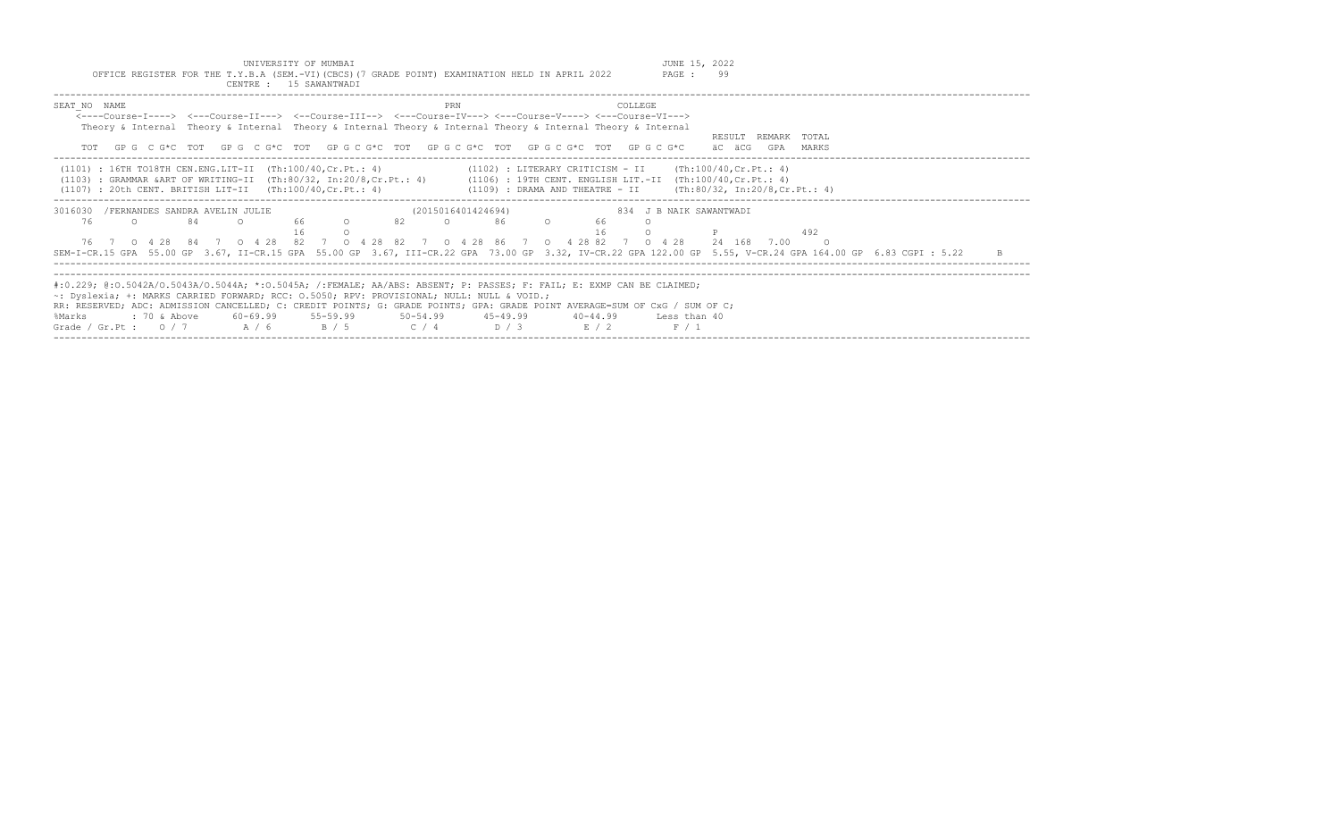UNIVERSITY OF MUMBAI

OFFICE REGISTER FOR THE T.Y.B.A (SEM.-VI)(CBCS)(7 GRADE POINT) EXAMINATION HELD IN APRIL 2022

CENTRE : 15 SAWANTWADI

JUNE 15, 2022

PAGE : 99

```
SEAT_NO  NAME                                                     PRN                        COLLEGE
    <----Course-I----> <---Course-II---> <--Course-III--> <---Course-IV---> <---Course-V----> <---Course-VI--->
    Theory & Internal  Theory & Internal  Theory & Internal Theory & Internal Theory & Internal Theory & Internal
                                                                                                                  RESULT  REMARK  TOTAL
    TOT   GP G  C G*C  TOT   GP G  C G*C  TOT   GP G C G*C  TOT   GP G C G*C  TOT   GP G C G*C  TOT   GP G C G*C     äC  äCG   GPA   MARKS
```

(1101) : 16TH TO18TH CEN.ENG.LIT-II (Th:100/40,Cr.Pt.: 4)
(1102) : LITERARY CRITICISM - II (Th:100/40,Cr.Pt.: 4)
(1103) : GRAMMAR &ART OF WRITING-II (Th:80/32, In:20/8,Cr.Pt.: 4)
(1106) : 19TH CENT. ENGLISH LIT.-II (Th:100/40,Cr.Pt.: 4)
(1107) : 20th CENT. BRITISH LIT-II (Th:100/40,Cr.Pt.: 4)
(1109) : DRAMA AND THEATRE - II (Th:80/32, In:20/8,Cr.Pt.: 4)

```
3016030  /FERNANDES SANDRA AVELIN JULIE                     (2015016401424694)          834  J B NAIK SAWANTWADI
     76      O       84      O       66      O       82      O       86      O       66      O
                                     16      O                                       16      O          P              492
     76  7  O  4 28   84  7  O  4 28   82  7  O  4 28  82  7  O  4 28  86  7  O  4 28  82  7  O  4 28    24  168  7.00    O
SEM-I-CR.15 GPA  55.00 GP  3.67, II-CR.15 GPA  55.00 GP  3.67, III-CR.22 GPA  73.00 GP  3.32, IV-CR.22 GPA 122.00 GP  5.55, V-CR.24 GPA 164.00 GP  6.83 CGPI : 5.22     B
```

#:0.229; @:O.5042A/O.5043A/O.5044A; *:O.5045A; /:FEMALE; AA/ABS: ABSENT; P: PASSES; F: FAIL; E: EXMP CAN BE CLAIMED;
~: Dyslexia; +: MARKS CARRIED FORWARD; RCC: O.5050; RPV: PROVISIONAL; NULL: NULL & VOID.;
RR: RESERVED; ADC: ADMISSION CANCELLED; C: CREDIT POINTS; G: GRADE POINTS; GPA: GRADE POINT AVERAGE=SUM OF CxG / SUM OF C;

| %Marks | : 70 & Above | 60-69.99 | 55-59.99 | 50-54.99 | 45-49.99 | 40-44.99 | Less than 40 |
|---|---|---|---|---|---|---|---|
| Grade / Gr.Pt : | O / 7 | A / 6 | B / 5 | C / 4 | D / 3 | E / 2 | F / 1 |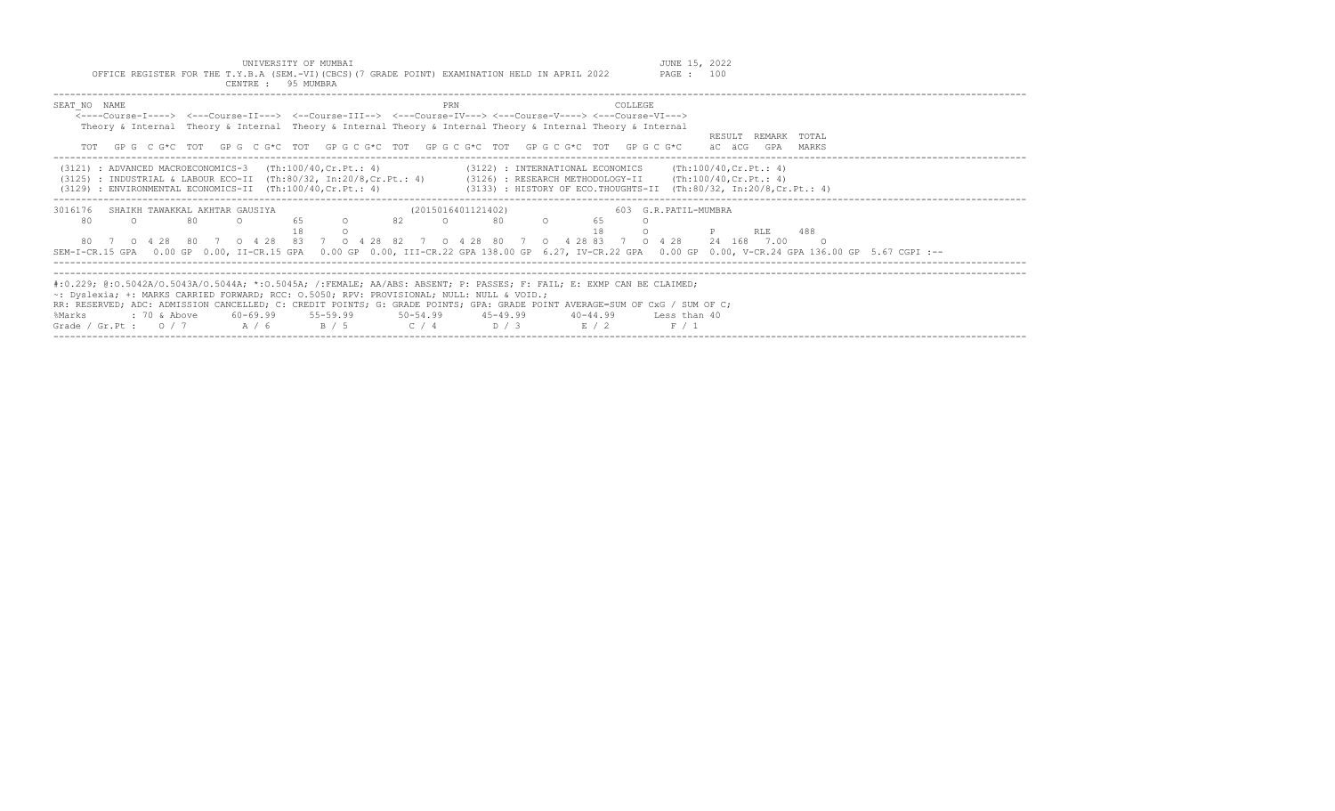UNIVERSITY OF MUMBAI

OFFICE REGISTER FOR THE T.Y.B.A (SEM.-VI)(CBCS)(7 GRADE POINT) EXAMINATION HELD IN APRIL 2022

JUNE 15, 2022

CENTRE : 95 MUMBRA

```
SEAT_NO  NAME                                                  PRN                        COLLEGE
    <----Course-I----> <---Course-II---> <--Course-III--> <---Course-IV---> <---Course-V----> <---Course-VI--->
    Theory & Internal  Theory & Internal  Theory & Internal Theory & Internal Theory & Internal Theory & Internal
                                                                                                          RESULT  REMARK  TOTAL
  TOT   GP G  C G*C  TOT   GP G  C G*C  TOT   GP G C G*C  TOT   GP G C G*C  TOT   GP G C G*C  TOT   GP G C G*C     äC  äCG   GPA   MARKS
```

```
(3121) : ADVANCED MACROECONOMICS-3   (Th:100/40,Cr.Pt.: 4)              (3122) : INTERNATIONAL ECONOMICS     (Th:100/40,Cr.Pt.: 4)
(3125) : INDUSTRIAL & LABOUR ECO-II  (Th:80/32, In:20/8,Cr.Pt.: 4)      (3126) : RESEARCH METHODOLOGY-II     (Th:100/40,Cr.Pt.: 4)
(3129) : ENVIRONMENTAL ECONOMICS-II  (Th:100/40,Cr.Pt.: 4)              (3133) : HISTORY OF ECO.THOUGHTS-II  (Th:80/32, In:20/8,Cr.Pt.: 4)
```

```
3016176   SHAIKH TAWAKKAL AKHTAR GAUSIYA                    (2015016401121402)              603  G.R.PATIL-MUMBRA
   80      O       80      O       65      O       82      O       80      O       65      O
                                   18      O                                       18      O           P      RLE     488
   80   7   O  4 28   80   7   O  4 28   83   7   O  4 28  82   7   O  4 28  80   7   O   4 28 83   7   O  4 28     24  168   7.00     O
SEM-I-CR.15 GPA   0.00 GP  0.00, II-CR.15 GPA   0.00 GP  0.00, III-CR.22 GPA 138.00 GP  6.27, IV-CR.22 GPA   0.00 GP  0.00, V-CR.24 GPA 136.00 GP  5.67 CGPI :--
```

#:0.229; @:O.5042A/O.5043A/O.5044A; *:O.5045A; /:FEMALE; AA/ABS: ABSENT; P: PASSES; F: FAIL; E: EXMP CAN BE CLAIMED;
~: Dyslexia; +: MARKS CARRIED FORWARD; RCC: O.5050; RPV: PROVISIONAL; NULL: NULL & VOID.;
RR: RESERVED; ADC: ADMISSION CANCELLED; C: CREDIT POINTS; G: GRADE POINTS; GPA: GRADE POINT AVERAGE=SUM OF CxG / SUM OF C;

| %Marks | : 70 & Above | 60-69.99 | 55-59.99 | 50-54.99 | 45-49.99 | 40-44.99 | Less than 40 |
|---|---|---|---|---|---|---|---|
| Grade / Gr.Pt : | O / 7 | A / 6 | B / 5 | C / 4 | D / 3 | E / 2 | F / 1 |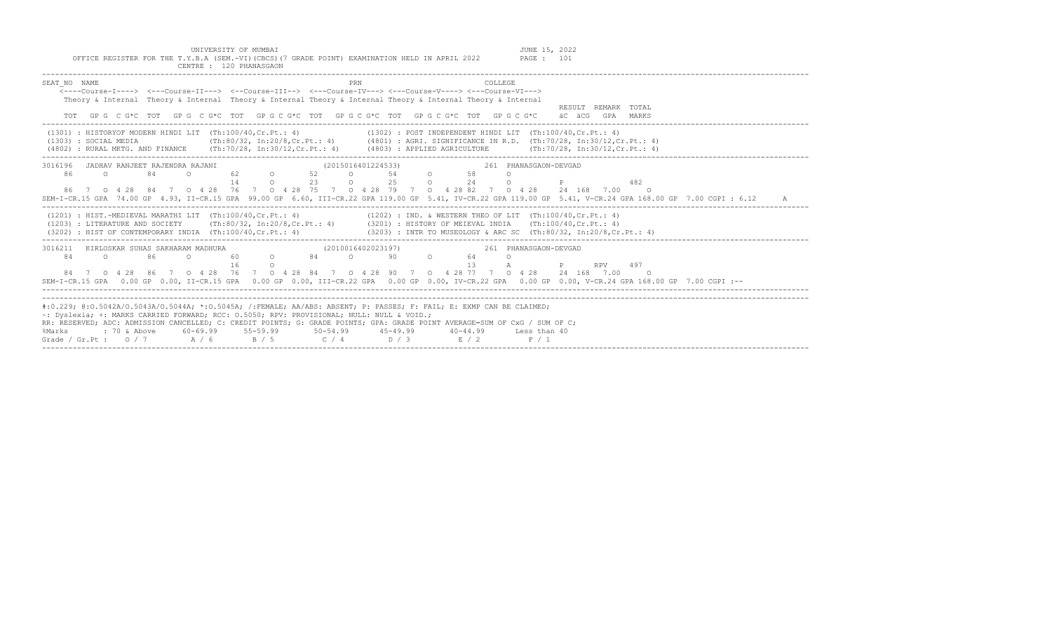UNIVERSITY OF MUMBAI

OFFICE REGISTER FOR THE T.Y.B.A (SEM.-VI)(CBCS)(7 GRADE POINT) EXAMINATION HELD IN APRIL 2022

CENTRE : 120 PHANASGAON

JUNE 15, 2022

```
SEAT_NO  NAME                                              PRN                             COLLEGE
    <----Course-I----> <---Course-II---> <--Course-III--> <---Course-IV---> <---Course-V----> <---Course-VI--->
    Theory & Internal  Theory & Internal  Theory & Internal Theory & Internal Theory & Internal Theory & Internal
                                                                                                            RESULT  REMARK  TOTAL
    TOT   GP G  C G*C  TOT   GP G  C G*C  TOT   GP G C G*C  TOT   GP G C G*C  TOT   GP G C G*C  TOT   GP G C G*C    äC  äCG   GPA   MARKS
-----------------------------------------------------------------------------------------------------------------------------------------
 (1301) : HISTORYOF MODERN HINDI LIT  (Th:100/40,Cr.Pt.: 4)              (1302) : POST INDEPENDENT HINDI LIT  (Th:100/40,Cr.Pt.: 4)
 (1303) : SOCIAL MEDIA               (Th:80/32, In:20/8,Cr.Pt.: 4)       (4801) : AGRI. SIGNIFICANCE IN R.D.  (Th:70/28, In:30/12,Cr.Pt.: 4)
 (4802) : RURAL MKTG. AND FINANCE    (Th:70/28, In:30/12,Cr.Pt.: 4)      (4803) : APPLIED AGRICULTURE        (Th:70/28, In:30/12,Cr.Pt.: 4)
-----------------------------------------------------------------------------------------------------------------------------------------
3016196  JADHAV RANJEET RAJENDRA RAJANI                    (2015016401224533)              261 PHANASGAON-DEVGAD
    86      O       84      O       62      O       52      O       54      O       58      O
                                    14      O       23      O       25      O       24      O          P               482
    86  7  O 4 28   84  7  O 4 28   76  7  O 4 28  75  7  O 4 28  79  7  O  4 28 82  7  O 4 28    24  168  7.00     O
SEM-I-CR.15 GPA  74.00 GP  4.93, II-CR.15 GPA  99.00 GP  6.60, III-CR.22 GPA 119.00 GP  5.41, IV-CR.22 GPA 119.00 GP  5.41, V-CR.24 GPA 168.00 GP  7.00 CGPI : 6.12     A
-----------------------------------------------------------------------------------------------------------------------------------------
 (1201) : HIST.-MEDIEVAL MARATHI LIT  (Th:100/40,Cr.Pt.: 4)              (1202) : IND. & WESTERN THEO OF LIT  (Th:100/40,Cr.Pt.: 4)
 (1203) : LITERATURE AND SOCIETY     (Th:80/32, In:20/8,Cr.Pt.: 4)       (3201) : HISTORY OF MEIEVAL INDIA    (Th:100/40,Cr.Pt.: 4)
 (3202) : HIST OF CONTEMPORARY INDIA  (Th:100/40,Cr.Pt.: 4)              (3203) : INTR TO MUSEOLOGY & ARC SC  (Th:80/32, In:20/8,Cr.Pt.: 4)
-----------------------------------------------------------------------------------------------------------------------------------------
3016211  KIRLOSKAR SUHAS SAKHARAM MADHURA                  (2010016402023197)              261 PHANASGAON-DEVGAD
    84      O       86      O       60      O       84      O       90      O       64      O
                                    16      O                                       13      A          P      RPV     497
    84  7  O 4 28   86  7  O 4 28   76  7  O 4 28  84  7  O 4 28  90  7  O  4 28 77  7  O 4 28    24  168  7.00     O
SEM-I-CR.15 GPA   0.00 GP  0.00, II-CR.15 GPA   0.00 GP  0.00, III-CR.22 GPA   0.00 GP  0.00, IV-CR.22 GPA   0.00 GP  0.00, V-CR.24 GPA 168.00 GP  7.00 CGPI :--
-----------------------------------------------------------------------------------------------------------------------------------------
```

#:0.229; @:O.5042A/O.5043A/O.5044A; *:O.5045A; /:FEMALE; AA/ABS: ABSENT; P: PASSES; F: FAIL; E: EXMP CAN BE CLAIMED;
~: Dyslexia; +: MARKS CARRIED FORWARD; RCC: O.5050; RPV: PROVISIONAL; NULL: NULL & VOID.;
RR: RESERVED; ADC: ADMISSION CANCELLED; C: CREDIT POINTS; G: GRADE POINTS; GPA: GRADE POINT AVERAGE=SUM OF CxG / SUM OF C;

| %Marks | : 70 & Above | 60-69.99 | 55-59.99 | 50-54.99 | 45-49.99 | 40-44.99 | Less than 40 |
|---|---|---|---|---|---|---|---|
| Grade / Gr.Pt : | O / 7 | A / 6 | B / 5 | C / 4 | D / 3 | E / 2 | F / 1 |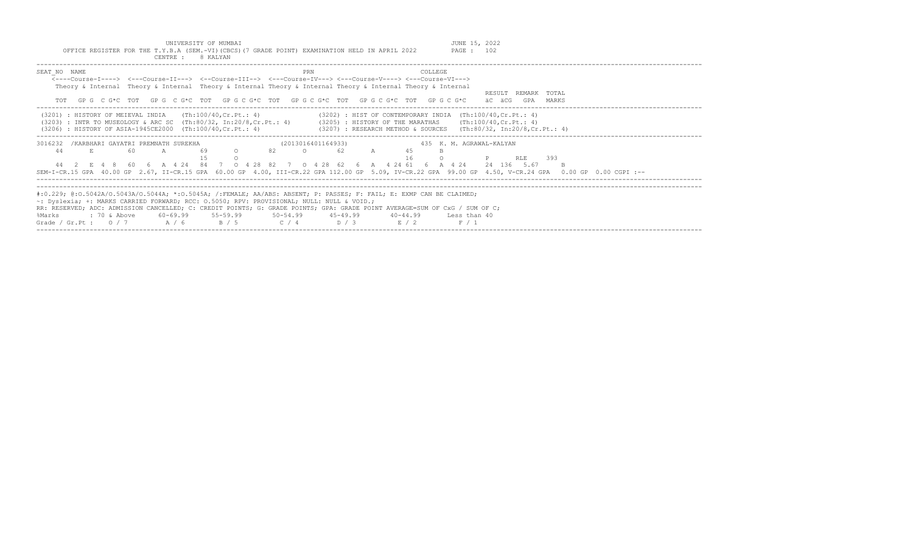UNIVERSITY OF MUMBAI
OFFICE REGISTER FOR THE T.Y.B.A (SEM.-VI)(CBCS)(7 GRADE POINT) EXAMINATION HELD IN APRIL 2022
CENTRE : 8 KALYAN

JUNE 15, 2022
PAGE : 102

```
SEAT_NO  NAME                                                         PRN                           COLLEGE
    <----Course-I----> <---Course-II---> <--Course-III--> <---Course-IV---> <---Course-V----> <---Course-VI--->
    Theory & Internal  Theory & Internal Theory & Internal Theory & Internal Theory & Internal Theory & Internal
                                                                                                               RESULT  REMARK  TOTAL
    TOT  GP G  C G*C  TOT  GP G  C G*C  TOT  GP G C G*C  TOT  GP G C G*C  TOT  GP G C G*C  TOT  GP G C G*C    äC  äCG  GPA  MARKS
```

```
(3201) : HISTORY OF MEIEVAL INDIA    (Th:100/40,Cr.Pt.: 4)              (3202) : HIST OF CONTEMPORARY INDIA  (Th:100/40,Cr.Pt.: 4)
(3203) : INTR TO MUSEOLOGY & ARC SC  (Th:80/32, In:20/8,Cr.Pt.: 4)      (3205) : HISTORY OF THE MARATHAS     (Th:100/40,Cr.Pt.: 4)
(3206) : HISTORY OF ASIA-1945CE2000  (Th:100/40,Cr.Pt.: 4)              (3207) : RESEARCH METHOD & SOURCES   (Th:80/32, In:20/8,Cr.Pt.: 4)
```

```
3016232  /KARBHARI GAYATRI PREMNATH SUREKHA                   (2013016401164933)              435  K. M. AGRAWAL-KALYAN
    44     E       60      A       69     O       82      O       62      A       45      B
                                   15     O                                       16      O          P      RLE     393
    44  2  E  4  8   60  6  A  4 24   84  7  O  4 28  82  7  O  4 28  62  6  A  4 24  61  6  A  4 24    24  136  5.67     B
SEM-I-CR.15 GPA  40.00 GP  2.67, II-CR.15 GPA  60.00 GP  4.00, III-CR.22 GPA 112.00 GP  5.09, IV-CR.22 GPA  99.00 GP  4.50, V-CR.24 GPA   0.00 GP  0.00 CGPI :--
```

#:0.229; @:O.5042A/O.5043A/O.5044A; *:O.5045A; /:FEMALE; AA/ABS: ABSENT; P: PASSES; F: FAIL; E: EXMP CAN BE CLAIMED;
~: Dyslexia; +: MARKS CARRIED FORWARD; RCC: O.5050; RPV: PROVISIONAL; NULL: NULL & VOID.;
RR: RESERVED; ADC: ADMISSION CANCELLED; C: CREDIT POINTS; G: GRADE POINTS; GPA: GRADE POINT AVERAGE=SUM OF CxG / SUM OF C;

| %Marks | : 70 & Above | 60-69.99 | 55-59.99 | 50-54.99 | 45-49.99 | 40-44.99 | Less than 40 |
|---|---|---|---|---|---|---|---|
| Grade / Gr.Pt : | O / 7 | A / 6 | B / 5 | C / 4 | D / 3 | E / 2 | F / 1 |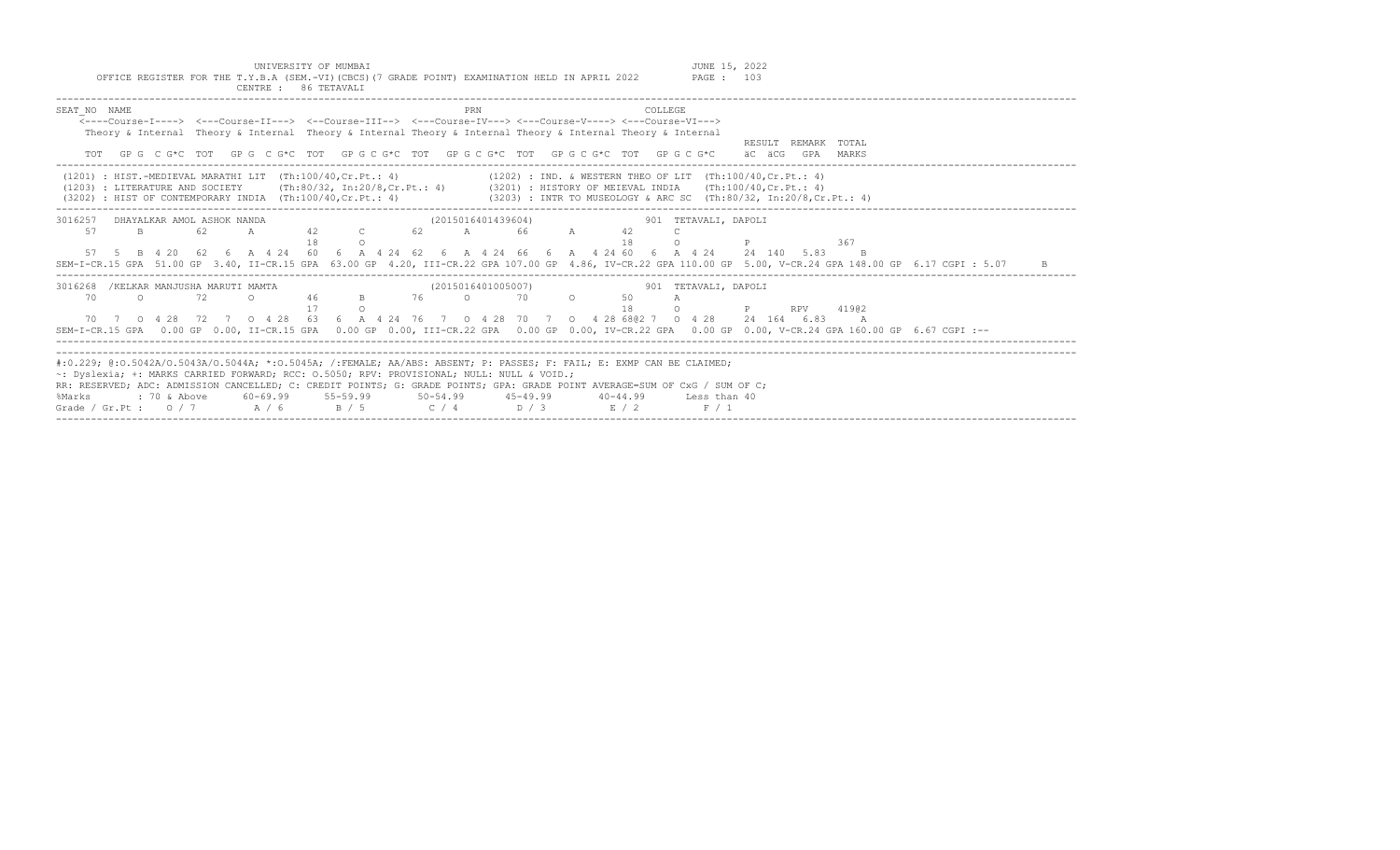UNIVERSITY OF MUMBAI
OFFICE REGISTER FOR THE T.Y.B.A (SEM.-VI)(CBCS)(7 GRADE POINT) EXAMINATION HELD IN APRIL 2022
CENTRE : 86 TETAVALI

JUNE 15, 2022
PAGE : 103

```
SEAT_NO NAME                                              PRN                          COLLEGE
    <----Course-I----> <---Course-II---> <--Course-III--> <---Course-IV---> <---Course-V----> <---Course-VI--->
    Theory & Internal  Theory & Internal  Theory & Internal Theory & Internal Theory & Internal Theory & Internal
                                                                                                                RESULT  REMARK  TOTAL
    TOT  GP G  C G*C  TOT  GP G  C G*C  TOT  GP G C G*C  TOT  GP G C G*C  TOT  GP G C G*C  TOT  GP G C G*C    äC  äCG  GPA   MARKS
```

```
(1201) : HIST.-MEDIEVAL MARATHI LIT  (Th:100/40,Cr.Pt.: 4)              (1202) : IND. & WESTERN THEO OF LIT  (Th:100/40,Cr.Pt.: 4)
(1203) : LITERATURE AND SOCIETY      (Th:80/32, In:20/8,Cr.Pt.: 4)       (3201) : HISTORY OF MEIEVAL INDIA    (Th:100/40,Cr.Pt.: 4)
(3202) : HIST OF CONTEMPORARY INDIA  (Th:100/40,Cr.Pt.: 4)              (3203) : INTR TO MUSEOLOGY & ARC SC  (Th:80/32, In:20/8,Cr.Pt.: 4)
```

```
3016257   DHAYALKAR AMOL ASHOK NANDA                    (2015016401439604)               901 TETAVALI, DAPOLI
   57      B       62      A       42      C       62      A       66      A       42      C
                                   18      O                                       18      O          P              367
   57  5  B 4 20  62  6  A 4 24  60  6  A 4 24  62  6  A 4 24  66  6  A  4 24 60  6  A 4 24    24  140  5.83    B
SEM-I-CR.15 GPA  51.00 GP  3.40, II-CR.15 GPA  63.00 GP  4.20, III-CR.22 GPA 107.00 GP  4.86, IV-CR.22 GPA 110.00 GP  5.00, V-CR.24 GPA 148.00 GP  6.17 CGPI : 5.07     B
```

```
3016268  /KELKAR MANJUSHA MARUTI MAMTA                  (2015016401005007)               901 TETAVALI, DAPOLI
   70      O       72      O       46      B       76      O       70      O       50      A
                                   17      O                                       18      O          P      RPV     419@2
   70  7  O 4 28  72  7  O 4 28  63  6  A 4 24  76  7  O 4 28  70  7  O  4 28 68@2 7  O 4 28    24  164  6.83    A
SEM-I-CR.15 GPA   0.00 GP  0.00, II-CR.15 GPA   0.00 GP  0.00, III-CR.22 GPA   0.00 GP  0.00, IV-CR.22 GPA   0.00 GP  0.00, V-CR.24 GPA 160.00 GP  6.67 CGPI :--
```

#:O.229; @:O.5042A/O.5043A/O.5044A; *:O.5045A; /:FEMALE; AA/ABS: ABSENT; P: PASSES; F: FAIL; E: EXMP CAN BE CLAIMED;
~: Dyslexia; +: MARKS CARRIED FORWARD; RCC: O.5050; RPV: PROVISIONAL; NULL: NULL & VOID.;
RR: RESERVED; ADC: ADMISSION CANCELLED; C: CREDIT POINTS; G: GRADE POINTS; GPA: GRADE POINT AVERAGE=SUM OF CxG / SUM OF C;

| %Marks | : 70 & Above | 60-69.99 | 55-59.99 | 50-54.99 | 45-49.99 | 40-44.99 | Less than 40 |
|---|---|---|---|---|---|---|---|
| Grade / Gr.Pt : | O / 7 | A / 6 | B / 5 | C / 4 | D / 3 | E / 2 | F / 1 |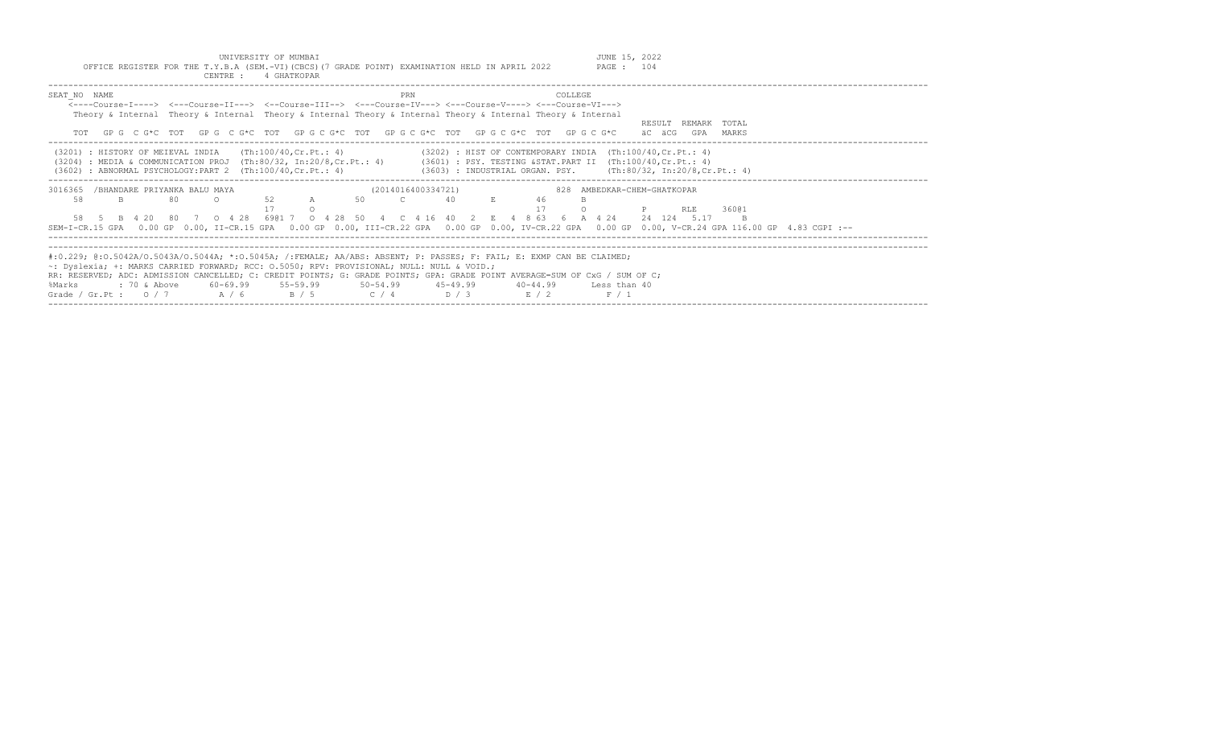UNIVERSITY OF MUMBAI

JUNE 15, 2022

OFFICE REGISTER FOR THE T.Y.B.A (SEM.-VI)(CBCS)(7 GRADE POINT) EXAMINATION HELD IN APRIL 2022

CENTRE : 4 GHATKOPAR

```
SEAT_NO  NAME                                                   PRN                          COLLEGE
    <----Course-I----> <---Course-II---> <--Course-III--> <---Course-IV---> <---Course-V----> <---Course-VI--->
    Theory & Internal  Theory & Internal  Theory & Internal Theory & Internal Theory & Internal Theory & Internal
                                                                                                                  RESULT  REMARK  TOTAL
    TOT  GP G  C G*C  TOT  GP G  C G*C  TOT  GP G C G*C  TOT  GP G C G*C  TOT  GP G C G*C  TOT  GP G C G*C     äC  äCG   GPA   MARKS
```

(3201) : HISTORY OF MEIEVAL INDIA (Th:100/40,Cr.Pt.: 4)
(3202) : HIST OF CONTEMPORARY INDIA (Th:100/40,Cr.Pt.: 4)
(3204) : MEDIA & COMMUNICATION PROJ (Th:80/32, In:20/8,Cr.Pt.: 4)
(3601) : PSY. TESTING &STAT.PART II (Th:100/40,Cr.Pt.: 4)
(3602) : ABNORMAL PSYCHOLOGY:PART 2 (Th:100/40,Cr.Pt.: 4)
(3603) : INDUSTRIAL ORGAN. PSY. (Th:80/32, In:20/8,Cr.Pt.: 4)

```
3016365  /BHANDARE PRIYANKA BALU MAYA                          (2014016400334721)             828  AMBEDKAR-CHEM-GHATKOPAR
    58      B       80      O       52      A       50      C       40      E       46      B
                                    17      O                                       17      O          P      RLE     360@1
    58  5  B  4 20  80  7  O  4 28  69@1 7  O  4 28  50  4  C  4 16  40  2  E  4  8 63  6  A  4 24    24  124  5.17    B
SEM-I-CR.15 GPA  0.00 GP 0.00, II-CR.15 GPA  0.00 GP 0.00, III-CR.22 GPA  0.00 GP 0.00, IV-CR.22 GPA  0.00 GP 0.00, V-CR.24 GPA 116.00 GP  4.83 CGPI :--
```

#:0.229; @:O.5042A/O.5043A/O.5044A; *:O.5045A; /:FEMALE; AA/ABS: ABSENT; P: PASSES; F: FAIL; E: EXMP CAN BE CLAIMED;
~: Dyslexia; +: MARKS CARRIED FORWARD; RCC: O.5050; RPV: PROVISIONAL; NULL: NULL & VOID.;
RR: RESERVED; ADC: ADMISSION CANCELLED; C: CREDIT POINTS; G: GRADE POINTS; GPA: GRADE POINT AVERAGE=SUM OF CxG / SUM OF C;

| %Marks | : 70 & Above | 60-69.99 | 55-59.99 | 50-54.99 | 45-49.99 | 40-44.99 | Less than 40 |
|---|---|---|---|---|---|---|---|
| Grade / Gr.Pt : | O / 7 | A / 6 | B / 5 | C / 4 | D / 3 | E / 2 | F / 1 |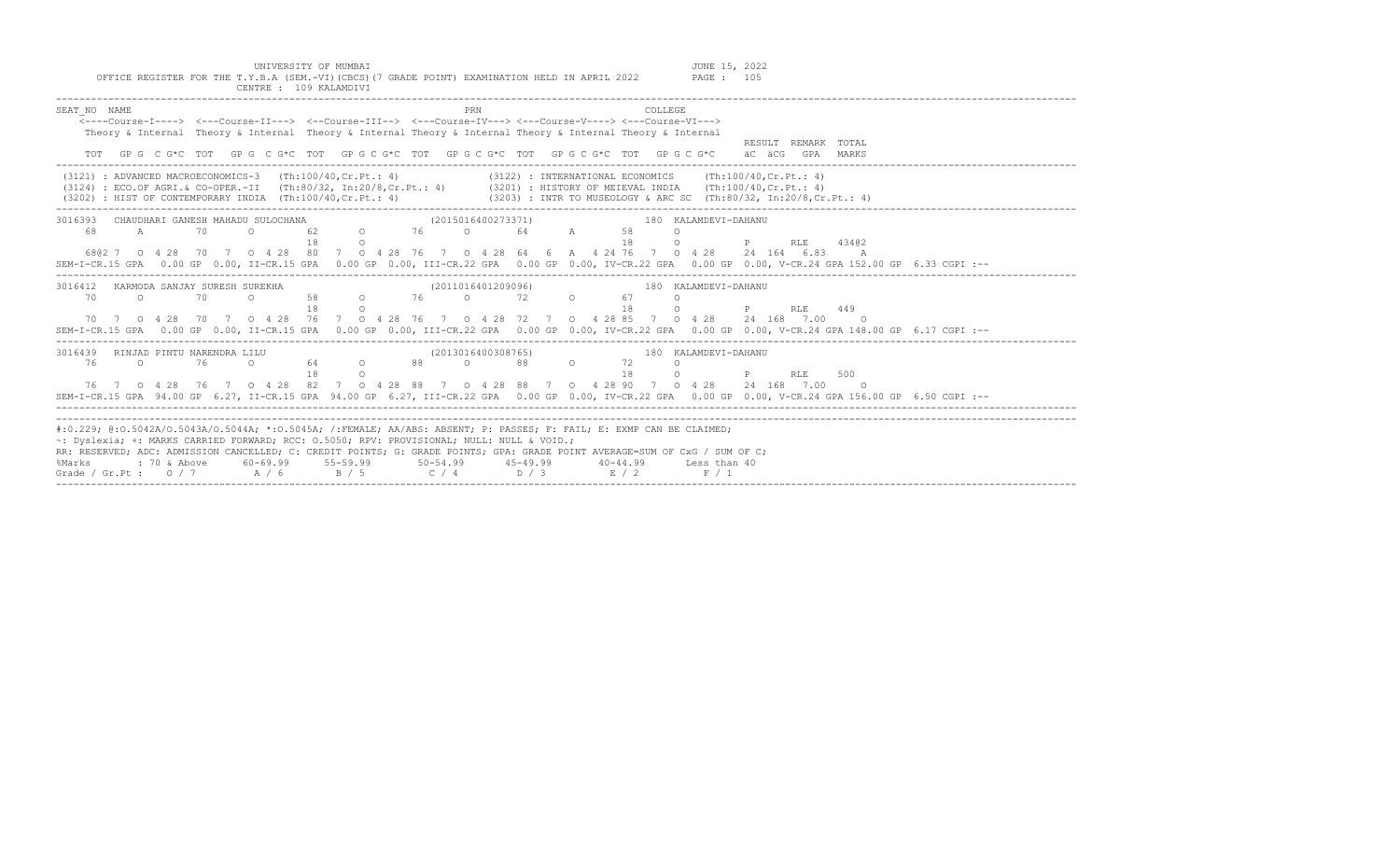UNIVERSITY OF MUMBAI

OFFICE REGISTER FOR THE T.Y.B.A (SEM.-VI)(CBCS)(7 GRADE POINT) EXAMINATION HELD IN APRIL 2022

CENTRE : 109 KALAMDIVI

JUNE 15, 2022

```
SEAT_NO  NAME                                              PRN                                    COLLEGE
    <----Course-I----> <---Course-II---> <--Course-III--> <---Course-IV---> <---Course-V----> <---Course-VI--->
    Theory & Internal  Theory & Internal  Theory & Internal Theory & Internal Theory & Internal Theory & Internal
                                                                                                              RESULT  REMARK  TOTAL
    TOT  GP G  C G*C  TOT  GP G  C G*C  TOT  GP G C G*C  TOT  GP G C G*C  TOT  GP G C G*C  TOT  GP G C G*C    äC  äCG  GPA  MARKS

 (3121) : ADVANCED MACROECONOMICS-3   (Th:100/40,Cr.Pt.: 4)              (3122) : INTERNATIONAL ECONOMICS     (Th:100/40,Cr.Pt.: 4)
 (3124) : ECO.OF AGRI.& CO-OPER.-II   (Th:80/32, In:20/8,Cr.Pt.: 4)      (3201) : HISTORY OF MEIEVAL INDIA    (Th:100/40,Cr.Pt.: 4)
 (3202) : HIST OF CONTEMPORARY INDIA  (Th:100/40,Cr.Pt.: 4)              (3203) : INTR TO MUSEOLOGY & ARC SC  (Th:80/32, In:20/8,Cr.Pt.: 4)

3016393  CHAUDHARI GANESH MAHADU SULOCHANA                 (2015016400273371)                     180  KALAMDEVI-DAHANU
    68     A       70     O       62      O       76      O       64      A       58      O
                                  18      O                                       18      O          P      RLE    434@2
    68@2 7  O 4 28  70  7  O 4 28  80  7  O 4 28  76  7  O 4 28  64  6  A  4 24 76  7  O 4 28    24  164  6.83    A
SEM-I-CR.15 GPA  0.00 GP 0.00, II-CR.15 GPA  0.00 GP 0.00, III-CR.22 GPA  0.00 GP 0.00, IV-CR.22 GPA  0.00 GP 0.00, V-CR.24 GPA 152.00 GP  6.33 CGPI :--

3016412  KARMODA SANJAY SURESH SUREKHA                      (2011016401209096)                     180  KALAMDEVI-DAHANU
    70     O       70     O       58      O       76      O       72      O       67      O
                                  18      O                                       18      O          P      RLE    449
    70  7  O 4 28  70  7  O 4 28  76  7  O 4 28  76  7  O 4 28  72  7  O  4 28 85  7  O 4 28    24  168  7.00    O
SEM-I-CR.15 GPA  0.00 GP 0.00, II-CR.15 GPA  0.00 GP 0.00, III-CR.22 GPA  0.00 GP 0.00, IV-CR.22 GPA  0.00 GP 0.00, V-CR.24 GPA 148.00 GP  6.17 CGPI :--

3016439  RINJAD PINTU NARENDRA LILU                         (2013016400308765)                     180  KALAMDEVI-DAHANU
    76     O       76     O       64      O       88      O       88      O       72      O
                                  18      O                                       18      O          P      RLE    500
    76  7  O 4 28  76  7  O 4 28  82  7  O 4 28  88  7  O 4 28  88  7  O  4 28 90  7  O 4 28    24  168  7.00    O
SEM-I-CR.15 GPA 94.00 GP 6.27, II-CR.15 GPA 94.00 GP 6.27, III-CR.22 GPA  0.00 GP 0.00, IV-CR.22 GPA  0.00 GP 0.00, V-CR.24 GPA 156.00 GP  6.50 CGPI :--
```

#:O.229; @:O.5042A/O.5043A/O.5044A; *:O.5045A; /:FEMALE; AA/ABS: ABSENT; P: PASSES; F: FAIL; E: EXMP CAN BE CLAIMED;
~: Dyslexia; +: MARKS CARRIED FORWARD; RCC: O.5050; RPV: PROVISIONAL; NULL: NULL & VOID.;
RR: RESERVED; ADC: ADMISSION CANCELLED; C: CREDIT POINTS; G: GRADE POINTS; GPA: GRADE POINT AVERAGE=SUM OF CxG / SUM OF C;

| %Marks | : 70 & Above | 60-69.99 | 55-59.99 | 50-54.99 | 45-49.99 | 40-44.99 | Less than 40 |
|---|---|---|---|---|---|---|---|
| Grade / Gr.Pt : | O / 7 | A / 6 | B / 5 | C / 4 | D / 3 | E / 2 | F / 1 |